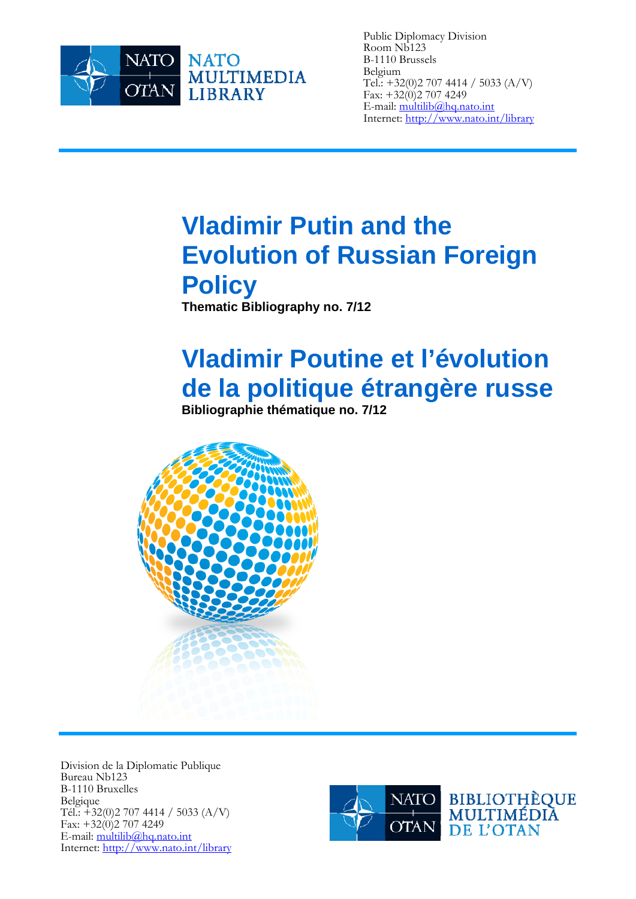NATO MULTIMEDIA LIBRARY

Public Diplomacy Division
Room Nb123
B-1110 Brussels
Belgium
Tel.: +32(0)2 707 4414 / 5033 (A/V)
Fax: +32(0)2 707 4249
E-mail: multilib@hq.nato.int
Internet: http://www.nato.int/library

# Vladimir Putin and the Evolution of Russian Foreign Policy

**Thematic Bibliography no. 7/12**

# Vladimir Poutine et l'évolution de la politique étrangère russe

**Bibliographie thématique no. 7/12**

Division de la Diplomatie Publique
Bureau Nb123
B-1110 Bruxelles
Belgique
Tél.: +32(0)2 707 4414 / 5033 (A/V)
Fax: +32(0)2 707 4249
E-mail: multilib@hq.nato.int
Internet: http://www.nato.int/library

BIBLIOTHÈQUE MULTIMÉDIA DE L'OTAN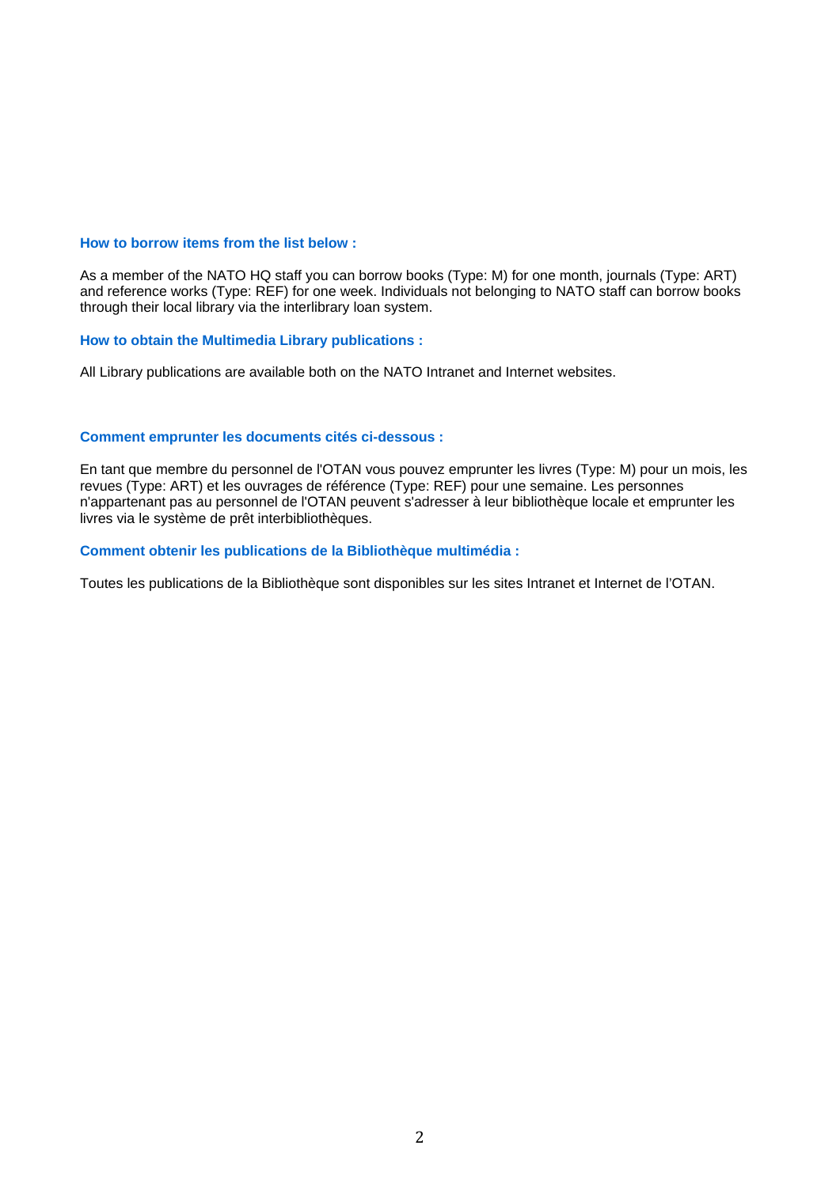### How to borrow items from the list below :

As a member of the NATO HQ staff you can borrow books (Type: M) for one month, journals (Type: ART) and reference works (Type: REF) for one week. Individuals not belonging to NATO staff can borrow books through their local library via the interlibrary loan system.

### How to obtain the Multimedia Library publications :

All Library publications are available both on the NATO Intranet and Internet websites.

### Comment emprunter les documents cités ci-dessous :

En tant que membre du personnel de l'OTAN vous pouvez emprunter les livres (Type: M) pour un mois, les revues (Type: ART) et les ouvrages de référence (Type: REF) pour une semaine. Les personnes n'appartenant pas au personnel de l'OTAN peuvent s'adresser à leur bibliothèque locale et emprunter les livres via le système de prêt interbibliothèques.

### Comment obtenir les publications de la Bibliothèque multimédia :

Toutes les publications de la Bibliothèque sont disponibles sur les sites Intranet et Internet de l'OTAN.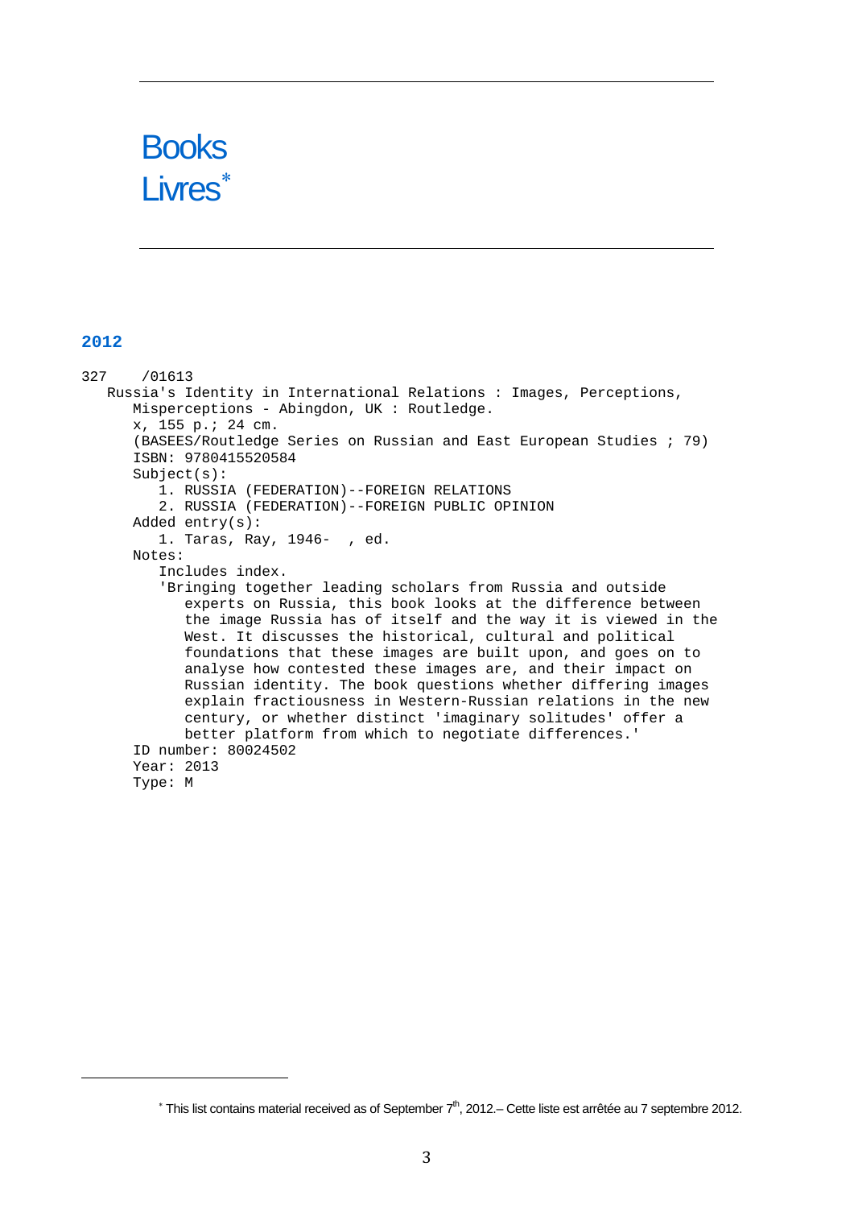# Books
# Livres*

## 2012

```
327    /01613
   Russia's Identity in International Relations : Images, Perceptions,
      Misperceptions - Abingdon, UK : Routledge.
      x, 155 p.; 24 cm.
      (BASEES/Routledge Series on Russian and East European Studies ; 79)
      ISBN: 9780415520584
      Subject(s):
         1. RUSSIA (FEDERATION)--FOREIGN RELATIONS
         2. RUSSIA (FEDERATION)--FOREIGN PUBLIC OPINION
      Added entry(s):
         1. Taras, Ray, 1946-  , ed.
      Notes:
         Includes index.
         'Bringing together leading scholars from Russia and outside
            experts on Russia, this book looks at the difference between
            the image Russia has of itself and the way it is viewed in the
            West. It discusses the historical, cultural and political
            foundations that these images are built upon, and goes on to
            analyse how contested these images are, and their impact on
            Russian identity. The book questions whether differing images
            explain fractiousness in Western-Russian relations in the new
            century, or whether distinct 'imaginary solitudes' offer a
            better platform from which to negotiate differences.'
      ID number: 80024502
      Year: 2013
      Type: M
```

* This list contains material received as of September 7th, 2012.– Cette liste est arrêtée au 7 septembre 2012.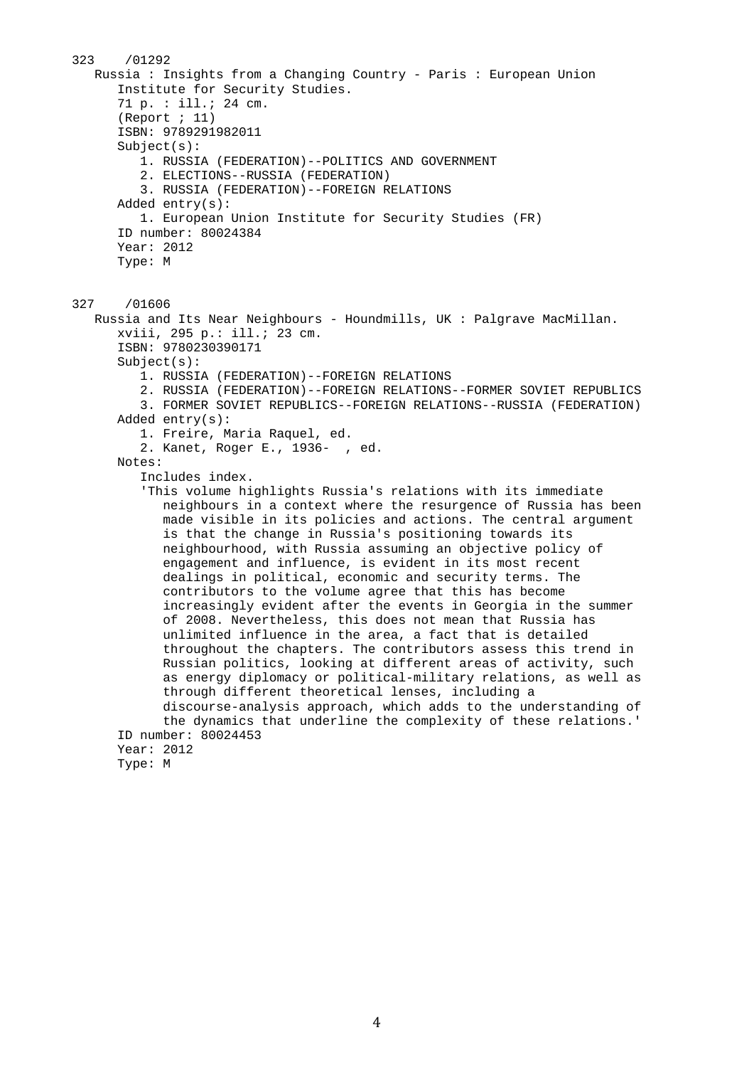323 /01292

Russia : Insights from a Changing Country - Paris : European Union Institute for Security Studies.

71 p. : ill.; 24 cm.

(Report ; 11)

ISBN: 9789291982011

Subject(s):

1. RUSSIA (FEDERATION)--POLITICS AND GOVERNMENT
2. ELECTIONS--RUSSIA (FEDERATION)
3. RUSSIA (FEDERATION)--FOREIGN RELATIONS

Added entry(s):

1. European Union Institute for Security Studies (FR)

ID number: 80024384

Year: 2012

Type: M

327 /01606

Russia and Its Near Neighbours - Houndmills, UK : Palgrave MacMillan.

xviii, 295 p.: ill.; 23 cm.

ISBN: 9780230390171

Subject(s):

1. RUSSIA (FEDERATION)--FOREIGN RELATIONS
2. RUSSIA (FEDERATION)--FOREIGN RELATIONS--FORMER SOVIET REPUBLICS
3. FORMER SOVIET REPUBLICS--FOREIGN RELATIONS--RUSSIA (FEDERATION)

Added entry(s):

1. Freire, Maria Raquel, ed.
2. Kanet, Roger E., 1936- , ed.

Notes:

Includes index.

'This volume highlights Russia's relations with its immediate neighbours in a context where the resurgence of Russia has been made visible in its policies and actions. The central argument is that the change in Russia's positioning towards its neighbourhood, with Russia assuming an objective policy of engagement and influence, is evident in its most recent dealings in political, economic and security terms. The contributors to the volume agree that this has become increasingly evident after the events in Georgia in the summer of 2008. Nevertheless, this does not mean that Russia has unlimited influence in the area, a fact that is detailed throughout the chapters. The contributors assess this trend in Russian politics, looking at different areas of activity, such as energy diplomacy or political-military relations, as well as through different theoretical lenses, including a discourse-analysis approach, which adds to the understanding of the dynamics that underline the complexity of these relations.'

ID number: 80024453

Year: 2012

Type: M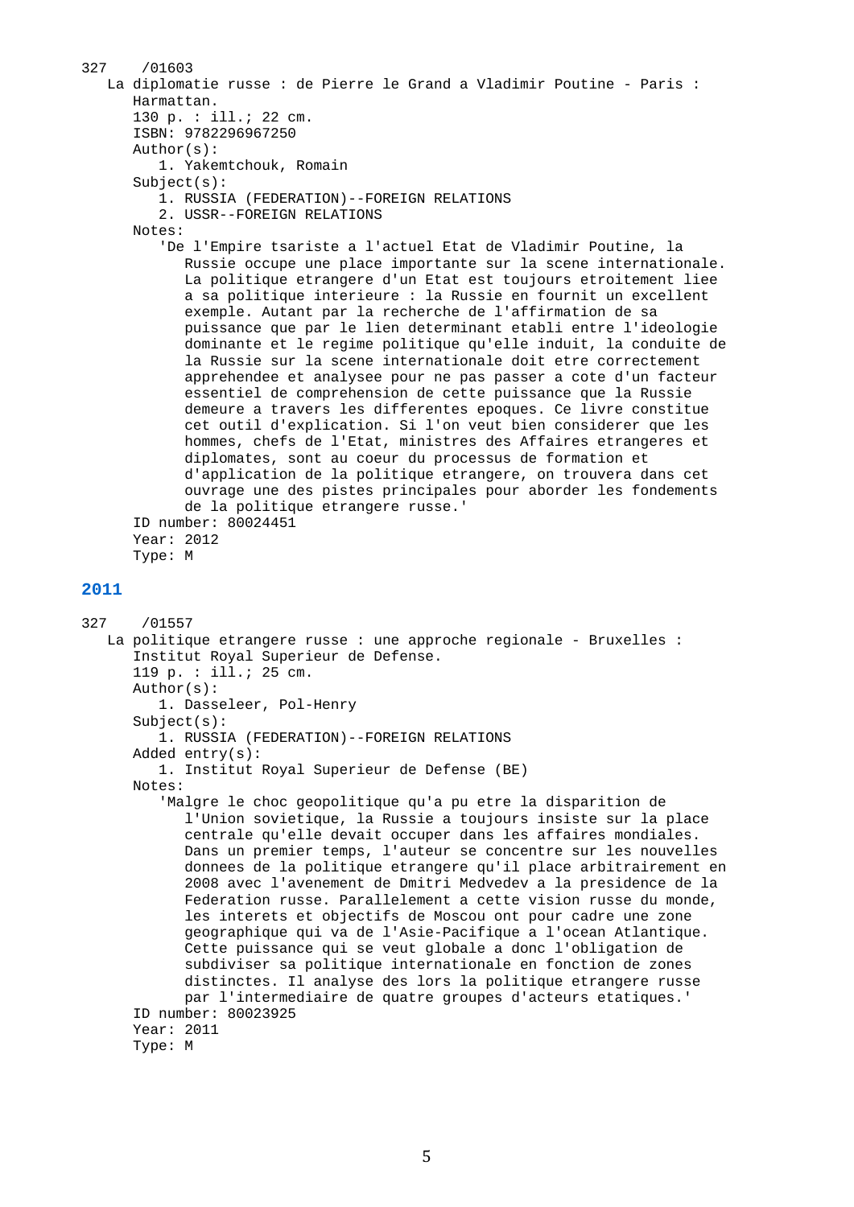327 /01603

La diplomatie russe : de Pierre le Grand a Vladimir Poutine - Paris : Harmattan.

130 p. : ill.; 22 cm.

ISBN: 9782296967250

Author(s):

1. Yakemtchouk, Romain

Subject(s):

1. RUSSIA (FEDERATION)--FOREIGN RELATIONS
2. USSR--FOREIGN RELATIONS

Notes:

'De l'Empire tsariste a l'actuel Etat de Vladimir Poutine, la Russie occupe une place importante sur la scene internationale. La politique etrangere d'un Etat est toujours etroitement liee a sa politique interieure : la Russie en fournit un excellent exemple. Autant par la recherche de l'affirmation de sa puissance que par le lien determinant etabli entre l'ideologie dominante et le regime politique qu'elle induit, la conduite de la Russie sur la scene internationale doit etre correctement apprehendee et analysee pour ne pas passer a cote d'un facteur essentiel de comprehension de cette puissance que la Russie demeure a travers les differentes epoques. Ce livre constitue cet outil d'explication. Si l'on veut bien considerer que les hommes, chefs de l'Etat, ministres des Affaires etrangeres et diplomates, sont au coeur du processus de formation et d'application de la politique etrangere, on trouvera dans cet ouvrage une des pistes principales pour aborder les fondements de la politique etrangere russe.'

ID number: 80024451

Year: 2012

Type: M

## 2011

327 /01557

La politique etrangere russe : une approche regionale - Bruxelles : Institut Royal Superieur de Defense.

119 p. : ill.; 25 cm.

Author(s):

1. Dasseleer, Pol-Henry

Subject(s):

1. RUSSIA (FEDERATION)--FOREIGN RELATIONS

Added entry(s):

1. Institut Royal Superieur de Defense (BE)

Notes:

'Malgre le choc geopolitique qu'a pu etre la disparition de l'Union sovietique, la Russie a toujours insiste sur la place centrale qu'elle devait occuper dans les affaires mondiales. Dans un premier temps, l'auteur se concentre sur les nouvelles donnees de la politique etrangere qu'il place arbitrairement en 2008 avec l'avenement de Dmitri Medvedev a la presidence de la Federation russe. Parallelement a cette vision russe du monde, les interets et objectifs de Moscou ont pour cadre une zone geographique qui va de l'Asie-Pacifique a l'ocean Atlantique. Cette puissance qui se veut globale a donc l'obligation de subdiviser sa politique internationale en fonction de zones distinctes. Il analyse des lors la politique etrangere russe par l'intermediaire de quatre groupes d'acteurs etatiques.'

ID number: 80023925

Year: 2011

Type: M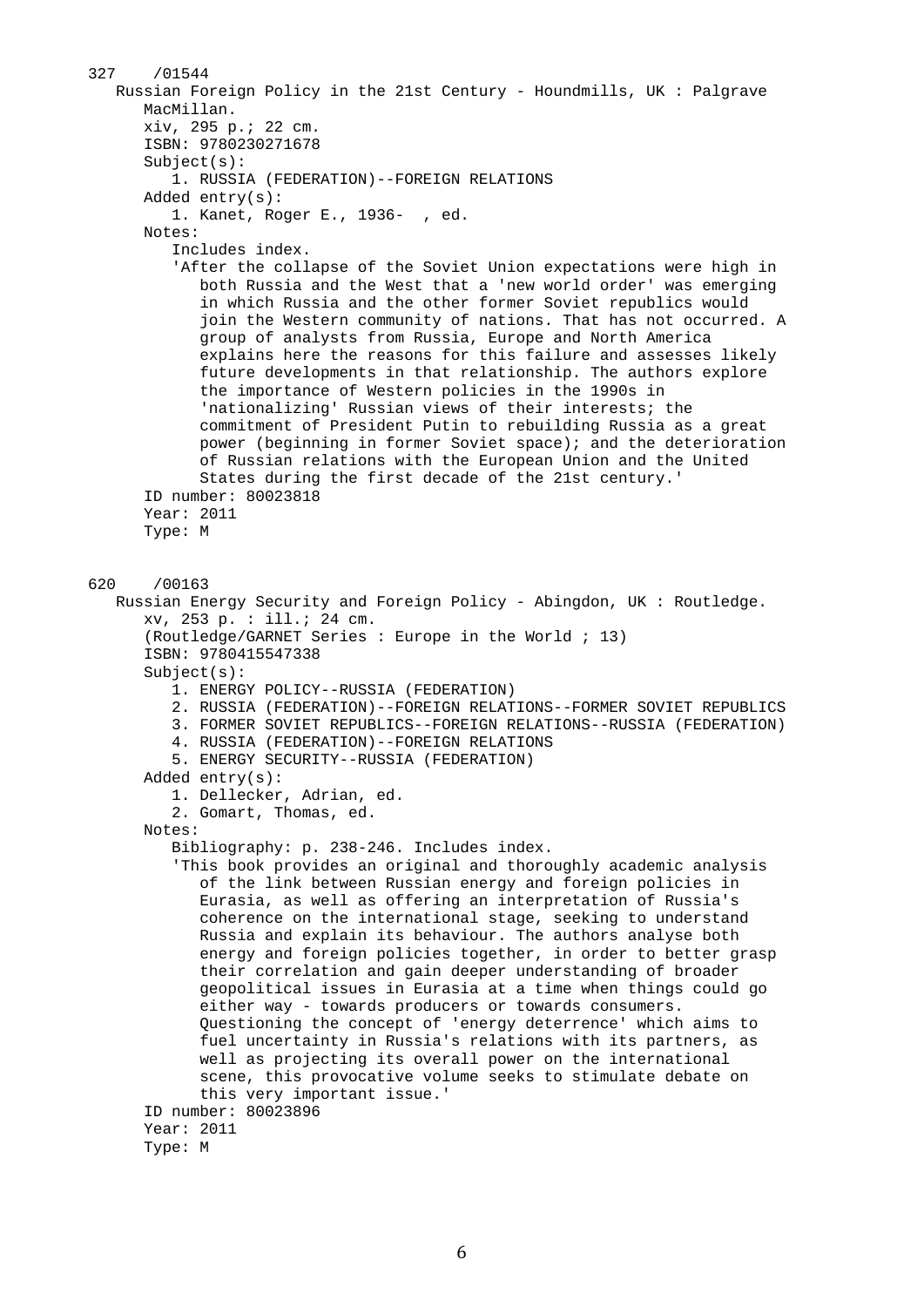327 /01544

Russian Foreign Policy in the 21st Century - Houndmills, UK : Palgrave MacMillan.

xiv, 295 p.; 22 cm.

ISBN: 9780230271678

Subject(s):

1. RUSSIA (FEDERATION)--FOREIGN RELATIONS

Added entry(s):

1. Kanet, Roger E., 1936- , ed.

Notes:

Includes index.

'After the collapse of the Soviet Union expectations were high in both Russia and the West that a 'new world order' was emerging in which Russia and the other former Soviet republics would join the Western community of nations. That has not occurred. A group of analysts from Russia, Europe and North America explains here the reasons for this failure and assesses likely future developments in that relationship. The authors explore the importance of Western policies in the 1990s in 'nationalizing' Russian views of their interests; the commitment of President Putin to rebuilding Russia as a great power (beginning in former Soviet space); and the deterioration of Russian relations with the European Union and the United States during the first decade of the 21st century.'

ID number: 80023818

Year: 2011

Type: M

620 /00163

Russian Energy Security and Foreign Policy - Abingdon, UK : Routledge.

xv, 253 p. : ill.; 24 cm.

(Routledge/GARNET Series : Europe in the World ; 13)

ISBN: 9780415547338

Subject(s):

1. ENERGY POLICY--RUSSIA (FEDERATION)
2. RUSSIA (FEDERATION)--FOREIGN RELATIONS--FORMER SOVIET REPUBLICS
3. FORMER SOVIET REPUBLICS--FOREIGN RELATIONS--RUSSIA (FEDERATION)
4. RUSSIA (FEDERATION)--FOREIGN RELATIONS
5. ENERGY SECURITY--RUSSIA (FEDERATION)

Added entry(s):

1. Dellecker, Adrian, ed.
2. Gomart, Thomas, ed.

Notes:

Bibliography: p. 238-246. Includes index.

'This book provides an original and thoroughly academic analysis of the link between Russian energy and foreign policies in Eurasia, as well as offering an interpretation of Russia's coherence on the international stage, seeking to understand Russia and explain its behaviour. The authors analyse both energy and foreign policies together, in order to better grasp their correlation and gain deeper understanding of broader geopolitical issues in Eurasia at a time when things could go either way - towards producers or towards consumers. Questioning the concept of 'energy deterrence' which aims to fuel uncertainty in Russia's relations with its partners, as well as projecting its overall power on the international scene, this provocative volume seeks to stimulate debate on this very important issue.'

ID number: 80023896

Year: 2011

Type: M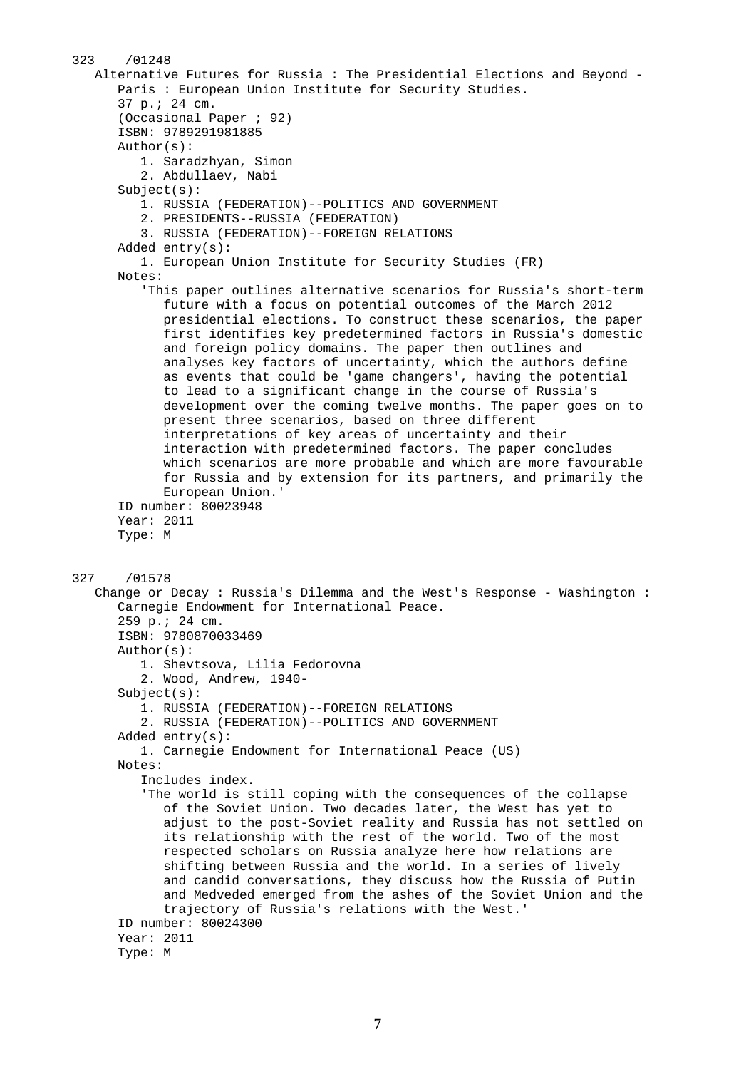323 /01248

Alternative Futures for Russia : The Presidential Elections and Beyond - Paris : European Union Institute for Security Studies.

37 p.; 24 cm.

(Occasional Paper ; 92)

ISBN: 9789291981885

Author(s):

1. Saradzhyan, Simon
2. Abdullaev, Nabi

Subject(s):

1. RUSSIA (FEDERATION)--POLITICS AND GOVERNMENT
2. PRESIDENTS--RUSSIA (FEDERATION)
3. RUSSIA (FEDERATION)--FOREIGN RELATIONS

Added entry(s):

1. European Union Institute for Security Studies (FR)

Notes:

'This paper outlines alternative scenarios for Russia's short-term future with a focus on potential outcomes of the March 2012 presidential elections. To construct these scenarios, the paper first identifies key predetermined factors in Russia's domestic and foreign policy domains. The paper then outlines and analyses key factors of uncertainty, which the authors define as events that could be 'game changers', having the potential to lead to a significant change in the course of Russia's development over the coming twelve months. The paper goes on to present three scenarios, based on three different interpretations of key areas of uncertainty and their interaction with predetermined factors. The paper concludes which scenarios are more probable and which are more favourable for Russia and by extension for its partners, and primarily the European Union.'

ID number: 80023948

Year: 2011

Type: M

327 /01578

Change or Decay : Russia's Dilemma and the West's Response - Washington : Carnegie Endowment for International Peace.

259 p.; 24 cm.

ISBN: 9780870033469

Author(s):

1. Shevtsova, Lilia Fedorovna
2. Wood, Andrew, 1940-

Subject(s):

1. RUSSIA (FEDERATION)--FOREIGN RELATIONS
2. RUSSIA (FEDERATION)--POLITICS AND GOVERNMENT

Added entry(s):

1. Carnegie Endowment for International Peace (US)

Notes:

Includes index.

'The world is still coping with the consequences of the collapse of the Soviet Union. Two decades later, the West has yet to adjust to the post-Soviet reality and Russia has not settled on its relationship with the rest of the world. Two of the most respected scholars on Russia analyze here how relations are shifting between Russia and the world. In a series of lively and candid conversations, they discuss how the Russia of Putin and Medveded emerged from the ashes of the Soviet Union and the trajectory of Russia's relations with the West.'

ID number: 80024300

Year: 2011

Type: M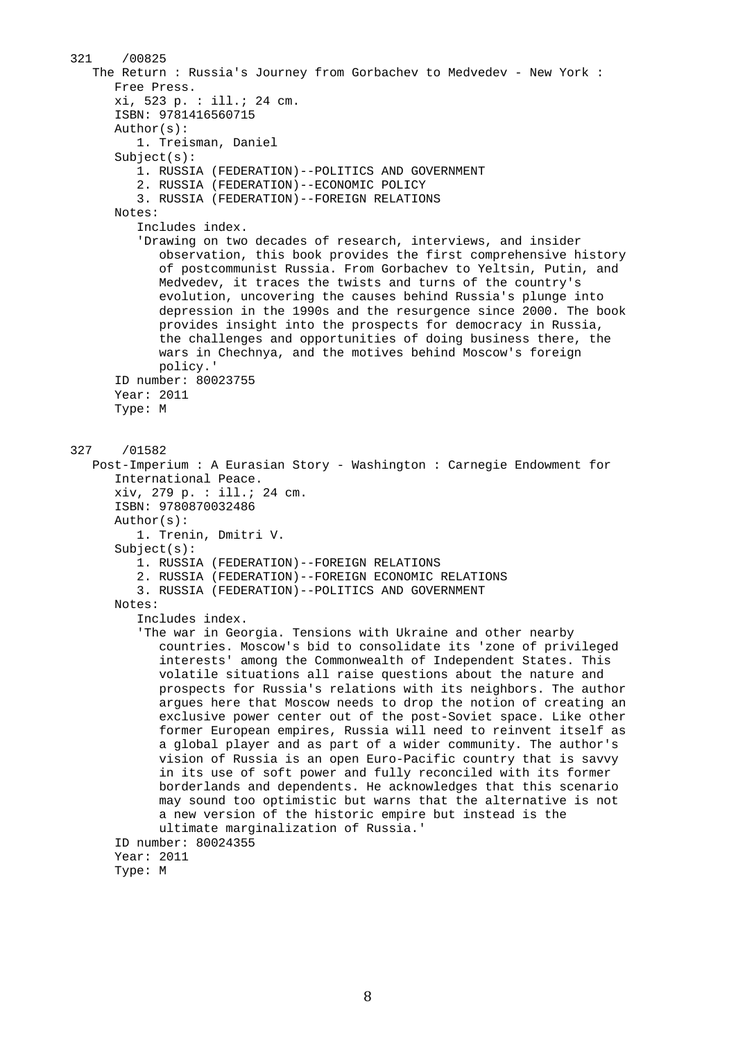321 /00825

The Return : Russia's Journey from Gorbachev to Medvedev - New York : Free Press.

xi, 523 p. : ill.; 24 cm.

ISBN: 9781416560715

Author(s):

1. Treisman, Daniel

Subject(s):

1. RUSSIA (FEDERATION)--POLITICS AND GOVERNMENT
2. RUSSIA (FEDERATION)--ECONOMIC POLICY
3. RUSSIA (FEDERATION)--FOREIGN RELATIONS

Notes:

Includes index.

'Drawing on two decades of research, interviews, and insider observation, this book provides the first comprehensive history of postcommunist Russia. From Gorbachev to Yeltsin, Putin, and Medvedev, it traces the twists and turns of the country's evolution, uncovering the causes behind Russia's plunge into depression in the 1990s and the resurgence since 2000. The book provides insight into the prospects for democracy in Russia, the challenges and opportunities of doing business there, the wars in Chechnya, and the motives behind Moscow's foreign policy.'

ID number: 80023755

Year: 2011

Type: M

327 /01582

Post-Imperium : A Eurasian Story - Washington : Carnegie Endowment for International Peace.

xiv, 279 p. : ill.; 24 cm.

ISBN: 9780870032486

Author(s):

1. Trenin, Dmitri V.

Subject(s):

1. RUSSIA (FEDERATION)--FOREIGN RELATIONS
2. RUSSIA (FEDERATION)--FOREIGN ECONOMIC RELATIONS
3. RUSSIA (FEDERATION)--POLITICS AND GOVERNMENT

Notes:

Includes index.

'The war in Georgia. Tensions with Ukraine and other nearby countries. Moscow's bid to consolidate its 'zone of privileged interests' among the Commonwealth of Independent States. This volatile situations all raise questions about the nature and prospects for Russia's relations with its neighbors. The author argues here that Moscow needs to drop the notion of creating an exclusive power center out of the post-Soviet space. Like other former European empires, Russia will need to reinvent itself as a global player and as part of a wider community. The author's vision of Russia is an open Euro-Pacific country that is savvy in its use of soft power and fully reconciled with its former borderlands and dependents. He acknowledges that this scenario may sound too optimistic but warns that the alternative is not a new version of the historic empire but instead is the ultimate marginalization of Russia.'

ID number: 80024355

Year: 2011

Type: M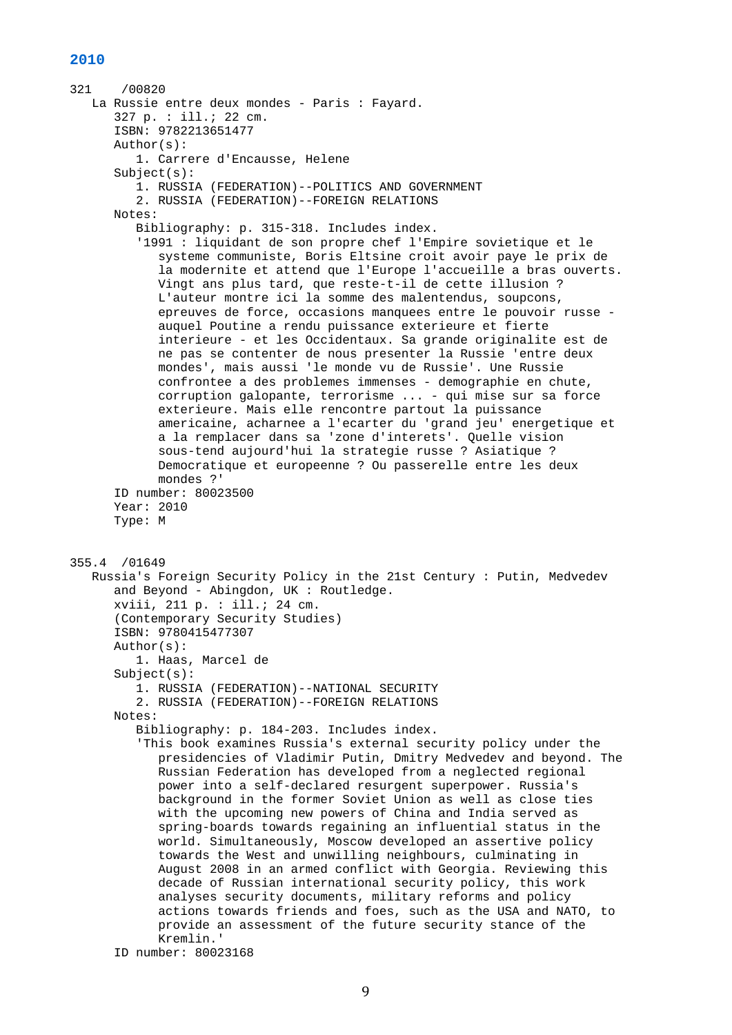## 2010

321 /00820

La Russie entre deux mondes - Paris : Fayard.

327 p. : ill.; 22 cm.

ISBN: 9782213651477

Author(s):

1. Carrere d'Encausse, Helene

Subject(s):

1. RUSSIA (FEDERATION)--POLITICS AND GOVERNMENT
2. RUSSIA (FEDERATION)--FOREIGN RELATIONS

Notes:

Bibliography: p. 315-318. Includes index.

'1991 : liquidant de son propre chef l'Empire sovietique et le systeme communiste, Boris Eltsine croit avoir paye le prix de la modernite et attend que l'Europe l'accueille a bras ouverts. Vingt ans plus tard, que reste-t-il de cette illusion ? L'auteur montre ici la somme des malentendus, soupcons, epreuves de force, occasions manquees entre le pouvoir russe - auquel Poutine a rendu puissance exterieure et fierte interieure - et les Occidentaux. Sa grande originalite est de ne pas se contenter de nous presenter la Russie 'entre deux mondes', mais aussi 'le monde vu de Russie'. Une Russie confrontee a des problemes immenses - demographie en chute, corruption galopante, terrorisme ... - qui mise sur sa force exterieure. Mais elle rencontre partout la puissance americaine, acharnee a l'ecarter du 'grand jeu' energetique et a la remplacer dans sa 'zone d'interets'. Quelle vision sous-tend aujourd'hui la strategie russe ? Asiatique ? Democratique et europeenne ? Ou passerelle entre les deux mondes ?'

ID number: 80023500

Year: 2010

Type: M

355.4 /01649

Russia's Foreign Security Policy in the 21st Century : Putin, Medvedev and Beyond - Abingdon, UK : Routledge.

xviii, 211 p. : ill.; 24 cm.

(Contemporary Security Studies)

ISBN: 9780415477307

Author(s):

1. Haas, Marcel de

Subject(s):

1. RUSSIA (FEDERATION)--NATIONAL SECURITY
2. RUSSIA (FEDERATION)--FOREIGN RELATIONS

Notes:

Bibliography: p. 184-203. Includes index.

'This book examines Russia's external security policy under the presidencies of Vladimir Putin, Dmitry Medvedev and beyond. The Russian Federation has developed from a neglected regional power into a self-declared resurgent superpower. Russia's background in the former Soviet Union as well as close ties with the upcoming new powers of China and India served as spring-boards towards regaining an influential status in the world. Simultaneously, Moscow developed an assertive policy towards the West and unwilling neighbours, culminating in August 2008 in an armed conflict with Georgia. Reviewing this decade of Russian international security policy, this work analyses security documents, military reforms and policy actions towards friends and foes, such as the USA and NATO, to provide an assessment of the future security stance of the Kremlin.'

ID number: 80023168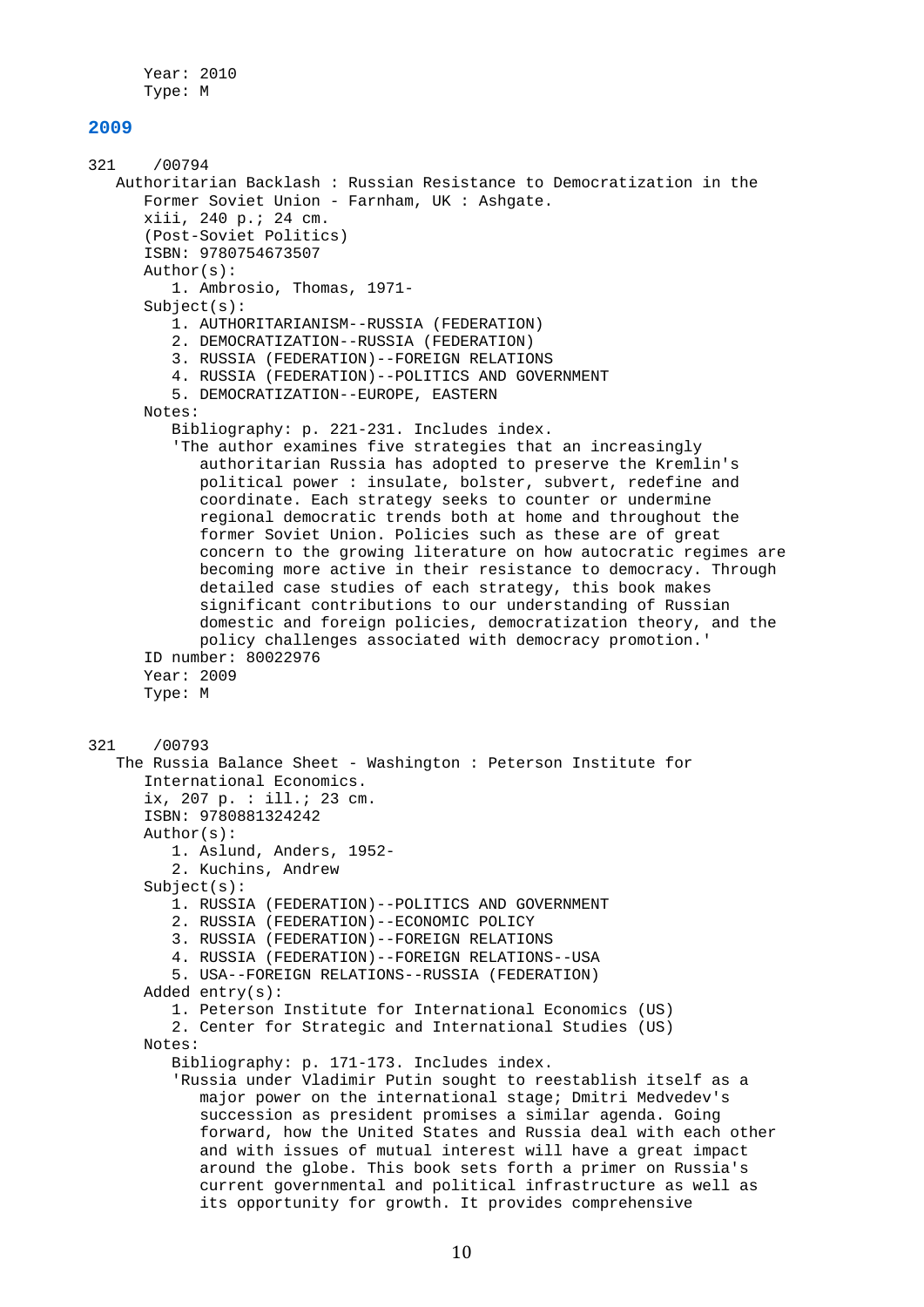Year: 2010
Type: M

## 2009

321 /00794
Authoritarian Backlash : Russian Resistance to Democratization in the Former Soviet Union - Farnham, UK : Ashgate.
xiii, 240 p.; 24 cm.
(Post-Soviet Politics)
ISBN: 9780754673507
Author(s):
1. Ambrosio, Thomas, 1971-
Subject(s):
1. AUTHORITARIANISM--RUSSIA (FEDERATION)
2. DEMOCRATIZATION--RUSSIA (FEDERATION)
3. RUSSIA (FEDERATION)--FOREIGN RELATIONS
4. RUSSIA (FEDERATION)--POLITICS AND GOVERNMENT
5. DEMOCRATIZATION--EUROPE, EASTERN
Notes:
Bibliography: p. 221-231. Includes index.
'The author examines five strategies that an increasingly authoritarian Russia has adopted to preserve the Kremlin's political power : insulate, bolster, subvert, redefine and coordinate. Each strategy seeks to counter or undermine regional democratic trends both at home and throughout the former Soviet Union. Policies such as these are of great concern to the growing literature on how autocratic regimes are becoming more active in their resistance to democracy. Through detailed case studies of each strategy, this book makes significant contributions to our understanding of Russian domestic and foreign policies, democratization theory, and the policy challenges associated with democracy promotion.'
ID number: 80022976
Year: 2009
Type: M

321 /00793
The Russia Balance Sheet - Washington : Peterson Institute for International Economics.
ix, 207 p. : ill.; 23 cm.
ISBN: 9780881324242
Author(s):
1. Aslund, Anders, 1952-
2. Kuchins, Andrew
Subject(s):
1. RUSSIA (FEDERATION)--POLITICS AND GOVERNMENT
2. RUSSIA (FEDERATION)--ECONOMIC POLICY
3. RUSSIA (FEDERATION)--FOREIGN RELATIONS
4. RUSSIA (FEDERATION)--FOREIGN RELATIONS--USA
5. USA--FOREIGN RELATIONS--RUSSIA (FEDERATION)
Added entry(s):
1. Peterson Institute for International Economics (US)
2. Center for Strategic and International Studies (US)
Notes:
Bibliography: p. 171-173. Includes index.
'Russia under Vladimir Putin sought to reestablish itself as a major power on the international stage; Dmitri Medvedev's succession as president promises a similar agenda. Going forward, how the United States and Russia deal with each other and with issues of mutual interest will have a great impact around the globe. This book sets forth a primer on Russia's current governmental and political infrastructure as well as its opportunity for growth. It provides comprehensive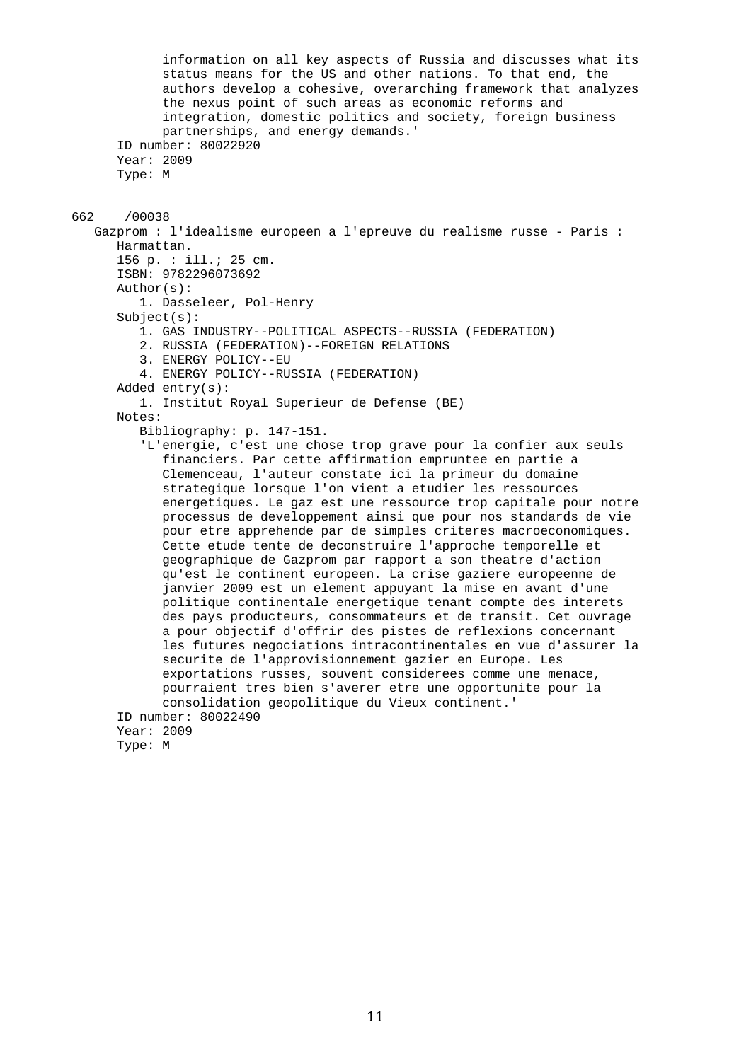information on all key aspects of Russia and discusses what its status means for the US and other nations. To that end, the authors develop a cohesive, overarching framework that analyzes the nexus point of such areas as economic reforms and integration, domestic politics and society, foreign business partnerships, and energy demands.'

ID number: 80022920
Year: 2009
Type: M

662 /00038

Gazprom : l'idealisme europeen a l'epreuve du realisme russe - Paris : Harmattan.

156 p. : ill.; 25 cm.
ISBN: 9782296073692

Author(s):
1. Dasseleer, Pol-Henry

Subject(s):
1. GAS INDUSTRY--POLITICAL ASPECTS--RUSSIA (FEDERATION)
2. RUSSIA (FEDERATION)--FOREIGN RELATIONS
3. ENERGY POLICY--EU
4. ENERGY POLICY--RUSSIA (FEDERATION)

Added entry(s):
1. Institut Royal Superieur de Defense (BE)

Notes:
Bibliography: p. 147-151.
'L'energie, c'est une chose trop grave pour la confier aux seuls financiers. Par cette affirmation empruntee en partie a Clemenceau, l'auteur constate ici la primeur du domaine strategique lorsque l'on vient a etudier les ressources energetiques. Le gaz est une ressource trop capitale pour notre processus de developpement ainsi que pour nos standards de vie pour etre apprehende par de simples criteres macroeconomiques. Cette etude tente de deconstruire l'approche temporelle et geographique de Gazprom par rapport a son theatre d'action qu'est le continent europeen. La crise gaziere europeenne de janvier 2009 est un element appuyant la mise en avant d'une politique continentale energetique tenant compte des interets des pays producteurs, consommateurs et de transit. Cet ouvrage a pour objectif d'offrir des pistes de reflexions concernant les futures negociations intracontinentales en vue d'assurer la securite de l'approvisionnement gazier en Europe. Les exportations russes, souvent considerees comme une menace, pourraient tres bien s'averer etre une opportunite pour la consolidation geopolitique du Vieux continent.'

ID number: 80022490
Year: 2009
Type: M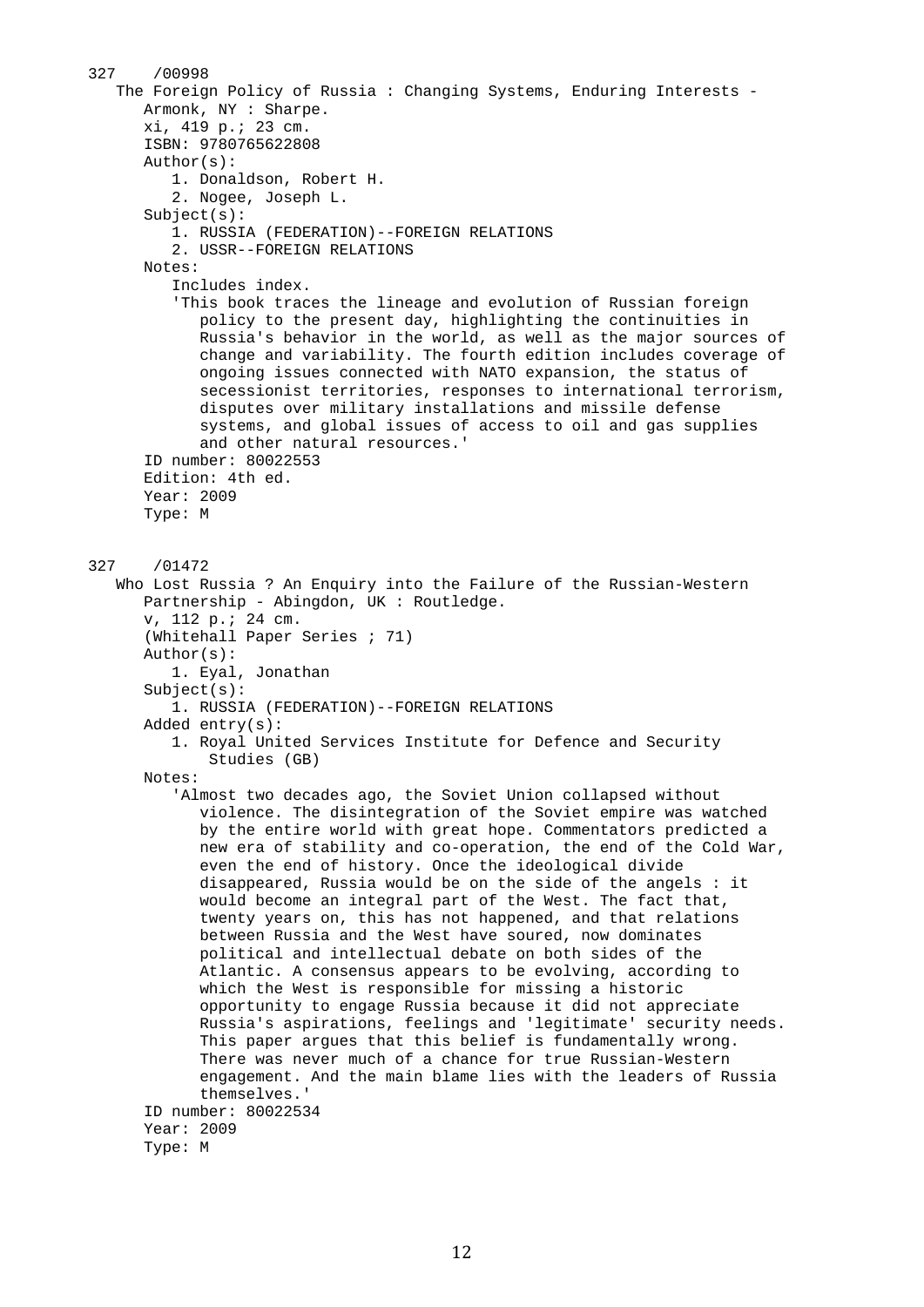327 /00998

The Foreign Policy of Russia : Changing Systems, Enduring Interests - Armonk, NY : Sharpe.

xi, 419 p.; 23 cm.

ISBN: 9780765622808

Author(s):

1. Donaldson, Robert H.
2. Nogee, Joseph L.

Subject(s):

1. RUSSIA (FEDERATION)--FOREIGN RELATIONS
2. USSR--FOREIGN RELATIONS

Notes:

Includes index.

'This book traces the lineage and evolution of Russian foreign policy to the present day, highlighting the continuities in Russia's behavior in the world, as well as the major sources of change and variability. The fourth edition includes coverage of ongoing issues connected with NATO expansion, the status of secessionist territories, responses to international terrorism, disputes over military installations and missile defense systems, and global issues of access to oil and gas supplies and other natural resources.'

ID number: 80022553

Edition: 4th ed.

Year: 2009

Type: M

327 /01472

Who Lost Russia ? An Enquiry into the Failure of the Russian-Western Partnership - Abingdon, UK : Routledge.

v, 112 p.; 24 cm.

(Whitehall Paper Series ; 71)

Author(s):

1. Eyal, Jonathan

Subject(s):

1. RUSSIA (FEDERATION)--FOREIGN RELATIONS

Added entry(s):

1. Royal United Services Institute for Defence and Security Studies (GB)

Notes:

'Almost two decades ago, the Soviet Union collapsed without violence. The disintegration of the Soviet empire was watched by the entire world with great hope. Commentators predicted a new era of stability and co-operation, the end of the Cold War, even the end of history. Once the ideological divide disappeared, Russia would be on the side of the angels : it would become an integral part of the West. The fact that, twenty years on, this has not happened, and that relations between Russia and the West have soured, now dominates political and intellectual debate on both sides of the Atlantic. A consensus appears to be evolving, according to which the West is responsible for missing a historic opportunity to engage Russia because it did not appreciate Russia's aspirations, feelings and 'legitimate' security needs. This paper argues that this belief is fundamentally wrong. There was never much of a chance for true Russian-Western engagement. And the main blame lies with the leaders of Russia themselves.'

ID number: 80022534

Year: 2009

Type: M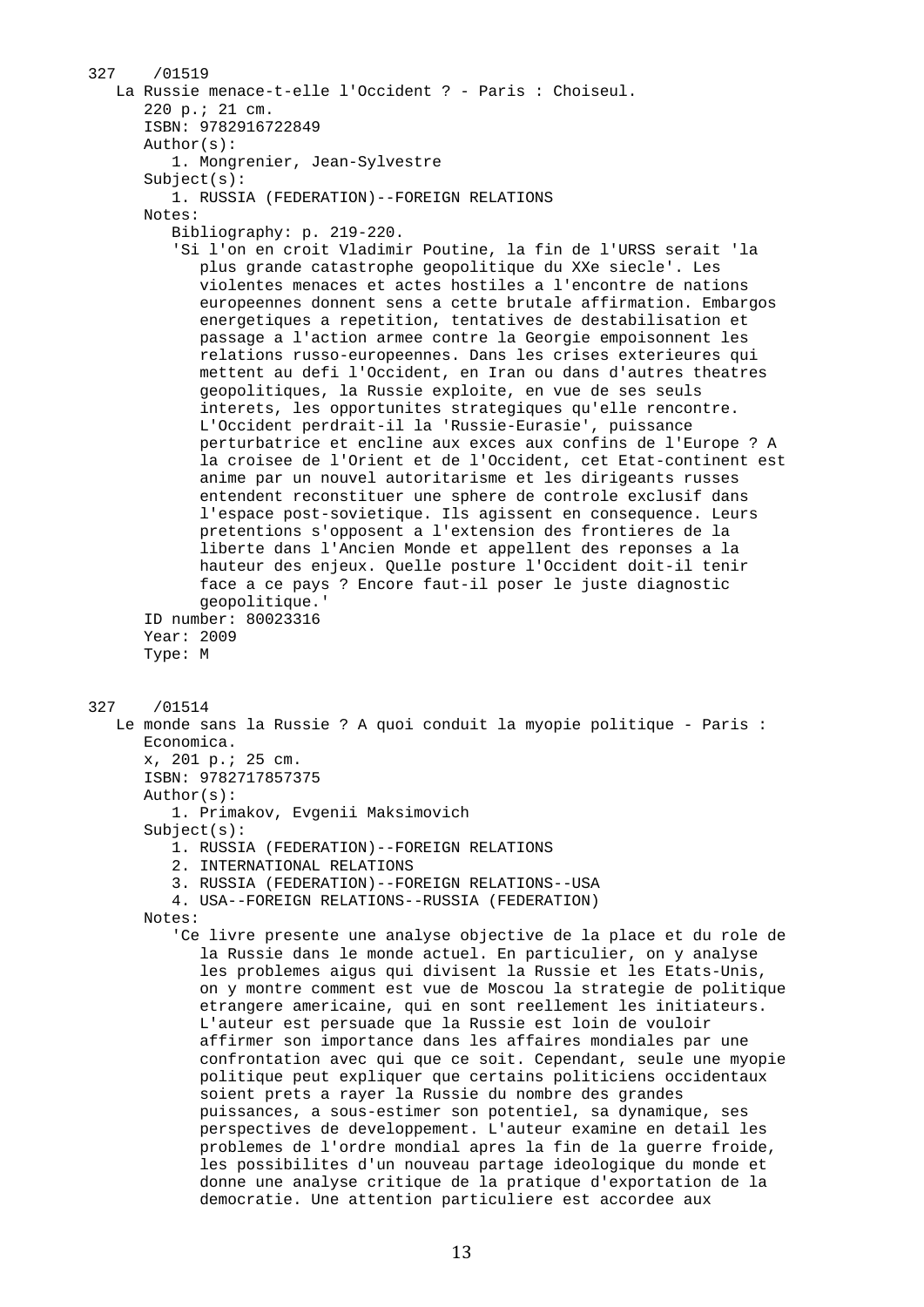327 /01519

La Russie menace-t-elle l'Occident ? - Paris : Choiseul.

220 p.; 21 cm.

ISBN: 9782916722849

Author(s):

1. Mongrenier, Jean-Sylvestre

Subject(s):

1. RUSSIA (FEDERATION)--FOREIGN RELATIONS

Notes:

Bibliography: p. 219-220.

'Si l'on en croit Vladimir Poutine, la fin de l'URSS serait 'la plus grande catastrophe geopolitique du XXe siecle'. Les violentes menaces et actes hostiles a l'encontre de nations europeennes donnent sens a cette brutale affirmation. Embargos energetiques a repetition, tentatives de destabilisation et passage a l'action armee contre la Georgie empoisonnent les relations russo-europeennes. Dans les crises exterieures qui mettent au defi l'Occident, en Iran ou dans d'autres theatres geopolitiques, la Russie exploite, en vue de ses seuls interets, les opportunites strategiques qu'elle rencontre. L'Occident perdrait-il la 'Russie-Eurasie', puissance perturbatrice et encline aux exces aux confins de l'Europe ? A la croisee de l'Orient et de l'Occident, cet Etat-continent est anime par un nouvel autoritarisme et les dirigeants russes entendent reconstituer une sphere de controle exclusif dans l'espace post-sovietique. Ils agissent en consequence. Leurs pretentions s'opposent a l'extension des frontieres de la liberte dans l'Ancien Monde et appellent des reponses a la hauteur des enjeux. Quelle posture l'Occident doit-il tenir face a ce pays ? Encore faut-il poser le juste diagnostic geopolitique.'

ID number: 80023316

Year: 2009

Type: M

327 /01514

Le monde sans la Russie ? A quoi conduit la myopie politique - Paris : Economica.

x, 201 p.; 25 cm.

ISBN: 9782717857375

Author(s):

1. Primakov, Evgenii Maksimovich

Subject(s):

1. RUSSIA (FEDERATION)--FOREIGN RELATIONS
2. INTERNATIONAL RELATIONS
3. RUSSIA (FEDERATION)--FOREIGN RELATIONS--USA
4. USA--FOREIGN RELATIONS--RUSSIA (FEDERATION)

Notes:

'Ce livre presente une analyse objective de la place et du role de la Russie dans le monde actuel. En particulier, on y analyse les problemes aigus qui divisent la Russie et les Etats-Unis, on y montre comment est vue de Moscou la strategie de politique etrangere americaine, qui en sont reellement les initiateurs. L'auteur est persuade que la Russie est loin de vouloir affirmer son importance dans les affaires mondiales par une confrontation avec qui que ce soit. Cependant, seule une myopie politique peut expliquer que certains politiciens occidentaux soient prets a rayer la Russie du nombre des grandes puissances, a sous-estimer son potentiel, sa dynamique, ses perspectives de developpement. L'auteur examine en detail les problemes de l'ordre mondial apres la fin de la guerre froide, les possibilites d'un nouveau partage ideologique du monde et donne une analyse critique de la pratique d'exportation de la democratie. Une attention particuliere est accordee aux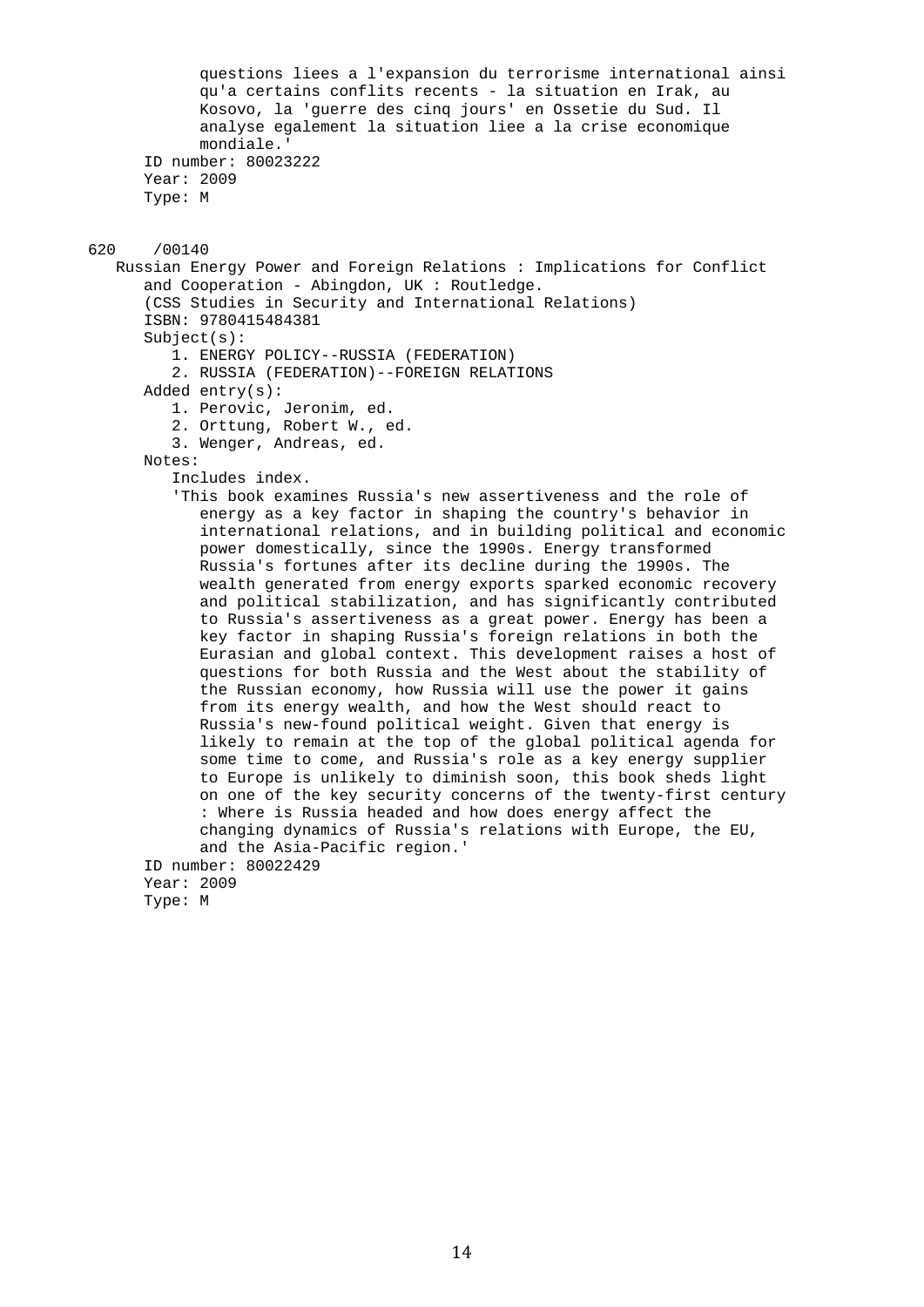questions liees a l'expansion du terrorisme international ainsi qu'a certains conflits recents - la situation en Irak, au Kosovo, la 'guerre des cinq jours' en Ossetie du Sud. Il analyse egalement la situation liee a la crise economique mondiale.'

ID number: 80023222
Year: 2009
Type: M

620 /00140

Russian Energy Power and Foreign Relations : Implications for Conflict and Cooperation - Abingdon, UK : Routledge.
(CSS Studies in Security and International Relations)
ISBN: 9780415484381
Subject(s):
1. ENERGY POLICY--RUSSIA (FEDERATION)
2. RUSSIA (FEDERATION)--FOREIGN RELATIONS

Added entry(s):
1. Perovic, Jeronim, ed.
2. Orttung, Robert W., ed.
3. Wenger, Andreas, ed.

Notes:
Includes index.
'This book examines Russia's new assertiveness and the role of energy as a key factor in shaping the country's behavior in international relations, and in building political and economic power domestically, since the 1990s. Energy transformed Russia's fortunes after its decline during the 1990s. The wealth generated from energy exports sparked economic recovery and political stabilization, and has significantly contributed to Russia's assertiveness as a great power. Energy has been a key factor in shaping Russia's foreign relations in both the Eurasian and global context. This development raises a host of questions for both Russia and the West about the stability of the Russian economy, how Russia will use the power it gains from its energy wealth, and how the West should react to Russia's new-found political weight. Given that energy is likely to remain at the top of the global political agenda for some time to come, and Russia's role as a key energy supplier to Europe is unlikely to diminish soon, this book sheds light on one of the key security concerns of the twenty-first century : Where is Russia headed and how does energy affect the changing dynamics of Russia's relations with Europe, the EU, and the Asia-Pacific region.'

ID number: 80022429
Year: 2009
Type: M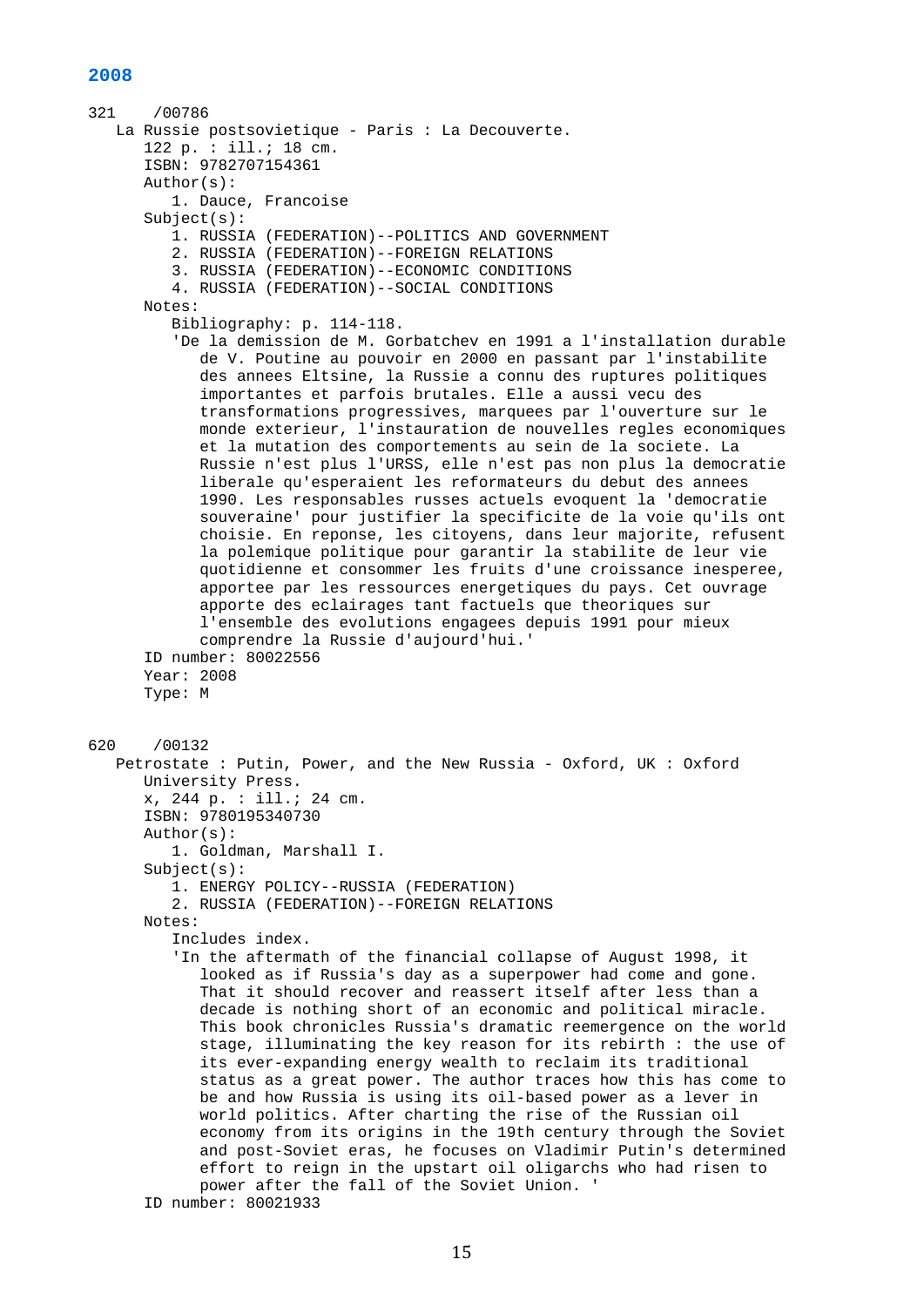## 2008

321 /00786
La Russie postsovietique - Paris : La Decouverte.
122 p. : ill.; 18 cm.
ISBN: 9782707154361
Author(s):
1. Dauce, Francoise
Subject(s):
1. RUSSIA (FEDERATION)--POLITICS AND GOVERNMENT
2. RUSSIA (FEDERATION)--FOREIGN RELATIONS
3. RUSSIA (FEDERATION)--ECONOMIC CONDITIONS
4. RUSSIA (FEDERATION)--SOCIAL CONDITIONS
Notes:
Bibliography: p. 114-118.
'De la demission de M. Gorbatchev en 1991 a l'installation durable de V. Poutine au pouvoir en 2000 en passant par l'instabilite des annees Eltsine, la Russie a connu des ruptures politiques importantes et parfois brutales. Elle a aussi vecu des transformations progressives, marquees par l'ouverture sur le monde exterieur, l'instauration de nouvelles regles economiques et la mutation des comportements au sein de la societe. La Russie n'est plus l'URSS, elle n'est pas non plus la democratie liberale qu'esperaient les reformateurs du debut des annees 1990. Les responsables russes actuels evoquent la 'democratie souveraine' pour justifier la specificite de la voie qu'ils ont choisie. En reponse, les citoyens, dans leur majorite, refusent la polemique politique pour garantir la stabilite de leur vie quotidienne et consommer les fruits d'une croissance inesperee, apportee par les ressources energetiques du pays. Cet ouvrage apporte des eclairages tant factuels que theoriques sur l'ensemble des evolutions engagees depuis 1991 pour mieux comprendre la Russie d'aujourd'hui.'
ID number: 80022556
Year: 2008
Type: M

620 /00132
Petrostate : Putin, Power, and the New Russia - Oxford, UK : Oxford University Press.
x, 244 p. : ill.; 24 cm.
ISBN: 9780195340730
Author(s):
1. Goldman, Marshall I.
Subject(s):
1. ENERGY POLICY--RUSSIA (FEDERATION)
2. RUSSIA (FEDERATION)--FOREIGN RELATIONS
Notes:
Includes index.
'In the aftermath of the financial collapse of August 1998, it looked as if Russia's day as a superpower had come and gone. That it should recover and reassert itself after less than a decade is nothing short of an economic and political miracle. This book chronicles Russia's dramatic reemergence on the world stage, illuminating the key reason for its rebirth : the use of its ever-expanding energy wealth to reclaim its traditional status as a great power. The author traces how this has come to be and how Russia is using its oil-based power as a lever in world politics. After charting the rise of the Russian oil economy from its origins in the 19th century through the Soviet and post-Soviet eras, he focuses on Vladimir Putin's determined effort to reign in the upstart oil oligarchs who had risen to power after the fall of the Soviet Union. '
ID number: 80021933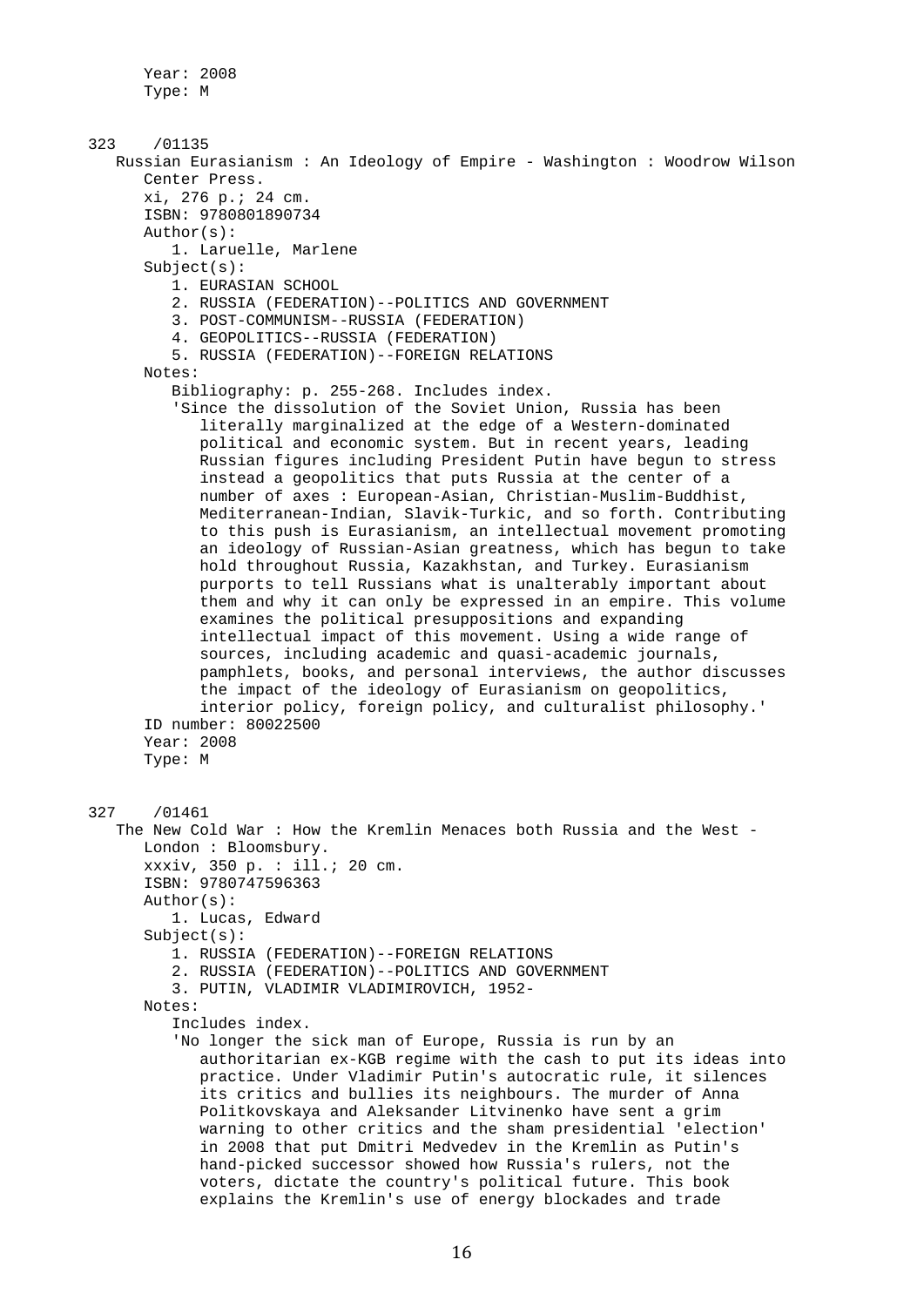Year: 2008
Type: M

323 /01135

Russian Eurasianism : An Ideology of Empire - Washington : Woodrow Wilson Center Press.

xi, 276 p.; 24 cm.
ISBN: 9780801890734
Author(s):
1. Laruelle, Marlene
Subject(s):
1. EURASIAN SCHOOL
2. RUSSIA (FEDERATION)--POLITICS AND GOVERNMENT
3. POST-COMMUNISM--RUSSIA (FEDERATION)
4. GEOPOLITICS--RUSSIA (FEDERATION)
5. RUSSIA (FEDERATION)--FOREIGN RELATIONS
Notes:
Bibliography: p. 255-268. Includes index.
'Since the dissolution of the Soviet Union, Russia has been literally marginalized at the edge of a Western-dominated political and economic system. But in recent years, leading Russian figures including President Putin have begun to stress instead a geopolitics that puts Russia at the center of a number of axes : European-Asian, Christian-Muslim-Buddhist, Mediterranean-Indian, Slavik-Turkic, and so forth. Contributing to this push is Eurasianism, an intellectual movement promoting an ideology of Russian-Asian greatness, which has begun to take hold throughout Russia, Kazakhstan, and Turkey. Eurasianism purports to tell Russians what is unalterably important about them and why it can only be expressed in an empire. This volume examines the political presuppositions and expanding intellectual impact of this movement. Using a wide range of sources, including academic and quasi-academic journals, pamphlets, books, and personal interviews, the author discusses the impact of the ideology of Eurasianism on geopolitics, interior policy, foreign policy, and culturalist philosophy.'
ID number: 80022500
Year: 2008
Type: M

327 /01461

The New Cold War : How the Kremlin Menaces both Russia and the West - London : Bloomsbury.

xxxiv, 350 p. : ill.; 20 cm.
ISBN: 9780747596363
Author(s):
1. Lucas, Edward
Subject(s):
1. RUSSIA (FEDERATION)--FOREIGN RELATIONS
2. RUSSIA (FEDERATION)--POLITICS AND GOVERNMENT
3. PUTIN, VLADIMIR VLADIMIROVICH, 1952-
Notes:
Includes index.
'No longer the sick man of Europe, Russia is run by an authoritarian ex-KGB regime with the cash to put its ideas into practice. Under Vladimir Putin's autocratic rule, it silences its critics and bullies its neighbours. The murder of Anna Politkovskaya and Aleksander Litvinenko have sent a grim warning to other critics and the sham presidential 'election' in 2008 that put Dmitri Medvedev in the Kremlin as Putin's hand-picked successor showed how Russia's rulers, not the voters, dictate the country's political future. This book explains the Kremlin's use of energy blockades and trade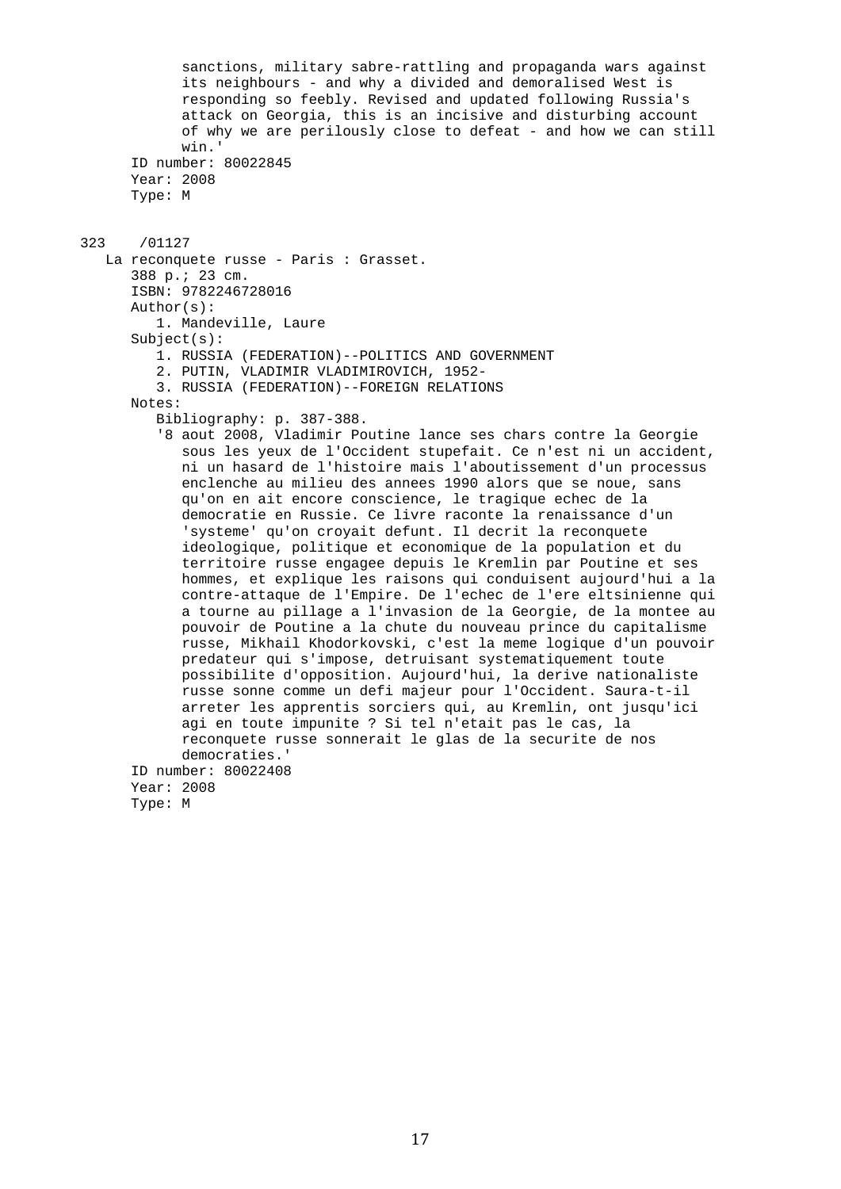sanctions, military sabre-rattling and propaganda wars against its neighbours - and why a divided and demoralised West is responding so feebly. Revised and updated following Russia's attack on Georgia, this is an incisive and disturbing account of why we are perilously close to defeat - and how we can still win.'

ID number: 80022845
Year: 2008
Type: M

323 /01127

La reconquete russe - Paris : Grasset.

388 p.; 23 cm.
ISBN: 9782246728016
Author(s):
1. Mandeville, Laure

Subject(s):
1. RUSSIA (FEDERATION)--POLITICS AND GOVERNMENT
2. PUTIN, VLADIMIR VLADIMIROVICH, 1952-
3. RUSSIA (FEDERATION)--FOREIGN RELATIONS

Notes:
Bibliography: p. 387-388.
'8 aout 2008, Vladimir Poutine lance ses chars contre la Georgie sous les yeux de l'Occident stupefait. Ce n'est ni un accident, ni un hasard de l'histoire mais l'aboutissement d'un processus enclenche au milieu des annees 1990 alors que se noue, sans qu'on en ait encore conscience, le tragique echec de la democratie en Russie. Ce livre raconte la renaissance d'un 'systeme' qu'on croyait defunt. Il decrit la reconquete ideologique, politique et economique de la population et du territoire russe engagee depuis le Kremlin par Poutine et ses hommes, et explique les raisons qui conduisent aujourd'hui a la contre-attaque de l'Empire. De l'echec de l'ere eltsinienne qui a tourne au pillage a l'invasion de la Georgie, de la montee au pouvoir de Poutine a la chute du nouveau prince du capitalisme russe, Mikhail Khodorkovski, c'est la meme logique d'un pouvoir predateur qui s'impose, detruisant systematiquement toute possibilite d'opposition. Aujourd'hui, la derive nationaliste russe sonne comme un defi majeur pour l'Occident. Saura-t-il arreter les apprentis sorciers qui, au Kremlin, ont jusqu'ici agi en toute impunite ? Si tel n'etait pas le cas, la reconquete russe sonnerait le glas de la securite de nos democraties.'

ID number: 80022408
Year: 2008
Type: M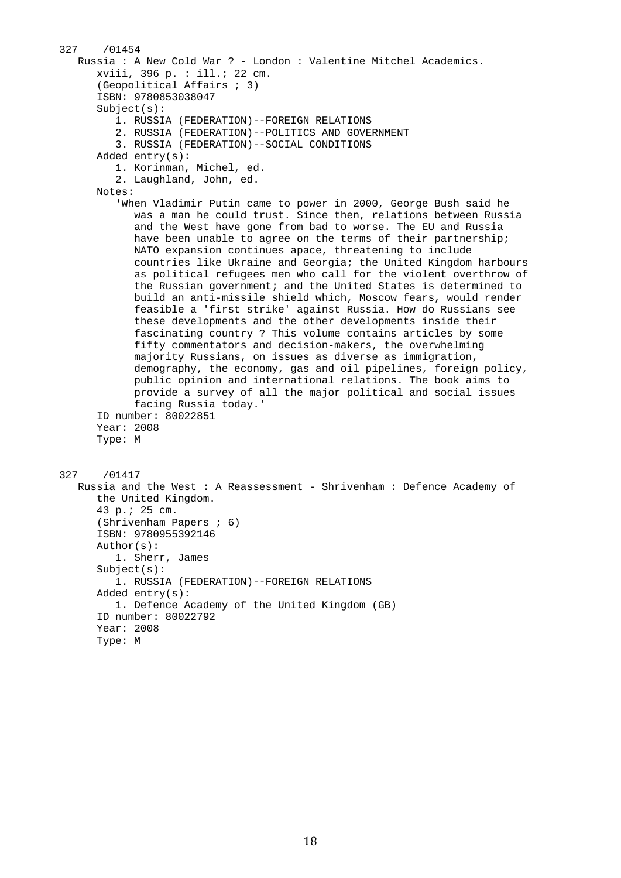327 /01454

Russia : A New Cold War ? - London : Valentine Mitchel Academics.

xviii, 396 p. : ill.; 22 cm.

(Geopolitical Affairs ; 3)

ISBN: 9780853038047

Subject(s):

1. RUSSIA (FEDERATION)--FOREIGN RELATIONS
2. RUSSIA (FEDERATION)--POLITICS AND GOVERNMENT
3. RUSSIA (FEDERATION)--SOCIAL CONDITIONS

Added entry(s):

1. Korinman, Michel, ed.
2. Laughland, John, ed.

Notes:

'When Vladimir Putin came to power in 2000, George Bush said he was a man he could trust. Since then, relations between Russia and the West have gone from bad to worse. The EU and Russia have been unable to agree on the terms of their partnership; NATO expansion continues apace, threatening to include countries like Ukraine and Georgia; the United Kingdom harbours as political refugees men who call for the violent overthrow of the Russian government; and the United States is determined to build an anti-missile shield which, Moscow fears, would render feasible a 'first strike' against Russia. How do Russians see these developments and the other developments inside their fascinating country ? This volume contains articles by some fifty commentators and decision-makers, the overwhelming majority Russians, on issues as diverse as immigration, demography, the economy, gas and oil pipelines, foreign policy, public opinion and international relations. The book aims to provide a survey of all the major political and social issues facing Russia today.'

ID number: 80022851

Year: 2008

Type: M

327 /01417

Russia and the West : A Reassessment - Shrivenham : Defence Academy of the United Kingdom.

43 p.; 25 cm.

(Shrivenham Papers ; 6)

ISBN: 9780955392146

Author(s):

1. Sherr, James

Subject(s):

1. RUSSIA (FEDERATION)--FOREIGN RELATIONS

Added entry(s):

1. Defence Academy of the United Kingdom (GB)

ID number: 80022792

Year: 2008

Type: M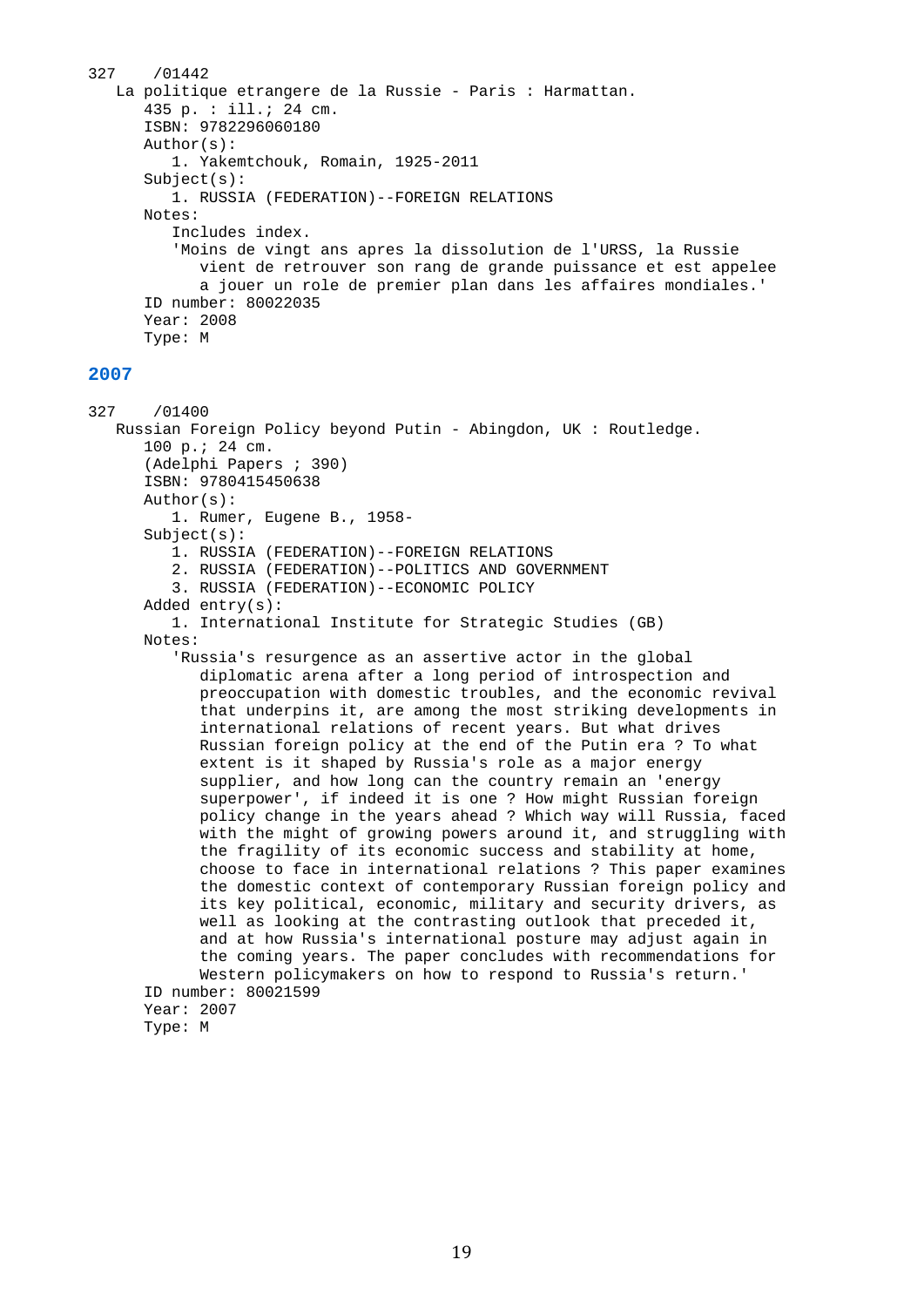327 /01442

La politique etrangere de la Russie - Paris : Harmattan.

435 p. : ill.; 24 cm.

ISBN: 9782296060180

Author(s):

1. Yakemtchouk, Romain, 1925-2011

Subject(s):

1. RUSSIA (FEDERATION)--FOREIGN RELATIONS

Notes:

Includes index.

'Moins de vingt ans apres la dissolution de l'URSS, la Russie vient de retrouver son rang de grande puissance et est appelee a jouer un role de premier plan dans les affaires mondiales.'

ID number: 80022035

Year: 2008

Type: M

## 2007

327 /01400

Russian Foreign Policy beyond Putin - Abingdon, UK : Routledge.

100 p.; 24 cm.

(Adelphi Papers ; 390)

ISBN: 9780415450638

Author(s):

1. Rumer, Eugene B., 1958-

Subject(s):

1. RUSSIA (FEDERATION)--FOREIGN RELATIONS
2. RUSSIA (FEDERATION)--POLITICS AND GOVERNMENT
3. RUSSIA (FEDERATION)--ECONOMIC POLICY

Added entry(s):

1. International Institute for Strategic Studies (GB)

Notes:

'Russia's resurgence as an assertive actor in the global diplomatic arena after a long period of introspection and preoccupation with domestic troubles, and the economic revival that underpins it, are among the most striking developments in international relations of recent years. But what drives Russian foreign policy at the end of the Putin era ? To what extent is it shaped by Russia's role as a major energy supplier, and how long can the country remain an 'energy superpower', if indeed it is one ? How might Russian foreign policy change in the years ahead ? Which way will Russia, faced with the might of growing powers around it, and struggling with the fragility of its economic success and stability at home, choose to face in international relations ? This paper examines the domestic context of contemporary Russian foreign policy and its key political, economic, military and security drivers, as well as looking at the contrasting outlook that preceded it, and at how Russia's international posture may adjust again in the coming years. The paper concludes with recommendations for Western policymakers on how to respond to Russia's return.'

ID number: 80021599

Year: 2007

Type: M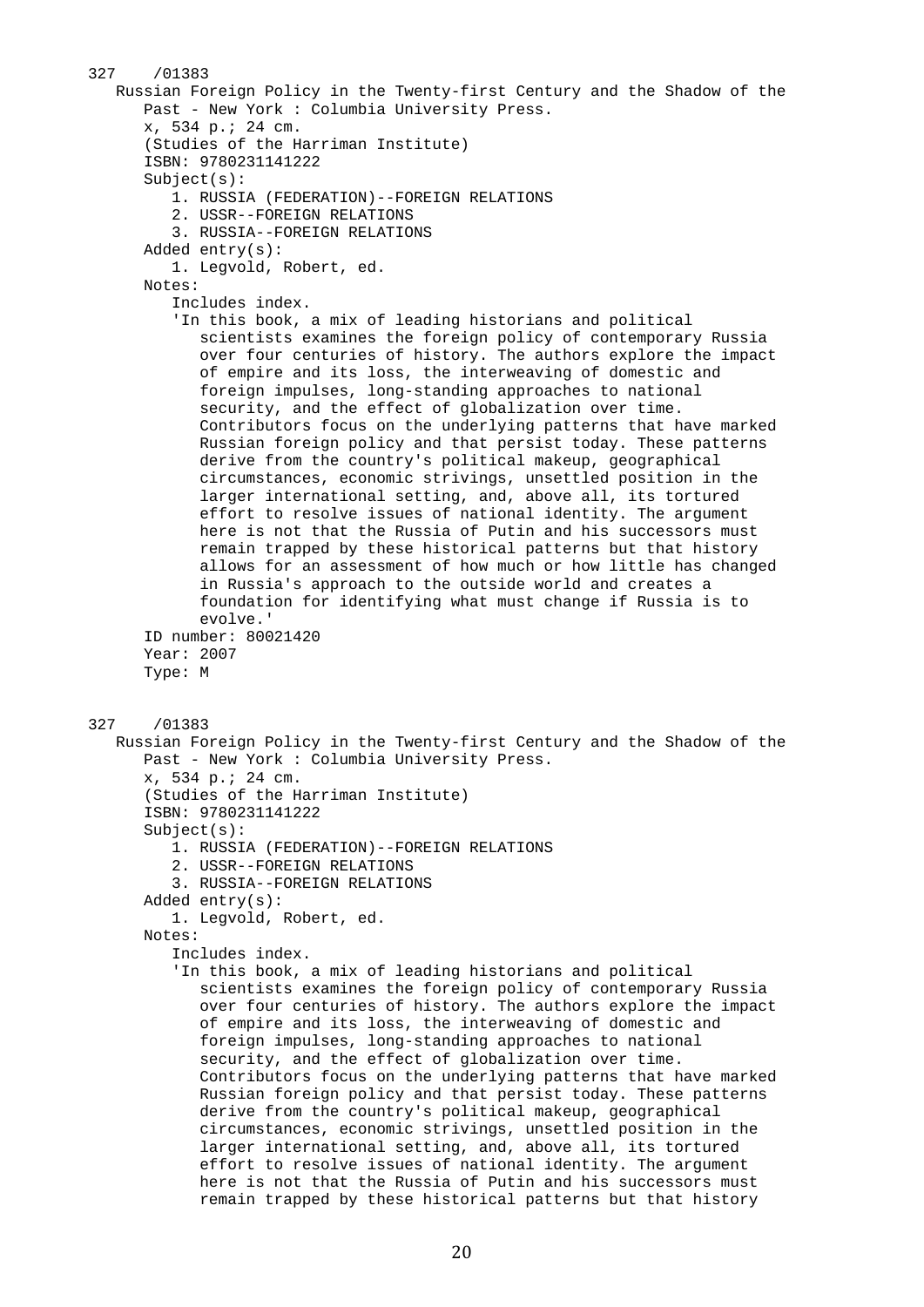327 /01383

Russian Foreign Policy in the Twenty-first Century and the Shadow of the Past - New York : Columbia University Press.

x, 534 p.; 24 cm.

(Studies of the Harriman Institute)

ISBN: 9780231141222

Subject(s):

1. RUSSIA (FEDERATION)--FOREIGN RELATIONS
2. USSR--FOREIGN RELATIONS
3. RUSSIA--FOREIGN RELATIONS

Added entry(s):

1. Legvold, Robert, ed.

Notes:

Includes index.

'In this book, a mix of leading historians and political scientists examines the foreign policy of contemporary Russia over four centuries of history. The authors explore the impact of empire and its loss, the interweaving of domestic and foreign impulses, long-standing approaches to national security, and the effect of globalization over time. Contributors focus on the underlying patterns that have marked Russian foreign policy and that persist today. These patterns derive from the country's political makeup, geographical circumstances, economic strivings, unsettled position in the larger international setting, and, above all, its tortured effort to resolve issues of national identity. The argument here is not that the Russia of Putin and his successors must remain trapped by these historical patterns but that history allows for an assessment of how much or how little has changed in Russia's approach to the outside world and creates a foundation for identifying what must change if Russia is to evolve.'

ID number: 80021420

Year: 2007

Type: M

327 /01383

Russian Foreign Policy in the Twenty-first Century and the Shadow of the Past - New York : Columbia University Press.

x, 534 p.; 24 cm.

(Studies of the Harriman Institute)

ISBN: 9780231141222

Subject(s):

1. RUSSIA (FEDERATION)--FOREIGN RELATIONS
2. USSR--FOREIGN RELATIONS
3. RUSSIA--FOREIGN RELATIONS

Added entry(s):

1. Legvold, Robert, ed.

Notes:

Includes index.

'In this book, a mix of leading historians and political scientists examines the foreign policy of contemporary Russia over four centuries of history. The authors explore the impact of empire and its loss, the interweaving of domestic and foreign impulses, long-standing approaches to national security, and the effect of globalization over time. Contributors focus on the underlying patterns that have marked Russian foreign policy and that persist today. These patterns derive from the country's political makeup, geographical circumstances, economic strivings, unsettled position in the larger international setting, and, above all, its tortured effort to resolve issues of national identity. The argument here is not that the Russia of Putin and his successors must remain trapped by these historical patterns but that history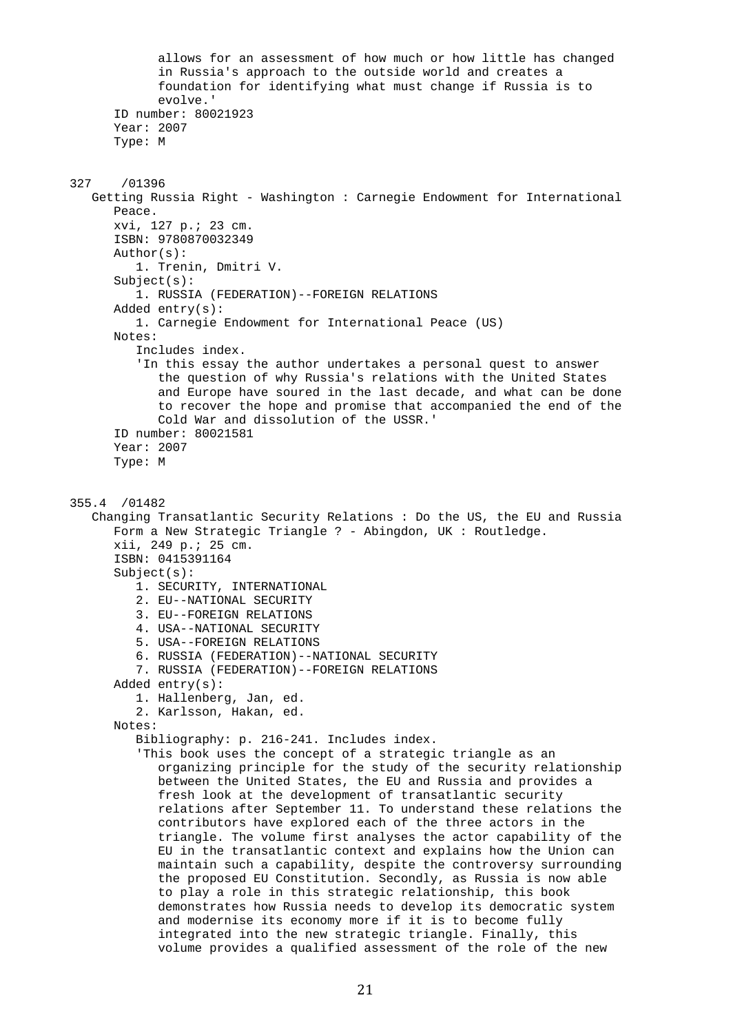allows for an assessment of how much or how little has changed in Russia's approach to the outside world and creates a foundation for identifying what must change if Russia is to evolve.'

ID number: 80021923
Year: 2007
Type: M

327 /01396

Getting Russia Right - Washington : Carnegie Endowment for International Peace.

xvi, 127 p.; 23 cm.
ISBN: 9780870032349

Author(s):

1. Trenin, Dmitri V.

Subject(s):

1. RUSSIA (FEDERATION)--FOREIGN RELATIONS

Added entry(s):

1. Carnegie Endowment for International Peace (US)

Notes:

Includes index.

'In this essay the author undertakes a personal quest to answer the question of why Russia's relations with the United States and Europe have soured in the last decade, and what can be done to recover the hope and promise that accompanied the end of the Cold War and dissolution of the USSR.'

ID number: 80021581
Year: 2007
Type: M

355.4 /01482

Changing Transatlantic Security Relations : Do the US, the EU and Russia Form a New Strategic Triangle ? - Abingdon, UK : Routledge.

xii, 249 p.; 25 cm.
ISBN: 0415391164

Subject(s):

1. SECURITY, INTERNATIONAL
2. EU--NATIONAL SECURITY
3. EU--FOREIGN RELATIONS
4. USA--NATIONAL SECURITY
5. USA--FOREIGN RELATIONS
6. RUSSIA (FEDERATION)--NATIONAL SECURITY
7. RUSSIA (FEDERATION)--FOREIGN RELATIONS

Added entry(s):

1. Hallenberg, Jan, ed.
2. Karlsson, Hakan, ed.

Notes:

Bibliography: p. 216-241. Includes index.

'This book uses the concept of a strategic triangle as an organizing principle for the study of the security relationship between the United States, the EU and Russia and provides a fresh look at the development of transatlantic security relations after September 11. To understand these relations the contributors have explored each of the three actors in the triangle. The volume first analyses the actor capability of the EU in the transatlantic context and explains how the Union can maintain such a capability, despite the controversy surrounding the proposed EU Constitution. Secondly, as Russia is now able to play a role in this strategic relationship, this book demonstrates how Russia needs to develop its democratic system and modernise its economy more if it is to become fully integrated into the new strategic triangle. Finally, this volume provides a qualified assessment of the role of the new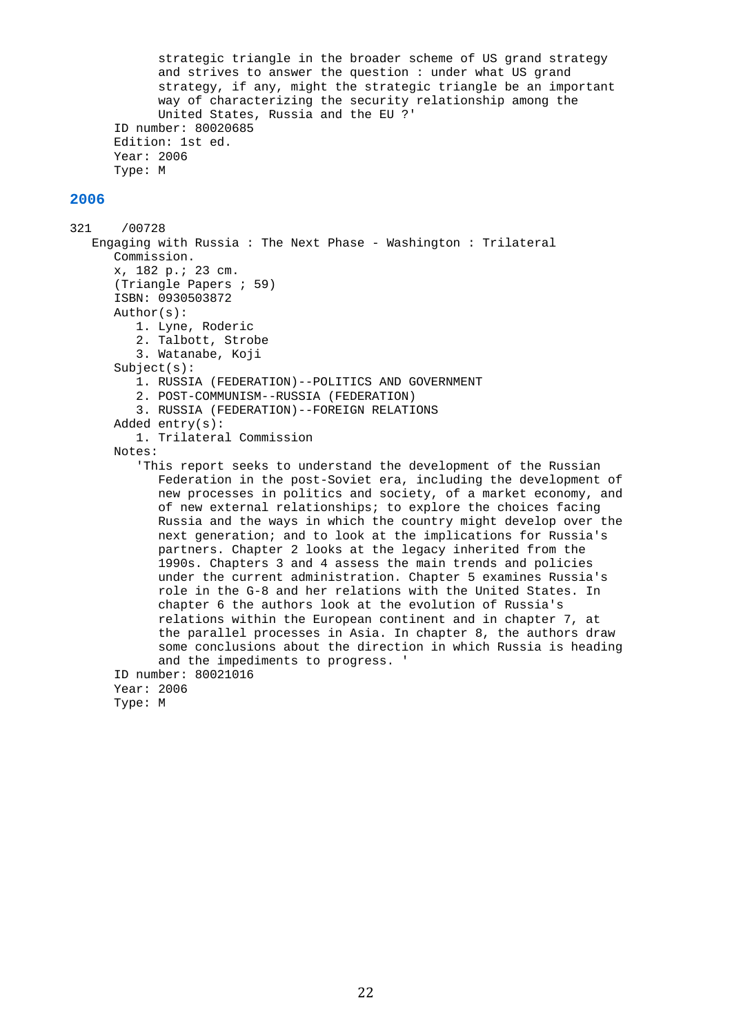strategic triangle in the broader scheme of US grand strategy and strives to answer the question : under what US grand strategy, if any, might the strategic triangle be an important way of characterizing the security relationship among the United States, Russia and the EU ?'

ID number: 80020685
Edition: 1st ed.
Year: 2006
Type: M

## 2006

321 /00728

Engaging with Russia : The Next Phase - Washington : Trilateral Commission.

x, 182 p.; 23 cm.
(Triangle Papers ; 59)
ISBN: 0930503872

Author(s):

1. Lyne, Roderic
2. Talbott, Strobe
3. Watanabe, Koji

Subject(s):

1. RUSSIA (FEDERATION)--POLITICS AND GOVERNMENT
2. POST-COMMUNISM--RUSSIA (FEDERATION)
3. RUSSIA (FEDERATION)--FOREIGN RELATIONS

Added entry(s):

1. Trilateral Commission

Notes:

'This report seeks to understand the development of the Russian Federation in the post-Soviet era, including the development of new processes in politics and society, of a market economy, and of new external relationships; to explore the choices facing Russia and the ways in which the country might develop over the next generation; and to look at the implications for Russia's partners. Chapter 2 looks at the legacy inherited from the 1990s. Chapters 3 and 4 assess the main trends and policies under the current administration. Chapter 5 examines Russia's role in the G-8 and her relations with the United States. In chapter 6 the authors look at the evolution of Russia's relations within the European continent and in chapter 7, at the parallel processes in Asia. In chapter 8, the authors draw some conclusions about the direction in which Russia is heading and the impediments to progress. '

ID number: 80021016
Year: 2006
Type: M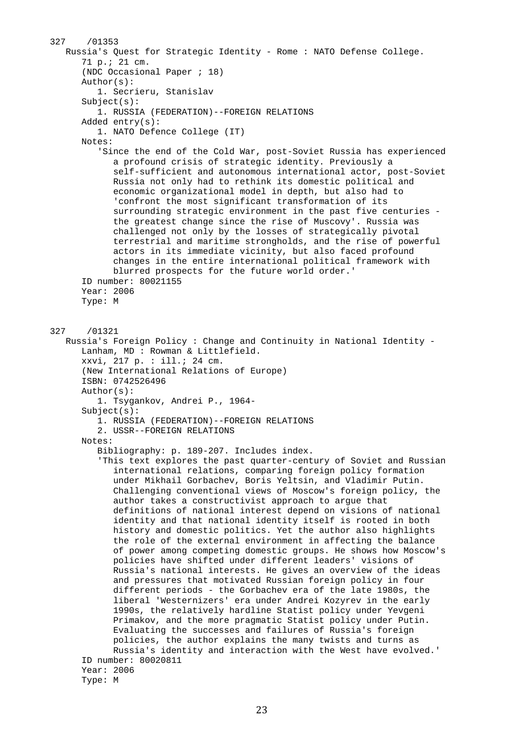327 /01353

Russia's Quest for Strategic Identity - Rome : NATO Defense College.

71 p.; 21 cm.

(NDC Occasional Paper ; 18)

Author(s):

1. Secrieru, Stanislav

Subject(s):

1. RUSSIA (FEDERATION)--FOREIGN RELATIONS

Added entry(s):

1. NATO Defence College (IT)

Notes:

'Since the end of the Cold War, post-Soviet Russia has experienced a profound crisis of strategic identity. Previously a self-sufficient and autonomous international actor, post-Soviet Russia not only had to rethink its domestic political and economic organizational model in depth, but also had to 'confront the most significant transformation of its surrounding strategic environment in the past five centuries - the greatest change since the rise of Muscovy'. Russia was challenged not only by the losses of strategically pivotal terrestrial and maritime strongholds, and the rise of powerful actors in its immediate vicinity, but also faced profound changes in the entire international political framework with blurred prospects for the future world order.'

ID number: 80021155

Year: 2006

Type: M

327 /01321

Russia's Foreign Policy : Change and Continuity in National Identity - Lanham, MD : Rowman & Littlefield.

xxvi, 217 p. : ill.; 24 cm.

(New International Relations of Europe)

ISBN: 0742526496

Author(s):

1. Tsygankov, Andrei P., 1964-

Subject(s):

1. RUSSIA (FEDERATION)--FOREIGN RELATIONS
2. USSR--FOREIGN RELATIONS

Notes:

Bibliography: p. 189-207. Includes index.

'This text explores the past quarter-century of Soviet and Russian international relations, comparing foreign policy formation under Mikhail Gorbachev, Boris Yeltsin, and Vladimir Putin. Challenging conventional views of Moscow's foreign policy, the author takes a constructivist approach to argue that definitions of national interest depend on visions of national identity and that national identity itself is rooted in both history and domestic politics. Yet the author also highlights the role of the external environment in affecting the balance of power among competing domestic groups. He shows how Moscow's policies have shifted under different leaders' visions of Russia's national interests. He gives an overview of the ideas and pressures that motivated Russian foreign policy in four different periods - the Gorbachev era of the late 1980s, the liberal 'Westernizers' era under Andrei Kozyrev in the early 1990s, the relatively hardline Statist policy under Yevgeni Primakov, and the more pragmatic Statist policy under Putin. Evaluating the successes and failures of Russia's foreign policies, the author explains the many twists and turns as Russia's identity and interaction with the West have evolved.'

ID number: 80020811

Year: 2006

Type: M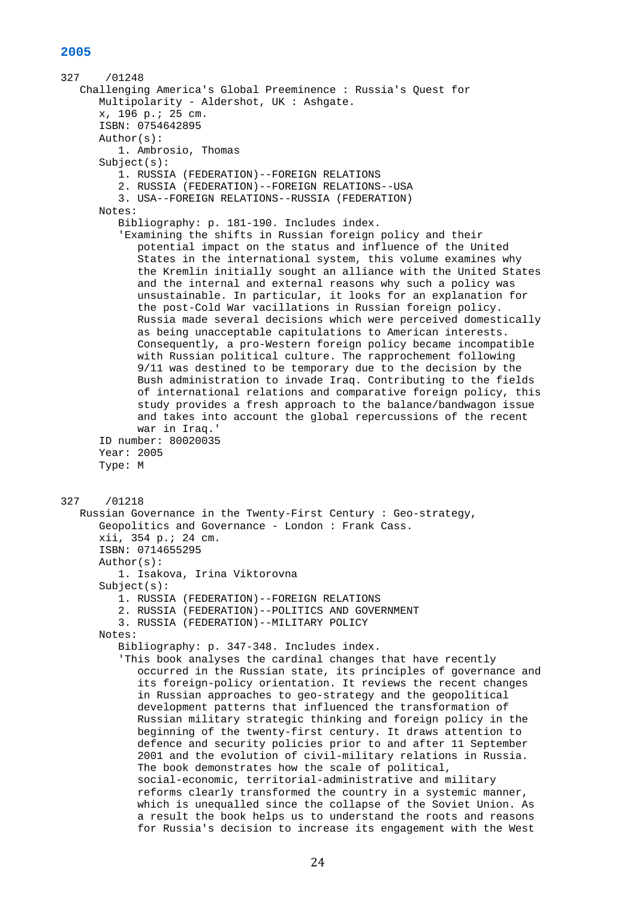## 2005

327 /01248

Challenging America's Global Preeminence : Russia's Quest for Multipolarity - Aldershot, UK : Ashgate.

x, 196 p.; 25 cm.

ISBN: 0754642895

Author(s):

1. Ambrosio, Thomas

Subject(s):

1. RUSSIA (FEDERATION)--FOREIGN RELATIONS
2. RUSSIA (FEDERATION)--FOREIGN RELATIONS--USA
3. USA--FOREIGN RELATIONS--RUSSIA (FEDERATION)

Notes:

Bibliography: p. 181-190. Includes index.

'Examining the shifts in Russian foreign policy and their potential impact on the status and influence of the United States in the international system, this volume examines why the Kremlin initially sought an alliance with the United States and the internal and external reasons why such a policy was unsustainable. In particular, it looks for an explanation for the post-Cold War vacillations in Russian foreign policy. Russia made several decisions which were perceived domestically as being unacceptable capitulations to American interests. Consequently, a pro-Western foreign policy became incompatible with Russian political culture. The rapprochement following 9/11 was destined to be temporary due to the decision by the Bush administration to invade Iraq. Contributing to the fields of international relations and comparative foreign policy, this study provides a fresh approach to the balance/bandwagon issue and takes into account the global repercussions of the recent war in Iraq.'

ID number: 80020035

Year: 2005

Type: M

327 /01218

Russian Governance in the Twenty-First Century : Geo-strategy, Geopolitics and Governance - London : Frank Cass.

xii, 354 p.; 24 cm.

ISBN: 0714655295

Author(s):

1. Isakova, Irina Viktorovna

Subject(s):

1. RUSSIA (FEDERATION)--FOREIGN RELATIONS
2. RUSSIA (FEDERATION)--POLITICS AND GOVERNMENT
3. RUSSIA (FEDERATION)--MILITARY POLICY

Notes:

Bibliography: p. 347-348. Includes index.

'This book analyses the cardinal changes that have recently occurred in the Russian state, its principles of governance and its foreign-policy orientation. It reviews the recent changes in Russian approaches to geo-strategy and the geopolitical development patterns that influenced the transformation of Russian military strategic thinking and foreign policy in the beginning of the twenty-first century. It draws attention to defence and security policies prior to and after 11 September 2001 and the evolution of civil-military relations in Russia. The book demonstrates how the scale of political, social-economic, territorial-administrative and military reforms clearly transformed the country in a systemic manner, which is unequalled since the collapse of the Soviet Union. As a result the book helps us to understand the roots and reasons for Russia's decision to increase its engagement with the West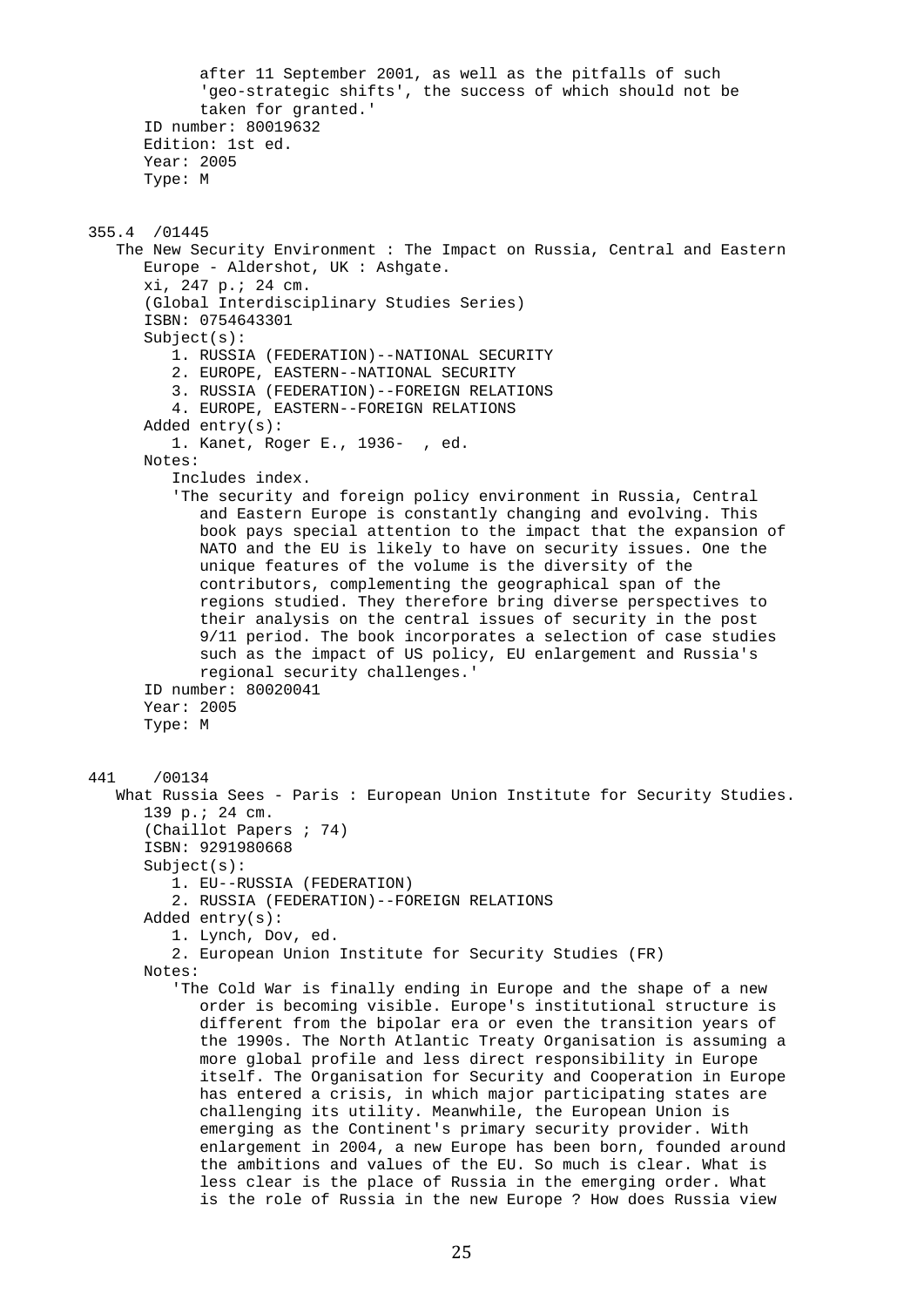after 11 September 2001, as well as the pitfalls of such 'geo-strategic shifts', the success of which should not be taken for granted.'

ID number: 80019632
Edition: 1st ed.
Year: 2005
Type: M

355.4 /01445

The New Security Environment : The Impact on Russia, Central and Eastern Europe - Aldershot, UK : Ashgate.
xi, 247 p.; 24 cm.
(Global Interdisciplinary Studies Series)
ISBN: 0754643301
Subject(s):
1. RUSSIA (FEDERATION)--NATIONAL SECURITY
2. EUROPE, EASTERN--NATIONAL SECURITY
3. RUSSIA (FEDERATION)--FOREIGN RELATIONS
4. EUROPE, EASTERN--FOREIGN RELATIONS
Added entry(s):
1. Kanet, Roger E., 1936- , ed.
Notes:
Includes index.
'The security and foreign policy environment in Russia, Central and Eastern Europe is constantly changing and evolving. This book pays special attention to the impact that the expansion of NATO and the EU is likely to have on security issues. One the unique features of the volume is the diversity of the contributors, complementing the geographical span of the regions studied. They therefore bring diverse perspectives to their analysis on the central issues of security in the post 9/11 period. The book incorporates a selection of case studies such as the impact of US policy, EU enlargement and Russia's regional security challenges.'
ID number: 80020041
Year: 2005
Type: M

441 /00134

What Russia Sees - Paris : European Union Institute for Security Studies.
139 p.; 24 cm.
(Chaillot Papers ; 74)
ISBN: 9291980668
Subject(s):
1. EU--RUSSIA (FEDERATION)
2. RUSSIA (FEDERATION)--FOREIGN RELATIONS
Added entry(s):
1. Lynch, Dov, ed.
2. European Union Institute for Security Studies (FR)
Notes:
'The Cold War is finally ending in Europe and the shape of a new order is becoming visible. Europe's institutional structure is different from the bipolar era or even the transition years of the 1990s. The North Atlantic Treaty Organisation is assuming a more global profile and less direct responsibility in Europe itself. The Organisation for Security and Cooperation in Europe has entered a crisis, in which major participating states are challenging its utility. Meanwhile, the European Union is emerging as the Continent's primary security provider. With enlargement in 2004, a new Europe has been born, founded around the ambitions and values of the EU. So much is clear. What is less clear is the place of Russia in the emerging order. What is the role of Russia in the new Europe ? How does Russia view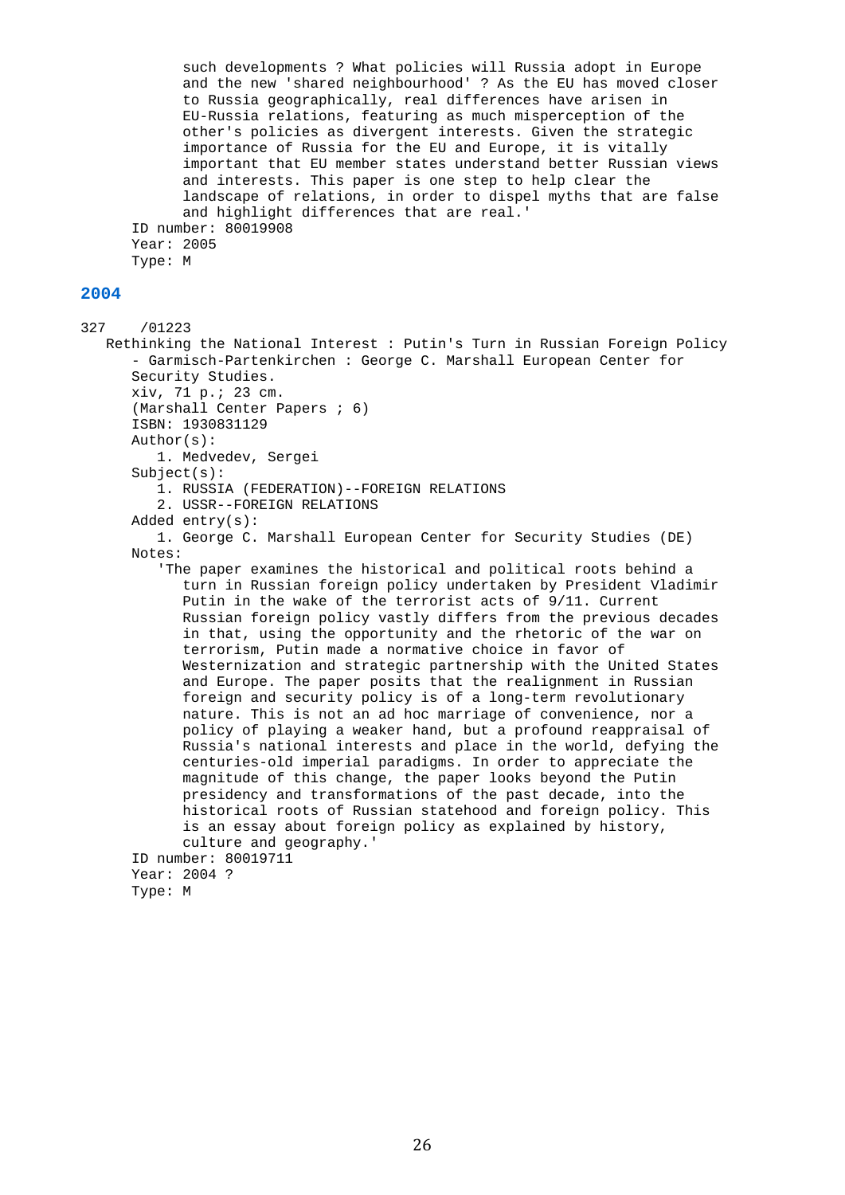such developments ? What policies will Russia adopt in Europe and the new 'shared neighbourhood' ? As the EU has moved closer to Russia geographically, real differences have arisen in EU-Russia relations, featuring as much misperception of the other's policies as divergent interests. Given the strategic importance of Russia for the EU and Europe, it is vitally important that EU member states understand better Russian views and interests. This paper is one step to help clear the landscape of relations, in order to dispel myths that are false and highlight differences that are real.'

ID number: 80019908
Year: 2005
Type: M

## 2004

327 /01223

Rethinking the National Interest : Putin's Turn in Russian Foreign Policy - Garmisch-Partenkirchen : George C. Marshall European Center for Security Studies.

xiv, 71 p.; 23 cm.
(Marshall Center Papers ; 6)
ISBN: 1930831129
Author(s):
1. Medvedev, Sergei
Subject(s):
1. RUSSIA (FEDERATION)--FOREIGN RELATIONS
2. USSR--FOREIGN RELATIONS
Added entry(s):
1. George C. Marshall European Center for Security Studies (DE)
Notes:
'The paper examines the historical and political roots behind a turn in Russian foreign policy undertaken by President Vladimir Putin in the wake of the terrorist acts of 9/11. Current Russian foreign policy vastly differs from the previous decades in that, using the opportunity and the rhetoric of the war on terrorism, Putin made a normative choice in favor of Westernization and strategic partnership with the United States and Europe. The paper posits that the realignment in Russian foreign and security policy is of a long-term revolutionary nature. This is not an ad hoc marriage of convenience, nor a policy of playing a weaker hand, but a profound reappraisal of Russia's national interests and place in the world, defying the centuries-old imperial paradigms. In order to appreciate the magnitude of this change, the paper looks beyond the Putin presidency and transformations of the past decade, into the historical roots of Russian statehood and foreign policy. This is an essay about foreign policy as explained by history, culture and geography.'

ID number: 80019711
Year: 2004 ?
Type: M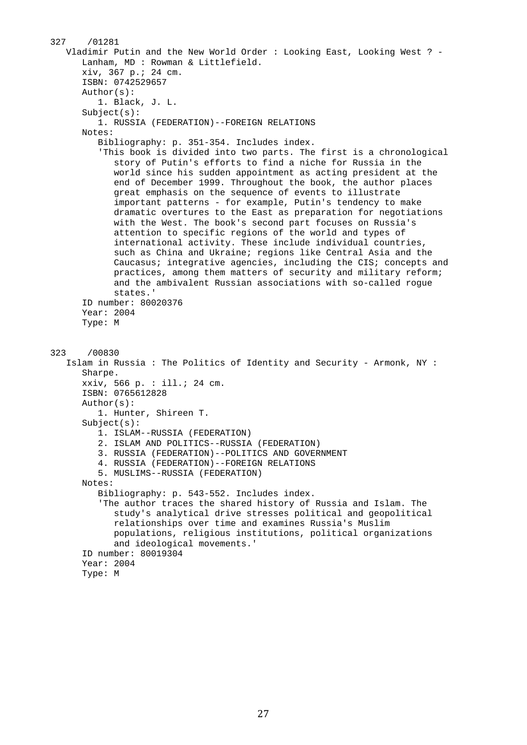327 /01281

Vladimir Putin and the New World Order : Looking East, Looking West ? - Lanham, MD : Rowman & Littlefield.

xiv, 367 p.; 24 cm.

ISBN: 0742529657

Author(s):

1. Black, J. L.

Subject(s):

1. RUSSIA (FEDERATION)--FOREIGN RELATIONS

Notes:

Bibliography: p. 351-354. Includes index.

'This book is divided into two parts. The first is a chronological story of Putin's efforts to find a niche for Russia in the world since his sudden appointment as acting president at the end of December 1999. Throughout the book, the author places great emphasis on the sequence of events to illustrate important patterns - for example, Putin's tendency to make dramatic overtures to the East as preparation for negotiations with the West. The book's second part focuses on Russia's attention to specific regions of the world and types of international activity. These include individual countries, such as China and Ukraine; regions like Central Asia and the Caucasus; integrative agencies, including the CIS; concepts and practices, among them matters of security and military reform; and the ambivalent Russian associations with so-called rogue states.'

ID number: 80020376

Year: 2004

Type: M

323 /00830

Islam in Russia : The Politics of Identity and Security - Armonk, NY : Sharpe.

xxiv, 566 p. : ill.; 24 cm.

ISBN: 0765612828

Author(s):

1. Hunter, Shireen T.

Subject(s):

1. ISLAM--RUSSIA (FEDERATION)
2. ISLAM AND POLITICS--RUSSIA (FEDERATION)
3. RUSSIA (FEDERATION)--POLITICS AND GOVERNMENT
4. RUSSIA (FEDERATION)--FOREIGN RELATIONS
5. MUSLIMS--RUSSIA (FEDERATION)

Notes:

Bibliography: p. 543-552. Includes index.

'The author traces the shared history of Russia and Islam. The study's analytical drive stresses political and geopolitical relationships over time and examines Russia's Muslim populations, religious institutions, political organizations and ideological movements.'

ID number: 80019304

Year: 2004

Type: M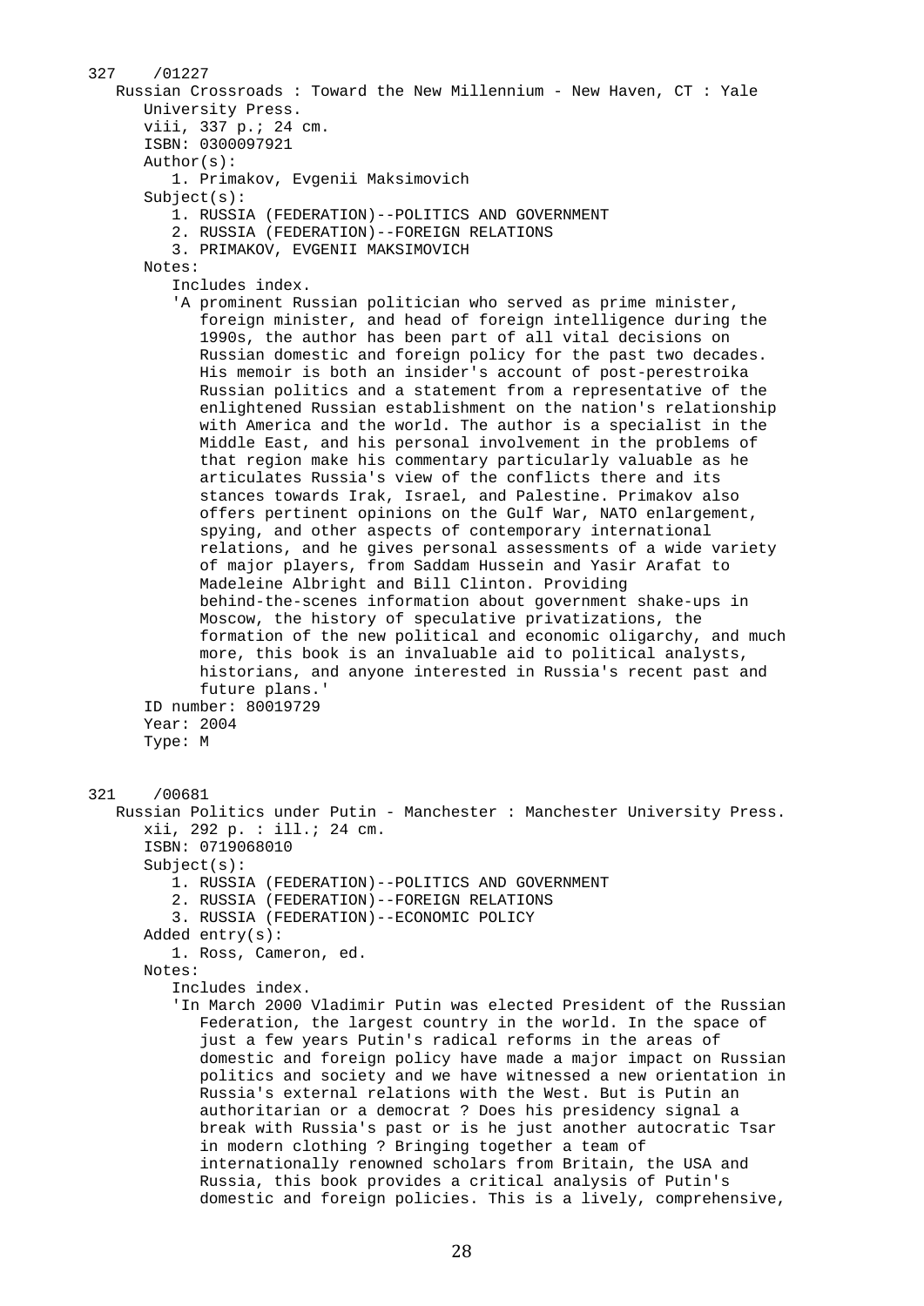327 /01227

Russian Crossroads : Toward the New Millennium - New Haven, CT : Yale University Press.

viii, 337 p.; 24 cm.

ISBN: 0300097921

Author(s):

1. Primakov, Evgenii Maksimovich

Subject(s):

1. RUSSIA (FEDERATION)--POLITICS AND GOVERNMENT
2. RUSSIA (FEDERATION)--FOREIGN RELATIONS
3. PRIMAKOV, EVGENII MAKSIMOVICH

Notes:

Includes index.

'A prominent Russian politician who served as prime minister, foreign minister, and head of foreign intelligence during the 1990s, the author has been part of all vital decisions on Russian domestic and foreign policy for the past two decades. His memoir is both an insider's account of post-perestroika Russian politics and a statement from a representative of the enlightened Russian establishment on the nation's relationship with America and the world. The author is a specialist in the Middle East, and his personal involvement in the problems of that region make his commentary particularly valuable as he articulates Russia's view of the conflicts there and its stances towards Irak, Israel, and Palestine. Primakov also offers pertinent opinions on the Gulf War, NATO enlargement, spying, and other aspects of contemporary international relations, and he gives personal assessments of a wide variety of major players, from Saddam Hussein and Yasir Arafat to Madeleine Albright and Bill Clinton. Providing behind-the-scenes information about government shake-ups in Moscow, the history of speculative privatizations, the formation of the new political and economic oligarchy, and much more, this book is an invaluable aid to political analysts, historians, and anyone interested in Russia's recent past and future plans.'

ID number: 80019729

Year: 2004

Type: M

321 /00681

Russian Politics under Putin - Manchester : Manchester University Press.

xii, 292 p. : ill.; 24 cm.

ISBN: 0719068010

Subject(s):

1. RUSSIA (FEDERATION)--POLITICS AND GOVERNMENT
2. RUSSIA (FEDERATION)--FOREIGN RELATIONS
3. RUSSIA (FEDERATION)--ECONOMIC POLICY

Added entry(s):

1. Ross, Cameron, ed.

Notes:

Includes index.

'In March 2000 Vladimir Putin was elected President of the Russian Federation, the largest country in the world. In the space of just a few years Putin's radical reforms in the areas of domestic and foreign policy have made a major impact on Russian politics and society and we have witnessed a new orientation in Russia's external relations with the West. But is Putin an authoritarian or a democrat ? Does his presidency signal a break with Russia's past or is he just another autocratic Tsar in modern clothing ? Bringing together a team of internationally renowned scholars from Britain, the USA and Russia, this book provides a critical analysis of Putin's domestic and foreign policies. This is a lively, comprehensive,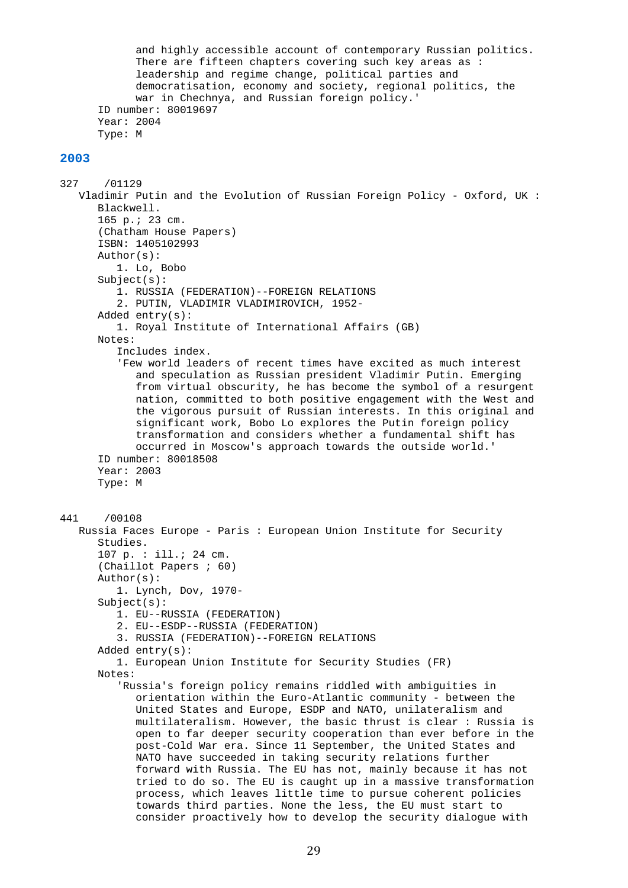and highly accessible account of contemporary Russian politics. There are fifteen chapters covering such key areas as : leadership and regime change, political parties and democratisation, economy and society, regional politics, the war in Chechnya, and Russian foreign policy.'

ID number: 80019697
Year: 2004
Type: M

## 2003

327 /01129

Vladimir Putin and the Evolution of Russian Foreign Policy - Oxford, UK : Blackwell.
165 p.; 23 cm.
(Chatham House Papers)
ISBN: 1405102993
Author(s):
1. Lo, Bobo
Subject(s):
1. RUSSIA (FEDERATION)--FOREIGN RELATIONS
2. PUTIN, VLADIMIR VLADIMIROVICH, 1952-
Added entry(s):
1. Royal Institute of International Affairs (GB)
Notes:
Includes index.
'Few world leaders of recent times have excited as much interest and speculation as Russian president Vladimir Putin. Emerging from virtual obscurity, he has become the symbol of a resurgent nation, committed to both positive engagement with the West and the vigorous pursuit of Russian interests. In this original and significant work, Bobo Lo explores the Putin foreign policy transformation and considers whether a fundamental shift has occurred in Moscow's approach towards the outside world.'
ID number: 80018508
Year: 2003
Type: M

441 /00108

Russia Faces Europe - Paris : European Union Institute for Security Studies.
107 p. : ill.; 24 cm.
(Chaillot Papers ; 60)
Author(s):
1. Lynch, Dov, 1970-
Subject(s):
1. EU--RUSSIA (FEDERATION)
2. EU--ESDP--RUSSIA (FEDERATION)
3. RUSSIA (FEDERATION)--FOREIGN RELATIONS
Added entry(s):
1. European Union Institute for Security Studies (FR)
Notes:
'Russia's foreign policy remains riddled with ambiguities in orientation within the Euro-Atlantic community - between the United States and Europe, ESDP and NATO, unilateralism and multilateralism. However, the basic thrust is clear : Russia is open to far deeper security cooperation than ever before in the post-Cold War era. Since 11 September, the United States and NATO have succeeded in taking security relations further forward with Russia. The EU has not, mainly because it has not tried to do so. The EU is caught up in a massive transformation process, which leaves little time to pursue coherent policies towards third parties. None the less, the EU must start to consider proactively how to develop the security dialogue with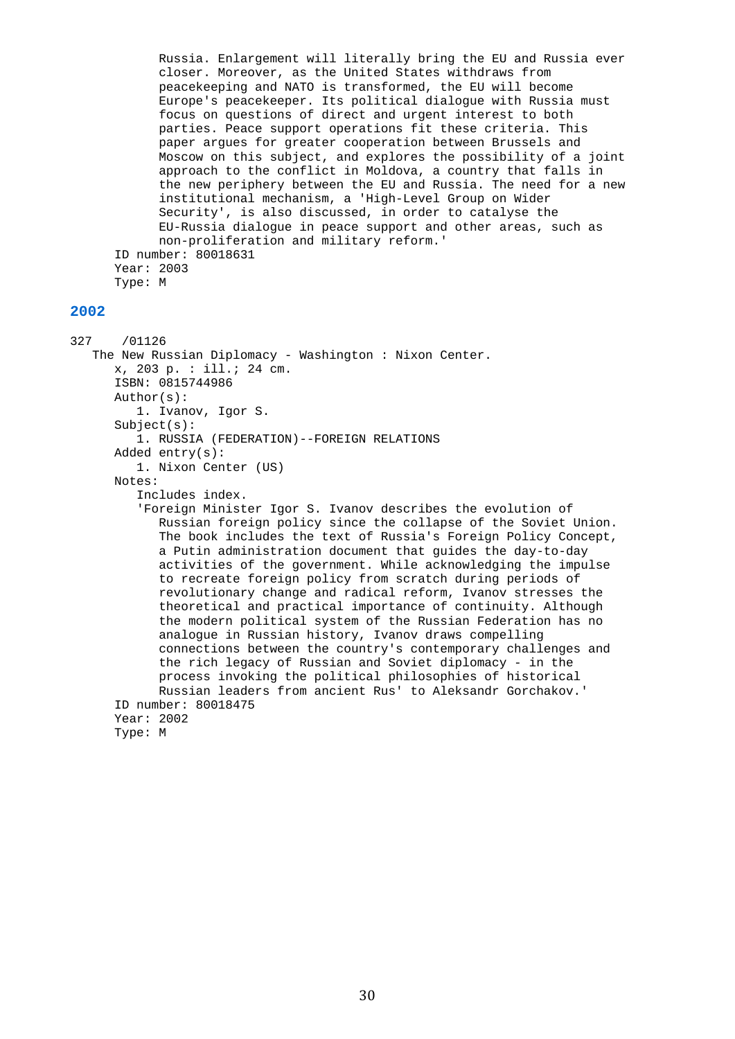Russia. Enlargement will literally bring the EU and Russia ever closer. Moreover, as the United States withdraws from peacekeeping and NATO is transformed, the EU will become Europe's peacekeeper. Its political dialogue with Russia must focus on questions of direct and urgent interest to both parties. Peace support operations fit these criteria. This paper argues for greater cooperation between Brussels and Moscow on this subject, and explores the possibility of a joint approach to the conflict in Moldova, a country that falls in the new periphery between the EU and Russia. The need for a new institutional mechanism, a 'High-Level Group on Wider Security', is also discussed, in order to catalyse the EU-Russia dialogue in peace support and other areas, such as non-proliferation and military reform.'

ID number: 80018631
Year: 2003
Type: M

## 2002

327 /01126

The New Russian Diplomacy - Washington : Nixon Center.

x, 203 p. : ill.; 24 cm.
ISBN: 0815744986
Author(s):
1. Ivanov, Igor S.
Subject(s):
1. RUSSIA (FEDERATION)--FOREIGN RELATIONS
Added entry(s):
1. Nixon Center (US)
Notes:
Includes index.
'Foreign Minister Igor S. Ivanov describes the evolution of Russian foreign policy since the collapse of the Soviet Union. The book includes the text of Russia's Foreign Policy Concept, a Putin administration document that guides the day-to-day activities of the government. While acknowledging the impulse to recreate foreign policy from scratch during periods of revolutionary change and radical reform, Ivanov stresses the theoretical and practical importance of continuity. Although the modern political system of the Russian Federation has no analogue in Russian history, Ivanov draws compelling connections between the country's contemporary challenges and the rich legacy of Russian and Soviet diplomacy - in the process invoking the political philosophies of historical Russian leaders from ancient Rus' to Aleksandr Gorchakov.'
ID number: 80018475
Year: 2002
Type: M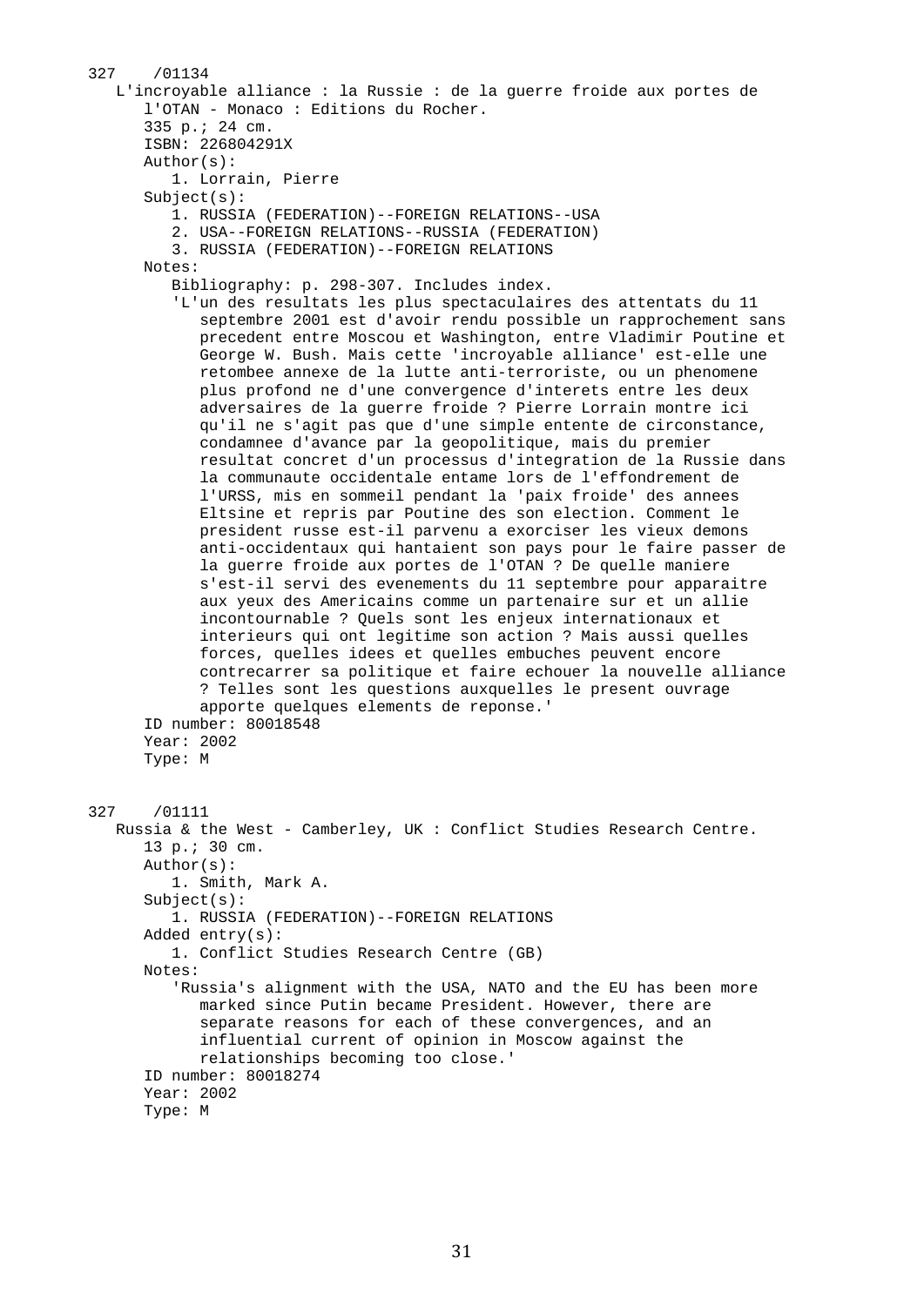327 /01134

L'incroyable alliance : la Russie : de la guerre froide aux portes de l'OTAN - Monaco : Editions du Rocher.

335 p.; 24 cm.

ISBN: 226804291X

Author(s):

1. Lorrain, Pierre

Subject(s):

1. RUSSIA (FEDERATION)--FOREIGN RELATIONS--USA
2. USA--FOREIGN RELATIONS--RUSSIA (FEDERATION)
3. RUSSIA (FEDERATION)--FOREIGN RELATIONS

Notes:

Bibliography: p. 298-307. Includes index.

'L'un des resultats les plus spectaculaires des attentats du 11 septembre 2001 est d'avoir rendu possible un rapprochement sans precedent entre Moscou et Washington, entre Vladimir Poutine et George W. Bush. Mais cette 'incroyable alliance' est-elle une retombee annexe de la lutte anti-terroriste, ou un phenomene plus profond ne d'une convergence d'interets entre les deux adversaires de la guerre froide ? Pierre Lorrain montre ici qu'il ne s'agit pas que d'une simple entente de circonstance, condamnee d'avance par la geopolitique, mais du premier resultat concret d'un processus d'integration de la Russie dans la communaute occidentale entame lors de l'effondrement de l'URSS, mis en sommeil pendant la 'paix froide' des annees Eltsine et repris par Poutine des son election. Comment le president russe est-il parvenu a exorciser les vieux demons anti-occidentaux qui hantaient son pays pour le faire passer de la guerre froide aux portes de l'OTAN ? De quelle maniere s'est-il servi des evenements du 11 septembre pour apparaitre aux yeux des Americains comme un partenaire sur et un allie incontournable ? Quels sont les enjeux internationaux et interieurs qui ont legitime son action ? Mais aussi quelles forces, quelles idees et quelles embuches peuvent encore contrecarrer sa politique et faire echouer la nouvelle alliance ? Telles sont les questions auxquelles le present ouvrage apporte quelques elements de reponse.'

ID number: 80018548

Year: 2002

Type: M

327 /01111

Russia & the West - Camberley, UK : Conflict Studies Research Centre.

13 p.; 30 cm.

Author(s):

1. Smith, Mark A.

Subject(s):

1. RUSSIA (FEDERATION)--FOREIGN RELATIONS

Added entry(s):

1. Conflict Studies Research Centre (GB)

Notes:

'Russia's alignment with the USA, NATO and the EU has been more marked since Putin became President. However, there are separate reasons for each of these convergences, and an influential current of opinion in Moscow against the relationships becoming too close.'

ID number: 80018274

Year: 2002

Type: M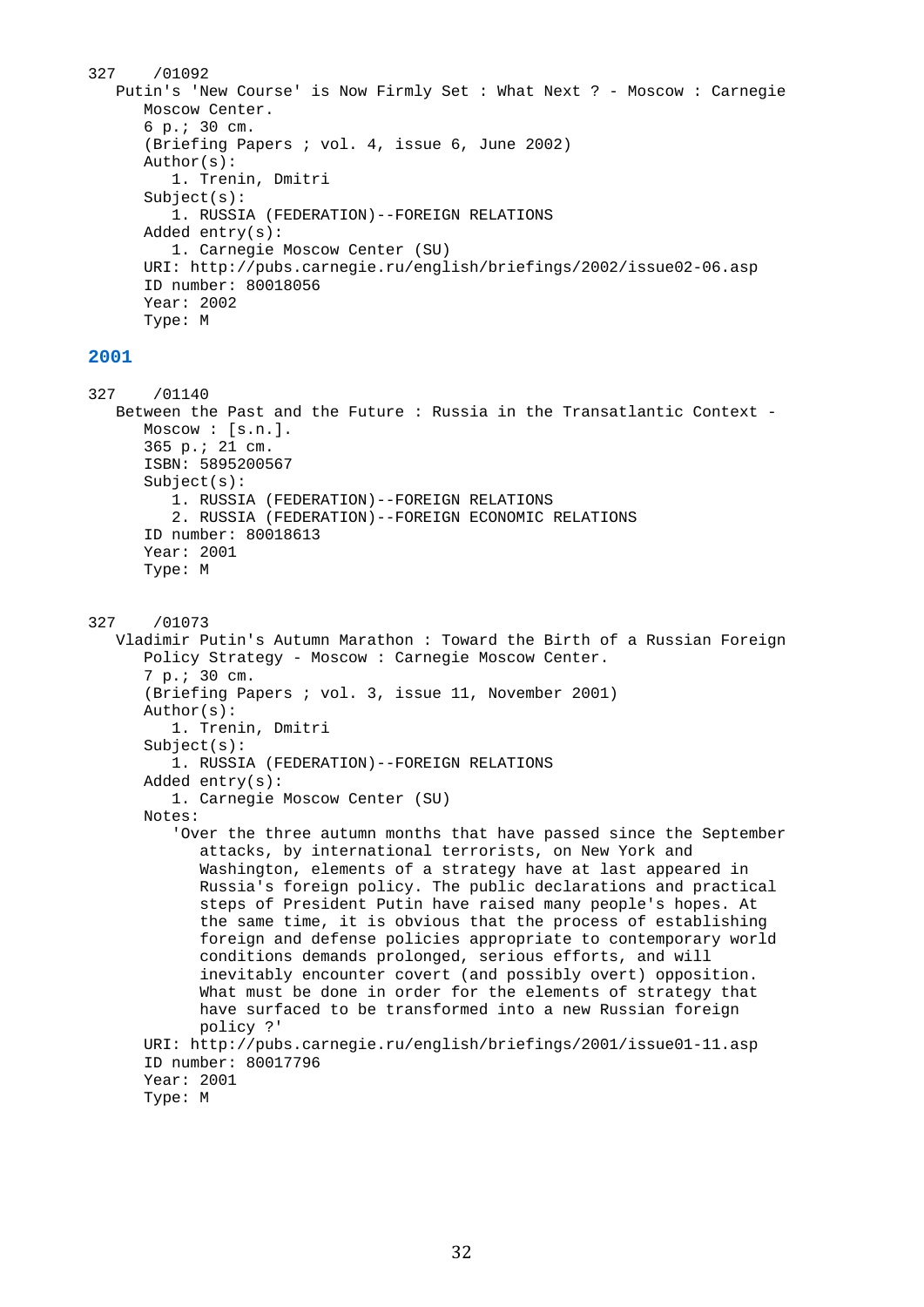327 /01092

Putin's 'New Course' is Now Firmly Set : What Next ? - Moscow : Carnegie Moscow Center.
6 p.; 30 cm.
(Briefing Papers ; vol. 4, issue 6, June 2002)
Author(s):
1. Trenin, Dmitri
Subject(s):
1. RUSSIA (FEDERATION)--FOREIGN RELATIONS
Added entry(s):
1. Carnegie Moscow Center (SU)
URI: http://pubs.carnegie.ru/english/briefings/2002/issue02-06.asp
ID number: 80018056
Year: 2002
Type: M

## 2001

327 /01140

Between the Past and the Future : Russia in the Transatlantic Context - Moscow : [s.n.].
365 p.; 21 cm.
ISBN: 5895200567
Subject(s):
1. RUSSIA (FEDERATION)--FOREIGN RELATIONS
2. RUSSIA (FEDERATION)--FOREIGN ECONOMIC RELATIONS
ID number: 80018613
Year: 2001
Type: M

327 /01073

Vladimir Putin's Autumn Marathon : Toward the Birth of a Russian Foreign Policy Strategy - Moscow : Carnegie Moscow Center.
7 p.; 30 cm.
(Briefing Papers ; vol. 3, issue 11, November 2001)
Author(s):
1. Trenin, Dmitri
Subject(s):
1. RUSSIA (FEDERATION)--FOREIGN RELATIONS
Added entry(s):
1. Carnegie Moscow Center (SU)
Notes:
'Over the three autumn months that have passed since the September attacks, by international terrorists, on New York and Washington, elements of a strategy have at last appeared in Russia's foreign policy. The public declarations and practical steps of President Putin have raised many people's hopes. At the same time, it is obvious that the process of establishing foreign and defense policies appropriate to contemporary world conditions demands prolonged, serious efforts, and will inevitably encounter covert (and possibly overt) opposition. What must be done in order for the elements of strategy that have surfaced to be transformed into a new Russian foreign policy ?'
URI: http://pubs.carnegie.ru/english/briefings/2001/issue01-11.asp
ID number: 80017796
Year: 2001
Type: M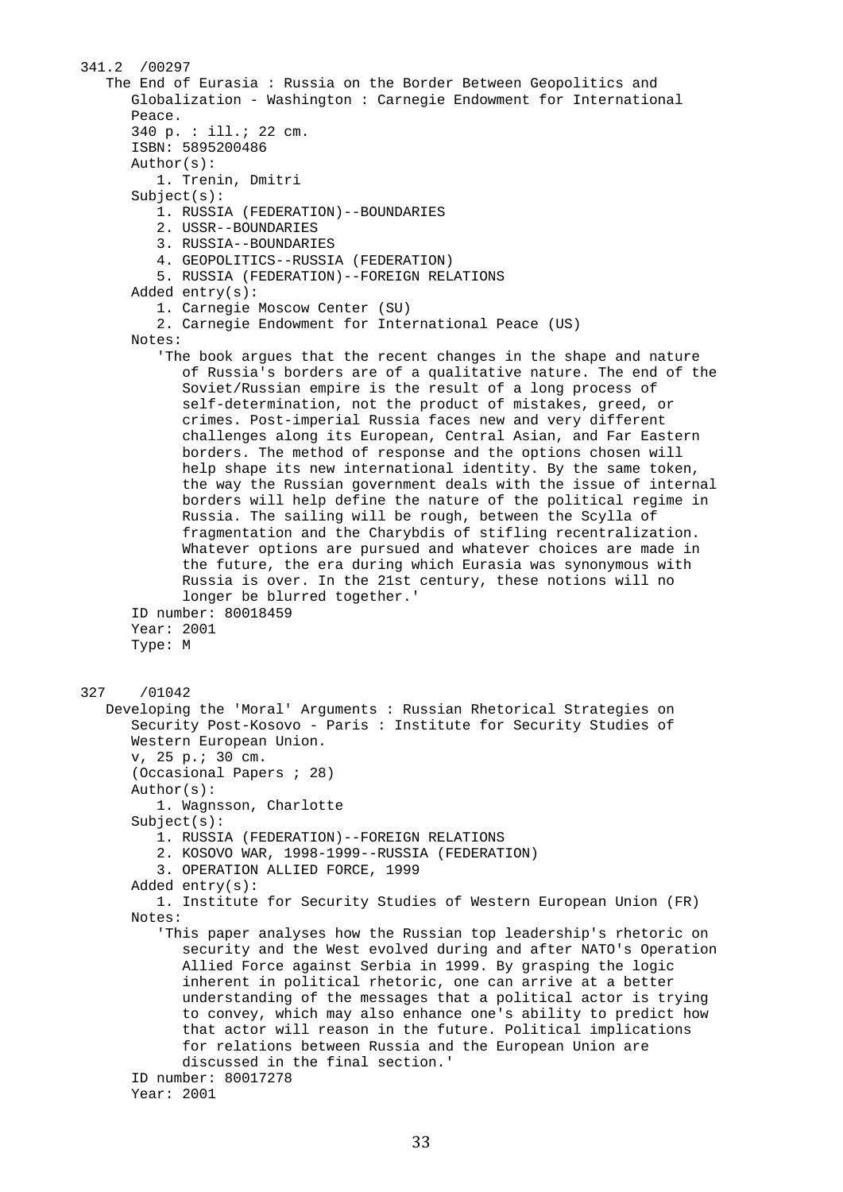341.2 /00297

The End of Eurasia : Russia on the Border Between Geopolitics and Globalization - Washington : Carnegie Endowment for International Peace.

340 p. : ill.; 22 cm.

ISBN: 5895200486

Author(s):

1. Trenin, Dmitri

Subject(s):

1. RUSSIA (FEDERATION)--BOUNDARIES
2. USSR--BOUNDARIES
3. RUSSIA--BOUNDARIES
4. GEOPOLITICS--RUSSIA (FEDERATION)
5. RUSSIA (FEDERATION)--FOREIGN RELATIONS

Added entry(s):

1. Carnegie Moscow Center (SU)
2. Carnegie Endowment for International Peace (US)

Notes:

'The book argues that the recent changes in the shape and nature of Russia's borders are of a qualitative nature. The end of the Soviet/Russian empire is the result of a long process of self-determination, not the product of mistakes, greed, or crimes. Post-imperial Russia faces new and very different challenges along its European, Central Asian, and Far Eastern borders. The method of response and the options chosen will help shape its new international identity. By the same token, the way the Russian government deals with the issue of internal borders will help define the nature of the political regime in Russia. The sailing will be rough, between the Scylla of fragmentation and the Charybdis of stifling recentralization. Whatever options are pursued and whatever choices are made in the future, the era during which Eurasia was synonymous with Russia is over. In the 21st century, these notions will no longer be blurred together.'

ID number: 80018459

Year: 2001

Type: M

327 /01042

Developing the 'Moral' Arguments : Russian Rhetorical Strategies on Security Post-Kosovo - Paris : Institute for Security Studies of Western European Union.

v, 25 p.; 30 cm.

(Occasional Papers ; 28)

Author(s):

1. Wagnsson, Charlotte

Subject(s):

1. RUSSIA (FEDERATION)--FOREIGN RELATIONS
2. KOSOVO WAR, 1998-1999--RUSSIA (FEDERATION)
3. OPERATION ALLIED FORCE, 1999

Added entry(s):

1. Institute for Security Studies of Western European Union (FR)

Notes:

'This paper analyses how the Russian top leadership's rhetoric on security and the West evolved during and after NATO's Operation Allied Force against Serbia in 1999. By grasping the logic inherent in political rhetoric, one can arrive at a better understanding of the messages that a political actor is trying to convey, which may also enhance one's ability to predict how that actor will reason in the future. Political implications for relations between Russia and the European Union are discussed in the final section.'

ID number: 80017278

Year: 2001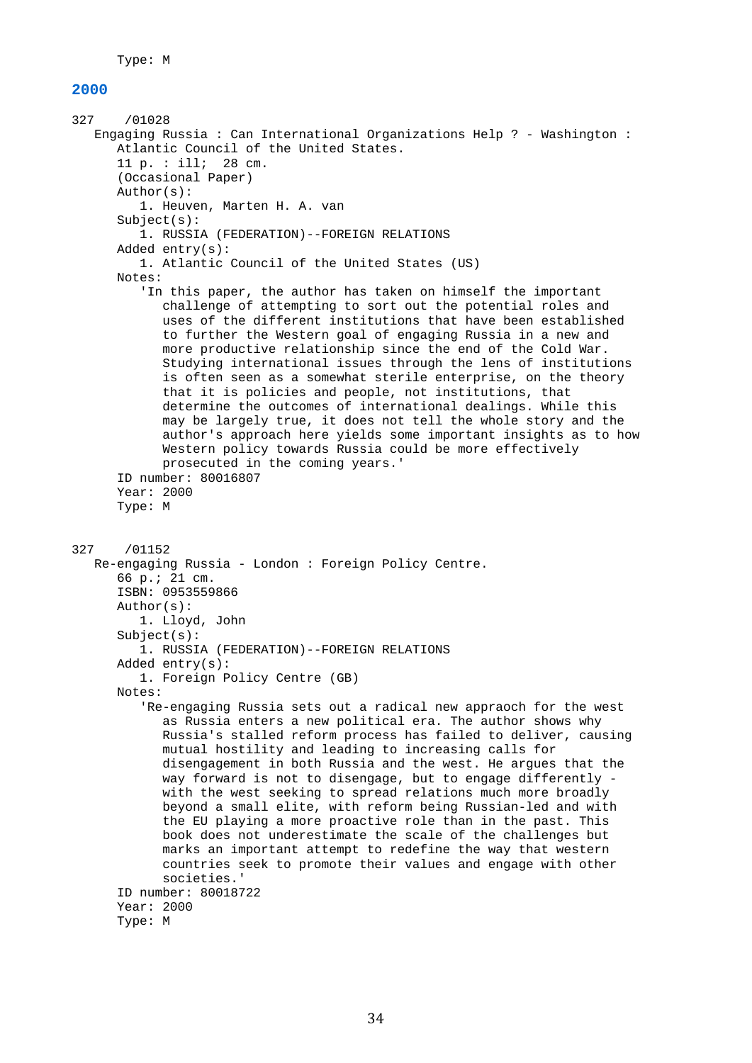Type: M

## 2000

327 /01028

Engaging Russia : Can International Organizations Help ? - Washington : Atlantic Council of the United States.

11 p. : ill; 28 cm.

(Occasional Paper)

Author(s):

1. Heuven, Marten H. A. van

Subject(s):

1. RUSSIA (FEDERATION)--FOREIGN RELATIONS

Added entry(s):

1. Atlantic Council of the United States (US)

Notes:

'In this paper, the author has taken on himself the important challenge of attempting to sort out the potential roles and uses of the different institutions that have been established to further the Western goal of engaging Russia in a new and more productive relationship since the end of the Cold War. Studying international issues through the lens of institutions is often seen as a somewhat sterile enterprise, on the theory that it is policies and people, not institutions, that determine the outcomes of international dealings. While this may be largely true, it does not tell the whole story and the author's approach here yields some important insights as to how Western policy towards Russia could be more effectively prosecuted in the coming years.'

ID number: 80016807

Year: 2000

Type: M

327 /01152

Re-engaging Russia - London : Foreign Policy Centre.

66 p.; 21 cm.

ISBN: 0953559866

Author(s):

1. Lloyd, John

Subject(s):

1. RUSSIA (FEDERATION)--FOREIGN RELATIONS

Added entry(s):

1. Foreign Policy Centre (GB)

Notes:

'Re-engaging Russia sets out a radical new appraoch for the west as Russia enters a new political era. The author shows why Russia's stalled reform process has failed to deliver, causing mutual hostility and leading to increasing calls for disengagement in both Russia and the west. He argues that the way forward is not to disengage, but to engage differently - with the west seeking to spread relations much more broadly beyond a small elite, with reform being Russian-led and with the EU playing a more proactive role than in the past. This book does not underestimate the scale of the challenges but marks an important attempt to redefine the way that western countries seek to promote their values and engage with other societies.'

ID number: 80018722

Year: 2000

Type: M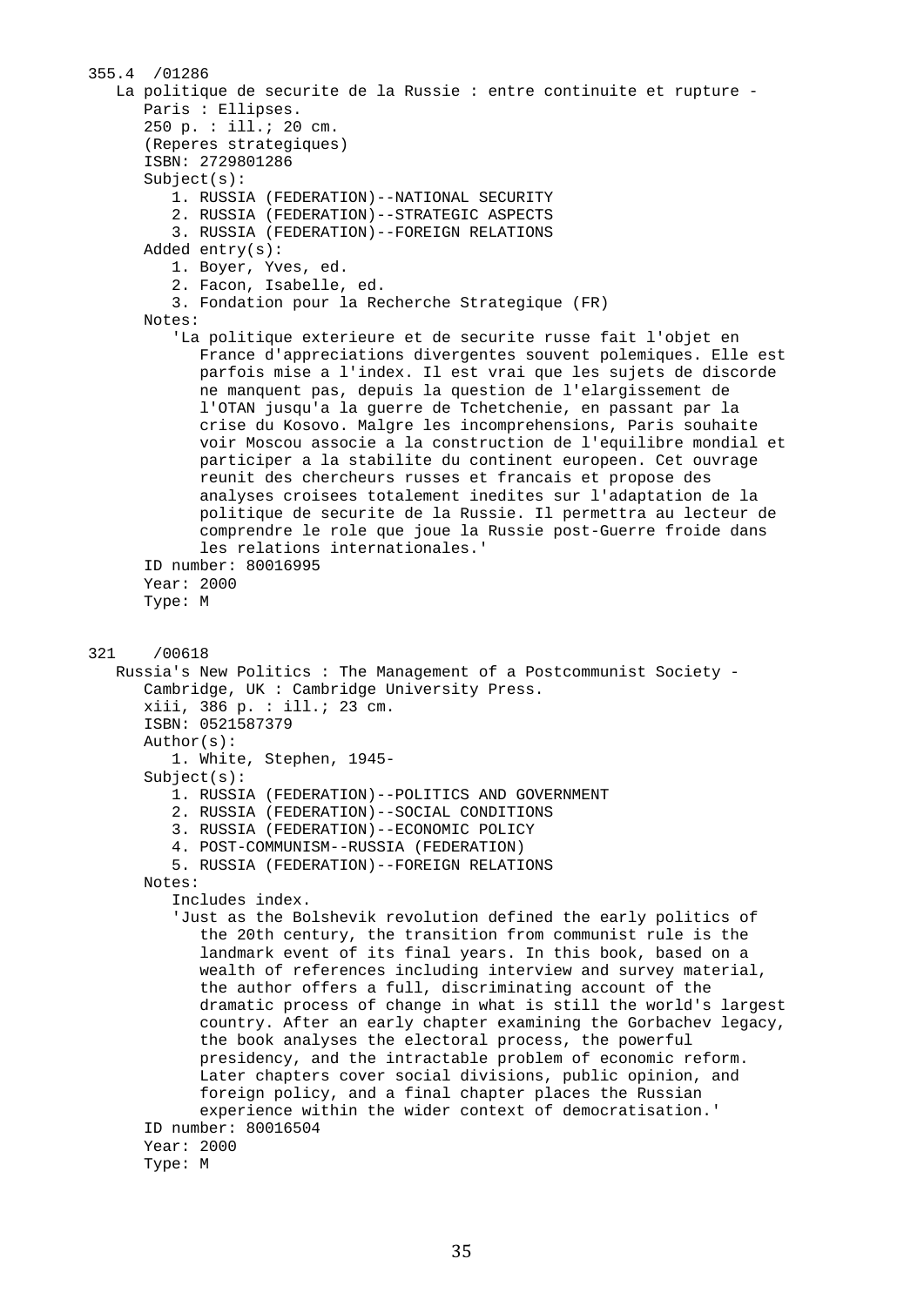355.4 /01286

La politique de securite de la Russie : entre continuite et rupture - Paris : Ellipses.
250 p. : ill.; 20 cm.
(Reperes strategiques)
ISBN: 2729801286
Subject(s):
1. RUSSIA (FEDERATION)--NATIONAL SECURITY
2. RUSSIA (FEDERATION)--STRATEGIC ASPECTS
3. RUSSIA (FEDERATION)--FOREIGN RELATIONS
Added entry(s):
1. Boyer, Yves, ed.
2. Facon, Isabelle, ed.
3. Fondation pour la Recherche Strategique (FR)
Notes:
'La politique exterieure et de securite russe fait l'objet en France d'appreciations divergentes souvent polemiques. Elle est parfois mise a l'index. Il est vrai que les sujets de discorde ne manquent pas, depuis la question de l'elargissement de l'OTAN jusqu'a la guerre de Tchetchenie, en passant par la crise du Kosovo. Malgre les incomprehensions, Paris souhaite voir Moscou associe a la construction de l'equilibre mondial et participer a la stabilite du continent europeen. Cet ouvrage reunit des chercheurs russes et francais et propose des analyses croisees totalement inedites sur l'adaptation de la politique de securite de la Russie. Il permettra au lecteur de comprendre le role que joue la Russie post-Guerre froide dans les relations internationales.'
ID number: 80016995
Year: 2000
Type: M

321 /00618

Russia's New Politics : The Management of a Postcommunist Society - Cambridge, UK : Cambridge University Press.
xiii, 386 p. : ill.; 23 cm.
ISBN: 0521587379
Author(s):
1. White, Stephen, 1945-
Subject(s):
1. RUSSIA (FEDERATION)--POLITICS AND GOVERNMENT
2. RUSSIA (FEDERATION)--SOCIAL CONDITIONS
3. RUSSIA (FEDERATION)--ECONOMIC POLICY
4. POST-COMMUNISM--RUSSIA (FEDERATION)
5. RUSSIA (FEDERATION)--FOREIGN RELATIONS
Notes:
Includes index.
'Just as the Bolshevik revolution defined the early politics of the 20th century, the transition from communist rule is the landmark event of its final years. In this book, based on a wealth of references including interview and survey material, the author offers a full, discriminating account of the dramatic process of change in what is still the world's largest country. After an early chapter examining the Gorbachev legacy, the book analyses the electoral process, the powerful presidency, and the intractable problem of economic reform. Later chapters cover social divisions, public opinion, and foreign policy, and a final chapter places the Russian experience within the wider context of democratisation.'
ID number: 80016504
Year: 2000
Type: M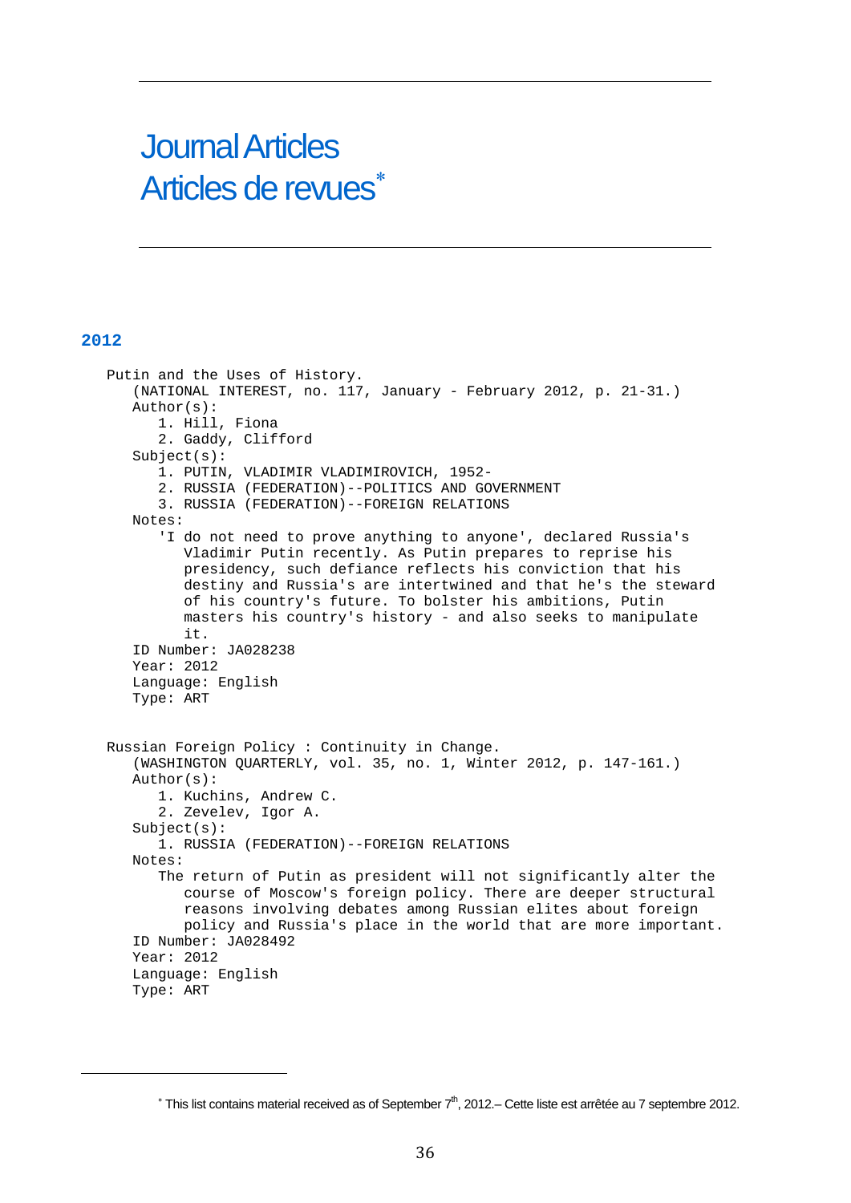# Journal Articles
# Articles de revues*

## 2012

Putin and the Uses of History.
(NATIONAL INTEREST, no. 117, January - February 2012, p. 21-31.)
Author(s):
1. Hill, Fiona
2. Gaddy, Clifford

Subject(s):
1. PUTIN, VLADIMIR VLADIMIROVICH, 1952-
2. RUSSIA (FEDERATION)--POLITICS AND GOVERNMENT
3. RUSSIA (FEDERATION)--FOREIGN RELATIONS

Notes:
'I do not need to prove anything to anyone', declared Russia's Vladimir Putin recently. As Putin prepares to reprise his presidency, such defiance reflects his conviction that his destiny and Russia's are intertwined and that he's the steward of his country's future. To bolster his ambitions, Putin masters his country's history - and also seeks to manipulate it.

ID Number: JA028238
Year: 2012
Language: English
Type: ART

Russian Foreign Policy : Continuity in Change.
(WASHINGTON QUARTERLY, vol. 35, no. 1, Winter 2012, p. 147-161.)
Author(s):
1. Kuchins, Andrew C.
2. Zevelev, Igor A.

Subject(s):
1. RUSSIA (FEDERATION)--FOREIGN RELATIONS

Notes:
The return of Putin as president will not significantly alter the course of Moscow's foreign policy. There are deeper structural reasons involving debates among Russian elites about foreign policy and Russia's place in the world that are more important.

ID Number: JA028492
Year: 2012
Language: English
Type: ART

* This list contains material received as of September 7th, 2012.– Cette liste est arrêtée au 7 septembre 2012.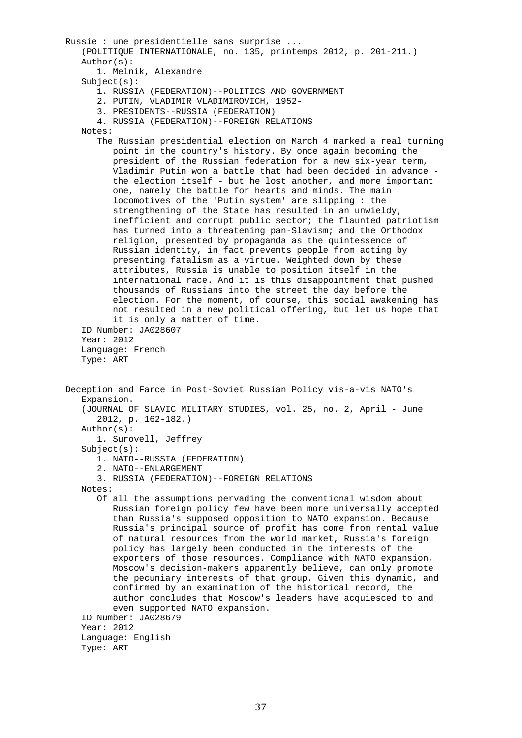Russie : une presidentielle sans surprise ...
(POLITIQUE INTERNATIONALE, no. 135, printemps 2012, p. 201-211.)

Author(s):

1. Melnik, Alexandre

Subject(s):

1. RUSSIA (FEDERATION)--POLITICS AND GOVERNMENT
2. PUTIN, VLADIMIR VLADIMIROVICH, 1952-
3. PRESIDENTS--RUSSIA (FEDERATION)
4. RUSSIA (FEDERATION)--FOREIGN RELATIONS

Notes:

The Russian presidential election on March 4 marked a real turning point in the country's history. By once again becoming the president of the Russian federation for a new six-year term, Vladimir Putin won a battle that had been decided in advance - the election itself - but he lost another, and more important one, namely the battle for hearts and minds. The main locomotives of the 'Putin system' are slipping : the strengthening of the State has resulted in an unwieldy, inefficient and corrupt public sector; the flaunted patriotism has turned into a threatening pan-Slavism; and the Orthodox religion, presented by propaganda as the quintessence of Russian identity, in fact prevents people from acting by presenting fatalism as a virtue. Weighted down by these attributes, Russia is unable to position itself in the international race. And it is this disappointment that pushed thousands of Russians into the street the day before the election. For the moment, of course, this social awakening has not resulted in a new political offering, but let us hope that it is only a matter of time.

ID Number: JA028607
Year: 2012
Language: French
Type: ART

Deception and Farce in Post-Soviet Russian Policy vis-a-vis NATO's Expansion.
(JOURNAL OF SLAVIC MILITARY STUDIES, vol. 25, no. 2, April - June 2012, p. 162-182.)

Author(s):

1. Surovell, Jeffrey

Subject(s):

1. NATO--RUSSIA (FEDERATION)
2. NATO--ENLARGEMENT
3. RUSSIA (FEDERATION)--FOREIGN RELATIONS

Notes:

Of all the assumptions pervading the conventional wisdom about Russian foreign policy few have been more universally accepted than Russia's supposed opposition to NATO expansion. Because Russia's principal source of profit has come from rental value of natural resources from the world market, Russia's foreign policy has largely been conducted in the interests of the exporters of those resources. Compliance with NATO expansion, Moscow's decision-makers apparently believe, can only promote the pecuniary interests of that group. Given this dynamic, and confirmed by an examination of the historical record, the author concludes that Moscow's leaders have acquiesced to and even supported NATO expansion.

ID Number: JA028679
Year: 2012
Language: English
Type: ART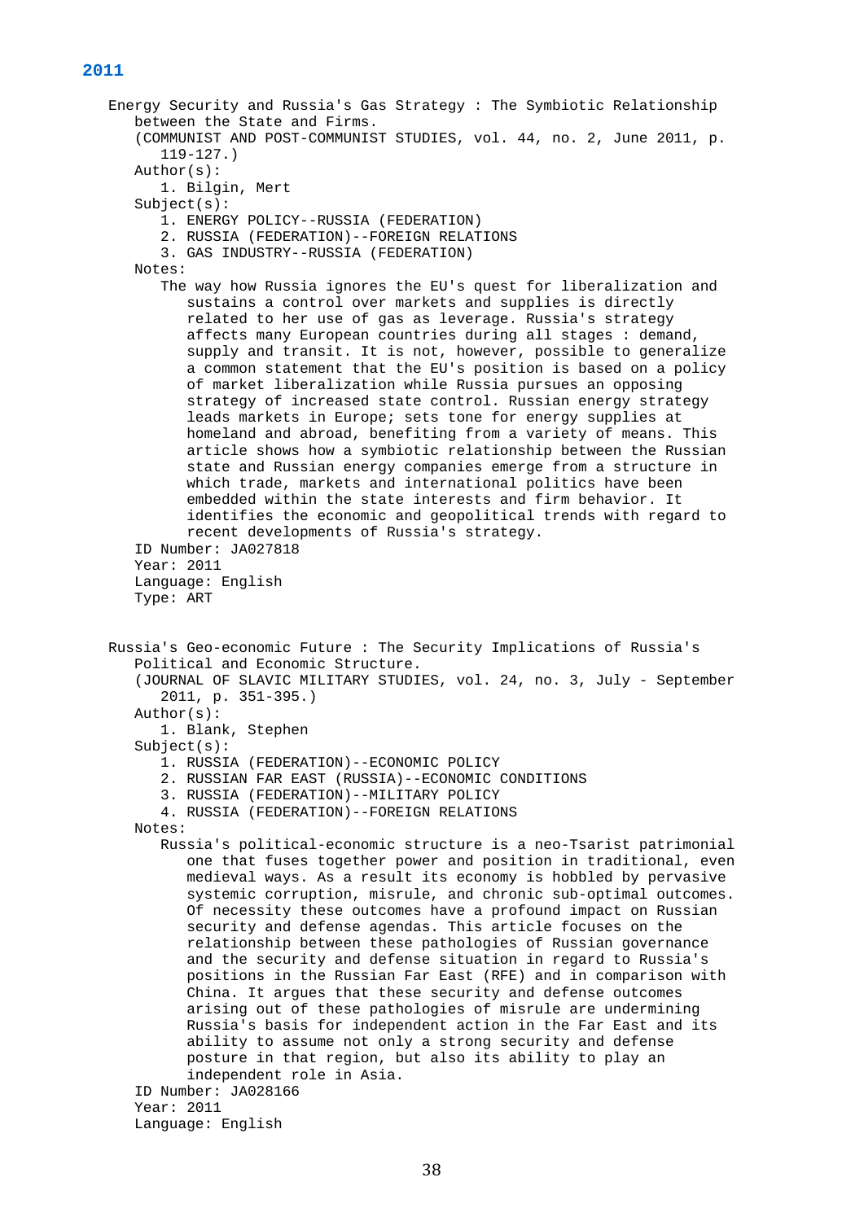## 2011

Energy Security and Russia's Gas Strategy : The Symbiotic Relationship between the State and Firms.

(COMMUNIST AND POST-COMMUNIST STUDIES, vol. 44, no. 2, June 2011, p. 119-127.)

Author(s):

1. Bilgin, Mert

Subject(s):

1. ENERGY POLICY--RUSSIA (FEDERATION)
2. RUSSIA (FEDERATION)--FOREIGN RELATIONS
3. GAS INDUSTRY--RUSSIA (FEDERATION)

Notes:

The way how Russia ignores the EU's quest for liberalization and sustains a control over markets and supplies is directly related to her use of gas as leverage. Russia's strategy affects many European countries during all stages : demand, supply and transit. It is not, however, possible to generalize a common statement that the EU's position is based on a policy of market liberalization while Russia pursues an opposing strategy of increased state control. Russian energy strategy leads markets in Europe; sets tone for energy supplies at homeland and abroad, benefiting from a variety of means. This article shows how a symbiotic relationship between the Russian state and Russian energy companies emerge from a structure in which trade, markets and international politics have been embedded within the state interests and firm behavior. It identifies the economic and geopolitical trends with regard to recent developments of Russia's strategy.

ID Number: JA027818

Year: 2011

Language: English

Type: ART

Russia's Geo-economic Future : The Security Implications of Russia's Political and Economic Structure.

(JOURNAL OF SLAVIC MILITARY STUDIES, vol. 24, no. 3, July - September 2011, p. 351-395.)

Author(s):

1. Blank, Stephen

Subject(s):

1. RUSSIA (FEDERATION)--ECONOMIC POLICY
2. RUSSIAN FAR EAST (RUSSIA)--ECONOMIC CONDITIONS
3. RUSSIA (FEDERATION)--MILITARY POLICY
4. RUSSIA (FEDERATION)--FOREIGN RELATIONS

Notes:

Russia's political-economic structure is a neo-Tsarist patrimonial one that fuses together power and position in traditional, even medieval ways. As a result its economy is hobbled by pervasive systemic corruption, misrule, and chronic sub-optimal outcomes. Of necessity these outcomes have a profound impact on Russian security and defense agendas. This article focuses on the relationship between these pathologies of Russian governance and the security and defense situation in regard to Russia's positions in the Russian Far East (RFE) and in comparison with China. It argues that these security and defense outcomes arising out of these pathologies of misrule are undermining Russia's basis for independent action in the Far East and its ability to assume not only a strong security and defense posture in that region, but also its ability to play an independent role in Asia.

ID Number: JA028166

Year: 2011

Language: English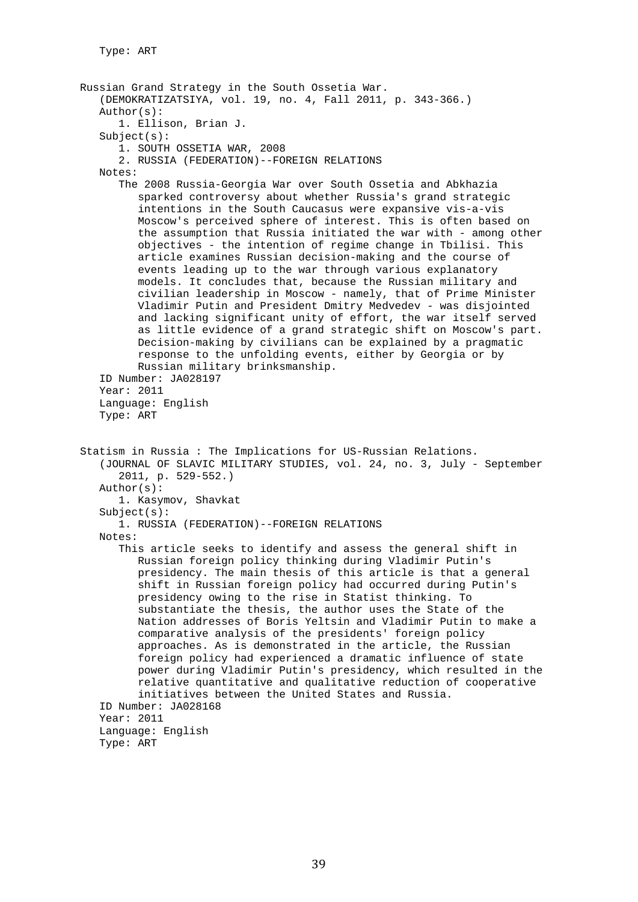Type: ART

Russian Grand Strategy in the South Ossetia War.
(DEMOKRATIZATSIYA, vol. 19, no. 4, Fall 2011, p. 343-366.)
Author(s):
1. Ellison, Brian J.
Subject(s):
1. SOUTH OSSETIA WAR, 2008
2. RUSSIA (FEDERATION)--FOREIGN RELATIONS
Notes:
The 2008 Russia-Georgia War over South Ossetia and Abkhazia sparked controversy about whether Russia's grand strategic intentions in the South Caucasus were expansive vis-a-vis Moscow's perceived sphere of interest. This is often based on the assumption that Russia initiated the war with - among other objectives - the intention of regime change in Tbilisi. This article examines Russian decision-making and the course of events leading up to the war through various explanatory models. It concludes that, because the Russian military and civilian leadership in Moscow - namely, that of Prime Minister Vladimir Putin and President Dmitry Medvedev - was disjointed and lacking significant unity of effort, the war itself served as little evidence of a grand strategic shift on Moscow's part. Decision-making by civilians can be explained by a pragmatic response to the unfolding events, either by Georgia or by Russian military brinksmanship.
ID Number: JA028197
Year: 2011
Language: English
Type: ART

Statism in Russia : The Implications for US-Russian Relations.
(JOURNAL OF SLAVIC MILITARY STUDIES, vol. 24, no. 3, July - September 2011, p. 529-552.)
Author(s):
1. Kasymov, Shavkat
Subject(s):
1. RUSSIA (FEDERATION)--FOREIGN RELATIONS
Notes:
This article seeks to identify and assess the general shift in Russian foreign policy thinking during Vladimir Putin's presidency. The main thesis of this article is that a general shift in Russian foreign policy had occurred during Putin's presidency owing to the rise in Statist thinking. To substantiate the thesis, the author uses the State of the Nation addresses of Boris Yeltsin and Vladimir Putin to make a comparative analysis of the presidents' foreign policy approaches. As is demonstrated in the article, the Russian foreign policy had experienced a dramatic influence of state power during Vladimir Putin's presidency, which resulted in the relative quantitative and qualitative reduction of cooperative initiatives between the United States and Russia.
ID Number: JA028168
Year: 2011
Language: English
Type: ART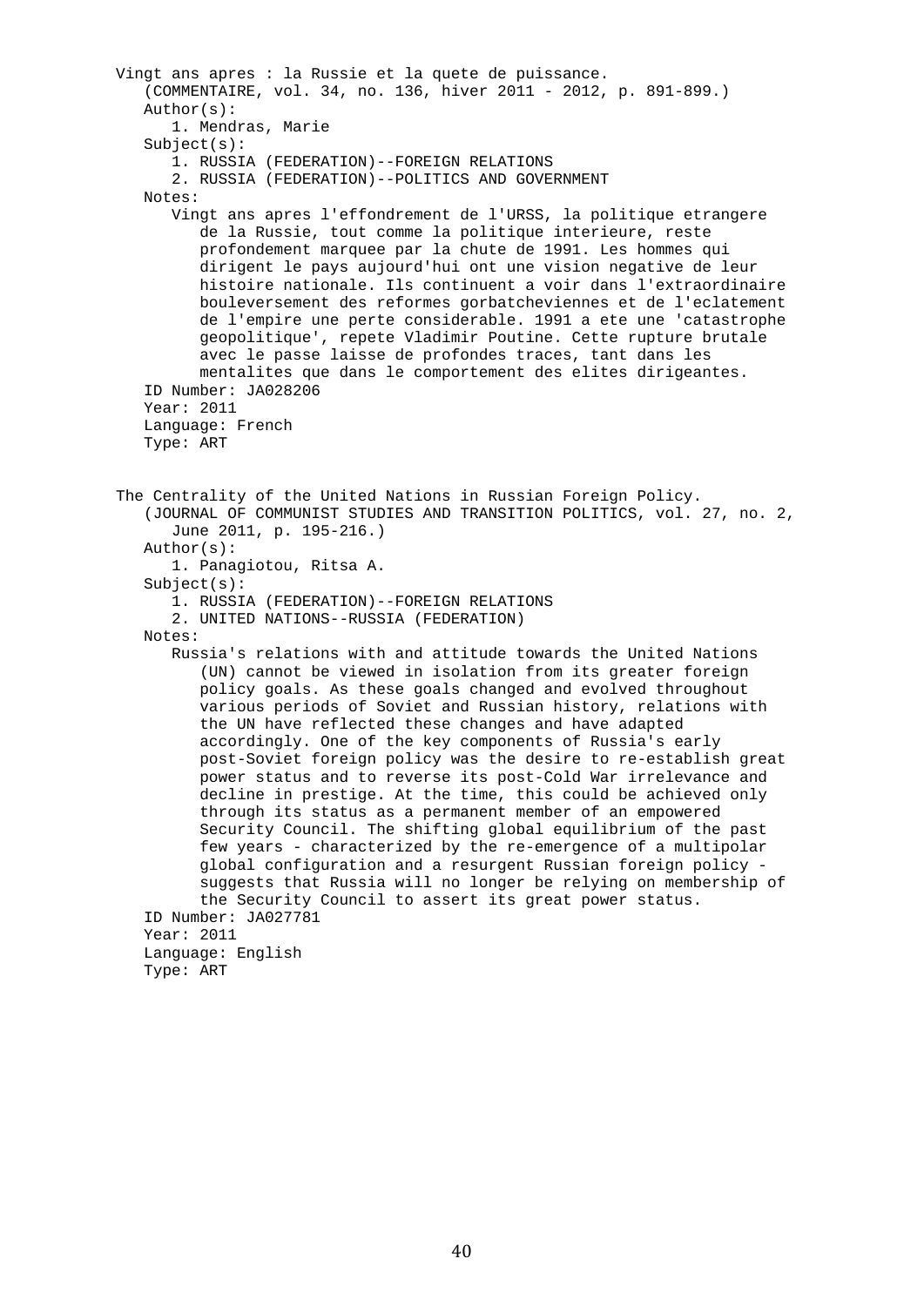Vingt ans apres : la Russie et la quete de puissance.
(COMMENTAIRE, vol. 34, no. 136, hiver 2011 - 2012, p. 891-899.)

Author(s):

1. Mendras, Marie

Subject(s):

1. RUSSIA (FEDERATION)--FOREIGN RELATIONS
2. RUSSIA (FEDERATION)--POLITICS AND GOVERNMENT

Notes:

Vingt ans apres l'effondrement de l'URSS, la politique etrangere de la Russie, tout comme la politique interieure, reste profondement marquee par la chute de 1991. Les hommes qui dirigent le pays aujourd'hui ont une vision negative de leur histoire nationale. Ils continuent a voir dans l'extraordinaire bouleversement des reformes gorbatcheviennes et de l'eclatement de l'empire une perte considerable. 1991 a ete une 'catastrophe geopolitique', repete Vladimir Poutine. Cette rupture brutale avec le passe laisse de profondes traces, tant dans les mentalites que dans le comportement des elites dirigeantes.

ID Number: JA028206
Year: 2011
Language: French
Type: ART

The Centrality of the United Nations in Russian Foreign Policy.
(JOURNAL OF COMMUNIST STUDIES AND TRANSITION POLITICS, vol. 27, no. 2, June 2011, p. 195-216.)

Author(s):

1. Panagiotou, Ritsa A.

Subject(s):

1. RUSSIA (FEDERATION)--FOREIGN RELATIONS
2. UNITED NATIONS--RUSSIA (FEDERATION)

Notes:

Russia's relations with and attitude towards the United Nations (UN) cannot be viewed in isolation from its greater foreign policy goals. As these goals changed and evolved throughout various periods of Soviet and Russian history, relations with the UN have reflected these changes and have adapted accordingly. One of the key components of Russia's early post-Soviet foreign policy was the desire to re-establish great power status and to reverse its post-Cold War irrelevance and decline in prestige. At the time, this could be achieved only through its status as a permanent member of an empowered Security Council. The shifting global equilibrium of the past few years - characterized by the re-emergence of a multipolar global configuration and a resurgent Russian foreign policy - suggests that Russia will no longer be relying on membership of the Security Council to assert its great power status.

ID Number: JA027781
Year: 2011
Language: English
Type: ART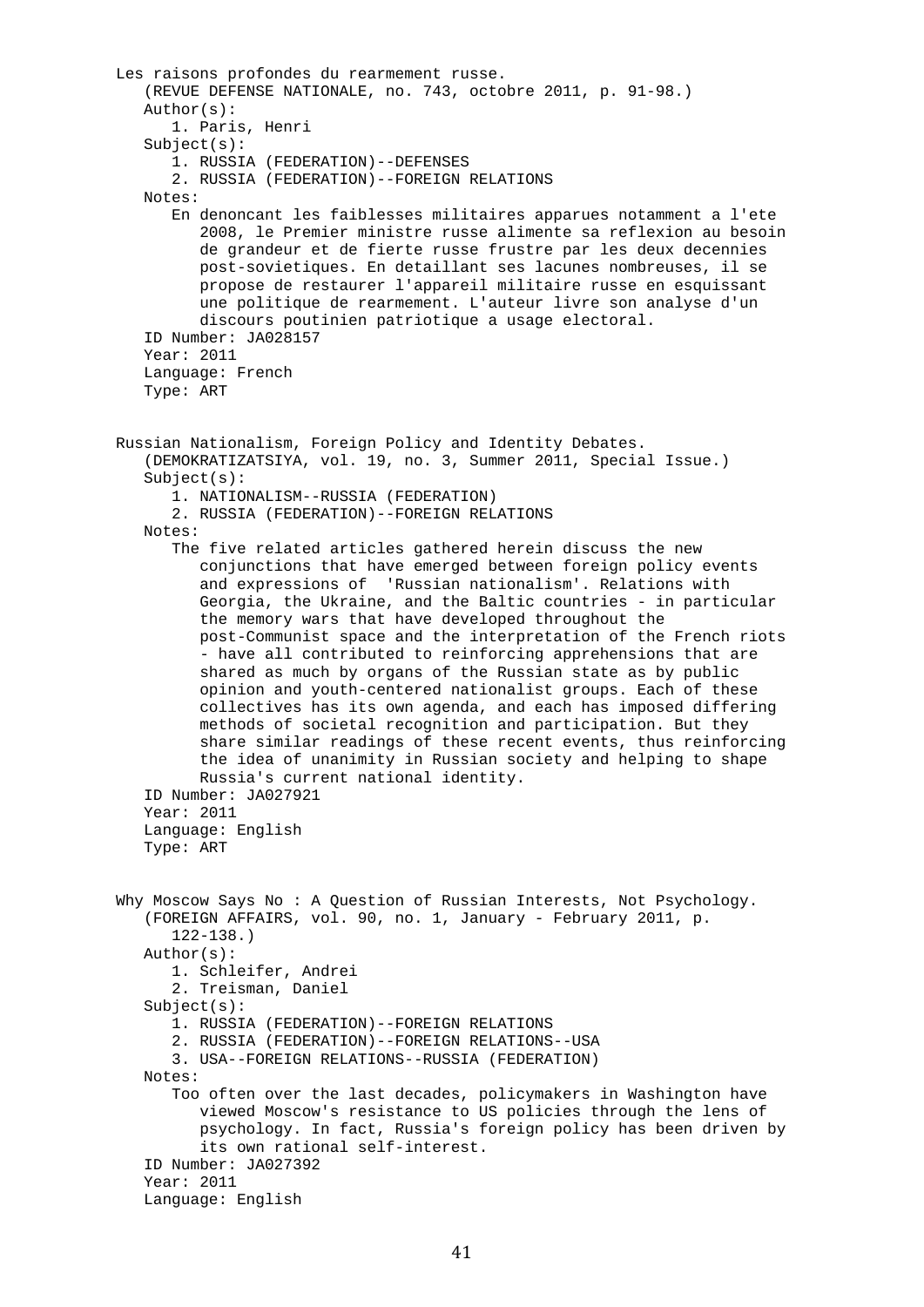Les raisons profondes du rearmement russe.
(REVUE DEFENSE NATIONALE, no. 743, octobre 2011, p. 91-98.)

Author(s):

1. Paris, Henri

Subject(s):

1. RUSSIA (FEDERATION)--DEFENSES
2. RUSSIA (FEDERATION)--FOREIGN RELATIONS

Notes:

En denoncant les faiblesses militaires apparues notamment a l'ete 2008, le Premier ministre russe alimente sa reflexion au besoin de grandeur et de fierte russe frustre par les deux decennies post-sovietiques. En detaillant ses lacunes nombreuses, il se propose de restaurer l'appareil militaire russe en esquissant une politique de rearmement. L'auteur livre son analyse d'un discours poutinien patriotique a usage electoral.

ID Number: JA028157
Year: 2011
Language: French
Type: ART

Russian Nationalism, Foreign Policy and Identity Debates.
(DEMOKRATIZATSIYA, vol. 19, no. 3, Summer 2011, Special Issue.)

Subject(s):

1. NATIONALISM--RUSSIA (FEDERATION)
2. RUSSIA (FEDERATION)--FOREIGN RELATIONS

Notes:

The five related articles gathered herein discuss the new conjunctions that have emerged between foreign policy events and expressions of 'Russian nationalism'. Relations with Georgia, the Ukraine, and the Baltic countries - in particular the memory wars that have developed throughout the post-Communist space and the interpretation of the French riots - have all contributed to reinforcing apprehensions that are shared as much by organs of the Russian state as by public opinion and youth-centered nationalist groups. Each of these collectives has its own agenda, and each has imposed differing methods of societal recognition and participation. But they share similar readings of these recent events, thus reinforcing the idea of unanimity in Russian society and helping to shape Russia's current national identity.

ID Number: JA027921
Year: 2011
Language: English
Type: ART

Why Moscow Says No : A Question of Russian Interests, Not Psychology.
(FOREIGN AFFAIRS, vol. 90, no. 1, January - February 2011, p. 122-138.)

Author(s):

1. Schleifer, Andrei
2. Treisman, Daniel

Subject(s):

1. RUSSIA (FEDERATION)--FOREIGN RELATIONS
2. RUSSIA (FEDERATION)--FOREIGN RELATIONS--USA
3. USA--FOREIGN RELATIONS--RUSSIA (FEDERATION)

Notes:

Too often over the last decades, policymakers in Washington have viewed Moscow's resistance to US policies through the lens of psychology. In fact, Russia's foreign policy has been driven by its own rational self-interest.

ID Number: JA027392
Year: 2011
Language: English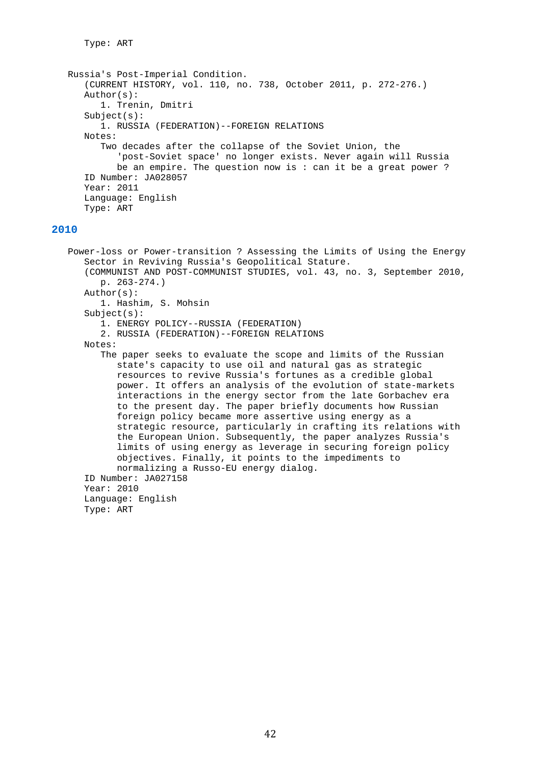Type: ART

Russia's Post-Imperial Condition.
(CURRENT HISTORY, vol. 110, no. 738, October 2011, p. 272-276.)
Author(s):
1. Trenin, Dmitri
Subject(s):
1. RUSSIA (FEDERATION)--FOREIGN RELATIONS
Notes:
Two decades after the collapse of the Soviet Union, the 'post-Soviet space' no longer exists. Never again will Russia be an empire. The question now is : can it be a great power ?
ID Number: JA028057
Year: 2011
Language: English
Type: ART

## 2010

Power-loss or Power-transition ? Assessing the Limits of Using the Energy Sector in Reviving Russia's Geopolitical Stature.
(COMMUNIST AND POST-COMMUNIST STUDIES, vol. 43, no. 3, September 2010, p. 263-274.)
Author(s):
1. Hashim, S. Mohsin
Subject(s):
1. ENERGY POLICY--RUSSIA (FEDERATION)
2. RUSSIA (FEDERATION)--FOREIGN RELATIONS
Notes:
The paper seeks to evaluate the scope and limits of the Russian state's capacity to use oil and natural gas as strategic resources to revive Russia's fortunes as a credible global power. It offers an analysis of the evolution of state-markets interactions in the energy sector from the late Gorbachev era to the present day. The paper briefly documents how Russian foreign policy became more assertive using energy as a strategic resource, particularly in crafting its relations with the European Union. Subsequently, the paper analyzes Russia's limits of using energy as leverage in securing foreign policy objectives. Finally, it points to the impediments to normalizing a Russo-EU energy dialog.
ID Number: JA027158
Year: 2010
Language: English
Type: ART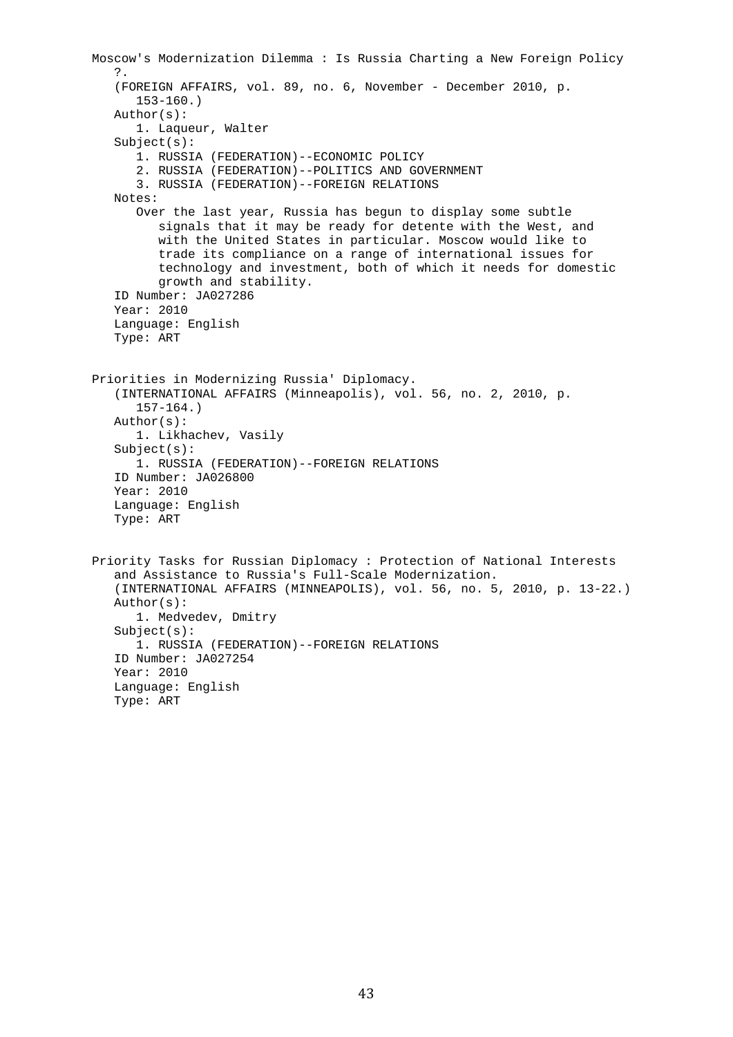Moscow's Modernization Dilemma : Is Russia Charting a New Foreign Policy ?.
(FOREIGN AFFAIRS, vol. 89, no. 6, November - December 2010, p. 153-160.)
Author(s):
1. Laqueur, Walter
Subject(s):
1. RUSSIA (FEDERATION)--ECONOMIC POLICY
2. RUSSIA (FEDERATION)--POLITICS AND GOVERNMENT
3. RUSSIA (FEDERATION)--FOREIGN RELATIONS
Notes:
Over the last year, Russia has begun to display some subtle signals that it may be ready for detente with the West, and with the United States in particular. Moscow would like to trade its compliance on a range of international issues for technology and investment, both of which it needs for domestic growth and stability.
ID Number: JA027286
Year: 2010
Language: English
Type: ART

Priorities in Modernizing Russia' Diplomacy.
(INTERNATIONAL AFFAIRS (Minneapolis), vol. 56, no. 2, 2010, p. 157-164.)
Author(s):
1. Likhachev, Vasily
Subject(s):
1. RUSSIA (FEDERATION)--FOREIGN RELATIONS
ID Number: JA026800
Year: 2010
Language: English
Type: ART

Priority Tasks for Russian Diplomacy : Protection of National Interests and Assistance to Russia's Full-Scale Modernization.
(INTERNATIONAL AFFAIRS (MINNEAPOLIS), vol. 56, no. 5, 2010, p. 13-22.)
Author(s):
1. Medvedev, Dmitry
Subject(s):
1. RUSSIA (FEDERATION)--FOREIGN RELATIONS
ID Number: JA027254
Year: 2010
Language: English
Type: ART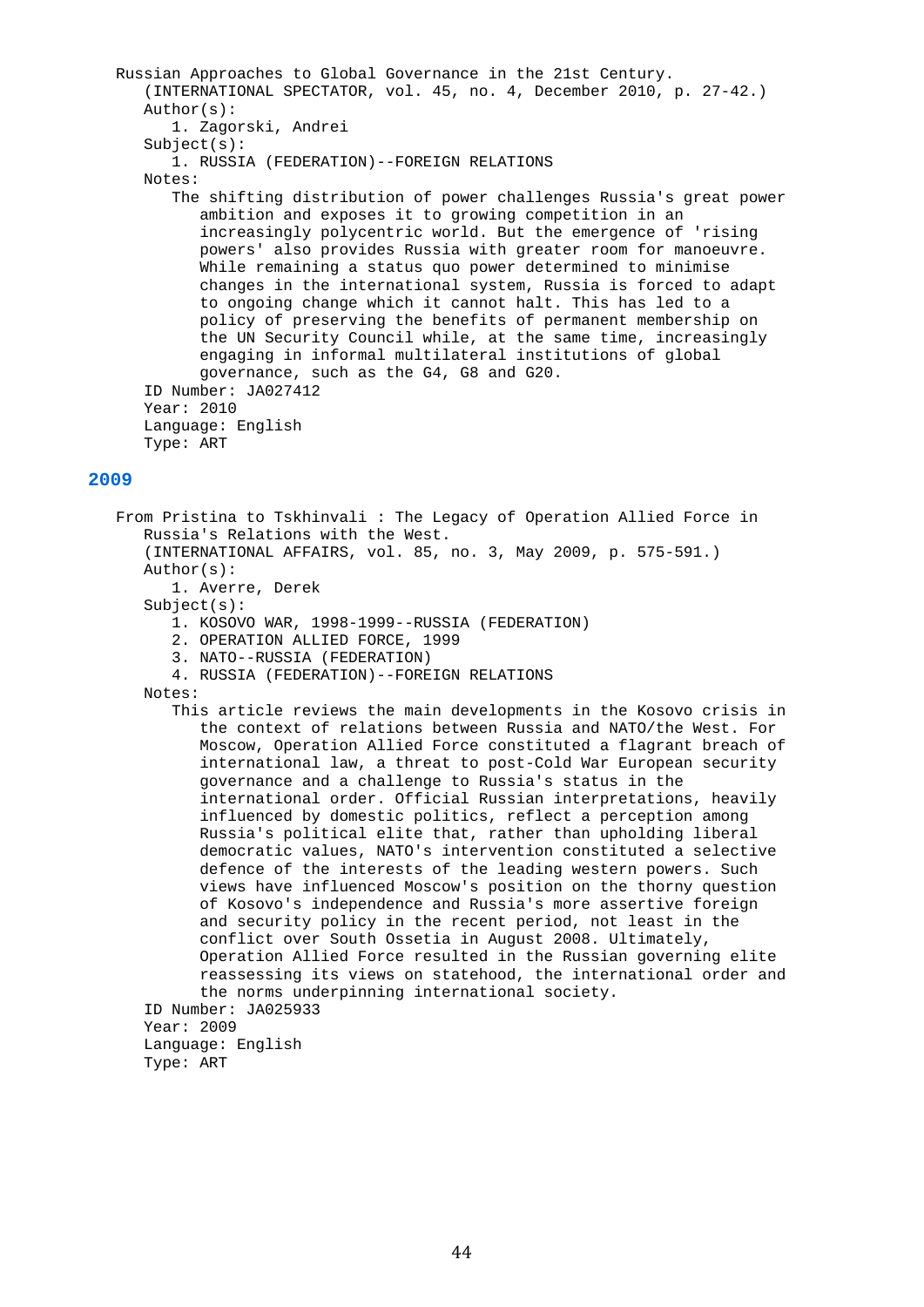Russian Approaches to Global Governance in the 21st Century.
(INTERNATIONAL SPECTATOR, vol. 45, no. 4, December 2010, p. 27-42.)
Author(s):
1. Zagorski, Andrei
Subject(s):
1. RUSSIA (FEDERATION)--FOREIGN RELATIONS
Notes:
The shifting distribution of power challenges Russia's great power ambition and exposes it to growing competition in an increasingly polycentric world. But the emergence of 'rising powers' also provides Russia with greater room for manoeuvre. While remaining a status quo power determined to minimise changes in the international system, Russia is forced to adapt to ongoing change which it cannot halt. This has led to a policy of preserving the benefits of permanent membership on the UN Security Council while, at the same time, increasingly engaging in informal multilateral institutions of global governance, such as the G4, G8 and G20.
ID Number: JA027412
Year: 2010
Language: English
Type: ART

## 2009

From Pristina to Tskhinvali : The Legacy of Operation Allied Force in Russia's Relations with the West.
(INTERNATIONAL AFFAIRS, vol. 85, no. 3, May 2009, p. 575-591.)
Author(s):
1. Averre, Derek
Subject(s):
1. KOSOVO WAR, 1998-1999--RUSSIA (FEDERATION)
2. OPERATION ALLIED FORCE, 1999
3. NATO--RUSSIA (FEDERATION)
4. RUSSIA (FEDERATION)--FOREIGN RELATIONS
Notes:
This article reviews the main developments in the Kosovo crisis in the context of relations between Russia and NATO/the West. For Moscow, Operation Allied Force constituted a flagrant breach of international law, a threat to post-Cold War European security governance and a challenge to Russia's status in the international order. Official Russian interpretations, heavily influenced by domestic politics, reflect a perception among Russia's political elite that, rather than upholding liberal democratic values, NATO's intervention constituted a selective defence of the interests of the leading western powers. Such views have influenced Moscow's position on the thorny question of Kosovo's independence and Russia's more assertive foreign and security policy in the recent period, not least in the conflict over South Ossetia in August 2008. Ultimately, Operation Allied Force resulted in the Russian governing elite reassessing its views on statehood, the international order and the norms underpinning international society.
ID Number: JA025933
Year: 2009
Language: English
Type: ART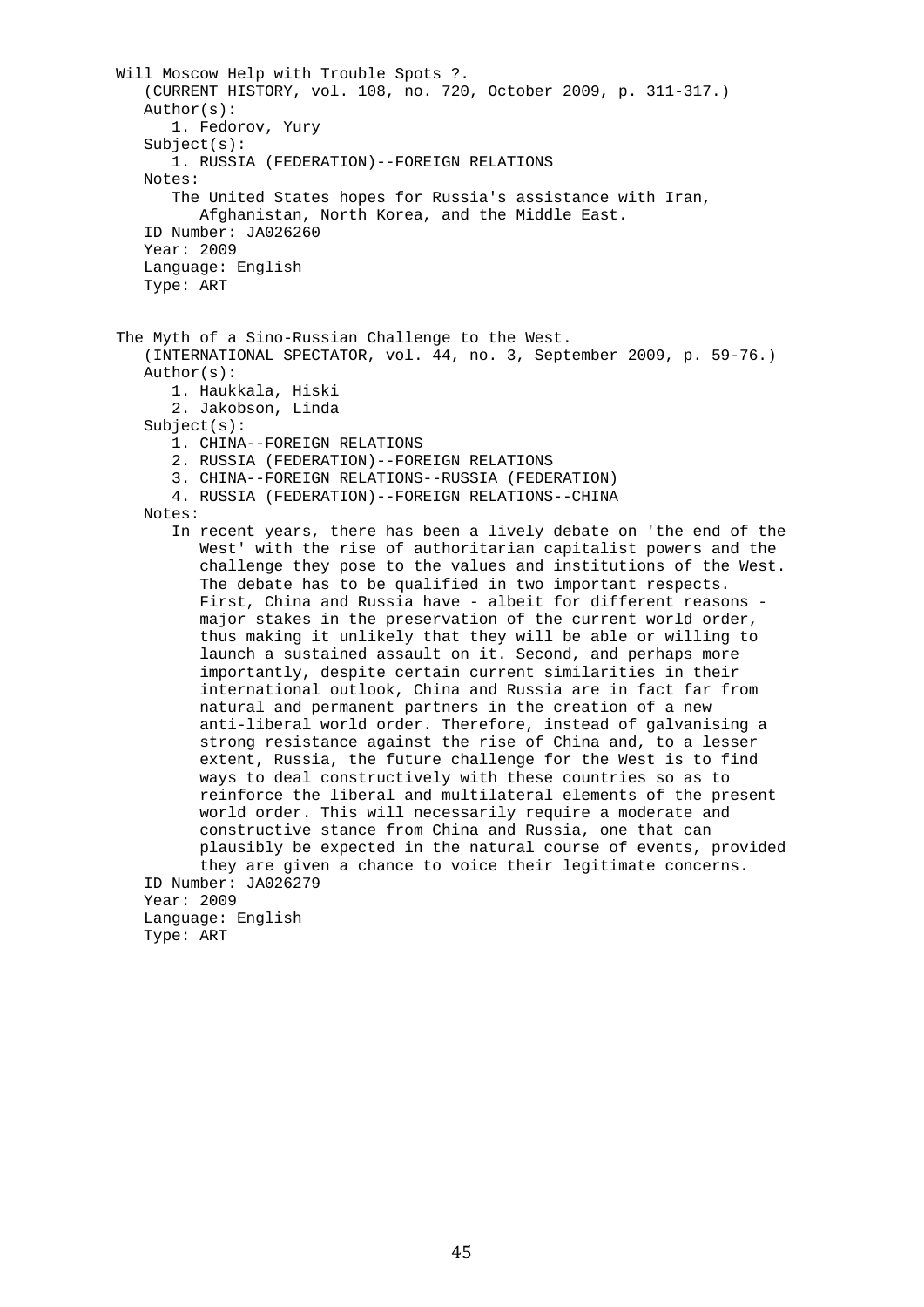Will Moscow Help with Trouble Spots ?.

(CURRENT HISTORY, vol. 108, no. 720, October 2009, p. 311-317.)

Author(s):

1. Fedorov, Yury

Subject(s):

1. RUSSIA (FEDERATION)--FOREIGN RELATIONS

Notes:

The United States hopes for Russia's assistance with Iran, Afghanistan, North Korea, and the Middle East.

ID Number: JA026260

Year: 2009

Language: English

Type: ART

The Myth of a Sino-Russian Challenge to the West.

(INTERNATIONAL SPECTATOR, vol. 44, no. 3, September 2009, p. 59-76.)

Author(s):

1. Haukkala, Hiski
2. Jakobson, Linda

Subject(s):

1. CHINA--FOREIGN RELATIONS
2. RUSSIA (FEDERATION)--FOREIGN RELATIONS
3. CHINA--FOREIGN RELATIONS--RUSSIA (FEDERATION)
4. RUSSIA (FEDERATION)--FOREIGN RELATIONS--CHINA

Notes:

In recent years, there has been a lively debate on 'the end of the West' with the rise of authoritarian capitalist powers and the challenge they pose to the values and institutions of the West. The debate has to be qualified in two important respects. First, China and Russia have - albeit for different reasons - major stakes in the preservation of the current world order, thus making it unlikely that they will be able or willing to launch a sustained assault on it. Second, and perhaps more importantly, despite certain current similarities in their international outlook, China and Russia are in fact far from natural and permanent partners in the creation of a new anti-liberal world order. Therefore, instead of galvanising a strong resistance against the rise of China and, to a lesser extent, Russia, the future challenge for the West is to find ways to deal constructively with these countries so as to reinforce the liberal and multilateral elements of the present world order. This will necessarily require a moderate and constructive stance from China and Russia, one that can plausibly be expected in the natural course of events, provided they are given a chance to voice their legitimate concerns.

ID Number: JA026279

Year: 2009

Language: English

Type: ART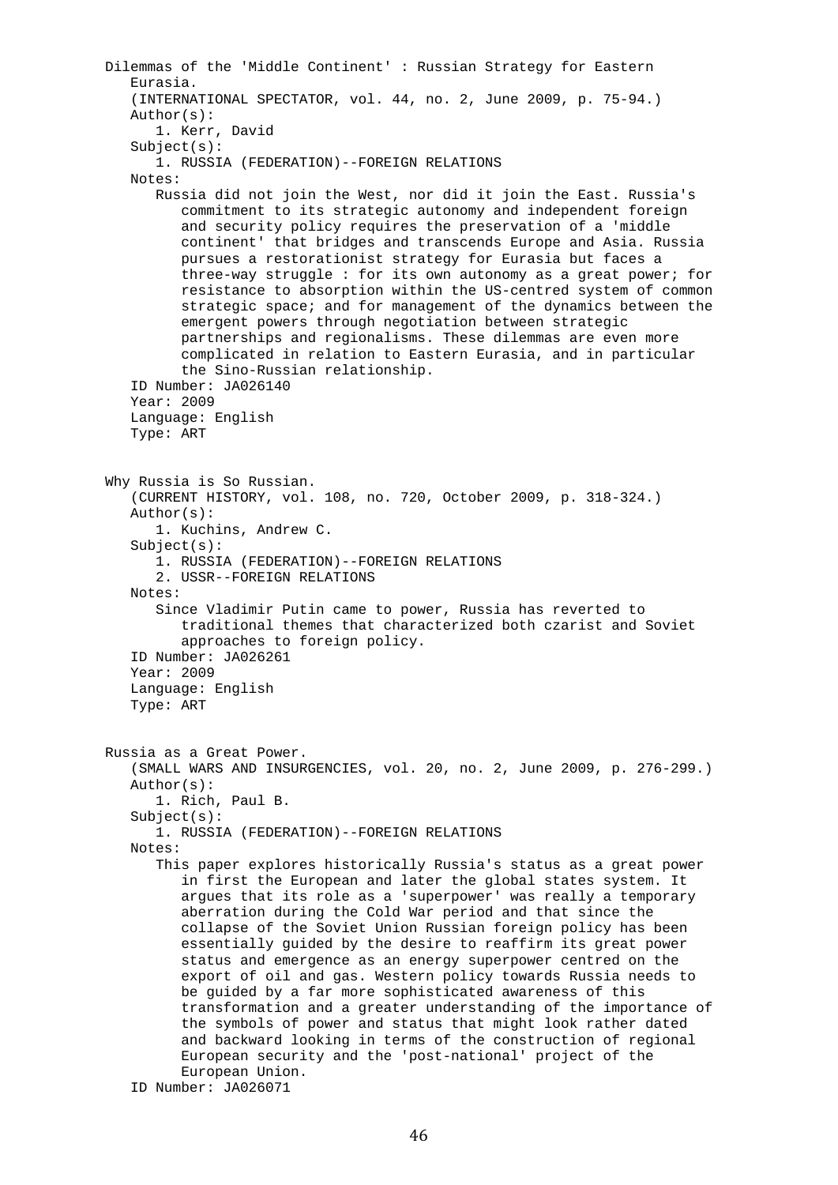Dilemmas of the 'Middle Continent' : Russian Strategy for Eastern Eurasia.

(INTERNATIONAL SPECTATOR, vol. 44, no. 2, June 2009, p. 75-94.)

Author(s):

1. Kerr, David

Subject(s):

1. RUSSIA (FEDERATION)--FOREIGN RELATIONS

Notes:

Russia did not join the West, nor did it join the East. Russia's commitment to its strategic autonomy and independent foreign and security policy requires the preservation of a 'middle continent' that bridges and transcends Europe and Asia. Russia pursues a restorationist strategy for Eurasia but faces a three-way struggle : for its own autonomy as a great power; for resistance to absorption within the US-centred system of common strategic space; and for management of the dynamics between the emergent powers through negotiation between strategic partnerships and regionalisms. These dilemmas are even more complicated in relation to Eastern Eurasia, and in particular the Sino-Russian relationship.

ID Number: JA026140

Year: 2009

Language: English

Type: ART

Why Russia is So Russian.

(CURRENT HISTORY, vol. 108, no. 720, October 2009, p. 318-324.)

Author(s):

1. Kuchins, Andrew C.

Subject(s):

1. RUSSIA (FEDERATION)--FOREIGN RELATIONS
2. USSR--FOREIGN RELATIONS

Notes:

Since Vladimir Putin came to power, Russia has reverted to traditional themes that characterized both czarist and Soviet approaches to foreign policy.

ID Number: JA026261

Year: 2009

Language: English

Type: ART

Russia as a Great Power.

(SMALL WARS AND INSURGENCIES, vol. 20, no. 2, June 2009, p. 276-299.)

Author(s):

1. Rich, Paul B.

Subject(s):

1. RUSSIA (FEDERATION)--FOREIGN RELATIONS

Notes:

This paper explores historically Russia's status as a great power in first the European and later the global states system. It argues that its role as a 'superpower' was really a temporary aberration during the Cold War period and that since the collapse of the Soviet Union Russian foreign policy has been essentially guided by the desire to reaffirm its great power status and emergence as an energy superpower centred on the export of oil and gas. Western policy towards Russia needs to be guided by a far more sophisticated awareness of this transformation and a greater understanding of the importance of the symbols of power and status that might look rather dated and backward looking in terms of the construction of regional European security and the 'post-national' project of the European Union.

ID Number: JA026071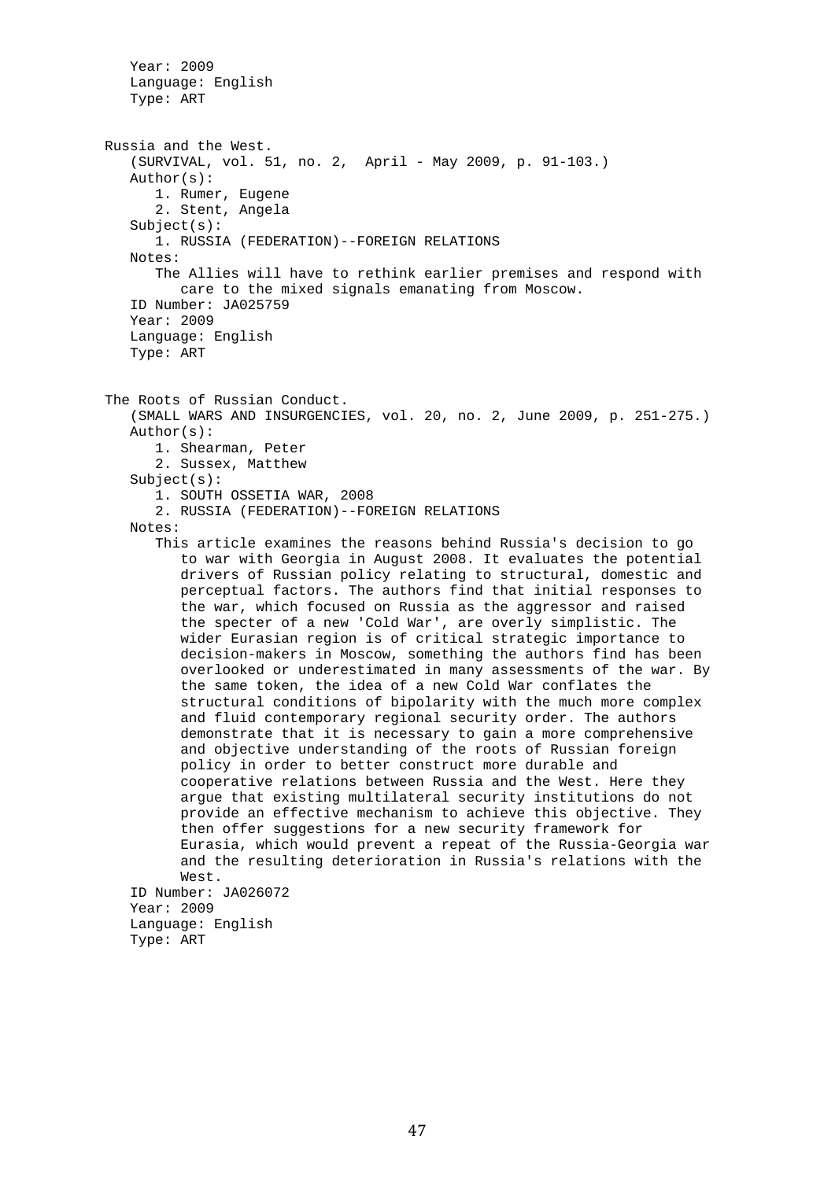Year: 2009
Language: English
Type: ART

Russia and the West.
(SURVIVAL, vol. 51, no. 2, April - May 2009, p. 91-103.)
Author(s):
1. Rumer, Eugene
2. Stent, Angela
Subject(s):
1. RUSSIA (FEDERATION)--FOREIGN RELATIONS
Notes:
The Allies will have to rethink earlier premises and respond with care to the mixed signals emanating from Moscow.
ID Number: JA025759
Year: 2009
Language: English
Type: ART

The Roots of Russian Conduct.
(SMALL WARS AND INSURGENCIES, vol. 20, no. 2, June 2009, p. 251-275.)
Author(s):
1. Shearman, Peter
2. Sussex, Matthew
Subject(s):
1. SOUTH OSSETIA WAR, 2008
2. RUSSIA (FEDERATION)--FOREIGN RELATIONS
Notes:
This article examines the reasons behind Russia's decision to go to war with Georgia in August 2008. It evaluates the potential drivers of Russian policy relating to structural, domestic and perceptual factors. The authors find that initial responses to the war, which focused on Russia as the aggressor and raised the specter of a new 'Cold War', are overly simplistic. The wider Eurasian region is of critical strategic importance to decision-makers in Moscow, something the authors find has been overlooked or underestimated in many assessments of the war. By the same token, the idea of a new Cold War conflates the structural conditions of bipolarity with the much more complex and fluid contemporary regional security order. The authors demonstrate that it is necessary to gain a more comprehensive and objective understanding of the roots of Russian foreign policy in order to better construct more durable and cooperative relations between Russia and the West. Here they argue that existing multilateral security institutions do not provide an effective mechanism to achieve this objective. They then offer suggestions for a new security framework for Eurasia, which would prevent a repeat of the Russia-Georgia war and the resulting deterioration in Russia's relations with the West.
ID Number: JA026072
Year: 2009
Language: English
Type: ART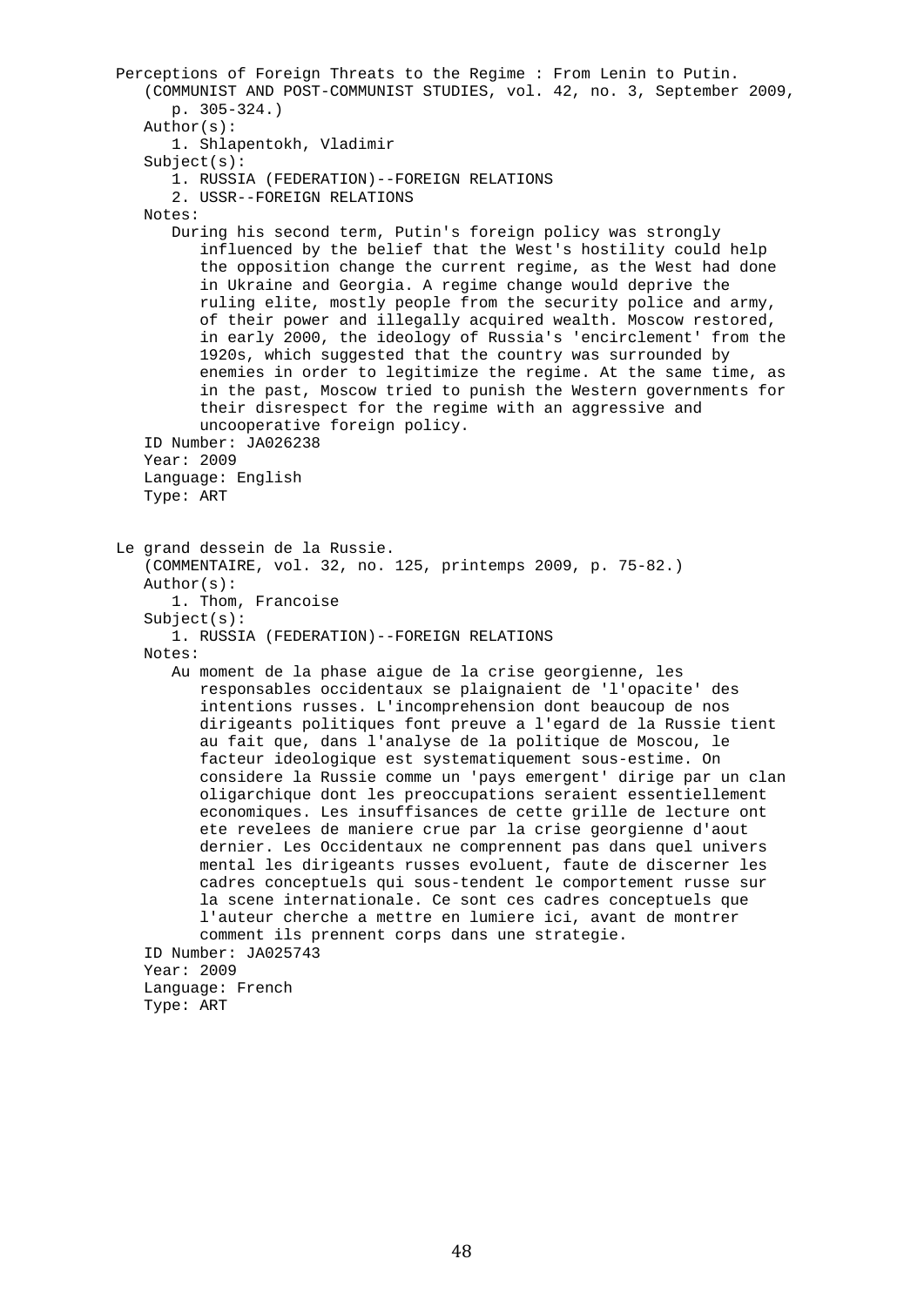Perceptions of Foreign Threats to the Regime : From Lenin to Putin.
(COMMUNIST AND POST-COMMUNIST STUDIES, vol. 42, no. 3, September 2009, p. 305-324.)

Author(s):
1. Shlapentokh, Vladimir

Subject(s):
1. RUSSIA (FEDERATION)--FOREIGN RELATIONS
2. USSR--FOREIGN RELATIONS

Notes:
During his second term, Putin's foreign policy was strongly influenced by the belief that the West's hostility could help the opposition change the current regime, as the West had done in Ukraine and Georgia. A regime change would deprive the ruling elite, mostly people from the security police and army, of their power and illegally acquired wealth. Moscow restored, in early 2000, the ideology of Russia's 'encirclement' from the 1920s, which suggested that the country was surrounded by enemies in order to legitimize the regime. At the same time, as in the past, Moscow tried to punish the Western governments for their disrespect for the regime with an aggressive and uncooperative foreign policy.

ID Number: JA026238
Year: 2009
Language: English
Type: ART

Le grand dessein de la Russie.
(COMMENTAIRE, vol. 32, no. 125, printemps 2009, p. 75-82.)

Author(s):
1. Thom, Francoise

Subject(s):
1. RUSSIA (FEDERATION)--FOREIGN RELATIONS

Notes:
Au moment de la phase aigue de la crise georgienne, les responsables occidentaux se plaignaient de 'l'opacite' des intentions russes. L'incomprehension dont beaucoup de nos dirigeants politiques font preuve a l'egard de la Russie tient au fait que, dans l'analyse de la politique de Moscou, le facteur ideologique est systematiquement sous-estime. On considere la Russie comme un 'pays emergent' dirige par un clan oligarchique dont les preoccupations seraient essentiellement economiques. Les insuffisances de cette grille de lecture ont ete revelees de maniere crue par la crise georgienne d'aout dernier. Les Occidentaux ne comprennent pas dans quel univers mental les dirigeants russes evoluent, faute de discerner les cadres conceptuels qui sous-tendent le comportement russe sur la scene internationale. Ce sont ces cadres conceptuels que l'auteur cherche a mettre en lumiere ici, avant de montrer comment ils prennent corps dans une strategie.

ID Number: JA025743
Year: 2009
Language: French
Type: ART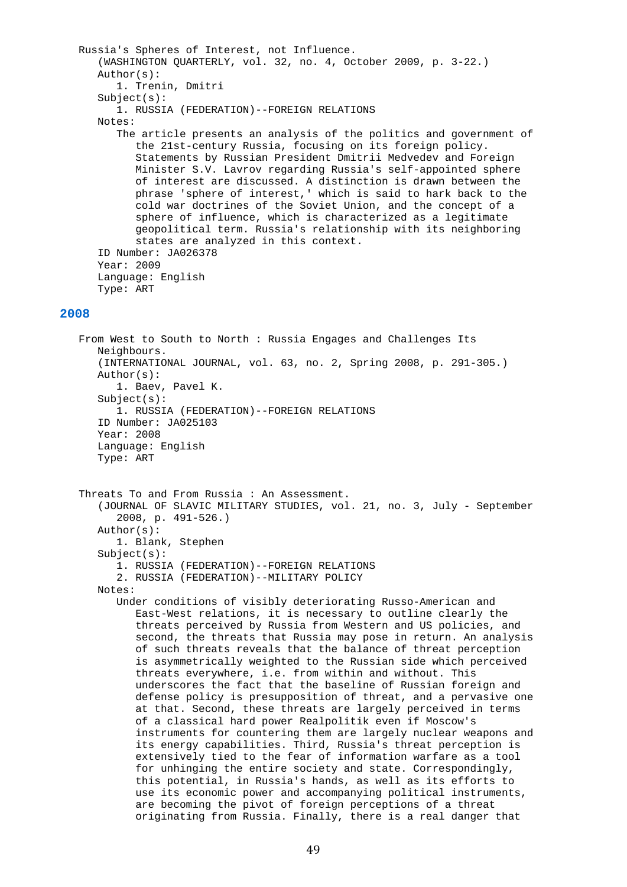Russia's Spheres of Interest, not Influence.
(WASHINGTON QUARTERLY, vol. 32, no. 4, October 2009, p. 3-22.)
Author(s):
1. Trenin, Dmitri
Subject(s):
1. RUSSIA (FEDERATION)--FOREIGN RELATIONS
Notes:
The article presents an analysis of the politics and government of the 21st-century Russia, focusing on its foreign policy. Statements by Russian President Dmitrii Medvedev and Foreign Minister S.V. Lavrov regarding Russia's self-appointed sphere of interest are discussed. A distinction is drawn between the phrase 'sphere of interest,' which is said to hark back to the cold war doctrines of the Soviet Union, and the concept of a sphere of influence, which is characterized as a legitimate geopolitical term. Russia's relationship with its neighboring states are analyzed in this context.
ID Number: JA026378
Year: 2009
Language: English
Type: ART

## 2008

From West to South to North : Russia Engages and Challenges Its Neighbours.
(INTERNATIONAL JOURNAL, vol. 63, no. 2, Spring 2008, p. 291-305.)
Author(s):
1. Baev, Pavel K.
Subject(s):
1. RUSSIA (FEDERATION)--FOREIGN RELATIONS
ID Number: JA025103
Year: 2008
Language: English
Type: ART

Threats To and From Russia : An Assessment.
(JOURNAL OF SLAVIC MILITARY STUDIES, vol. 21, no. 3, July - September 2008, p. 491-526.)
Author(s):
1. Blank, Stephen
Subject(s):
1. RUSSIA (FEDERATION)--FOREIGN RELATIONS
2. RUSSIA (FEDERATION)--MILITARY POLICY
Notes:
Under conditions of visibly deteriorating Russo-American and East-West relations, it is necessary to outline clearly the threats perceived by Russia from Western and US policies, and second, the threats that Russia may pose in return. An analysis of such threats reveals that the balance of threat perception is asymmetrically weighted to the Russian side which perceived threats everywhere, i.e. from within and without. This underscores the fact that the baseline of Russian foreign and defense policy is presupposition of threat, and a pervasive one at that. Second, these threats are largely perceived in terms of a classical hard power Realpolitik even if Moscow's instruments for countering them are largely nuclear weapons and its energy capabilities. Third, Russia's threat perception is extensively tied to the fear of information warfare as a tool for unhinging the entire society and state. Correspondingly, this potential, in Russia's hands, as well as its efforts to use its economic power and accompanying political instruments, are becoming the pivot of foreign perceptions of a threat originating from Russia. Finally, there is a real danger that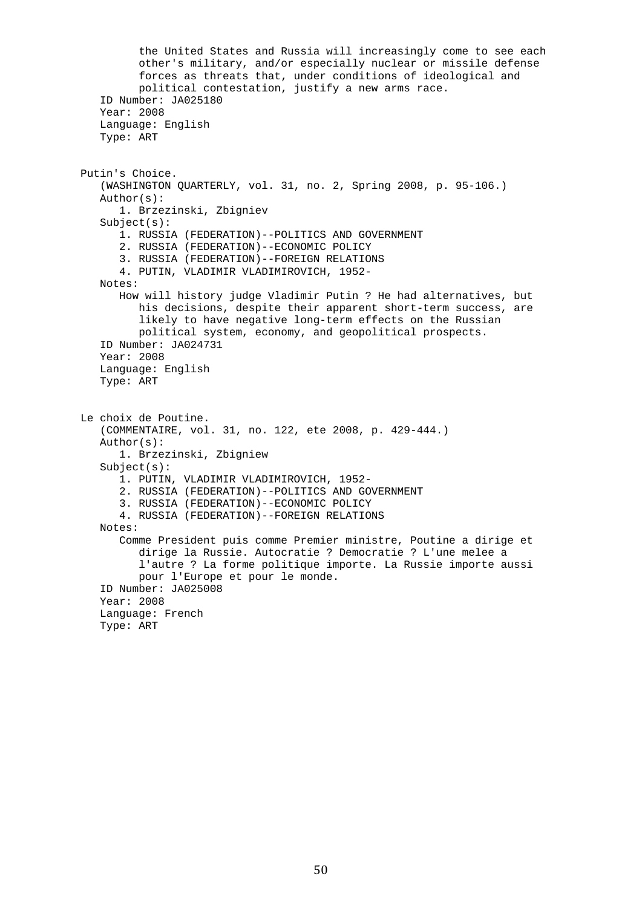the United States and Russia will increasingly come to see each other's military, and/or especially nuclear or missile defense forces as threats that, under conditions of ideological and political contestation, justify a new arms race.

ID Number: JA025180
Year: 2008
Language: English
Type: ART

Putin's Choice.
(WASHINGTON QUARTERLY, vol. 31, no. 2, Spring 2008, p. 95-106.)
Author(s):
1. Brzezinski, Zbigniev
Subject(s):
1. RUSSIA (FEDERATION)--POLITICS AND GOVERNMENT
2. RUSSIA (FEDERATION)--ECONOMIC POLICY
3. RUSSIA (FEDERATION)--FOREIGN RELATIONS
4. PUTIN, VLADIMIR VLADIMIROVICH, 1952-
Notes:
How will history judge Vladimir Putin ? He had alternatives, but his decisions, despite their apparent short-term success, are likely to have negative long-term effects on the Russian political system, economy, and geopolitical prospects.
ID Number: JA024731
Year: 2008
Language: English
Type: ART

Le choix de Poutine.
(COMMENTAIRE, vol. 31, no. 122, ete 2008, p. 429-444.)
Author(s):
1. Brzezinski, Zbigniew
Subject(s):
1. PUTIN, VLADIMIR VLADIMIROVICH, 1952-
2. RUSSIA (FEDERATION)--POLITICS AND GOVERNMENT
3. RUSSIA (FEDERATION)--ECONOMIC POLICY
4. RUSSIA (FEDERATION)--FOREIGN RELATIONS
Notes:
Comme President puis comme Premier ministre, Poutine a dirige et dirige la Russie. Autocratie ? Democratie ? L'une melee a l'autre ? La forme politique importe. La Russie importe aussi pour l'Europe et pour le monde.
ID Number: JA025008
Year: 2008
Language: French
Type: ART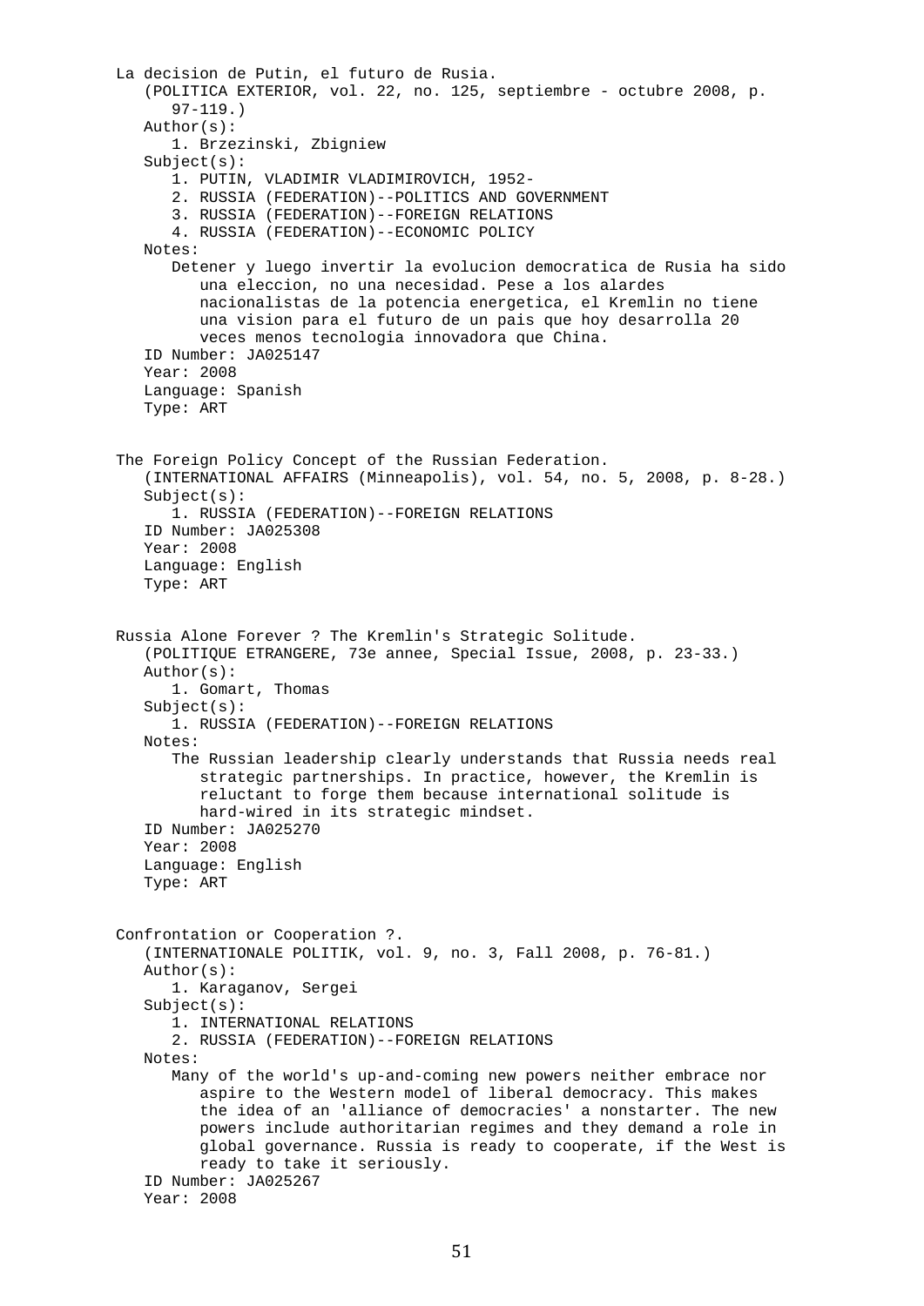La decision de Putin, el futuro de Rusia.
(POLITICA EXTERIOR, vol. 22, no. 125, septiembre - octubre 2008, p. 97-119.)

Author(s):
1. Brzezinski, Zbigniew

Subject(s):
1. PUTIN, VLADIMIR VLADIMIROVICH, 1952-
2. RUSSIA (FEDERATION)--POLITICS AND GOVERNMENT
3. RUSSIA (FEDERATION)--FOREIGN RELATIONS
4. RUSSIA (FEDERATION)--ECONOMIC POLICY

Notes:
Detener y luego invertir la evolucion democratica de Rusia ha sido una eleccion, no una necesidad. Pese a los alardes nacionalistas de la potencia energetica, el Kremlin no tiene una vision para el futuro de un pais que hoy desarrolla 20 veces menos tecnologia innovadora que China.

ID Number: JA025147
Year: 2008
Language: Spanish
Type: ART

The Foreign Policy Concept of the Russian Federation.
(INTERNATIONAL AFFAIRS (Minneapolis), vol. 54, no. 5, 2008, p. 8-28.)

Subject(s):
1. RUSSIA (FEDERATION)--FOREIGN RELATIONS

ID Number: JA025308
Year: 2008
Language: English
Type: ART

Russia Alone Forever ? The Kremlin's Strategic Solitude.
(POLITIQUE ETRANGERE, 73e annee, Special Issue, 2008, p. 23-33.)

Author(s):
1. Gomart, Thomas

Subject(s):
1. RUSSIA (FEDERATION)--FOREIGN RELATIONS

Notes:
The Russian leadership clearly understands that Russia needs real strategic partnerships. In practice, however, the Kremlin is reluctant to forge them because international solitude is hard-wired in its strategic mindset.

ID Number: JA025270
Year: 2008
Language: English
Type: ART

Confrontation or Cooperation ?.
(INTERNATIONALE POLITIK, vol. 9, no. 3, Fall 2008, p. 76-81.)

Author(s):
1. Karaganov, Sergei

Subject(s):
1. INTERNATIONAL RELATIONS
2. RUSSIA (FEDERATION)--FOREIGN RELATIONS

Notes:
Many of the world's up-and-coming new powers neither embrace nor aspire to the Western model of liberal democracy. This makes the idea of an 'alliance of democracies' a nonstarter. The new powers include authoritarian regimes and they demand a role in global governance. Russia is ready to cooperate, if the West is ready to take it seriously.

ID Number: JA025267
Year: 2008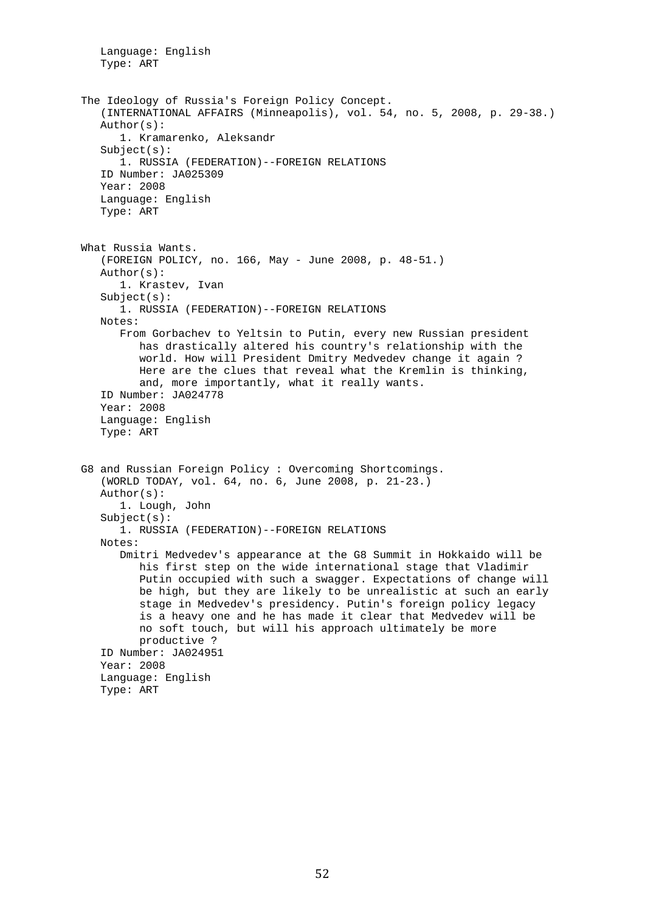Language: English
Type: ART

The Ideology of Russia's Foreign Policy Concept.
(INTERNATIONAL AFFAIRS (Minneapolis), vol. 54, no. 5, 2008, p. 29-38.)
Author(s):
1. Kramarenko, Aleksandr
Subject(s):
1. RUSSIA (FEDERATION)--FOREIGN RELATIONS
ID Number: JA025309
Year: 2008
Language: English
Type: ART

What Russia Wants.
(FOREIGN POLICY, no. 166, May - June 2008, p. 48-51.)
Author(s):
1. Krastev, Ivan
Subject(s):
1. RUSSIA (FEDERATION)--FOREIGN RELATIONS
Notes:
From Gorbachev to Yeltsin to Putin, every new Russian president has drastically altered his country's relationship with the world. How will President Dmitry Medvedev change it again ? Here are the clues that reveal what the Kremlin is thinking, and, more importantly, what it really wants.
ID Number: JA024778
Year: 2008
Language: English
Type: ART

G8 and Russian Foreign Policy : Overcoming Shortcomings.
(WORLD TODAY, vol. 64, no. 6, June 2008, p. 21-23.)
Author(s):
1. Lough, John
Subject(s):
1. RUSSIA (FEDERATION)--FOREIGN RELATIONS
Notes:
Dmitri Medvedev's appearance at the G8 Summit in Hokkaido will be his first step on the wide international stage that Vladimir Putin occupied with such a swagger. Expectations of change will be high, but they are likely to be unrealistic at such an early stage in Medvedev's presidency. Putin's foreign policy legacy is a heavy one and he has made it clear that Medvedev will be no soft touch, but will his approach ultimately be more productive ?
ID Number: JA024951
Year: 2008
Language: English
Type: ART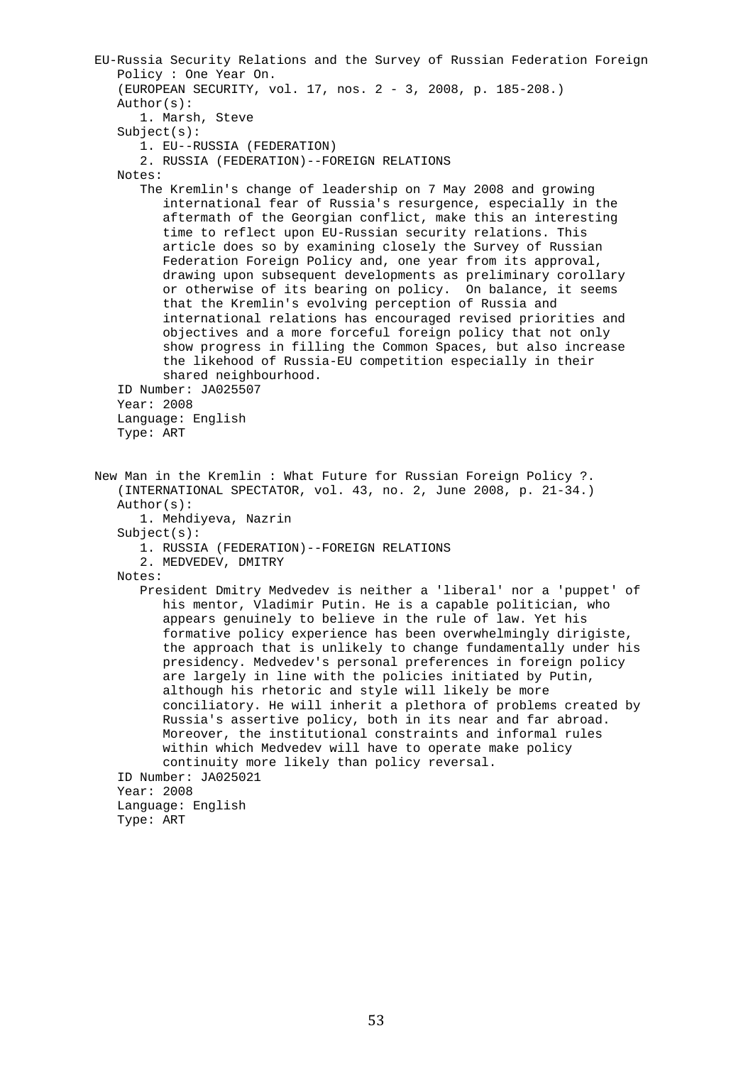EU-Russia Security Relations and the Survey of Russian Federation Foreign Policy : One Year On.

(EUROPEAN SECURITY, vol. 17, nos. 2 - 3, 2008, p. 185-208.)

Author(s):

1. Marsh, Steve

Subject(s):

1. EU--RUSSIA (FEDERATION)
2. RUSSIA (FEDERATION)--FOREIGN RELATIONS

Notes:

The Kremlin's change of leadership on 7 May 2008 and growing international fear of Russia's resurgence, especially in the aftermath of the Georgian conflict, make this an interesting time to reflect upon EU-Russian security relations. This article does so by examining closely the Survey of Russian Federation Foreign Policy and, one year from its approval, drawing upon subsequent developments as preliminary corollary or otherwise of its bearing on policy. On balance, it seems that the Kremlin's evolving perception of Russia and international relations has encouraged revised priorities and objectives and a more forceful foreign policy that not only show progress in filling the Common Spaces, but also increase the likehood of Russia-EU competition especially in their shared neighbourhood.

ID Number: JA025507

Year: 2008

Language: English

Type: ART

New Man in the Kremlin : What Future for Russian Foreign Policy ?.

(INTERNATIONAL SPECTATOR, vol. 43, no. 2, June 2008, p. 21-34.)

Author(s):

1. Mehdiyeva, Nazrin

Subject(s):

1. RUSSIA (FEDERATION)--FOREIGN RELATIONS
2. MEDVEDEV, DMITRY

Notes:

President Dmitry Medvedev is neither a 'liberal' nor a 'puppet' of his mentor, Vladimir Putin. He is a capable politician, who appears genuinely to believe in the rule of law. Yet his formative policy experience has been overwhelmingly dirigiste, the approach that is unlikely to change fundamentally under his presidency. Medvedev's personal preferences in foreign policy are largely in line with the policies initiated by Putin, although his rhetoric and style will likely be more conciliatory. He will inherit a plethora of problems created by Russia's assertive policy, both in its near and far abroad. Moreover, the institutional constraints and informal rules within which Medvedev will have to operate make policy continuity more likely than policy reversal.

ID Number: JA025021

Year: 2008

Language: English

Type: ART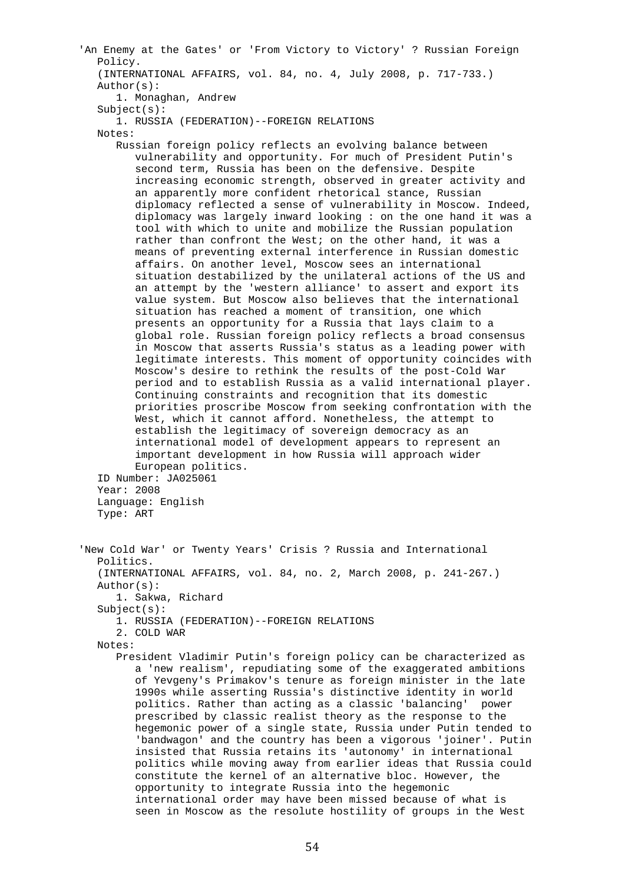'An Enemy at the Gates' or 'From Victory to Victory' ? Russian Foreign Policy.

(INTERNATIONAL AFFAIRS, vol. 84, no. 4, July 2008, p. 717-733.)

Author(s):

1. Monaghan, Andrew

Subject(s):

1. RUSSIA (FEDERATION)--FOREIGN RELATIONS

Notes:

Russian foreign policy reflects an evolving balance between vulnerability and opportunity. For much of President Putin's second term, Russia has been on the defensive. Despite increasing economic strength, observed in greater activity and an apparently more confident rhetorical stance, Russian diplomacy reflected a sense of vulnerability in Moscow. Indeed, diplomacy was largely inward looking : on the one hand it was a tool with which to unite and mobilize the Russian population rather than confront the West; on the other hand, it was a means of preventing external interference in Russian domestic affairs. On another level, Moscow sees an international situation destabilized by the unilateral actions of the US and an attempt by the 'western alliance' to assert and export its value system. But Moscow also believes that the international situation has reached a moment of transition, one which presents an opportunity for a Russia that lays claim to a global role. Russian foreign policy reflects a broad consensus in Moscow that asserts Russia's status as a leading power with legitimate interests. This moment of opportunity coincides with Moscow's desire to rethink the results of the post-Cold War period and to establish Russia as a valid international player. Continuing constraints and recognition that its domestic priorities proscribe Moscow from seeking confrontation with the West, which it cannot afford. Nonetheless, the attempt to establish the legitimacy of sovereign democracy as an international model of development appears to represent an important development in how Russia will approach wider European politics.

ID Number: JA025061

Year: 2008

Language: English

Type: ART

'New Cold War' or Twenty Years' Crisis ? Russia and International Politics.

(INTERNATIONAL AFFAIRS, vol. 84, no. 2, March 2008, p. 241-267.)

Author(s):

1. Sakwa, Richard

Subject(s):

1. RUSSIA (FEDERATION)--FOREIGN RELATIONS
2. COLD WAR

Notes:

President Vladimir Putin's foreign policy can be characterized as a 'new realism', repudiating some of the exaggerated ambitions of Yevgeny's Primakov's tenure as foreign minister in the late 1990s while asserting Russia's distinctive identity in world politics. Rather than acting as a classic 'balancing' power prescribed by classic realist theory as the response to the hegemonic power of a single state, Russia under Putin tended to 'bandwagon' and the country has been a vigorous 'joiner'. Putin insisted that Russia retains its 'autonomy' in international politics while moving away from earlier ideas that Russia could constitute the kernel of an alternative bloc. However, the opportunity to integrate Russia into the hegemonic international order may have been missed because of what is seen in Moscow as the resolute hostility of groups in the West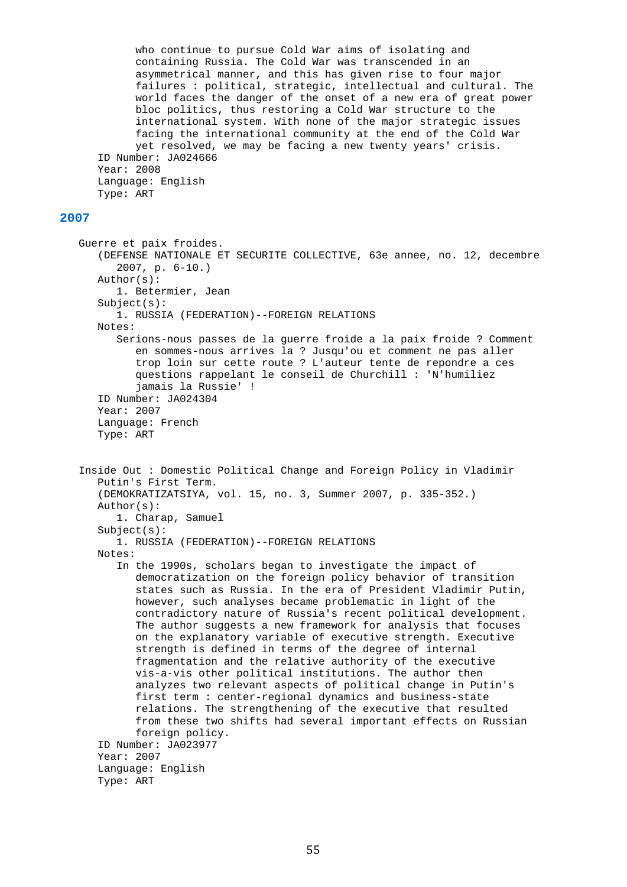who continue to pursue Cold War aims of isolating and containing Russia. The Cold War was transcended in an asymmetrical manner, and this has given rise to four major failures : political, strategic, intellectual and cultural. The world faces the danger of the onset of a new era of great power bloc politics, thus restoring a Cold War structure to the international system. With none of the major strategic issues facing the international community at the end of the Cold War yet resolved, we may be facing a new twenty years' crisis.

ID Number: JA024666
Year: 2008
Language: English
Type: ART

## 2007

Guerre et paix froides.
(DEFENSE NATIONALE ET SECURITE COLLECTIVE, 63e annee, no. 12, decembre 2007, p. 6-10.)

Author(s):
1. Betermier, Jean

Subject(s):
1. RUSSIA (FEDERATION)--FOREIGN RELATIONS

Notes:
Serions-nous passes de la guerre froide a la paix froide ? Comment en sommes-nous arrives la ? Jusqu'ou et comment ne pas aller trop loin sur cette route ? L'auteur tente de repondre a ces questions rappelant le conseil de Churchill : 'N'humiliez jamais la Russie' !

ID Number: JA024304
Year: 2007
Language: French
Type: ART

Inside Out : Domestic Political Change and Foreign Policy in Vladimir Putin's First Term.
(DEMOKRATIZATSIYA, vol. 15, no. 3, Summer 2007, p. 335-352.)

Author(s):
1. Charap, Samuel

Subject(s):
1. RUSSIA (FEDERATION)--FOREIGN RELATIONS

Notes:
In the 1990s, scholars began to investigate the impact of democratization on the foreign policy behavior of transition states such as Russia. In the era of President Vladimir Putin, however, such analyses became problematic in light of the contradictory nature of Russia's recent political development. The author suggests a new framework for analysis that focuses on the explanatory variable of executive strength. Executive strength is defined in terms of the degree of internal fragmentation and the relative authority of the executive vis-a-vis other political institutions. The author then analyzes two relevant aspects of political change in Putin's first term : center-regional dynamics and business-state relations. The strengthening of the executive that resulted from these two shifts had several important effects on Russian foreign policy.

ID Number: JA023977
Year: 2007
Language: English
Type: ART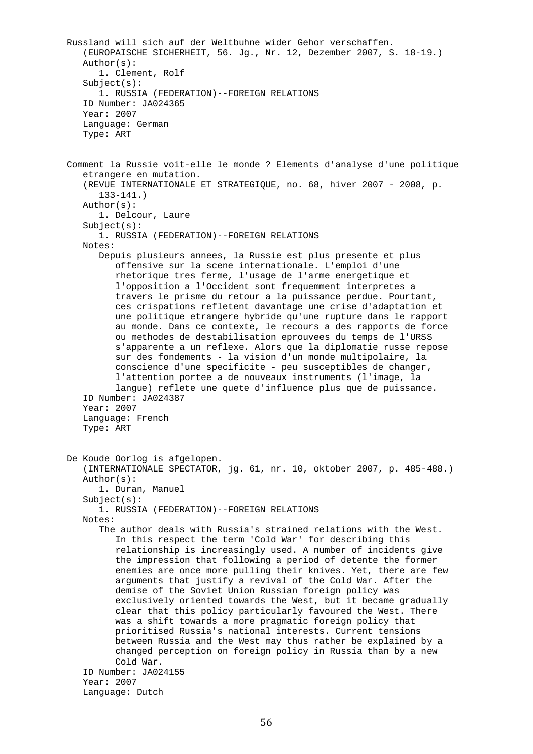Russland will sich auf der Weltbuhne wider Gehor verschaffen.
(EUROPAISCHE SICHERHEIT, 56. Jg., Nr. 12, Dezember 2007, S. 18-19.)
Author(s):
1. Clement, Rolf
Subject(s):
1. RUSSIA (FEDERATION)--FOREIGN RELATIONS
ID Number: JA024365
Year: 2007
Language: German
Type: ART

Comment la Russie voit-elle le monde ? Elements d'analyse d'une politique etrangere en mutation.
(REVUE INTERNATIONALE ET STRATEGIQUE, no. 68, hiver 2007 - 2008, p. 133-141.)
Author(s):
1. Delcour, Laure
Subject(s):
1. RUSSIA (FEDERATION)--FOREIGN RELATIONS
Notes:
Depuis plusieurs annees, la Russie est plus presente et plus offensive sur la scene internationale. L'emploi d'une rhetorique tres ferme, l'usage de l'arme energetique et l'opposition a l'Occident sont frequemment interpretes a travers le prisme du retour a la puissance perdue. Pourtant, ces crispations refletent davantage une crise d'adaptation et une politique etrangere hybride qu'une rupture dans le rapport au monde. Dans ce contexte, le recours a des rapports de force ou methodes de destabilisation eprouvees du temps de l'URSS s'apparente a un reflexe. Alors que la diplomatie russe repose sur des fondements - la vision d'un monde multipolaire, la conscience d'une specificite - peu susceptibles de changer, l'attention portee a de nouveaux instruments (l'image, la langue) reflete une quete d'influence plus que de puissance.
ID Number: JA024387
Year: 2007
Language: French
Type: ART

De Koude Oorlog is afgelopen.
(INTERNATIONALE SPECTATOR, jg. 61, nr. 10, oktober 2007, p. 485-488.)
Author(s):
1. Duran, Manuel
Subject(s):
1. RUSSIA (FEDERATION)--FOREIGN RELATIONS
Notes:
The author deals with Russia's strained relations with the West. In this respect the term 'Cold War' for describing this relationship is increasingly used. A number of incidents give the impression that following a period of detente the former enemies are once more pulling their knives. Yet, there are few arguments that justify a revival of the Cold War. After the demise of the Soviet Union Russian foreign policy was exclusively oriented towards the West, but it became gradually clear that this policy particularly favoured the West. There was a shift towards a more pragmatic foreign policy that prioritised Russia's national interests. Current tensions between Russia and the West may thus rather be explained by a changed perception on foreign policy in Russia than by a new Cold War.
ID Number: JA024155
Year: 2007
Language: Dutch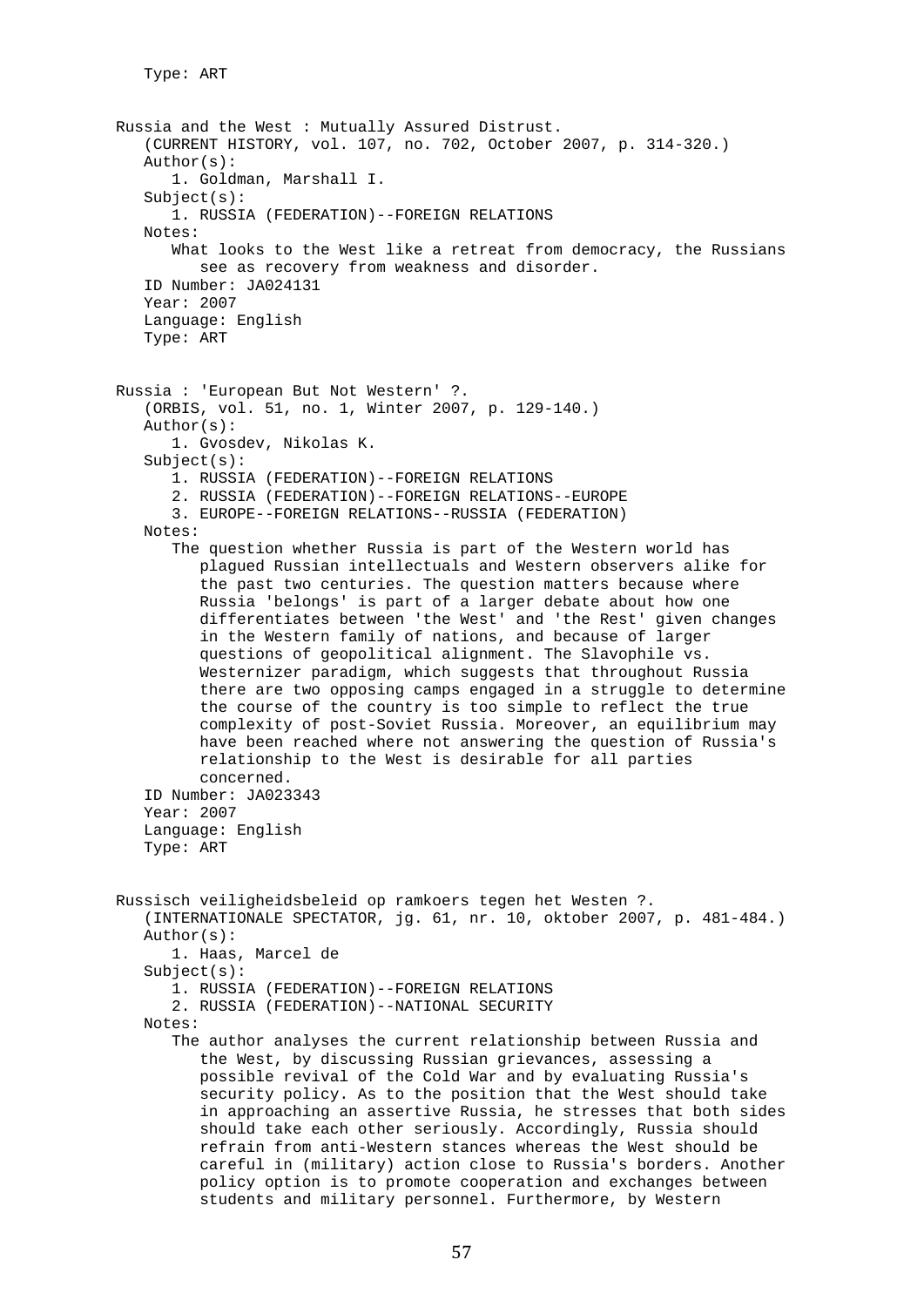Type: ART

Russia and the West : Mutually Assured Distrust.
(CURRENT HISTORY, vol. 107, no. 702, October 2007, p. 314-320.)
Author(s):
1. Goldman, Marshall I.
Subject(s):
1. RUSSIA (FEDERATION)--FOREIGN RELATIONS
Notes:
What looks to the West like a retreat from democracy, the Russians see as recovery from weakness and disorder.
ID Number: JA024131
Year: 2007
Language: English
Type: ART

Russia : 'European But Not Western' ?.
(ORBIS, vol. 51, no. 1, Winter 2007, p. 129-140.)
Author(s):
1. Gvosdev, Nikolas K.
Subject(s):
1. RUSSIA (FEDERATION)--FOREIGN RELATIONS
2. RUSSIA (FEDERATION)--FOREIGN RELATIONS--EUROPE
3. EUROPE--FOREIGN RELATIONS--RUSSIA (FEDERATION)
Notes:
The question whether Russia is part of the Western world has plagued Russian intellectuals and Western observers alike for the past two centuries. The question matters because where Russia 'belongs' is part of a larger debate about how one differentiates between 'the West' and 'the Rest' given changes in the Western family of nations, and because of larger questions of geopolitical alignment. The Slavophile vs. Westernizer paradigm, which suggests that throughout Russia there are two opposing camps engaged in a struggle to determine the course of the country is too simple to reflect the true complexity of post-Soviet Russia. Moreover, an equilibrium may have been reached where not answering the question of Russia's relationship to the West is desirable for all parties concerned.
ID Number: JA023343
Year: 2007
Language: English
Type: ART

Russisch veiligheidsbeleid op ramkoers tegen het Westen ?.
(INTERNATIONALE SPECTATOR, jg. 61, nr. 10, oktober 2007, p. 481-484.)
Author(s):
1. Haas, Marcel de
Subject(s):
1. RUSSIA (FEDERATION)--FOREIGN RELATIONS
2. RUSSIA (FEDERATION)--NATIONAL SECURITY
Notes:
The author analyses the current relationship between Russia and the West, by discussing Russian grievances, assessing a possible revival of the Cold War and by evaluating Russia's security policy. As to the position that the West should take in approaching an assertive Russia, he stresses that both sides should take each other seriously. Accordingly, Russia should refrain from anti-Western stances whereas the West should be careful in (military) action close to Russia's borders. Another policy option is to promote cooperation and exchanges between students and military personnel. Furthermore, by Western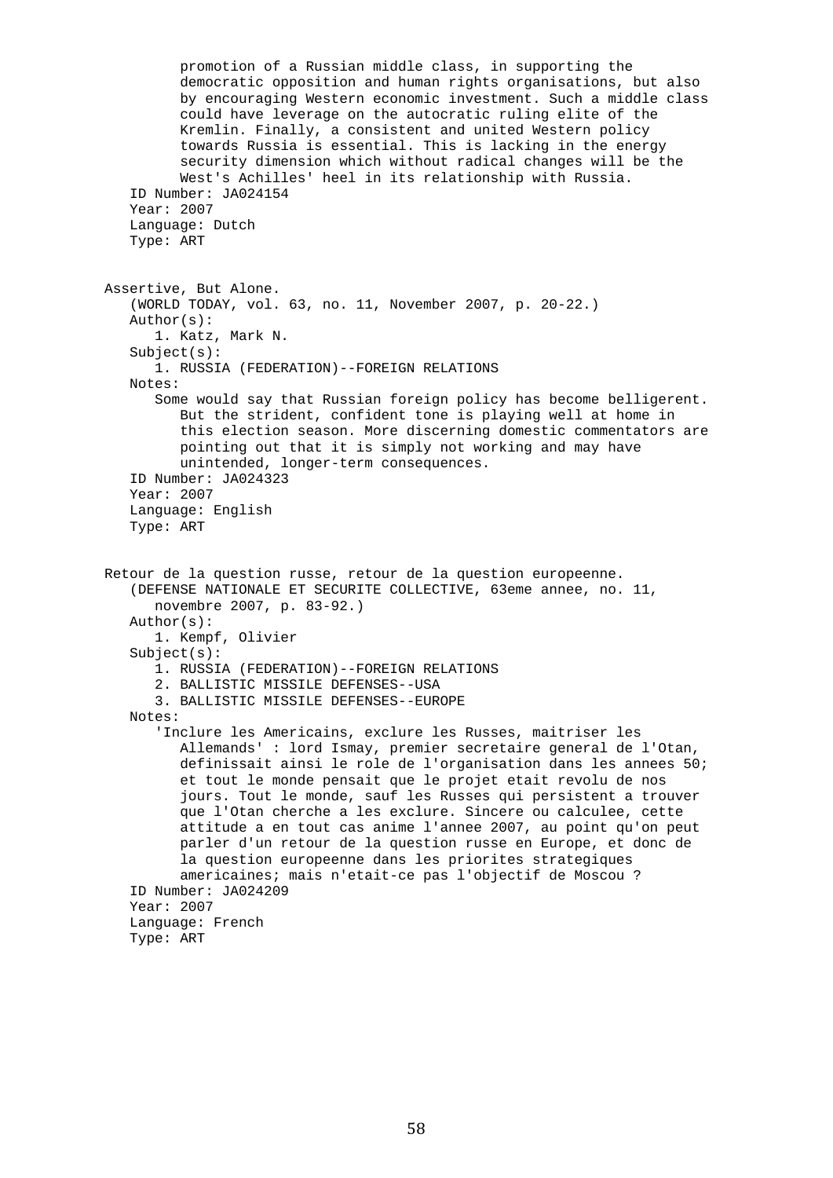promotion of a Russian middle class, in supporting the democratic opposition and human rights organisations, but also by encouraging Western economic investment. Such a middle class could have leverage on the autocratic ruling elite of the Kremlin. Finally, a consistent and united Western policy towards Russia is essential. This is lacking in the energy security dimension which without radical changes will be the West's Achilles' heel in its relationship with Russia.

ID Number: JA024154
Year: 2007
Language: Dutch
Type: ART

**Assertive, But Alone.**
(WORLD TODAY, vol. 63, no. 11, November 2007, p. 20-22.)
Author(s):
1. Katz, Mark N.

Subject(s):
1. RUSSIA (FEDERATION)--FOREIGN RELATIONS

Notes:
Some would say that Russian foreign policy has become belligerent. But the strident, confident tone is playing well at home in this election season. More discerning domestic commentators are pointing out that it is simply not working and may have unintended, longer-term consequences.

ID Number: JA024323
Year: 2007
Language: English
Type: ART

**Retour de la question russe, retour de la question europeenne.**
(DEFENSE NATIONALE ET SECURITE COLLECTIVE, 63eme annee, no. 11, novembre 2007, p. 83-92.)
Author(s):
1. Kempf, Olivier

Subject(s):
1. RUSSIA (FEDERATION)--FOREIGN RELATIONS
2. BALLISTIC MISSILE DEFENSES--USA
3. BALLISTIC MISSILE DEFENSES--EUROPE

Notes:
'Inclure les Americains, exclure les Russes, maitriser les Allemands' : lord Ismay, premier secretaire general de l'Otan, definissait ainsi le role de l'organisation dans les annees 50; et tout le monde pensait que le projet etait revolu de nos jours. Tout le monde, sauf les Russes qui persistent a trouver que l'Otan cherche a les exclure. Sincere ou calculee, cette attitude a en tout cas anime l'annee 2007, au point qu'on peut parler d'un retour de la question russe en Europe, et donc de la question europeenne dans les priorites strategiques americaines; mais n'etait-ce pas l'objectif de Moscou ?

ID Number: JA024209
Year: 2007
Language: French
Type: ART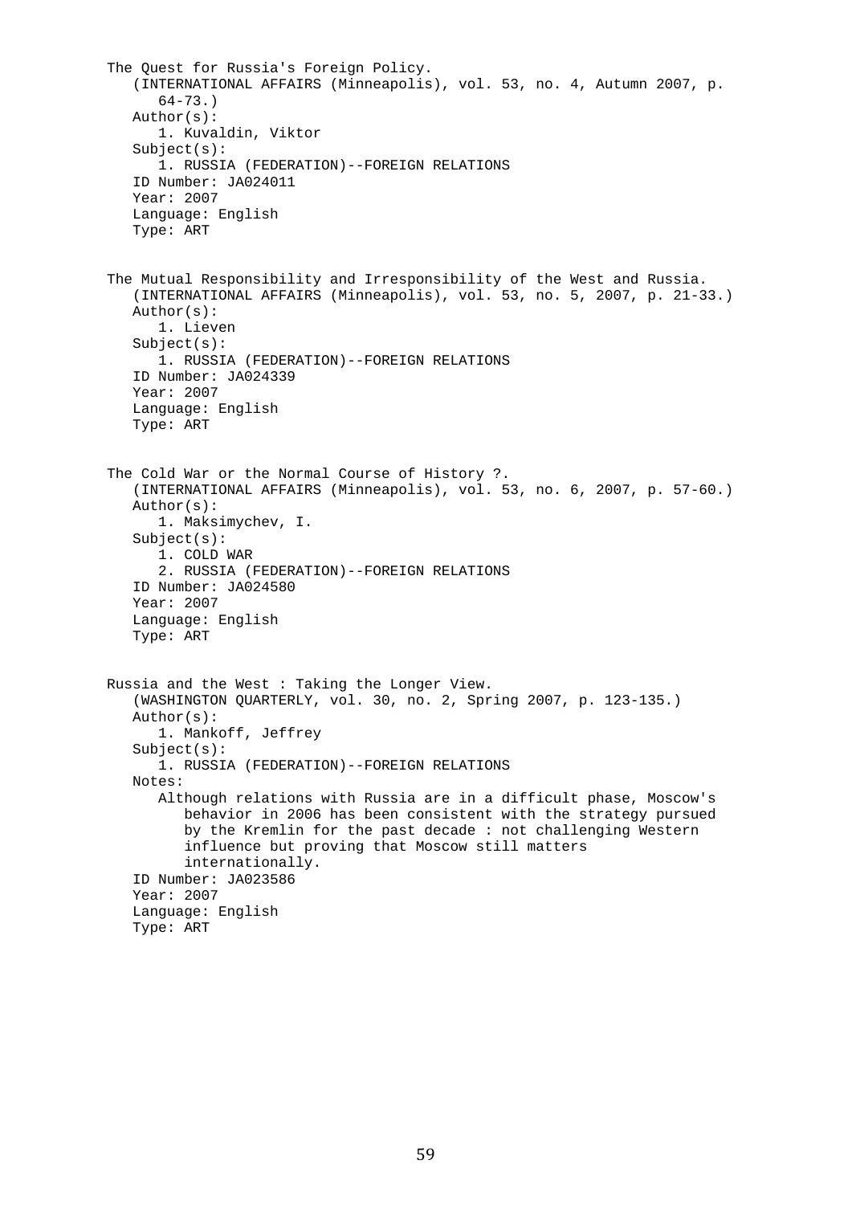The Quest for Russia's Foreign Policy.
   (INTERNATIONAL AFFAIRS (Minneapolis), vol. 53, no. 4, Autumn 2007, p. 64-73.)
   Author(s):
      1. Kuvaldin, Viktor
   Subject(s):
      1. RUSSIA (FEDERATION)--FOREIGN RELATIONS
   ID Number: JA024011
   Year: 2007
   Language: English
   Type: ART

The Mutual Responsibility and Irresponsibility of the West and Russia.
   (INTERNATIONAL AFFAIRS (Minneapolis), vol. 53, no. 5, 2007, p. 21-33.)
   Author(s):
      1. Lieven
   Subject(s):
      1. RUSSIA (FEDERATION)--FOREIGN RELATIONS
   ID Number: JA024339
   Year: 2007
   Language: English
   Type: ART

The Cold War or the Normal Course of History ?.
   (INTERNATIONAL AFFAIRS (Minneapolis), vol. 53, no. 6, 2007, p. 57-60.)
   Author(s):
      1. Maksimychev, I.
   Subject(s):
      1. COLD WAR
      2. RUSSIA (FEDERATION)--FOREIGN RELATIONS
   ID Number: JA024580
   Year: 2007
   Language: English
   Type: ART

Russia and the West : Taking the Longer View.
   (WASHINGTON QUARTERLY, vol. 30, no. 2, Spring 2007, p. 123-135.)
   Author(s):
      1. Mankoff, Jeffrey
   Subject(s):
      1. RUSSIA (FEDERATION)--FOREIGN RELATIONS
   Notes:
      Although relations with Russia are in a difficult phase, Moscow's behavior in 2006 has been consistent with the strategy pursued by the Kremlin for the past decade : not challenging Western influence but proving that Moscow still matters internationally.
   ID Number: JA023586
   Year: 2007
   Language: English
   Type: ART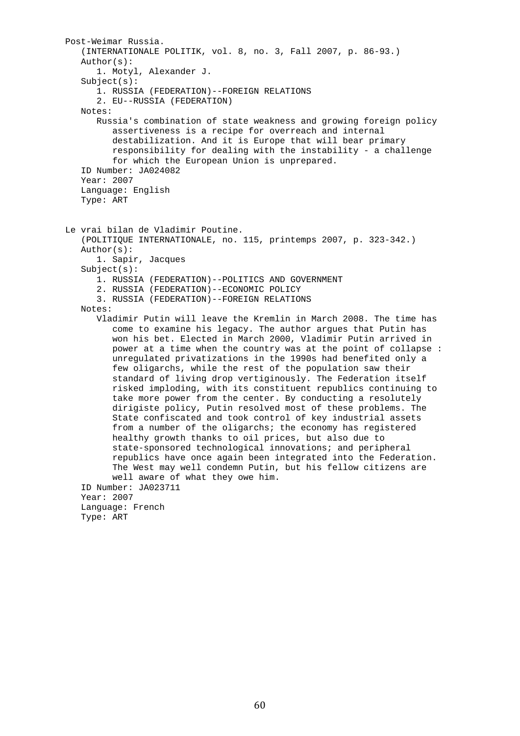Post-Weimar Russia.

(INTERNATIONALE POLITIK, vol. 8, no. 3, Fall 2007, p. 86-93.)

Author(s):

1. Motyl, Alexander J.

Subject(s):

1. RUSSIA (FEDERATION)--FOREIGN RELATIONS
2. EU--RUSSIA (FEDERATION)

Notes:

Russia's combination of state weakness and growing foreign policy assertiveness is a recipe for overreach and internal destabilization. And it is Europe that will bear primary responsibility for dealing with the instability - a challenge for which the European Union is unprepared.

ID Number: JA024082

Year: 2007

Language: English

Type: ART

Le vrai bilan de Vladimir Poutine.

(POLITIQUE INTERNATIONALE, no. 115, printemps 2007, p. 323-342.)

Author(s):

1. Sapir, Jacques

Subject(s):

1. RUSSIA (FEDERATION)--POLITICS AND GOVERNMENT
2. RUSSIA (FEDERATION)--ECONOMIC POLICY
3. RUSSIA (FEDERATION)--FOREIGN RELATIONS

Notes:

Vladimir Putin will leave the Kremlin in March 2008. The time has come to examine his legacy. The author argues that Putin has won his bet. Elected in March 2000, Vladimir Putin arrived in power at a time when the country was at the point of collapse : unregulated privatizations in the 1990s had benefited only a few oligarchs, while the rest of the population saw their standard of living drop vertiginously. The Federation itself risked imploding, with its constituent republics continuing to take more power from the center. By conducting a resolutely dirigiste policy, Putin resolved most of these problems. The State confiscated and took control of key industrial assets from a number of the oligarchs; the economy has registered healthy growth thanks to oil prices, but also due to state-sponsored technological innovations; and peripheral republics have once again been integrated into the Federation. The West may well condemn Putin, but his fellow citizens are well aware of what they owe him.

ID Number: JA023711

Year: 2007

Language: French

Type: ART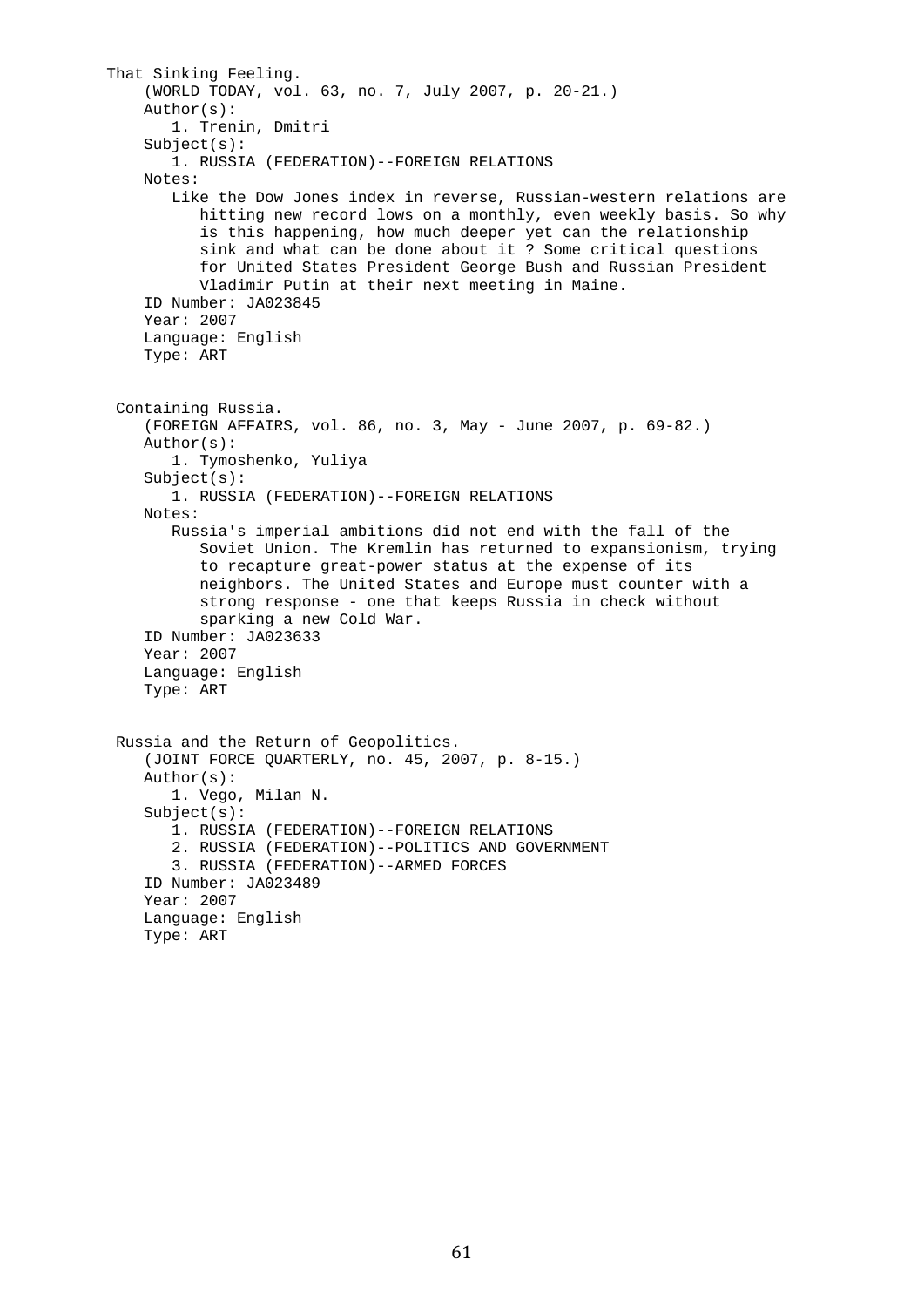That Sinking Feeling.

(WORLD TODAY, vol. 63, no. 7, July 2007, p. 20-21.)

Author(s):

1. Trenin, Dmitri

Subject(s):

1. RUSSIA (FEDERATION)--FOREIGN RELATIONS

Notes:

Like the Dow Jones index in reverse, Russian-western relations are hitting new record lows on a monthly, even weekly basis. So why is this happening, how much deeper yet can the relationship sink and what can be done about it ? Some critical questions for United States President George Bush and Russian President Vladimir Putin at their next meeting in Maine.

ID Number: JA023845

Year: 2007

Language: English

Type: ART

Containing Russia.

(FOREIGN AFFAIRS, vol. 86, no. 3, May - June 2007, p. 69-82.)

Author(s):

1. Tymoshenko, Yuliya

Subject(s):

1. RUSSIA (FEDERATION)--FOREIGN RELATIONS

Notes:

Russia's imperial ambitions did not end with the fall of the Soviet Union. The Kremlin has returned to expansionism, trying to recapture great-power status at the expense of its neighbors. The United States and Europe must counter with a strong response - one that keeps Russia in check without sparking a new Cold War.

ID Number: JA023633

Year: 2007

Language: English

Type: ART

Russia and the Return of Geopolitics.

(JOINT FORCE QUARTERLY, no. 45, 2007, p. 8-15.)

Author(s):

1. Vego, Milan N.

Subject(s):

1. RUSSIA (FEDERATION)--FOREIGN RELATIONS
2. RUSSIA (FEDERATION)--POLITICS AND GOVERNMENT
3. RUSSIA (FEDERATION)--ARMED FORCES

ID Number: JA023489

Year: 2007

Language: English

Type: ART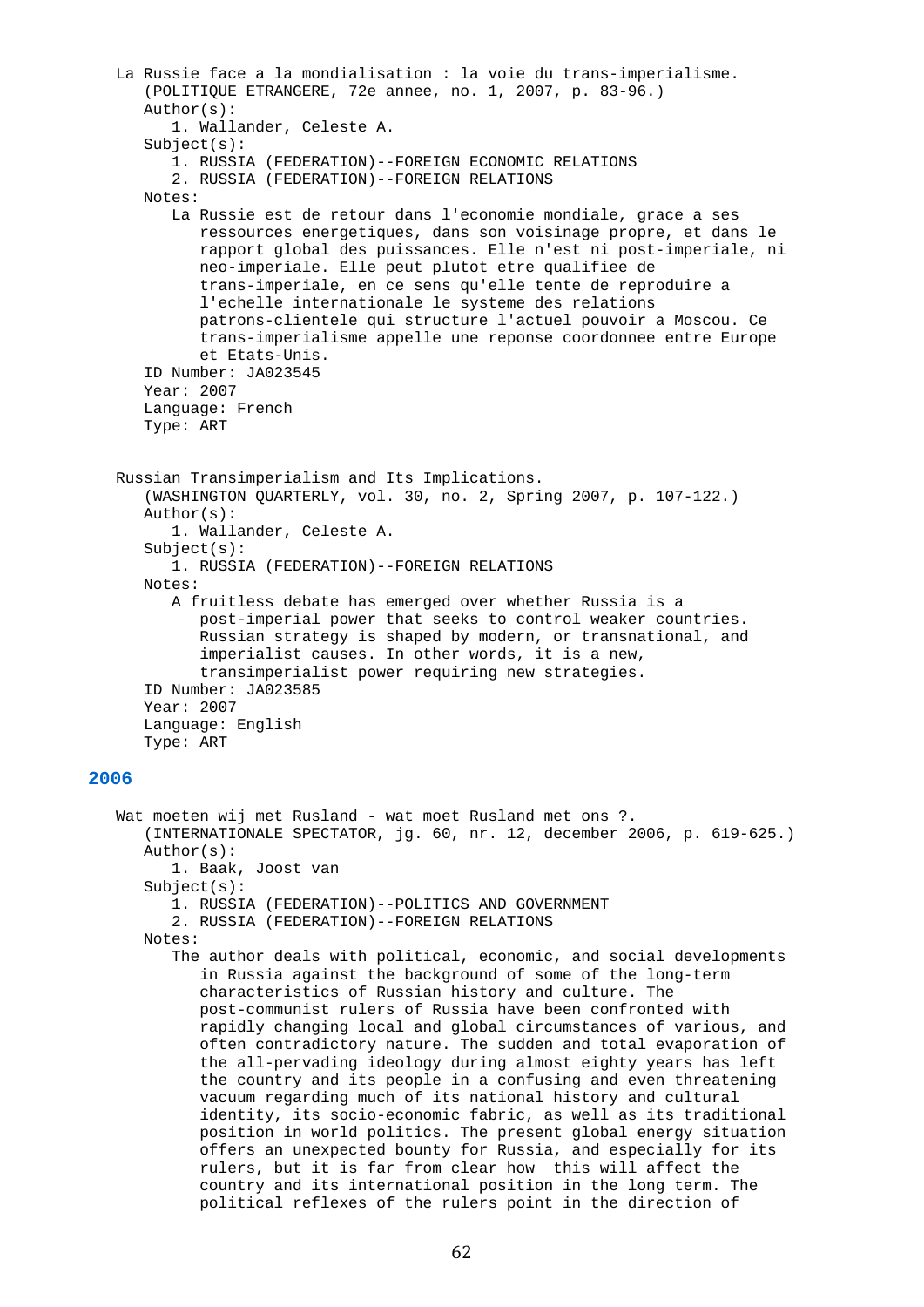La Russie face a la mondialisation : la voie du trans-imperialisme.
(POLITIQUE ETRANGERE, 72e annee, no. 1, 2007, p. 83-96.)
Author(s):
1. Wallander, Celeste A.
Subject(s):
1. RUSSIA (FEDERATION)--FOREIGN ECONOMIC RELATIONS
2. RUSSIA (FEDERATION)--FOREIGN RELATIONS
Notes:
La Russie est de retour dans l'economie mondiale, grace a ses ressources energetiques, dans son voisinage propre, et dans le rapport global des puissances. Elle n'est ni post-imperiale, ni neo-imperiale. Elle peut plutot etre qualifiee de trans-imperiale, en ce sens qu'elle tente de reproduire a l'echelle internationale le systeme des relations patrons-clientele qui structure l'actuel pouvoir a Moscou. Ce trans-imperialisme appelle une reponse coordonnee entre Europe et Etats-Unis.
ID Number: JA023545
Year: 2007
Language: French
Type: ART

Russian Transimperialism and Its Implications.
(WASHINGTON QUARTERLY, vol. 30, no. 2, Spring 2007, p. 107-122.)
Author(s):
1. Wallander, Celeste A.
Subject(s):
1. RUSSIA (FEDERATION)--FOREIGN RELATIONS
Notes:
A fruitless debate has emerged over whether Russia is a post-imperial power that seeks to control weaker countries. Russian strategy is shaped by modern, or transnational, and imperialist causes. In other words, it is a new, transimperialist power requiring new strategies.
ID Number: JA023585
Year: 2007
Language: English
Type: ART

## 2006

Wat moeten wij met Rusland - wat moet Rusland met ons ?.
(INTERNATIONALE SPECTATOR, jg. 60, nr. 12, december 2006, p. 619-625.)
Author(s):
1. Baak, Joost van
Subject(s):
1. RUSSIA (FEDERATION)--POLITICS AND GOVERNMENT
2. RUSSIA (FEDERATION)--FOREIGN RELATIONS
Notes:
The author deals with political, economic, and social developments in Russia against the background of some of the long-term characteristics of Russian history and culture. The post-communist rulers of Russia have been confronted with rapidly changing local and global circumstances of various, and often contradictory nature. The sudden and total evaporation of the all-pervading ideology during almost eighty years has left the country and its people in a confusing and even threatening vacuum regarding much of its national history and cultural identity, its socio-economic fabric, as well as its traditional position in world politics. The present global energy situation offers an unexpected bounty for Russia, and especially for its rulers, but it is far from clear how this will affect the country and its international position in the long term. The political reflexes of the rulers point in the direction of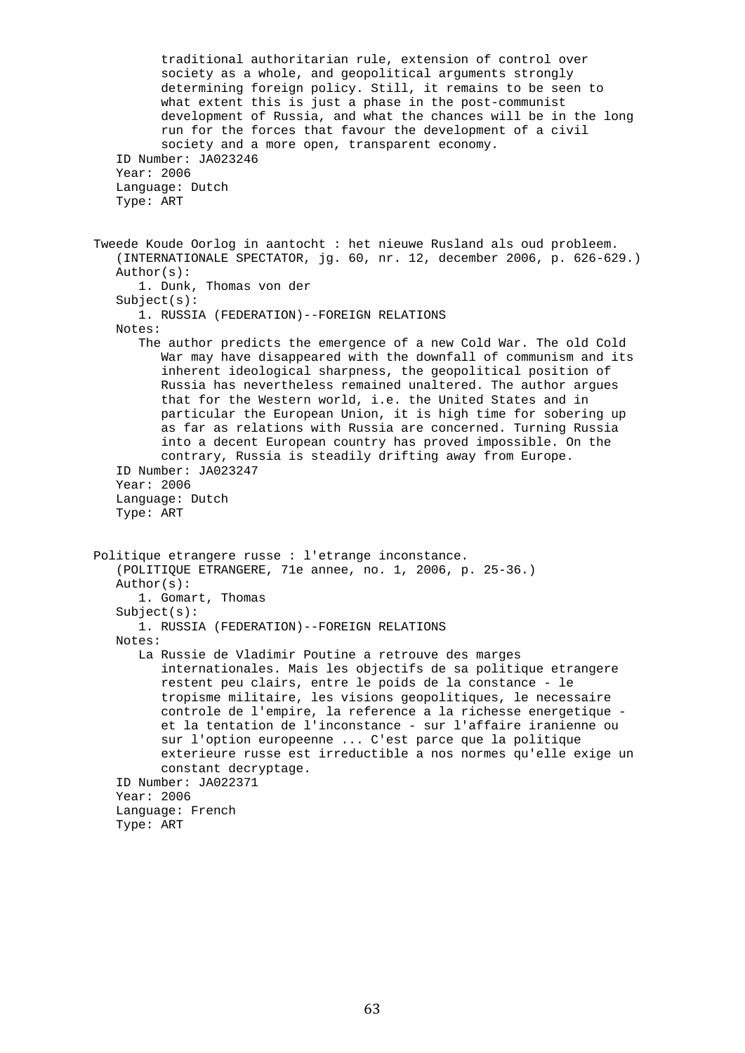traditional authoritarian rule, extension of control over society as a whole, and geopolitical arguments strongly determining foreign policy. Still, it remains to be seen to what extent this is just a phase in the post-communist development of Russia, and what the chances will be in the long run for the forces that favour the development of a civil society and a more open, transparent economy.

ID Number: JA023246
Year: 2006
Language: Dutch
Type: ART

Tweede Koude Oorlog in aantocht : het nieuwe Rusland als oud probleem.
(INTERNATIONALE SPECTATOR, jg. 60, nr. 12, december 2006, p. 626-629.)

Author(s):
1. Dunk, Thomas von der

Subject(s):
1. RUSSIA (FEDERATION)--FOREIGN RELATIONS

Notes:
The author predicts the emergence of a new Cold War. The old Cold War may have disappeared with the downfall of communism and its inherent ideological sharpness, the geopolitical position of Russia has nevertheless remained unaltered. The author argues that for the Western world, i.e. the United States and in particular the European Union, it is high time for sobering up as far as relations with Russia are concerned. Turning Russia into a decent European country has proved impossible. On the contrary, Russia is steadily drifting away from Europe.

ID Number: JA023247
Year: 2006
Language: Dutch
Type: ART

Politique etrangere russe : l'etrange inconstance.
(POLITIQUE ETRANGERE, 71e annee, no. 1, 2006, p. 25-36.)

Author(s):
1. Gomart, Thomas

Subject(s):
1. RUSSIA (FEDERATION)--FOREIGN RELATIONS

Notes:
La Russie de Vladimir Poutine a retrouve des marges internationales. Mais les objectifs de sa politique etrangere restent peu clairs, entre le poids de la constance - le tropisme militaire, les visions geopolitiques, le necessaire controle de l'empire, la reference a la richesse energetique - et la tentation de l'inconstance - sur l'affaire iranienne ou sur l'option europeenne ... C'est parce que la politique exterieure russe est irreductible a nos normes qu'elle exige un constant decryptage.

ID Number: JA022371
Year: 2006
Language: French
Type: ART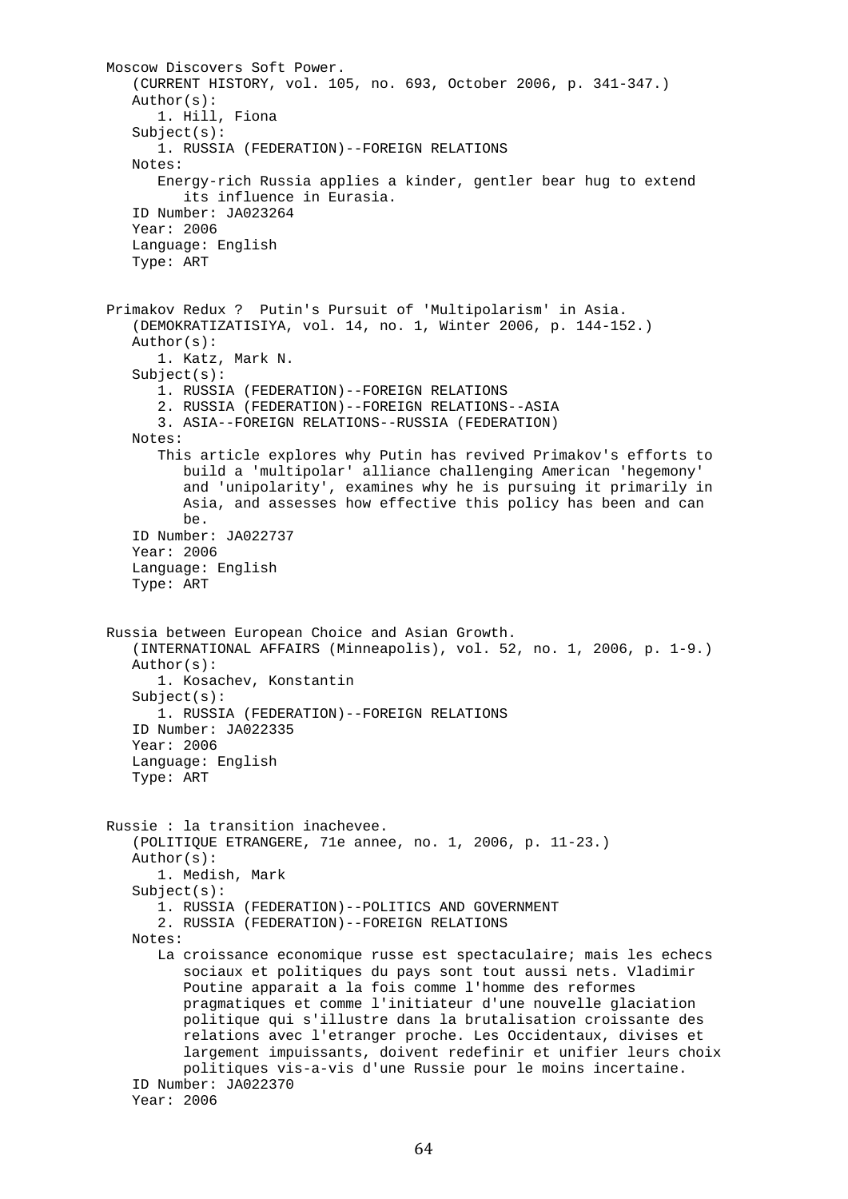Moscow Discovers Soft Power.
(CURRENT HISTORY, vol. 105, no. 693, October 2006, p. 341-347.)
Author(s):
1. Hill, Fiona
Subject(s):
1. RUSSIA (FEDERATION)--FOREIGN RELATIONS
Notes:
Energy-rich Russia applies a kinder, gentler bear hug to extend its influence in Eurasia.
ID Number: JA023264
Year: 2006
Language: English
Type: ART

Primakov Redux ?  Putin's Pursuit of 'Multipolarism' in Asia.
(DEMOKRATIZATISIYA, vol. 14, no. 1, Winter 2006, p. 144-152.)
Author(s):
1. Katz, Mark N.
Subject(s):
1. RUSSIA (FEDERATION)--FOREIGN RELATIONS
2. RUSSIA (FEDERATION)--FOREIGN RELATIONS--ASIA
3. ASIA--FOREIGN RELATIONS--RUSSIA (FEDERATION)
Notes:
This article explores why Putin has revived Primakov's efforts to build a 'multipolar' alliance challenging American 'hegemony' and 'unipolarity', examines why he is pursuing it primarily in Asia, and assesses how effective this policy has been and can be.
ID Number: JA022737
Year: 2006
Language: English
Type: ART

Russia between European Choice and Asian Growth.
(INTERNATIONAL AFFAIRS (Minneapolis), vol. 52, no. 1, 2006, p. 1-9.)
Author(s):
1. Kosachev, Konstantin
Subject(s):
1. RUSSIA (FEDERATION)--FOREIGN RELATIONS
ID Number: JA022335
Year: 2006
Language: English
Type: ART

Russie : la transition inachevee.
(POLITIQUE ETRANGERE, 71e annee, no. 1, 2006, p. 11-23.)
Author(s):
1. Medish, Mark
Subject(s):
1. RUSSIA (FEDERATION)--POLITICS AND GOVERNMENT
2. RUSSIA (FEDERATION)--FOREIGN RELATIONS
Notes:
La croissance economique russe est spectaculaire; mais les echecs sociaux et politiques du pays sont tout aussi nets. Vladimir Poutine apparait a la fois comme l'homme des reformes pragmatiques et comme l'initiateur d'une nouvelle glaciation politique qui s'illustre dans la brutalisation croissante des relations avec l'etranger proche. Les Occidentaux, divises et largement impuissants, doivent redefinir et unifier leurs choix politiques vis-a-vis d'une Russie pour le moins incertaine.
ID Number: JA022370
Year: 2006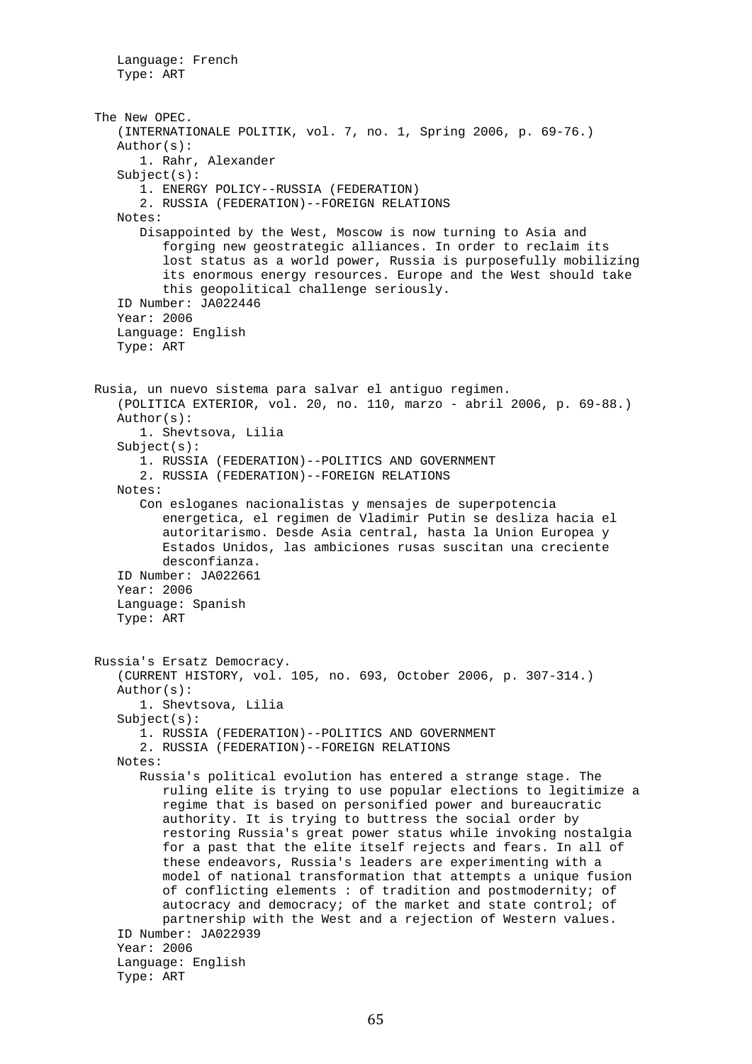Language: French
Type: ART

The New OPEC.
(INTERNATIONALE POLITIK, vol. 7, no. 1, Spring 2006, p. 69-76.)
Author(s):
1. Rahr, Alexander
Subject(s):
1. ENERGY POLICY--RUSSIA (FEDERATION)
2. RUSSIA (FEDERATION)--FOREIGN RELATIONS
Notes:
Disappointed by the West, Moscow is now turning to Asia and forging new geostrategic alliances. In order to reclaim its lost status as a world power, Russia is purposefully mobilizing its enormous energy resources. Europe and the West should take this geopolitical challenge seriously.
ID Number: JA022446
Year: 2006
Language: English
Type: ART

Rusia, un nuevo sistema para salvar el antiguo regimen.
(POLITICA EXTERIOR, vol. 20, no. 110, marzo - abril 2006, p. 69-88.)
Author(s):
1. Shevtsova, Lilia
Subject(s):
1. RUSSIA (FEDERATION)--POLITICS AND GOVERNMENT
2. RUSSIA (FEDERATION)--FOREIGN RELATIONS
Notes:
Con esloganes nacionalistas y mensajes de superpotencia energetica, el regimen de Vladimir Putin se desliza hacia el autoritarismo. Desde Asia central, hasta la Union Europea y Estados Unidos, las ambiciones rusas suscitan una creciente desconfianza.
ID Number: JA022661
Year: 2006
Language: Spanish
Type: ART

Russia's Ersatz Democracy.
(CURRENT HISTORY, vol. 105, no. 693, October 2006, p. 307-314.)
Author(s):
1. Shevtsova, Lilia
Subject(s):
1. RUSSIA (FEDERATION)--POLITICS AND GOVERNMENT
2. RUSSIA (FEDERATION)--FOREIGN RELATIONS
Notes:
Russia's political evolution has entered a strange stage. The ruling elite is trying to use popular elections to legitimize a regime that is based on personified power and bureaucratic authority. It is trying to buttress the social order by restoring Russia's great power status while invoking nostalgia for a past that the elite itself rejects and fears. In all of these endeavors, Russia's leaders are experimenting with a model of national transformation that attempts a unique fusion of conflicting elements : of tradition and postmodernity; of autocracy and democracy; of the market and state control; of partnership with the West and a rejection of Western values.
ID Number: JA022939
Year: 2006
Language: English
Type: ART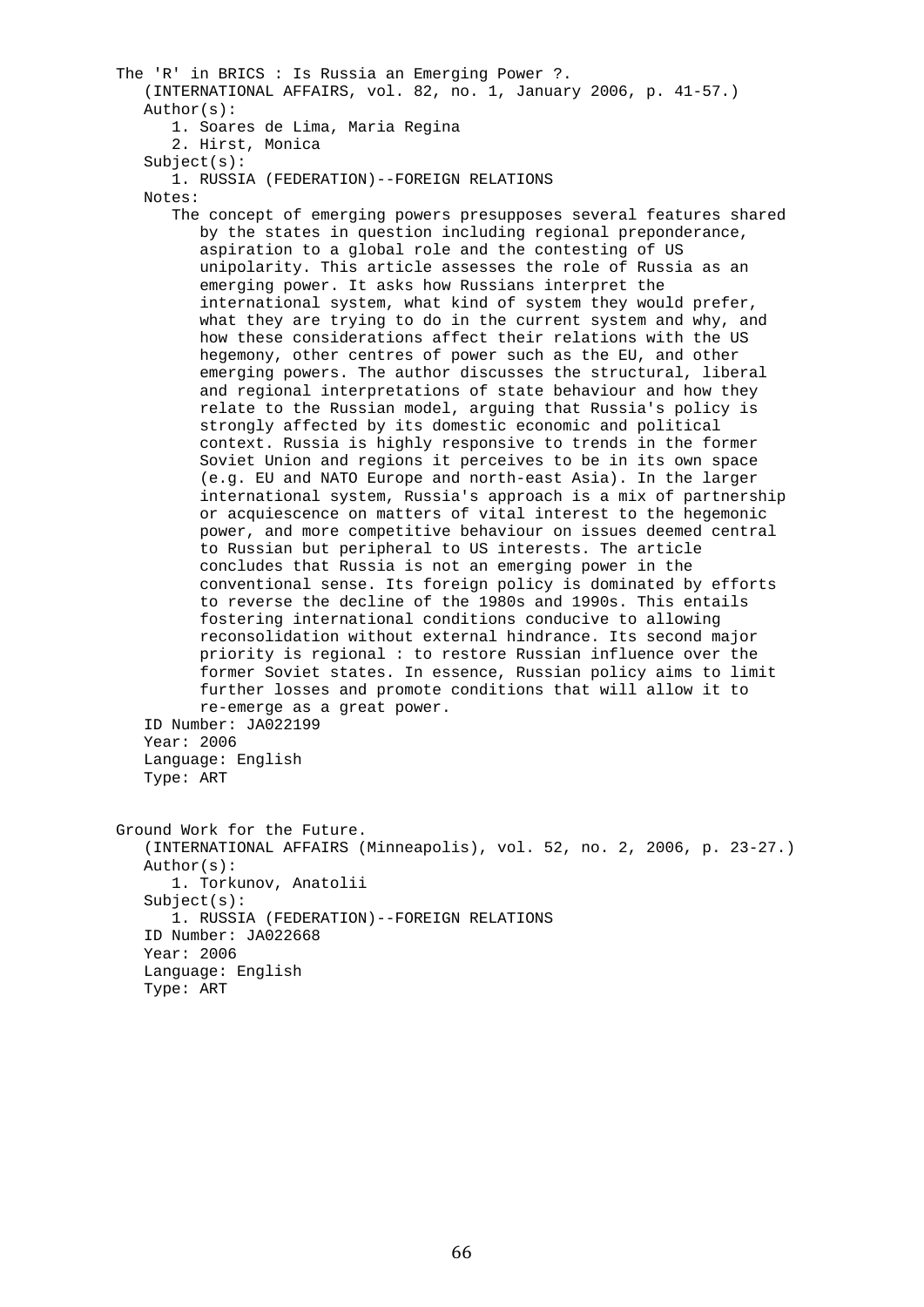The 'R' in BRICS : Is Russia an Emerging Power ?.

(INTERNATIONAL AFFAIRS, vol. 82, no. 1, January 2006, p. 41-57.)

Author(s):

1. Soares de Lima, Maria Regina
2. Hirst, Monica

Subject(s):

1. RUSSIA (FEDERATION)--FOREIGN RELATIONS

Notes:

The concept of emerging powers presupposes several features shared by the states in question including regional preponderance, aspiration to a global role and the contesting of US unipolarity. This article assesses the role of Russia as an emerging power. It asks how Russians interpret the international system, what kind of system they would prefer, what they are trying to do in the current system and why, and how these considerations affect their relations with the US hegemony, other centres of power such as the EU, and other emerging powers. The author discusses the structural, liberal and regional interpretations of state behaviour and how they relate to the Russian model, arguing that Russia's policy is strongly affected by its domestic economic and political context. Russia is highly responsive to trends in the former Soviet Union and regions it perceives to be in its own space (e.g. EU and NATO Europe and north-east Asia). In the larger international system, Russia's approach is a mix of partnership or acquiescence on matters of vital interest to the hegemonic power, and more competitive behaviour on issues deemed central to Russian but peripheral to US interests. The article concludes that Russia is not an emerging power in the conventional sense. Its foreign policy is dominated by efforts to reverse the decline of the 1980s and 1990s. This entails fostering international conditions conducive to allowing reconsolidation without external hindrance. Its second major priority is regional : to restore Russian influence over the former Soviet states. In essence, Russian policy aims to limit further losses and promote conditions that will allow it to re-emerge as a great power.

ID Number: JA022199
Year: 2006
Language: English
Type: ART

Ground Work for the Future.

(INTERNATIONAL AFFAIRS (Minneapolis), vol. 52, no. 2, 2006, p. 23-27.)

Author(s):

1. Torkunov, Anatolii

Subject(s):

1. RUSSIA (FEDERATION)--FOREIGN RELATIONS

ID Number: JA022668
Year: 2006
Language: English
Type: ART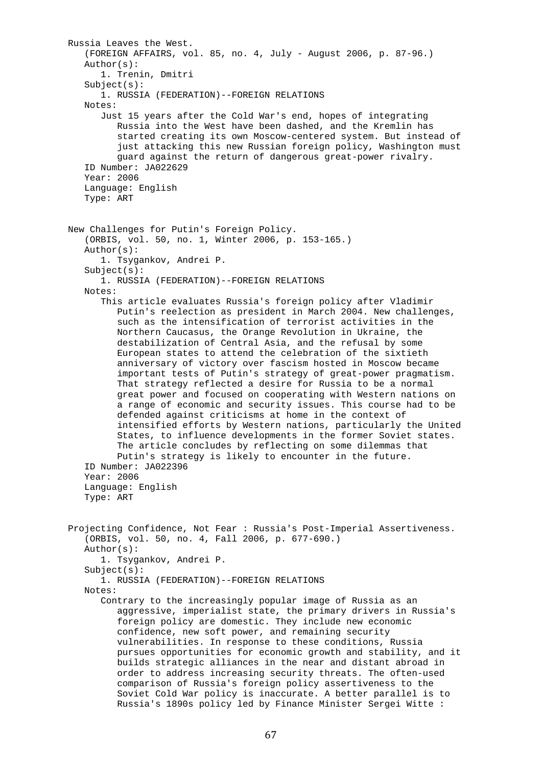Russia Leaves the West.
(FOREIGN AFFAIRS, vol. 85, no. 4, July - August 2006, p. 87-96.)
Author(s):
1. Trenin, Dmitri
Subject(s):
1. RUSSIA (FEDERATION)--FOREIGN RELATIONS
Notes:
Just 15 years after the Cold War's end, hopes of integrating Russia into the West have been dashed, and the Kremlin has started creating its own Moscow-centered system. But instead of just attacking this new Russian foreign policy, Washington must guard against the return of dangerous great-power rivalry.
ID Number: JA022629
Year: 2006
Language: English
Type: ART

New Challenges for Putin's Foreign Policy.
(ORBIS, vol. 50, no. 1, Winter 2006, p. 153-165.)
Author(s):
1. Tsygankov, Andrei P.
Subject(s):
1. RUSSIA (FEDERATION)--FOREIGN RELATIONS
Notes:
This article evaluates Russia's foreign policy after Vladimir Putin's reelection as president in March 2004. New challenges, such as the intensification of terrorist activities in the Northern Caucasus, the Orange Revolution in Ukraine, the destabilization of Central Asia, and the refusal by some European states to attend the celebration of the sixtieth anniversary of victory over fascism hosted in Moscow became important tests of Putin's strategy of great-power pragmatism. That strategy reflected a desire for Russia to be a normal great power and focused on cooperating with Western nations on a range of economic and security issues. This course had to be defended against criticisms at home in the context of intensified efforts by Western nations, particularly the United States, to influence developments in the former Soviet states. The article concludes by reflecting on some dilemmas that Putin's strategy is likely to encounter in the future.
ID Number: JA022396
Year: 2006
Language: English
Type: ART

Projecting Confidence, Not Fear : Russia's Post-Imperial Assertiveness.
(ORBIS, vol. 50, no. 4, Fall 2006, p. 677-690.)
Author(s):
1. Tsygankov, Andrei P.
Subject(s):
1. RUSSIA (FEDERATION)--FOREIGN RELATIONS
Notes:
Contrary to the increasingly popular image of Russia as an aggressive, imperialist state, the primary drivers in Russia's foreign policy are domestic. They include new economic confidence, new soft power, and remaining security vulnerabilities. In response to these conditions, Russia pursues opportunities for economic growth and stability, and it builds strategic alliances in the near and distant abroad in order to address increasing security threats. The often-used comparison of Russia's foreign policy assertiveness to the Soviet Cold War policy is inaccurate. A better parallel is to Russia's 1890s policy led by Finance Minister Sergei Witte :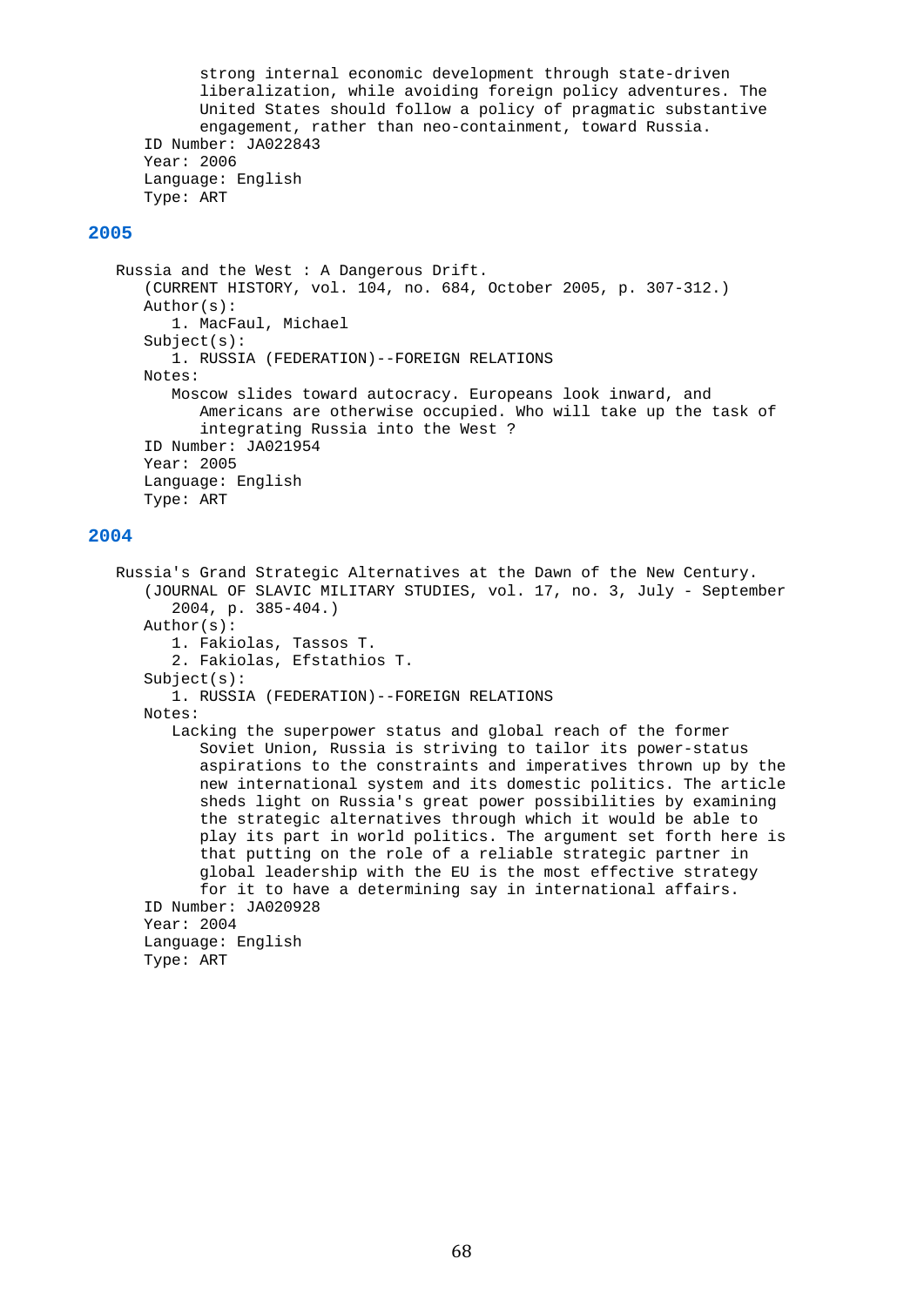strong internal economic development through state-driven liberalization, while avoiding foreign policy adventures. The United States should follow a policy of pragmatic substantive engagement, rather than neo-containment, toward Russia.

ID Number: JA022843
Year: 2006
Language: English
Type: ART

## 2005

Russia and the West : A Dangerous Drift.
(CURRENT HISTORY, vol. 104, no. 684, October 2005, p. 307-312.)
Author(s):
1. MacFaul, Michael

Subject(s):
1. RUSSIA (FEDERATION)--FOREIGN RELATIONS

Notes:
Moscow slides toward autocracy. Europeans look inward, and Americans are otherwise occupied. Who will take up the task of integrating Russia into the West ?

ID Number: JA021954
Year: 2005
Language: English
Type: ART

## 2004

Russia's Grand Strategic Alternatives at the Dawn of the New Century.
(JOURNAL OF SLAVIC MILITARY STUDIES, vol. 17, no. 3, July - September 2004, p. 385-404.)
Author(s):
1. Fakiolas, Tassos T.
2. Fakiolas, Efstathios T.

Subject(s):
1. RUSSIA (FEDERATION)--FOREIGN RELATIONS

Notes:
Lacking the superpower status and global reach of the former Soviet Union, Russia is striving to tailor its power-status aspirations to the constraints and imperatives thrown up by the new international system and its domestic politics. The article sheds light on Russia's great power possibilities by examining the strategic alternatives through which it would be able to play its part in world politics. The argument set forth here is that putting on the role of a reliable strategic partner in global leadership with the EU is the most effective strategy for it to have a determining say in international affairs.

ID Number: JA020928
Year: 2004
Language: English
Type: ART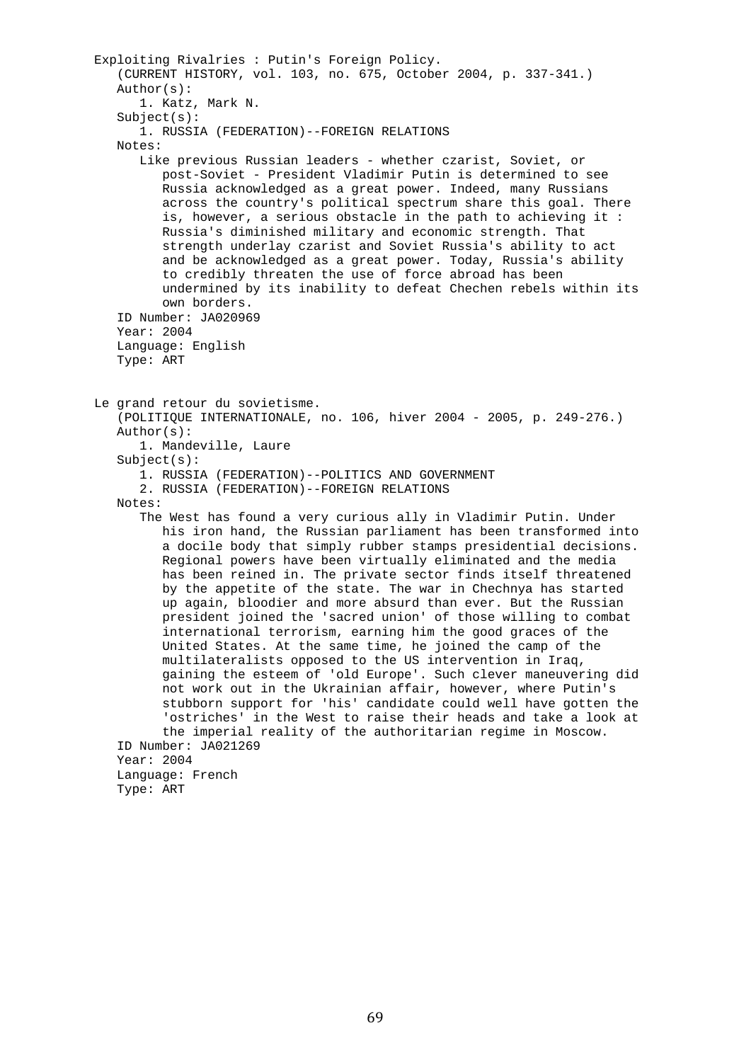Exploiting Rivalries : Putin's Foreign Policy.
(CURRENT HISTORY, vol. 103, no. 675, October 2004, p. 337-341.)
Author(s):
1. Katz, Mark N.
Subject(s):
1. RUSSIA (FEDERATION)--FOREIGN RELATIONS
Notes:
Like previous Russian leaders - whether czarist, Soviet, or post-Soviet - President Vladimir Putin is determined to see Russia acknowledged as a great power. Indeed, many Russians across the country's political spectrum share this goal. There is, however, a serious obstacle in the path to achieving it : Russia's diminished military and economic strength. That strength underlay czarist and Soviet Russia's ability to act and be acknowledged as a great power. Today, Russia's ability to credibly threaten the use of force abroad has been undermined by its inability to defeat Chechen rebels within its own borders.
ID Number: JA020969
Year: 2004
Language: English
Type: ART

Le grand retour du sovietisme.
(POLITIQUE INTERNATIONALE, no. 106, hiver 2004 - 2005, p. 249-276.)
Author(s):
1. Mandeville, Laure
Subject(s):
1. RUSSIA (FEDERATION)--POLITICS AND GOVERNMENT
2. RUSSIA (FEDERATION)--FOREIGN RELATIONS
Notes:
The West has found a very curious ally in Vladimir Putin. Under his iron hand, the Russian parliament has been transformed into a docile body that simply rubber stamps presidential decisions. Regional powers have been virtually eliminated and the media has been reined in. The private sector finds itself threatened by the appetite of the state. The war in Chechnya has started up again, bloodier and more absurd than ever. But the Russian president joined the 'sacred union' of those willing to combat international terrorism, earning him the good graces of the United States. At the same time, he joined the camp of the multilateralists opposed to the US intervention in Iraq, gaining the esteem of 'old Europe'. Such clever maneuvering did not work out in the Ukrainian affair, however, where Putin's stubborn support for 'his' candidate could well have gotten the 'ostriches' in the West to raise their heads and take a look at the imperial reality of the authoritarian regime in Moscow.
ID Number: JA021269
Year: 2004
Language: French
Type: ART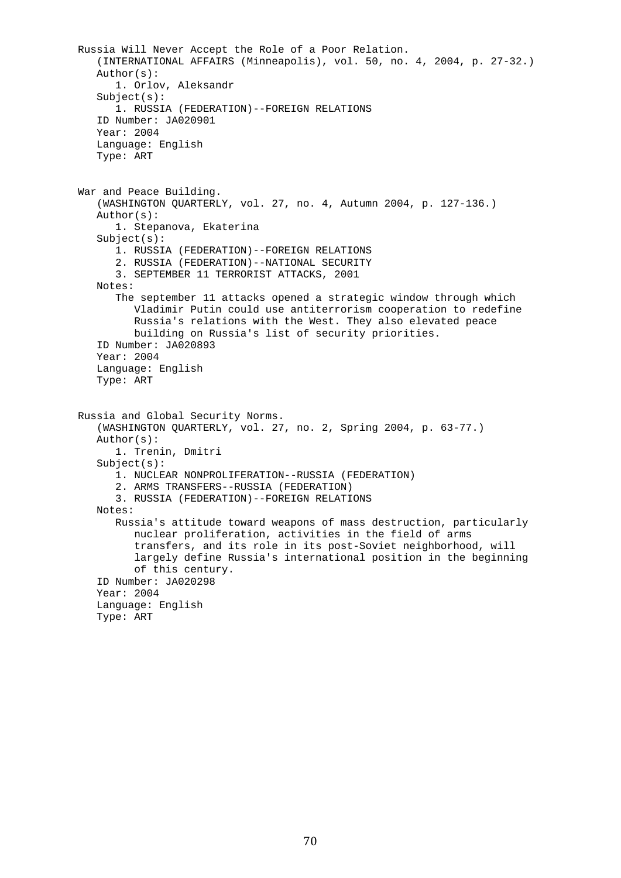Russia Will Never Accept the Role of a Poor Relation.
(INTERNATIONAL AFFAIRS (Minneapolis), vol. 50, no. 4, 2004, p. 27-32.)
Author(s):
1. Orlov, Aleksandr
Subject(s):
1. RUSSIA (FEDERATION)--FOREIGN RELATIONS
ID Number: JA020901
Year: 2004
Language: English
Type: ART

War and Peace Building.
(WASHINGTON QUARTERLY, vol. 27, no. 4, Autumn 2004, p. 127-136.)
Author(s):
1. Stepanova, Ekaterina
Subject(s):
1. RUSSIA (FEDERATION)--FOREIGN RELATIONS
2. RUSSIA (FEDERATION)--NATIONAL SECURITY
3. SEPTEMBER 11 TERRORIST ATTACKS, 2001
Notes:
The september 11 attacks opened a strategic window through which Vladimir Putin could use antiterrorism cooperation to redefine Russia's relations with the West. They also elevated peace building on Russia's list of security priorities.
ID Number: JA020893
Year: 2004
Language: English
Type: ART

Russia and Global Security Norms.
(WASHINGTON QUARTERLY, vol. 27, no. 2, Spring 2004, p. 63-77.)
Author(s):
1. Trenin, Dmitri
Subject(s):
1. NUCLEAR NONPROLIFERATION--RUSSIA (FEDERATION)
2. ARMS TRANSFERS--RUSSIA (FEDERATION)
3. RUSSIA (FEDERATION)--FOREIGN RELATIONS
Notes:
Russia's attitude toward weapons of mass destruction, particularly nuclear proliferation, activities in the field of arms transfers, and its role in its post-Soviet neighborhood, will largely define Russia's international position in the beginning of this century.
ID Number: JA020298
Year: 2004
Language: English
Type: ART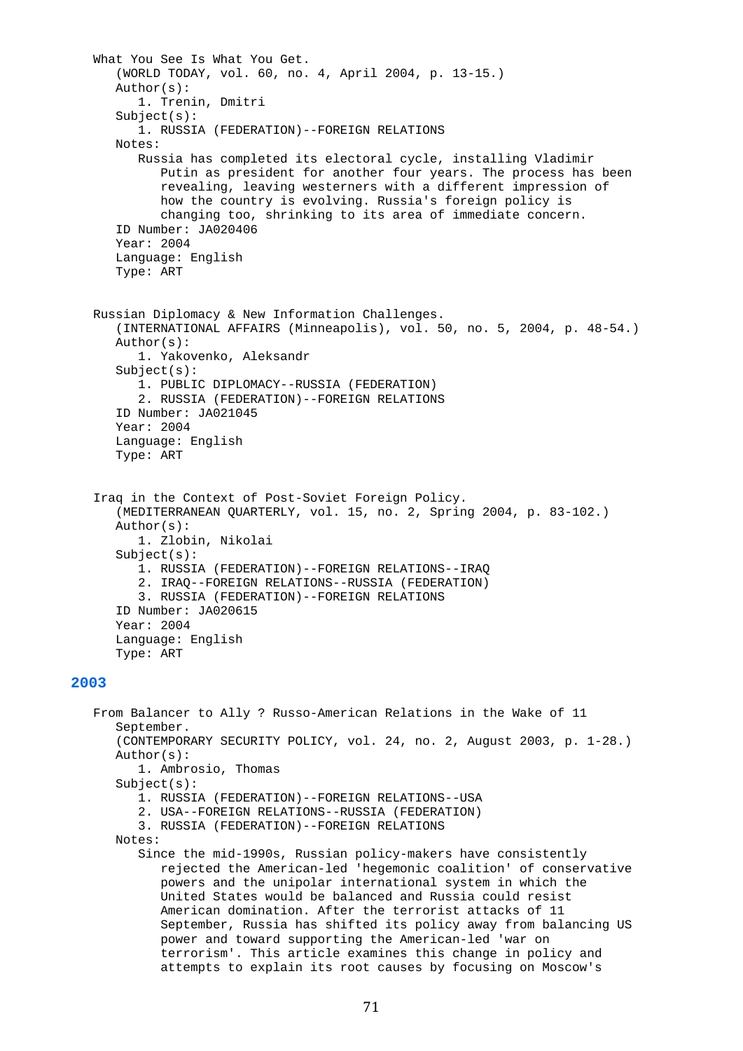What You See Is What You Get.
(WORLD TODAY, vol. 60, no. 4, April 2004, p. 13-15.)
Author(s):
1. Trenin, Dmitri
Subject(s):
1. RUSSIA (FEDERATION)--FOREIGN RELATIONS
Notes:
Russia has completed its electoral cycle, installing Vladimir Putin as president for another four years. The process has been revealing, leaving westerners with a different impression of how the country is evolving. Russia's foreign policy is changing too, shrinking to its area of immediate concern.
ID Number: JA020406
Year: 2004
Language: English
Type: ART

Russian Diplomacy & New Information Challenges.
(INTERNATIONAL AFFAIRS (Minneapolis), vol. 50, no. 5, 2004, p. 48-54.)
Author(s):
1. Yakovenko, Aleksandr
Subject(s):
1. PUBLIC DIPLOMACY--RUSSIA (FEDERATION)
2. RUSSIA (FEDERATION)--FOREIGN RELATIONS
ID Number: JA021045
Year: 2004
Language: English
Type: ART

Iraq in the Context of Post-Soviet Foreign Policy.
(MEDITERRANEAN QUARTERLY, vol. 15, no. 2, Spring 2004, p. 83-102.)
Author(s):
1. Zlobin, Nikolai
Subject(s):
1. RUSSIA (FEDERATION)--FOREIGN RELATIONS--IRAQ
2. IRAQ--FOREIGN RELATIONS--RUSSIA (FEDERATION)
3. RUSSIA (FEDERATION)--FOREIGN RELATIONS
ID Number: JA020615
Year: 2004
Language: English
Type: ART

## 2003

From Balancer to Ally ? Russo-American Relations in the Wake of 11 September.
(CONTEMPORARY SECURITY POLICY, vol. 24, no. 2, August 2003, p. 1-28.)
Author(s):
1. Ambrosio, Thomas
Subject(s):
1. RUSSIA (FEDERATION)--FOREIGN RELATIONS--USA
2. USA--FOREIGN RELATIONS--RUSSIA (FEDERATION)
3. RUSSIA (FEDERATION)--FOREIGN RELATIONS
Notes:
Since the mid-1990s, Russian policy-makers have consistently rejected the American-led 'hegemonic coalition' of conservative powers and the unipolar international system in which the United States would be balanced and Russia could resist American domination. After the terrorist attacks of 11 September, Russia has shifted its policy away from balancing US power and toward supporting the American-led 'war on terrorism'. This article examines this change in policy and attempts to explain its root causes by focusing on Moscow's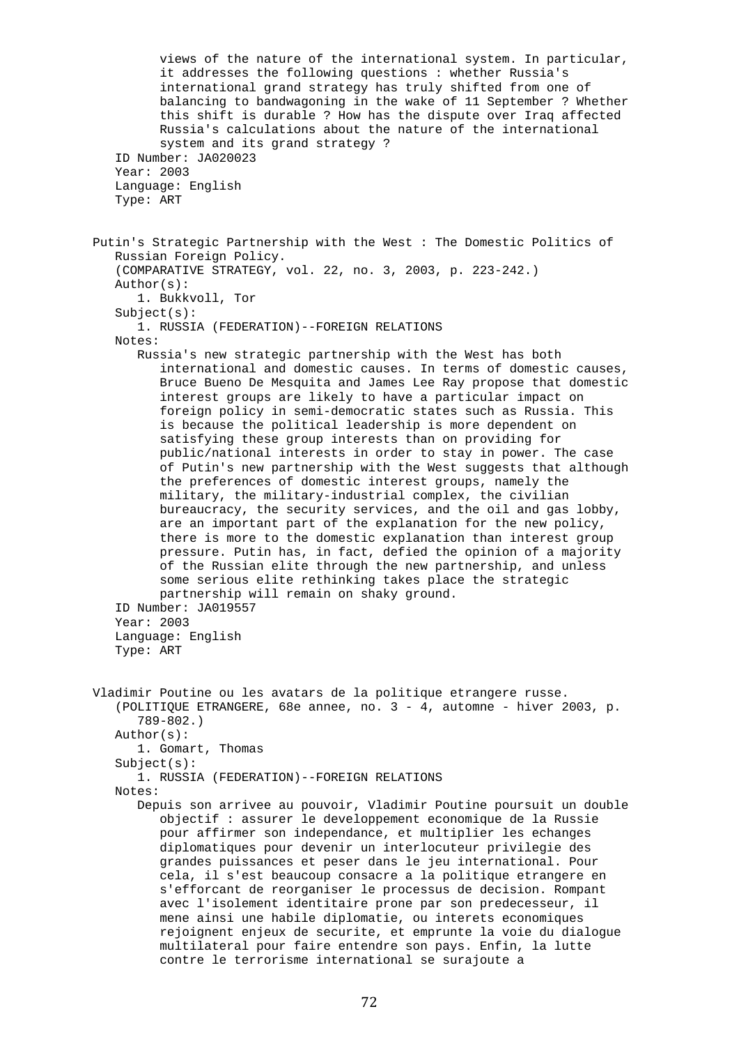views of the nature of the international system. In particular, it addresses the following questions : whether Russia's international grand strategy has truly shifted from one of balancing to bandwagoning in the wake of 11 September ? Whether this shift is durable ? How has the dispute over Iraq affected Russia's calculations about the nature of the international system and its grand strategy ?

ID Number: JA020023
Year: 2003
Language: English
Type: ART

Putin's Strategic Partnership with the West : The Domestic Politics of Russian Foreign Policy.
(COMPARATIVE STRATEGY, vol. 22, no. 3, 2003, p. 223-242.)
Author(s):
1. Bukkvoll, Tor
Subject(s):
1. RUSSIA (FEDERATION)--FOREIGN RELATIONS
Notes:
Russia's new strategic partnership with the West has both international and domestic causes. In terms of domestic causes, Bruce Bueno De Mesquita and James Lee Ray propose that domestic interest groups are likely to have a particular impact on foreign policy in semi-democratic states such as Russia. This is because the political leadership is more dependent on satisfying these group interests than on providing for public/national interests in order to stay in power. The case of Putin's new partnership with the West suggests that although the preferences of domestic interest groups, namely the military, the military-industrial complex, the civilian bureaucracy, the security services, and the oil and gas lobby, are an important part of the explanation for the new policy, there is more to the domestic explanation than interest group pressure. Putin has, in fact, defied the opinion of a majority of the Russian elite through the new partnership, and unless some serious elite rethinking takes place the strategic partnership will remain on shaky ground.
ID Number: JA019557
Year: 2003
Language: English
Type: ART

Vladimir Poutine ou les avatars de la politique etrangere russe.
(POLITIQUE ETRANGERE, 68e annee, no. 3 - 4, automne - hiver 2003, p. 789-802.)
Author(s):
1. Gomart, Thomas
Subject(s):
1. RUSSIA (FEDERATION)--FOREIGN RELATIONS
Notes:
Depuis son arrivee au pouvoir, Vladimir Poutine poursuit un double objectif : assurer le developpement economique de la Russie pour affirmer son independance, et multiplier les echanges diplomatiques pour devenir un interlocuteur privilegie des grandes puissances et peser dans le jeu international. Pour cela, il s'est beaucoup consacre a la politique etrangere en s'efforcant de reorganiser le processus de decision. Rompant avec l'isolement identitaire prone par son predecesseur, il mene ainsi une habile diplomatie, ou interets economiques rejoignent enjeux de securite, et emprunte la voie du dialogue multilateral pour faire entendre son pays. Enfin, la lutte contre le terrorisme international se surajoute a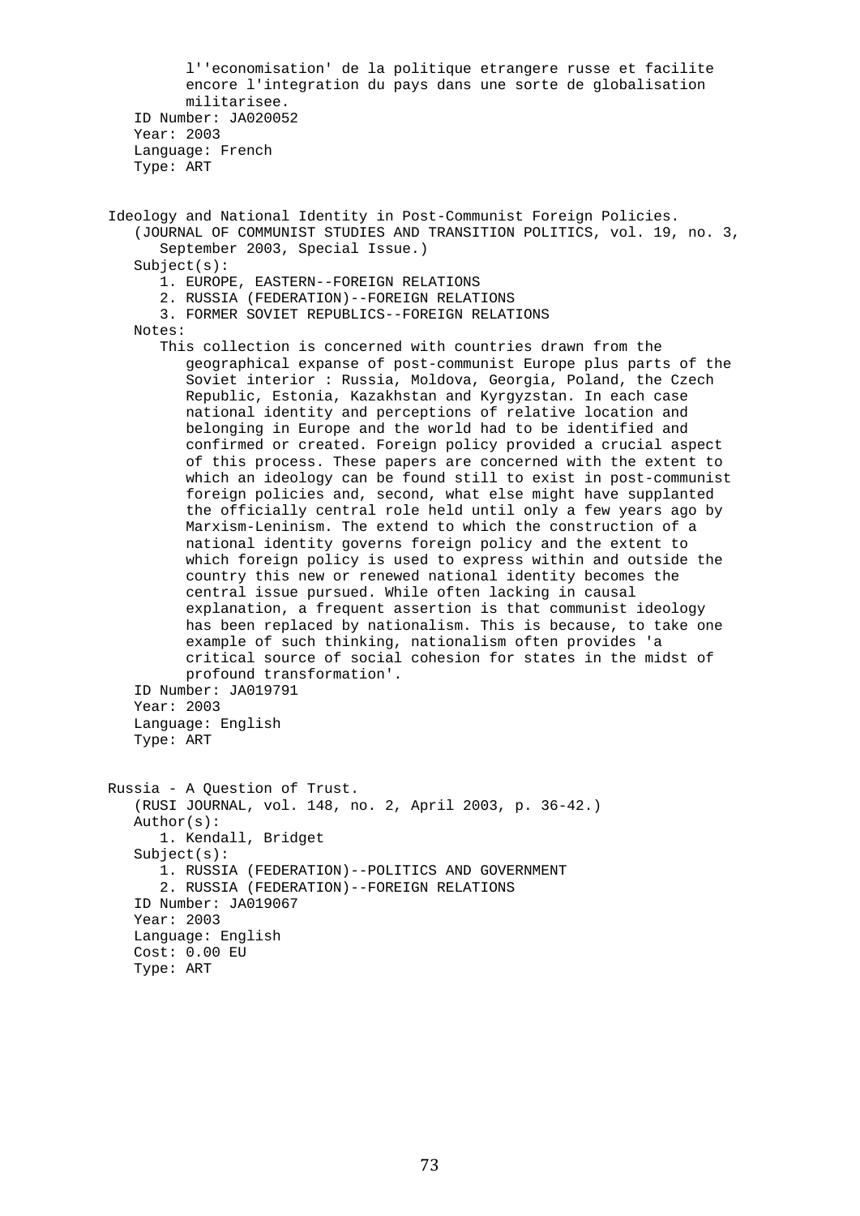l''economisation' de la politique etrangere russe et facilite encore l'integration du pays dans une sorte de globalisation militarisee.

ID Number: JA020052
Year: 2003
Language: French
Type: ART

Ideology and National Identity in Post-Communist Foreign Policies.
(JOURNAL OF COMMUNIST STUDIES AND TRANSITION POLITICS, vol. 19, no. 3, September 2003, Special Issue.)

Subject(s):
1. EUROPE, EASTERN--FOREIGN RELATIONS
2. RUSSIA (FEDERATION)--FOREIGN RELATIONS
3. FORMER SOVIET REPUBLICS--FOREIGN RELATIONS

Notes:
This collection is concerned with countries drawn from the geographical expanse of post-communist Europe plus parts of the Soviet interior : Russia, Moldova, Georgia, Poland, the Czech Republic, Estonia, Kazakhstan and Kyrgyzstan. In each case national identity and perceptions of relative location and belonging in Europe and the world had to be identified and confirmed or created. Foreign policy provided a crucial aspect of this process. These papers are concerned with the extent to which an ideology can be found still to exist in post-communist foreign policies and, second, what else might have supplanted the officially central role held until only a few years ago by Marxism-Leninism. The extend to which the construction of a national identity governs foreign policy and the extent to which foreign policy is used to express within and outside the country this new or renewed national identity becomes the central issue pursued. While often lacking in causal explanation, a frequent assertion is that communist ideology has been replaced by nationalism. This is because, to take one example of such thinking, nationalism often provides 'a critical source of social cohesion for states in the midst of profound transformation'.

ID Number: JA019791
Year: 2003
Language: English
Type: ART

Russia - A Question of Trust.
(RUSI JOURNAL, vol. 148, no. 2, April 2003, p. 36-42.)

Author(s):
1. Kendall, Bridget

Subject(s):
1. RUSSIA (FEDERATION)--POLITICS AND GOVERNMENT
2. RUSSIA (FEDERATION)--FOREIGN RELATIONS

ID Number: JA019067
Year: 2003
Language: English
Cost: 0.00 EU
Type: ART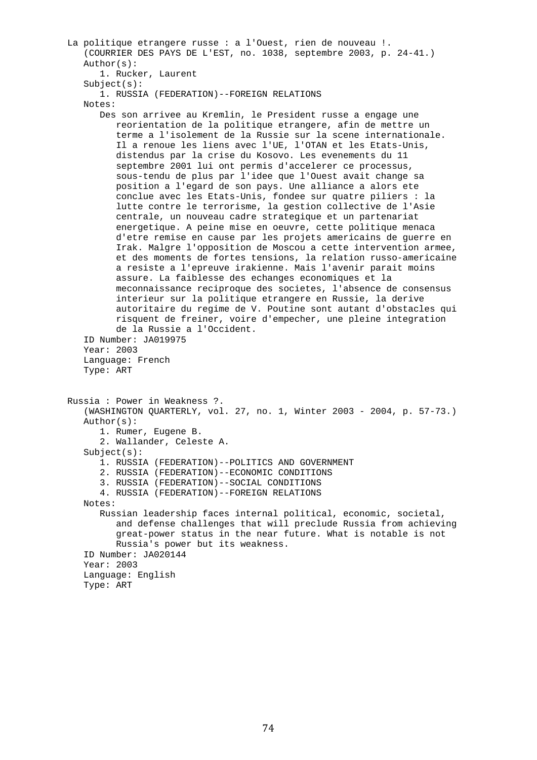La politique etrangere russe : a l'Ouest, rien de nouveau !.
(COURRIER DES PAYS DE L'EST, no. 1038, septembre 2003, p. 24-41.)
Author(s):
1. Rucker, Laurent
Subject(s):
1. RUSSIA (FEDERATION)--FOREIGN RELATIONS
Notes:
Des son arrivee au Kremlin, le President russe a engage une reorientation de la politique etrangere, afin de mettre un terme a l'isolement de la Russie sur la scene internationale. Il a renoue les liens avec l'UE, l'OTAN et les Etats-Unis, distendus par la crise du Kosovo. Les evenements du 11 septembre 2001 lui ont permis d'accelerer ce processus, sous-tendu de plus par l'idee que l'Ouest avait change sa position a l'egard de son pays. Une alliance a alors ete conclue avec les Etats-Unis, fondee sur quatre piliers : la lutte contre le terrorisme, la gestion collective de l'Asie centrale, un nouveau cadre strategique et un partenariat energetique. A peine mise en oeuvre, cette politique menaca d'etre remise en cause par les projets americains de guerre en Irak. Malgre l'opposition de Moscou a cette intervention armee, et des moments de fortes tensions, la relation russo-americaine a resiste a l'epreuve irakienne. Mais l'avenir parait moins assure. La faiblesse des echanges economiques et la meconnaissance reciproque des societes, l'absence de consensus interieur sur la politique etrangere en Russie, la derive autoritaire du regime de V. Poutine sont autant d'obstacles qui risquent de freiner, voire d'empecher, une pleine integration de la Russie a l'Occident.
ID Number: JA019975
Year: 2003
Language: French
Type: ART

Russia : Power in Weakness ?.
(WASHINGTON QUARTERLY, vol. 27, no. 1, Winter 2003 - 2004, p. 57-73.)
Author(s):
1. Rumer, Eugene B.
2. Wallander, Celeste A.
Subject(s):
1. RUSSIA (FEDERATION)--POLITICS AND GOVERNMENT
2. RUSSIA (FEDERATION)--ECONOMIC CONDITIONS
3. RUSSIA (FEDERATION)--SOCIAL CONDITIONS
4. RUSSIA (FEDERATION)--FOREIGN RELATIONS
Notes:
Russian leadership faces internal political, economic, societal, and defense challenges that will preclude Russia from achieving great-power status in the near future. What is notable is not Russia's power but its weakness.
ID Number: JA020144
Year: 2003
Language: English
Type: ART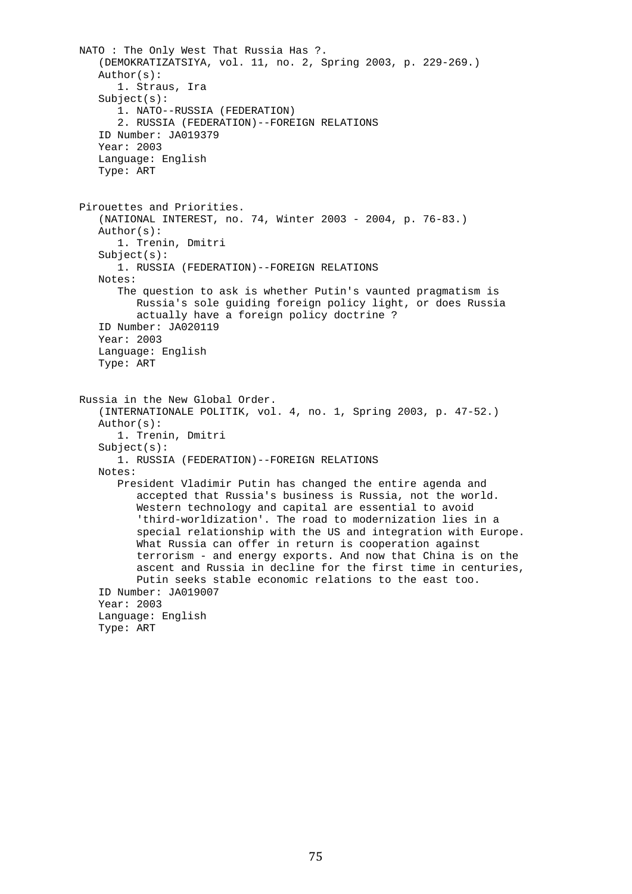NATO : The Only West That Russia Has ?.
(DEMOKRATIZATSIYA, vol. 11, no. 2, Spring 2003, p. 229-269.)
Author(s):
1. Straus, Ira
Subject(s):
1. NATO--RUSSIA (FEDERATION)
2. RUSSIA (FEDERATION)--FOREIGN RELATIONS
ID Number: JA019379
Year: 2003
Language: English
Type: ART

Pirouettes and Priorities.
(NATIONAL INTEREST, no. 74, Winter 2003 - 2004, p. 76-83.)
Author(s):
1. Trenin, Dmitri
Subject(s):
1. RUSSIA (FEDERATION)--FOREIGN RELATIONS
Notes:
The question to ask is whether Putin's vaunted pragmatism is Russia's sole guiding foreign policy light, or does Russia actually have a foreign policy doctrine ?
ID Number: JA020119
Year: 2003
Language: English
Type: ART

Russia in the New Global Order.
(INTERNATIONALE POLITIK, vol. 4, no. 1, Spring 2003, p. 47-52.)
Author(s):
1. Trenin, Dmitri
Subject(s):
1. RUSSIA (FEDERATION)--FOREIGN RELATIONS
Notes:
President Vladimir Putin has changed the entire agenda and accepted that Russia's business is Russia, not the world. Western technology and capital are essential to avoid 'third-worldization'. The road to modernization lies in a special relationship with the US and integration with Europe. What Russia can offer in return is cooperation against terrorism - and energy exports. And now that China is on the ascent and Russia in decline for the first time in centuries, Putin seeks stable economic relations to the east too.
ID Number: JA019007
Year: 2003
Language: English
Type: ART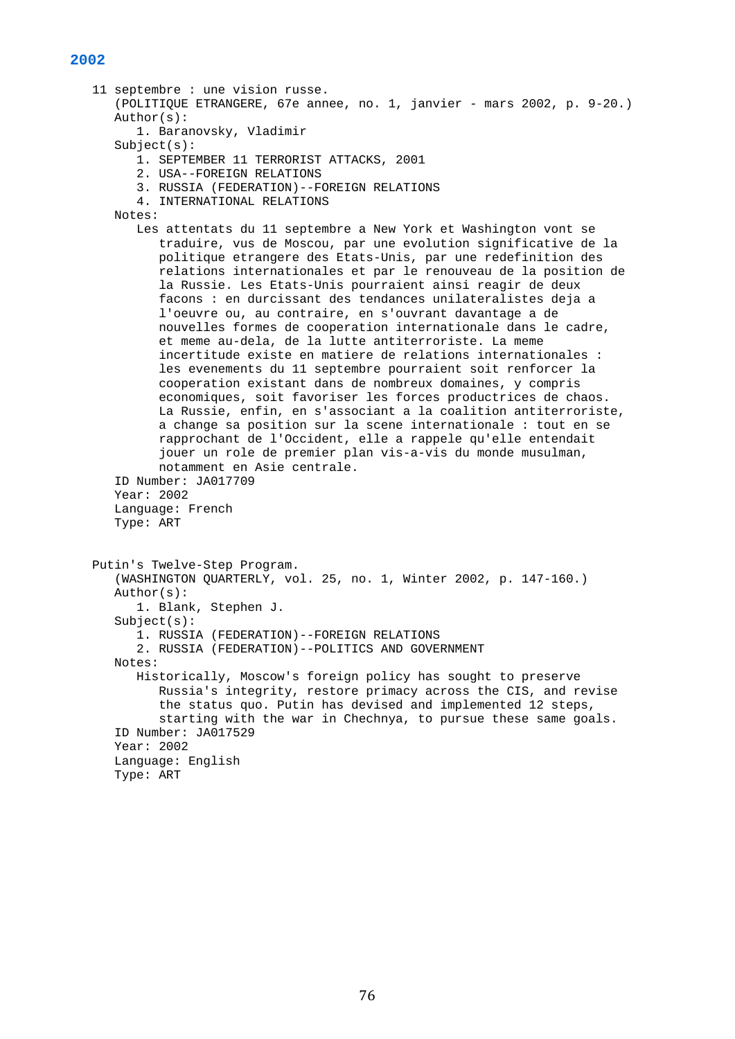## 2002

11 septembre : une vision russe.
(POLITIQUE ETRANGERE, 67e annee, no. 1, janvier - mars 2002, p. 9-20.)
Author(s):
1. Baranovsky, Vladimir

Subject(s):
1. SEPTEMBER 11 TERRORIST ATTACKS, 2001
2. USA--FOREIGN RELATIONS
3. RUSSIA (FEDERATION)--FOREIGN RELATIONS
4. INTERNATIONAL RELATIONS

Notes:
Les attentats du 11 septembre a New York et Washington vont se traduire, vus de Moscou, par une evolution significative de la politique etrangere des Etats-Unis, par une redefinition des relations internationales et par le renouveau de la position de la Russie. Les Etats-Unis pourraient ainsi reagir de deux facons : en durcissant des tendances unilateralistes deja a l'oeuvre ou, au contraire, en s'ouvrant davantage a de nouvelles formes de cooperation internationale dans le cadre, et meme au-dela, de la lutte antiterroriste. La meme incertitude existe en matiere de relations internationales : les evenements du 11 septembre pourraient soit renforcer la cooperation existant dans de nombreux domaines, y compris economiques, soit favoriser les forces productrices de chaos. La Russie, enfin, en s'associant a la coalition antiterroriste, a change sa position sur la scene internationale : tout en se rapprochant de l'Occident, elle a rappele qu'elle entendait jouer un role de premier plan vis-a-vis du monde musulman, notamment en Asie centrale.

ID Number: JA017709
Year: 2002
Language: French
Type: ART

Putin's Twelve-Step Program.
(WASHINGTON QUARTERLY, vol. 25, no. 1, Winter 2002, p. 147-160.)
Author(s):
1. Blank, Stephen J.

Subject(s):
1. RUSSIA (FEDERATION)--FOREIGN RELATIONS
2. RUSSIA (FEDERATION)--POLITICS AND GOVERNMENT

Notes:
Historically, Moscow's foreign policy has sought to preserve Russia's integrity, restore primacy across the CIS, and revise the status quo. Putin has devised and implemented 12 steps, starting with the war in Chechnya, to pursue these same goals.

ID Number: JA017529
Year: 2002
Language: English
Type: ART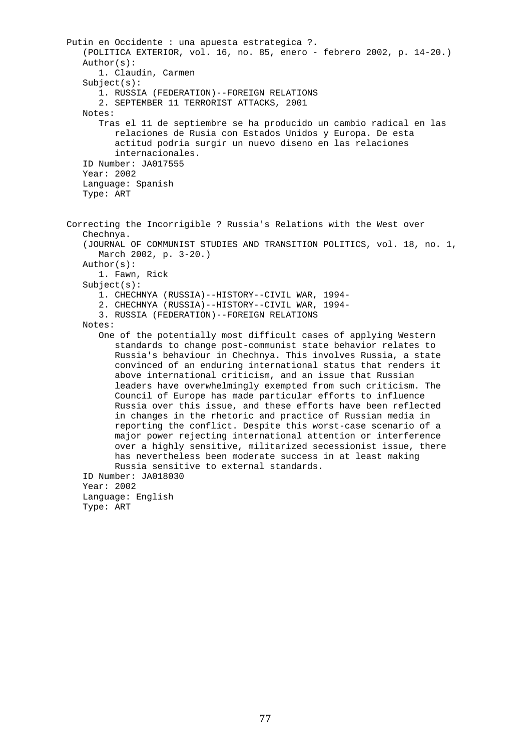Putin en Occidente : una apuesta estrategica ?.
(POLITICA EXTERIOR, vol. 16, no. 85, enero - febrero 2002, p. 14-20.)
Author(s):
1. Claudin, Carmen
Subject(s):
1. RUSSIA (FEDERATION)--FOREIGN RELATIONS
2. SEPTEMBER 11 TERRORIST ATTACKS, 2001
Notes:
Tras el 11 de septiembre se ha producido un cambio radical en las relaciones de Rusia con Estados Unidos y Europa. De esta actitud podria surgir un nuevo diseno en las relaciones internacionales.
ID Number: JA017555
Year: 2002
Language: Spanish
Type: ART

Correcting the Incorrigible ? Russia's Relations with the West over Chechnya.
(JOURNAL OF COMMUNIST STUDIES AND TRANSITION POLITICS, vol. 18, no. 1, March 2002, p. 3-20.)
Author(s):
1. Fawn, Rick
Subject(s):
1. CHECHNYA (RUSSIA)--HISTORY--CIVIL WAR, 1994-
2. CHECHNYA (RUSSIA)--HISTORY--CIVIL WAR, 1994-
3. RUSSIA (FEDERATION)--FOREIGN RELATIONS
Notes:
One of the potentially most difficult cases of applying Western standards to change post-communist state behavior relates to Russia's behaviour in Chechnya. This involves Russia, a state convinced of an enduring international status that renders it above international criticism, and an issue that Russian leaders have overwhelmingly exempted from such criticism. The Council of Europe has made particular efforts to influence Russia over this issue, and these efforts have been reflected in changes in the rhetoric and practice of Russian media in reporting the conflict. Despite this worst-case scenario of a major power rejecting international attention or interference over a highly sensitive, militarized secessionist issue, there has nevertheless been moderate success in at least making Russia sensitive to external standards.
ID Number: JA018030
Year: 2002
Language: English
Type: ART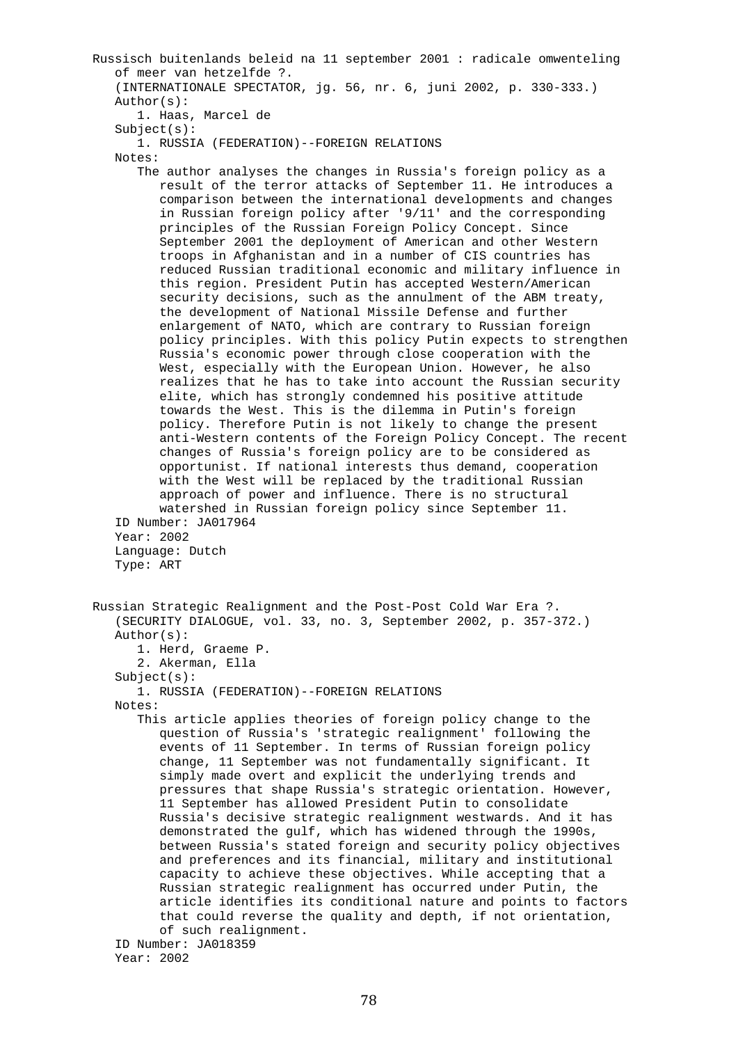Russisch buitenlands beleid na 11 september 2001 : radicale omwenteling of meer van hetzelfde ?.
(INTERNATIONALE SPECTATOR, jg. 56, nr. 6, juni 2002, p. 330-333.)
Author(s):
1. Haas, Marcel de
Subject(s):
1. RUSSIA (FEDERATION)--FOREIGN RELATIONS
Notes:
The author analyses the changes in Russia's foreign policy as a result of the terror attacks of September 11. He introduces a comparison between the international developments and changes in Russian foreign policy after '9/11' and the corresponding principles of the Russian Foreign Policy Concept. Since September 2001 the deployment of American and other Western troops in Afghanistan and in a number of CIS countries has reduced Russian traditional economic and military influence in this region. President Putin has accepted Western/American security decisions, such as the annulment of the ABM treaty, the development of National Missile Defense and further enlargement of NATO, which are contrary to Russian foreign policy principles. With this policy Putin expects to strengthen Russia's economic power through close cooperation with the West, especially with the European Union. However, he also realizes that he has to take into account the Russian security elite, which has strongly condemned his positive attitude towards the West. This is the dilemma in Putin's foreign policy. Therefore Putin is not likely to change the present anti-Western contents of the Foreign Policy Concept. The recent changes of Russia's foreign policy are to be considered as opportunist. If national interests thus demand, cooperation with the West will be replaced by the traditional Russian approach of power and influence. There is no structural watershed in Russian foreign policy since September 11.
ID Number: JA017964
Year: 2002
Language: Dutch
Type: ART

Russian Strategic Realignment and the Post-Post Cold War Era ?.
(SECURITY DIALOGUE, vol. 33, no. 3, September 2002, p. 357-372.)
Author(s):
1. Herd, Graeme P.
2. Akerman, Ella
Subject(s):
1. RUSSIA (FEDERATION)--FOREIGN RELATIONS
Notes:
This article applies theories of foreign policy change to the question of Russia's 'strategic realignment' following the events of 11 September. In terms of Russian foreign policy change, 11 September was not fundamentally significant. It simply made overt and explicit the underlying trends and pressures that shape Russia's strategic orientation. However, 11 September has allowed President Putin to consolidate Russia's decisive strategic realignment westwards. And it has demonstrated the gulf, which has widened through the 1990s, between Russia's stated foreign and security policy objectives and preferences and its financial, military and institutional capacity to achieve these objectives. While accepting that a Russian strategic realignment has occurred under Putin, the article identifies its conditional nature and points to factors that could reverse the quality and depth, if not orientation, of such realignment.
ID Number: JA018359
Year: 2002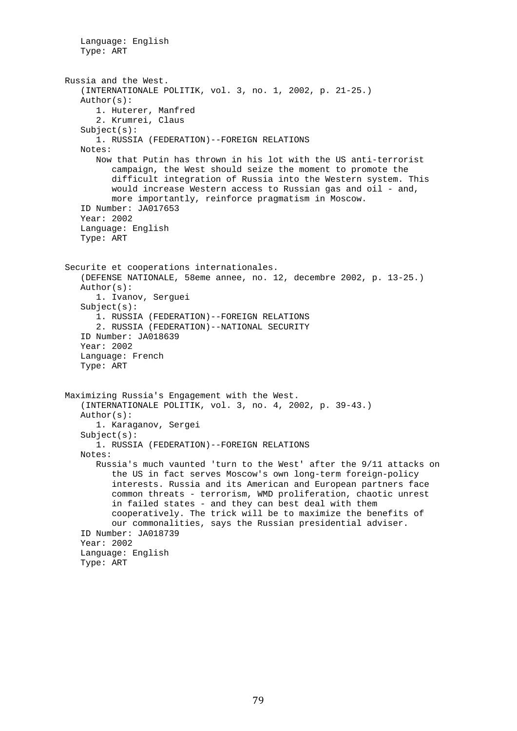Language: English
Type: ART

Russia and the West.
(INTERNATIONALE POLITIK, vol. 3, no. 1, 2002, p. 21-25.)
Author(s):
1. Huterer, Manfred
2. Krumrei, Claus
Subject(s):
1. RUSSIA (FEDERATION)--FOREIGN RELATIONS
Notes:
Now that Putin has thrown in his lot with the US anti-terrorist campaign, the West should seize the moment to promote the difficult integration of Russia into the Western system. This would increase Western access to Russian gas and oil - and, more importantly, reinforce pragmatism in Moscow.
ID Number: JA017653
Year: 2002
Language: English
Type: ART

Securite et cooperations internationales.
(DEFENSE NATIONALE, 58eme annee, no. 12, decembre 2002, p. 13-25.)
Author(s):
1. Ivanov, Serguei
Subject(s):
1. RUSSIA (FEDERATION)--FOREIGN RELATIONS
2. RUSSIA (FEDERATION)--NATIONAL SECURITY
ID Number: JA018639
Year: 2002
Language: French
Type: ART

Maximizing Russia's Engagement with the West.
(INTERNATIONALE POLITIK, vol. 3, no. 4, 2002, p. 39-43.)
Author(s):
1. Karaganov, Sergei
Subject(s):
1. RUSSIA (FEDERATION)--FOREIGN RELATIONS
Notes:
Russia's much vaunted 'turn to the West' after the 9/11 attacks on the US in fact serves Moscow's own long-term foreign-policy interests. Russia and its American and European partners face common threats - terrorism, WMD proliferation, chaotic unrest in failed states - and they can best deal with them cooperatively. The trick will be to maximize the benefits of our commonalities, says the Russian presidential adviser.
ID Number: JA018739
Year: 2002
Language: English
Type: ART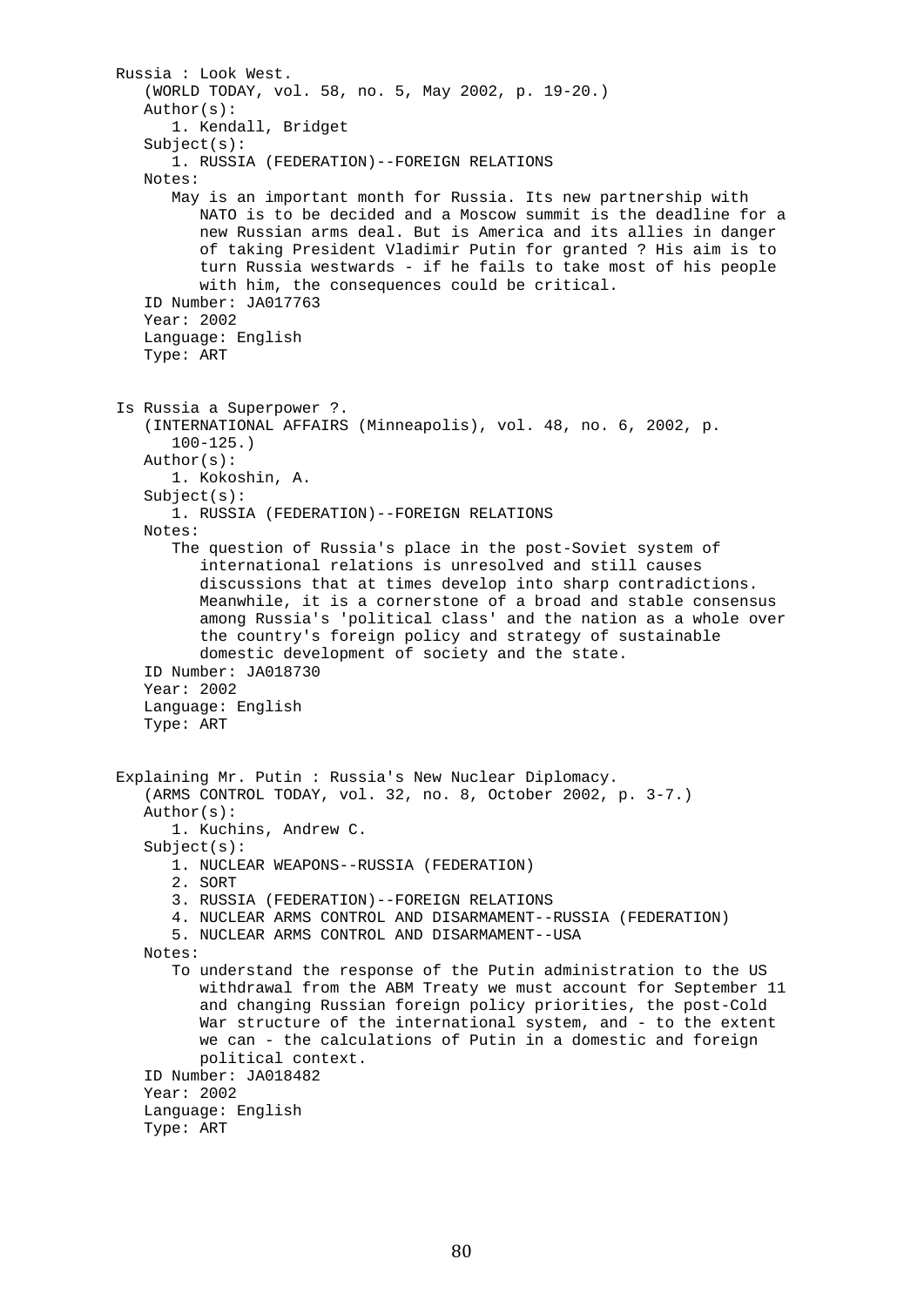Russia : Look West.

(WORLD TODAY, vol. 58, no. 5, May 2002, p. 19-20.)

Author(s):

1. Kendall, Bridget

Subject(s):

1. RUSSIA (FEDERATION)--FOREIGN RELATIONS

Notes:

May is an important month for Russia. Its new partnership with NATO is to be decided and a Moscow summit is the deadline for a new Russian arms deal. But is America and its allies in danger of taking President Vladimir Putin for granted ? His aim is to turn Russia westwards - if he fails to take most of his people with him, the consequences could be critical.

ID Number: JA017763

Year: 2002

Language: English

Type: ART

Is Russia a Superpower ?.

(INTERNATIONAL AFFAIRS (Minneapolis), vol. 48, no. 6, 2002, p. 100-125.)

Author(s):

1. Kokoshin, A.

Subject(s):

1. RUSSIA (FEDERATION)--FOREIGN RELATIONS

Notes:

The question of Russia's place in the post-Soviet system of international relations is unresolved and still causes discussions that at times develop into sharp contradictions. Meanwhile, it is a cornerstone of a broad and stable consensus among Russia's 'political class' and the nation as a whole over the country's foreign policy and strategy of sustainable domestic development of society and the state.

ID Number: JA018730

Year: 2002

Language: English

Type: ART

Explaining Mr. Putin : Russia's New Nuclear Diplomacy.

(ARMS CONTROL TODAY, vol. 32, no. 8, October 2002, p. 3-7.)

Author(s):

1. Kuchins, Andrew C.

Subject(s):

1. NUCLEAR WEAPONS--RUSSIA (FEDERATION)
2. SORT
3. RUSSIA (FEDERATION)--FOREIGN RELATIONS
4. NUCLEAR ARMS CONTROL AND DISARMAMENT--RUSSIA (FEDERATION)
5. NUCLEAR ARMS CONTROL AND DISARMAMENT--USA

Notes:

To understand the response of the Putin administration to the US withdrawal from the ABM Treaty we must account for September 11 and changing Russian foreign policy priorities, the post-Cold War structure of the international system, and - to the extent we can - the calculations of Putin in a domestic and foreign political context.

ID Number: JA018482

Year: 2002

Language: English

Type: ART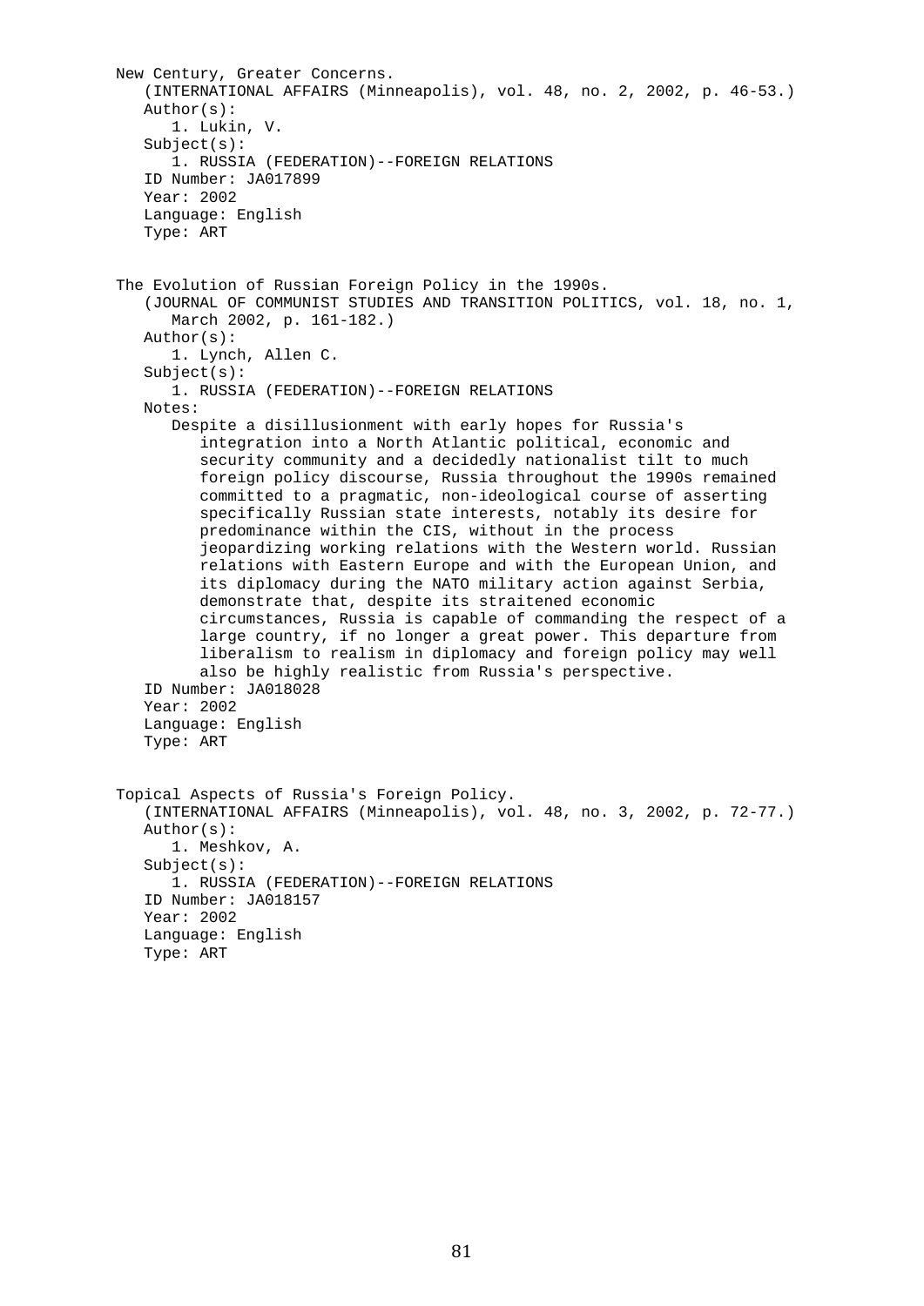New Century, Greater Concerns.
(INTERNATIONAL AFFAIRS (Minneapolis), vol. 48, no. 2, 2002, p. 46-53.)
Author(s):
1. Lukin, V.
Subject(s):
1. RUSSIA (FEDERATION)--FOREIGN RELATIONS
ID Number: JA017899
Year: 2002
Language: English
Type: ART

The Evolution of Russian Foreign Policy in the 1990s.
(JOURNAL OF COMMUNIST STUDIES AND TRANSITION POLITICS, vol. 18, no. 1, March 2002, p. 161-182.)
Author(s):
1. Lynch, Allen C.
Subject(s):
1. RUSSIA (FEDERATION)--FOREIGN RELATIONS
Notes:
Despite a disillusionment with early hopes for Russia's integration into a North Atlantic political, economic and security community and a decidedly nationalist tilt to much foreign policy discourse, Russia throughout the 1990s remained committed to a pragmatic, non-ideological course of asserting specifically Russian state interests, notably its desire for predominance within the CIS, without in the process jeopardizing working relations with the Western world. Russian relations with Eastern Europe and with the European Union, and its diplomacy during the NATO military action against Serbia, demonstrate that, despite its straitened economic circumstances, Russia is capable of commanding the respect of a large country, if no longer a great power. This departure from liberalism to realism in diplomacy and foreign policy may well also be highly realistic from Russia's perspective.
ID Number: JA018028
Year: 2002
Language: English
Type: ART

Topical Aspects of Russia's Foreign Policy.
(INTERNATIONAL AFFAIRS (Minneapolis), vol. 48, no. 3, 2002, p. 72-77.)
Author(s):
1. Meshkov, A.
Subject(s):
1. RUSSIA (FEDERATION)--FOREIGN RELATIONS
ID Number: JA018157
Year: 2002
Language: English
Type: ART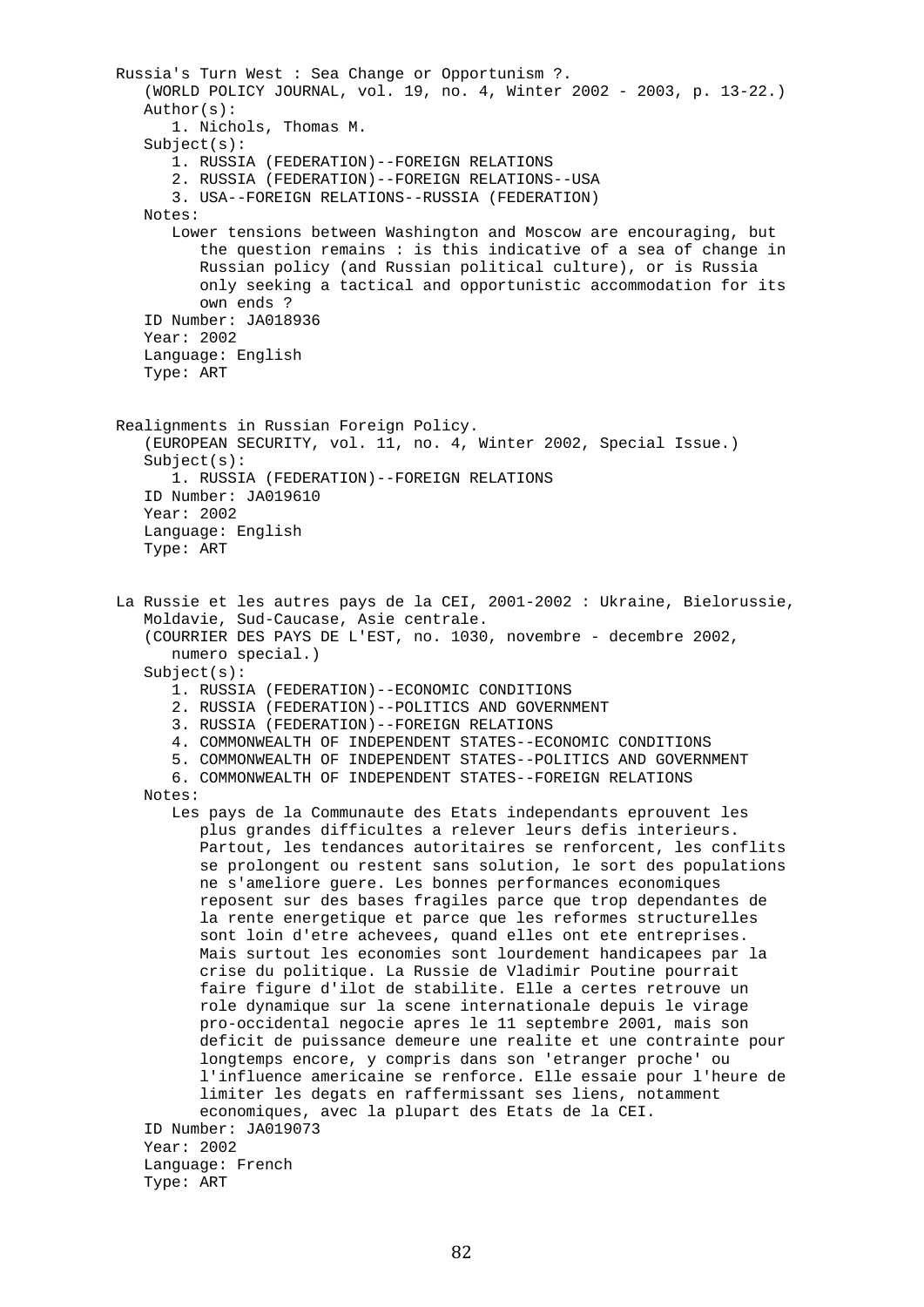Russia's Turn West : Sea Change or Opportunism ?.
(WORLD POLICY JOURNAL, vol. 19, no. 4, Winter 2002 - 2003, p. 13-22.)
Author(s):
1. Nichols, Thomas M.
Subject(s):
1. RUSSIA (FEDERATION)--FOREIGN RELATIONS
2. RUSSIA (FEDERATION)--FOREIGN RELATIONS--USA
3. USA--FOREIGN RELATIONS--RUSSIA (FEDERATION)
Notes:
Lower tensions between Washington and Moscow are encouraging, but the question remains : is this indicative of a sea of change in Russian policy (and Russian political culture), or is Russia only seeking a tactical and opportunistic accommodation for its own ends ?
ID Number: JA018936
Year: 2002
Language: English
Type: ART

Realignments in Russian Foreign Policy.
(EUROPEAN SECURITY, vol. 11, no. 4, Winter 2002, Special Issue.)
Subject(s):
1. RUSSIA (FEDERATION)--FOREIGN RELATIONS
ID Number: JA019610
Year: 2002
Language: English
Type: ART

La Russie et les autres pays de la CEI, 2001-2002 : Ukraine, Bielorussie, Moldavie, Sud-Caucase, Asie centrale.
(COURRIER DES PAYS DE L'EST, no. 1030, novembre - decembre 2002, numero special.)
Subject(s):
1. RUSSIA (FEDERATION)--ECONOMIC CONDITIONS
2. RUSSIA (FEDERATION)--POLITICS AND GOVERNMENT
3. RUSSIA (FEDERATION)--FOREIGN RELATIONS
4. COMMONWEALTH OF INDEPENDENT STATES--ECONOMIC CONDITIONS
5. COMMONWEALTH OF INDEPENDENT STATES--POLITICS AND GOVERNMENT
6. COMMONWEALTH OF INDEPENDENT STATES--FOREIGN RELATIONS
Notes:
Les pays de la Communaute des Etats independants eprouvent les plus grandes difficultes a relever leurs defis interieurs. Partout, les tendances autoritaires se renforcent, les conflits se prolongent ou restent sans solution, le sort des populations ne s'ameliore guere. Les bonnes performances economiques reposent sur des bases fragiles parce que trop dependantes de la rente energetique et parce que les reformes structurelles sont loin d'etre achevees, quand elles ont ete entreprises. Mais surtout les economies sont lourdement handicapees par la crise du politique. La Russie de Vladimir Poutine pourrait faire figure d'ilot de stabilite. Elle a certes retrouve un role dynamique sur la scene internationale depuis le virage pro-occidental negocie apres le 11 septembre 2001, mais son deficit de puissance demeure une realite et une contrainte pour longtemps encore, y compris dans son 'etranger proche' ou l'influence americaine se renforce. Elle essaie pour l'heure de limiter les degats en raffermissant ses liens, notamment economiques, avec la plupart des Etats de la CEI.
ID Number: JA019073
Year: 2002
Language: French
Type: ART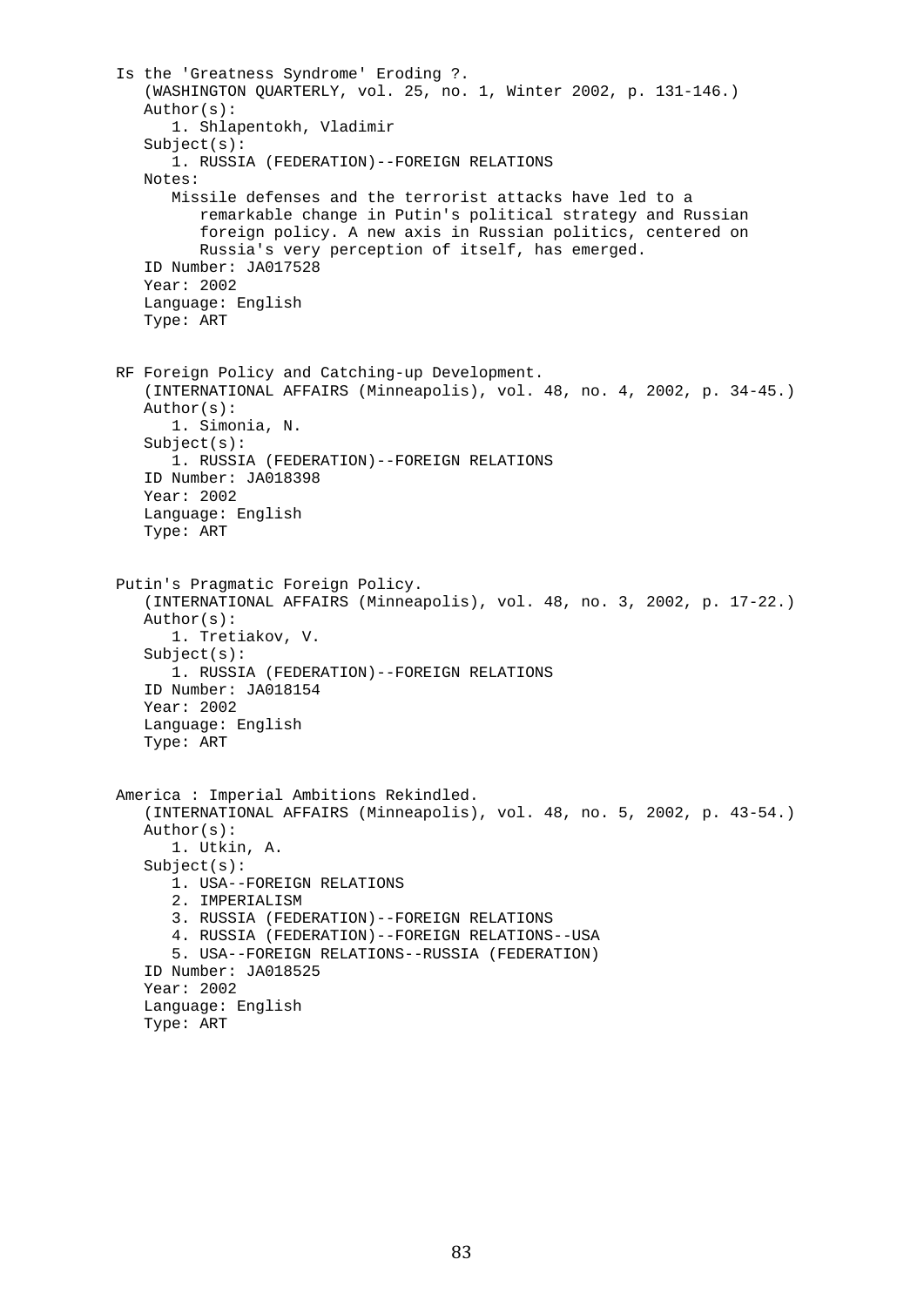Is the 'Greatness Syndrome' Eroding ?.
   (WASHINGTON QUARTERLY, vol. 25, no. 1, Winter 2002, p. 131-146.)
   Author(s):
      1. Shlapentokh, Vladimir
   Subject(s):
      1. RUSSIA (FEDERATION)--FOREIGN RELATIONS
   Notes:
      Missile defenses and the terrorist attacks have led to a remarkable change in Putin's political strategy and Russian foreign policy. A new axis in Russian politics, centered on Russia's very perception of itself, has emerged.
   ID Number: JA017528
   Year: 2002
   Language: English
   Type: ART

RF Foreign Policy and Catching-up Development.
   (INTERNATIONAL AFFAIRS (Minneapolis), vol. 48, no. 4, 2002, p. 34-45.)
   Author(s):
      1. Simonia, N.
   Subject(s):
      1. RUSSIA (FEDERATION)--FOREIGN RELATIONS
   ID Number: JA018398
   Year: 2002
   Language: English
   Type: ART

Putin's Pragmatic Foreign Policy.
   (INTERNATIONAL AFFAIRS (Minneapolis), vol. 48, no. 3, 2002, p. 17-22.)
   Author(s):
      1. Tretiakov, V.
   Subject(s):
      1. RUSSIA (FEDERATION)--FOREIGN RELATIONS
   ID Number: JA018154
   Year: 2002
   Language: English
   Type: ART

America : Imperial Ambitions Rekindled.
   (INTERNATIONAL AFFAIRS (Minneapolis), vol. 48, no. 5, 2002, p. 43-54.)
   Author(s):
      1. Utkin, A.
   Subject(s):
      1. USA--FOREIGN RELATIONS
      2. IMPERIALISM
      3. RUSSIA (FEDERATION)--FOREIGN RELATIONS
      4. RUSSIA (FEDERATION)--FOREIGN RELATIONS--USA
      5. USA--FOREIGN RELATIONS--RUSSIA (FEDERATION)
   ID Number: JA018525
   Year: 2002
   Language: English
   Type: ART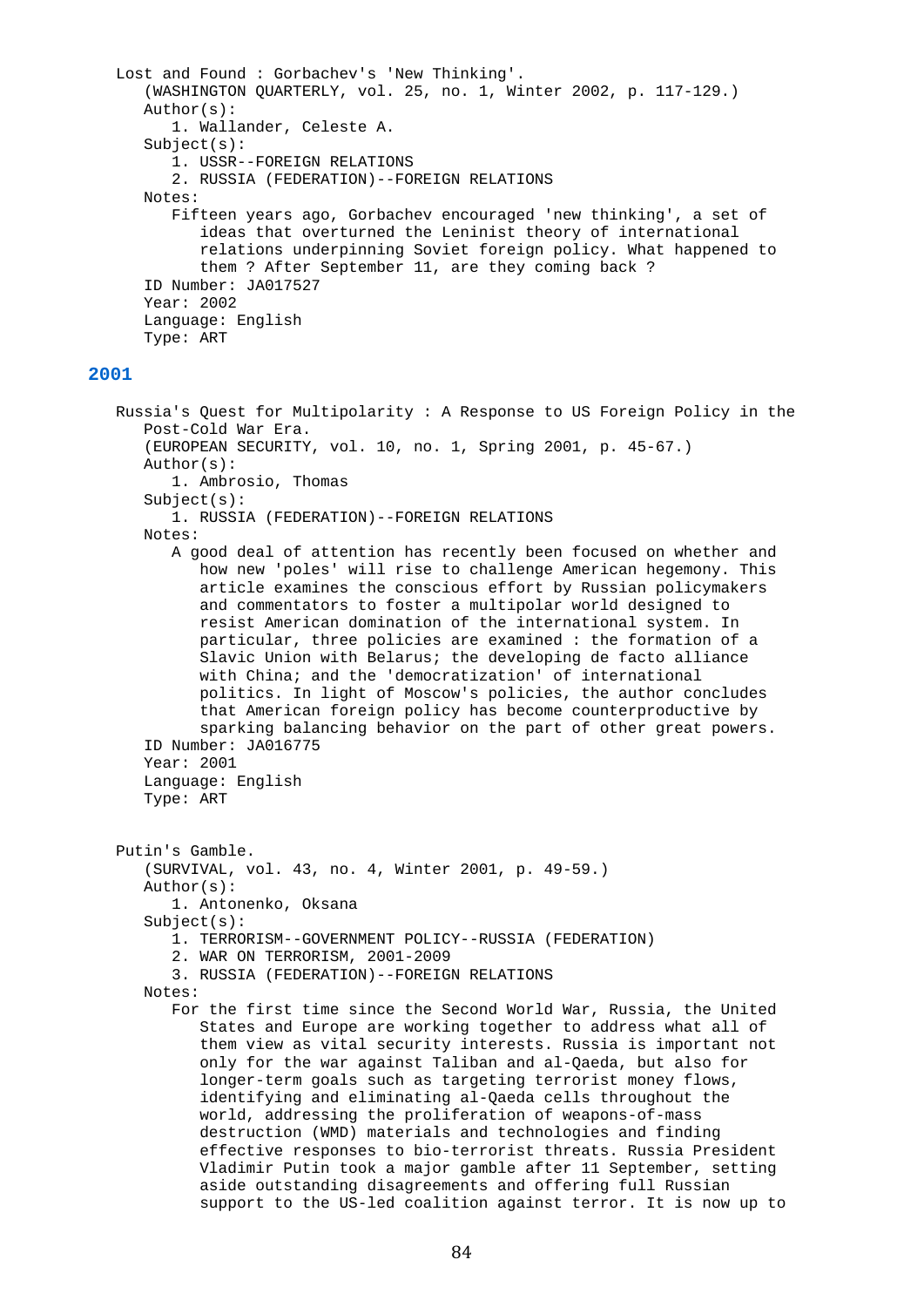Lost and Found : Gorbachev's 'New Thinking'.
(WASHINGTON QUARTERLY, vol. 25, no. 1, Winter 2002, p. 117-129.)
Author(s):
1. Wallander, Celeste A.
Subject(s):
1. USSR--FOREIGN RELATIONS
2. RUSSIA (FEDERATION)--FOREIGN RELATIONS
Notes:
Fifteen years ago, Gorbachev encouraged 'new thinking', a set of ideas that overturned the Leninist theory of international relations underpinning Soviet foreign policy. What happened to them ? After September 11, are they coming back ?
ID Number: JA017527
Year: 2002
Language: English
Type: ART

## 2001

Russia's Quest for Multipolarity : A Response to US Foreign Policy in the Post-Cold War Era.
(EUROPEAN SECURITY, vol. 10, no. 1, Spring 2001, p. 45-67.)
Author(s):
1. Ambrosio, Thomas
Subject(s):
1. RUSSIA (FEDERATION)--FOREIGN RELATIONS
Notes:
A good deal of attention has recently been focused on whether and how new 'poles' will rise to challenge American hegemony. This article examines the conscious effort by Russian policymakers and commentators to foster a multipolar world designed to resist American domination of the international system. In particular, three policies are examined : the formation of a Slavic Union with Belarus; the developing de facto alliance with China; and the 'democratization' of international politics. In light of Moscow's policies, the author concludes that American foreign policy has become counterproductive by sparking balancing behavior on the part of other great powers.
ID Number: JA016775
Year: 2001
Language: English
Type: ART

Putin's Gamble.
(SURVIVAL, vol. 43, no. 4, Winter 2001, p. 49-59.)
Author(s):
1. Antonenko, Oksana
Subject(s):
1. TERRORISM--GOVERNMENT POLICY--RUSSIA (FEDERATION)
2. WAR ON TERRORISM, 2001-2009
3. RUSSIA (FEDERATION)--FOREIGN RELATIONS
Notes:
For the first time since the Second World War, Russia, the United States and Europe are working together to address what all of them view as vital security interests. Russia is important not only for the war against Taliban and al-Qaeda, but also for longer-term goals such as targeting terrorist money flows, identifying and eliminating al-Qaeda cells throughout the world, addressing the proliferation of weapons-of-mass destruction (WMD) materials and technologies and finding effective responses to bio-terrorist threats. Russia President Vladimir Putin took a major gamble after 11 September, setting aside outstanding disagreements and offering full Russian support to the US-led coalition against terror. It is now up to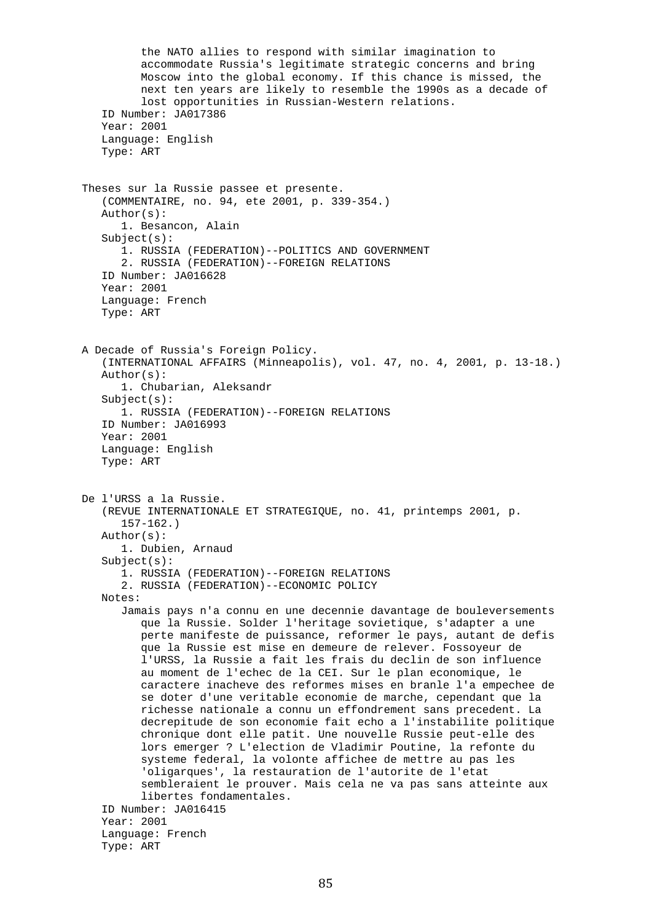the NATO allies to respond with similar imagination to accommodate Russia's legitimate strategic concerns and bring Moscow into the global economy. If this chance is missed, the next ten years are likely to resemble the 1990s as a decade of lost opportunities in Russian-Western relations.

ID Number: JA017386
Year: 2001
Language: English
Type: ART

Theses sur la Russie passee et presente.
(COMMENTAIRE, no. 94, ete 2001, p. 339-354.)
Author(s):
1. Besancon, Alain
Subject(s):
1. RUSSIA (FEDERATION)--POLITICS AND GOVERNMENT
2. RUSSIA (FEDERATION)--FOREIGN RELATIONS
ID Number: JA016628
Year: 2001
Language: French
Type: ART

A Decade of Russia's Foreign Policy.
(INTERNATIONAL AFFAIRS (Minneapolis), vol. 47, no. 4, 2001, p. 13-18.)
Author(s):
1. Chubarian, Aleksandr
Subject(s):
1. RUSSIA (FEDERATION)--FOREIGN RELATIONS
ID Number: JA016993
Year: 2001
Language: English
Type: ART

De l'URSS a la Russie.
(REVUE INTERNATIONALE ET STRATEGIQUE, no. 41, printemps 2001, p. 157-162.)
Author(s):
1. Dubien, Arnaud
Subject(s):
1. RUSSIA (FEDERATION)--FOREIGN RELATIONS
2. RUSSIA (FEDERATION)--ECONOMIC POLICY
Notes:
Jamais pays n'a connu en une decennie davantage de bouleversements que la Russie. Solder l'heritage sovietique, s'adapter a une perte manifeste de puissance, reformer le pays, autant de defis que la Russie est mise en demeure de relever. Fossoyeur de l'URSS, la Russie a fait les frais du declin de son influence au moment de l'echec de la CEI. Sur le plan economique, le caractere inacheve des reformes mises en branle l'a empechee de se doter d'une veritable economie de marche, cependant que la richesse nationale a connu un effondrement sans precedent. La decrepitude de son economie fait echo a l'instabilite politique chronique dont elle patit. Une nouvelle Russie peut-elle des lors emerger ? L'election de Vladimir Poutine, la refonte du systeme federal, la volonte affichee de mettre au pas les 'oligarques', la restauration de l'autorite de l'etat sembleraient le prouver. Mais cela ne va pas sans atteinte aux libertes fondamentales.
ID Number: JA016415
Year: 2001
Language: French
Type: ART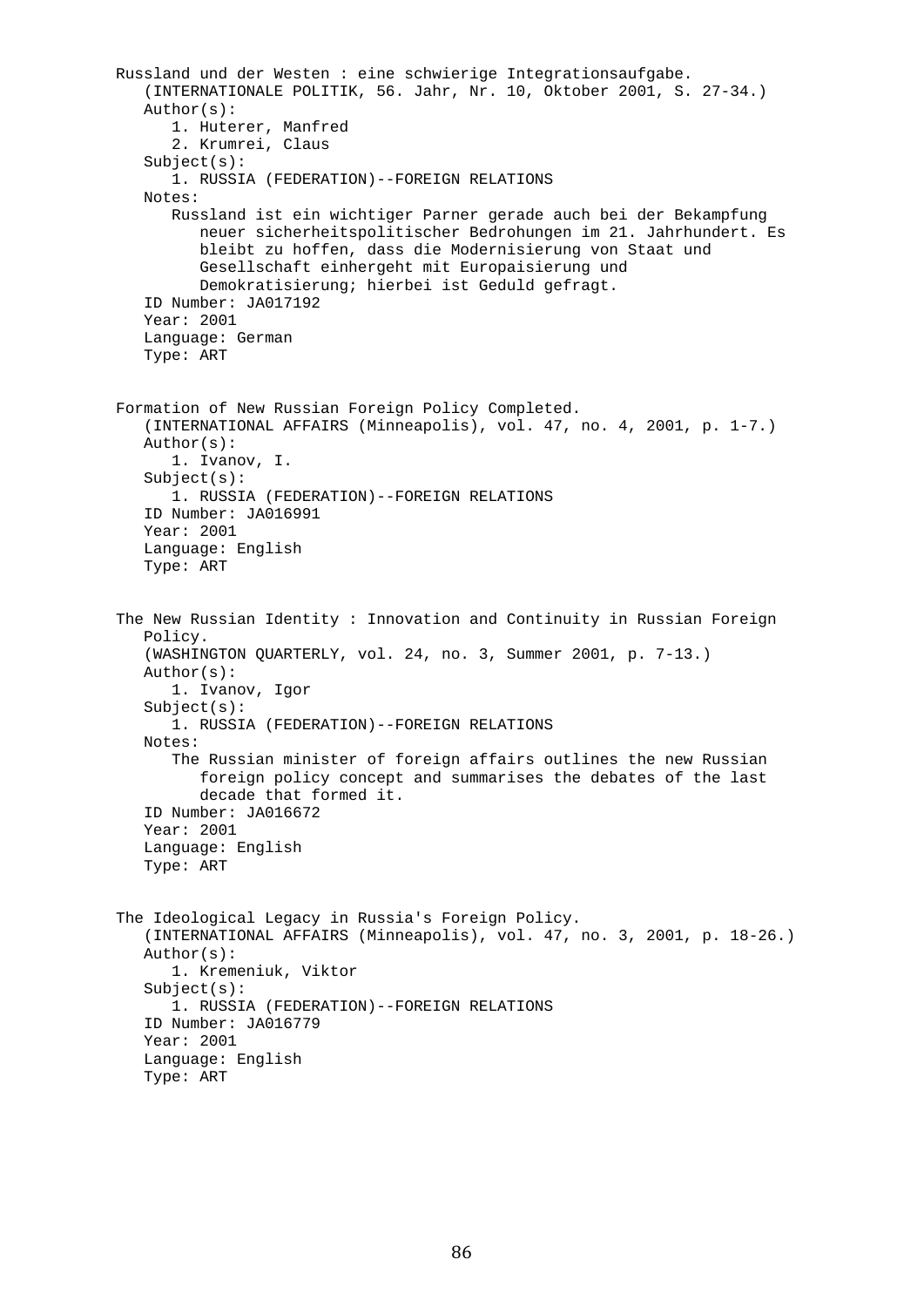Russland und der Westen : eine schwierige Integrationsaufgabe.
(INTERNATIONALE POLITIK, 56. Jahr, Nr. 10, Oktober 2001, S. 27-34.)
Author(s):
1. Huterer, Manfred
2. Krumrei, Claus
Subject(s):
1. RUSSIA (FEDERATION)--FOREIGN RELATIONS
Notes:
Russland ist ein wichtiger Parner gerade auch bei der Bekampfung neuer sicherheitspolitischer Bedrohungen im 21. Jahrhundert. Es bleibt zu hoffen, dass die Modernisierung von Staat und Gesellschaft einhergeht mit Europaisierung und Demokratisierung; hierbei ist Geduld gefragt.
ID Number: JA017192
Year: 2001
Language: German
Type: ART

Formation of New Russian Foreign Policy Completed.
(INTERNATIONAL AFFAIRS (Minneapolis), vol. 47, no. 4, 2001, p. 1-7.)
Author(s):
1. Ivanov, I.
Subject(s):
1. RUSSIA (FEDERATION)--FOREIGN RELATIONS
ID Number: JA016991
Year: 2001
Language: English
Type: ART

The New Russian Identity : Innovation and Continuity in Russian Foreign Policy.
(WASHINGTON QUARTERLY, vol. 24, no. 3, Summer 2001, p. 7-13.)
Author(s):
1. Ivanov, Igor
Subject(s):
1. RUSSIA (FEDERATION)--FOREIGN RELATIONS
Notes:
The Russian minister of foreign affairs outlines the new Russian foreign policy concept and summarises the debates of the last decade that formed it.
ID Number: JA016672
Year: 2001
Language: English
Type: ART

The Ideological Legacy in Russia's Foreign Policy.
(INTERNATIONAL AFFAIRS (Minneapolis), vol. 47, no. 3, 2001, p. 18-26.)
Author(s):
1. Kremeniuk, Viktor
Subject(s):
1. RUSSIA (FEDERATION)--FOREIGN RELATIONS
ID Number: JA016779
Year: 2001
Language: English
Type: ART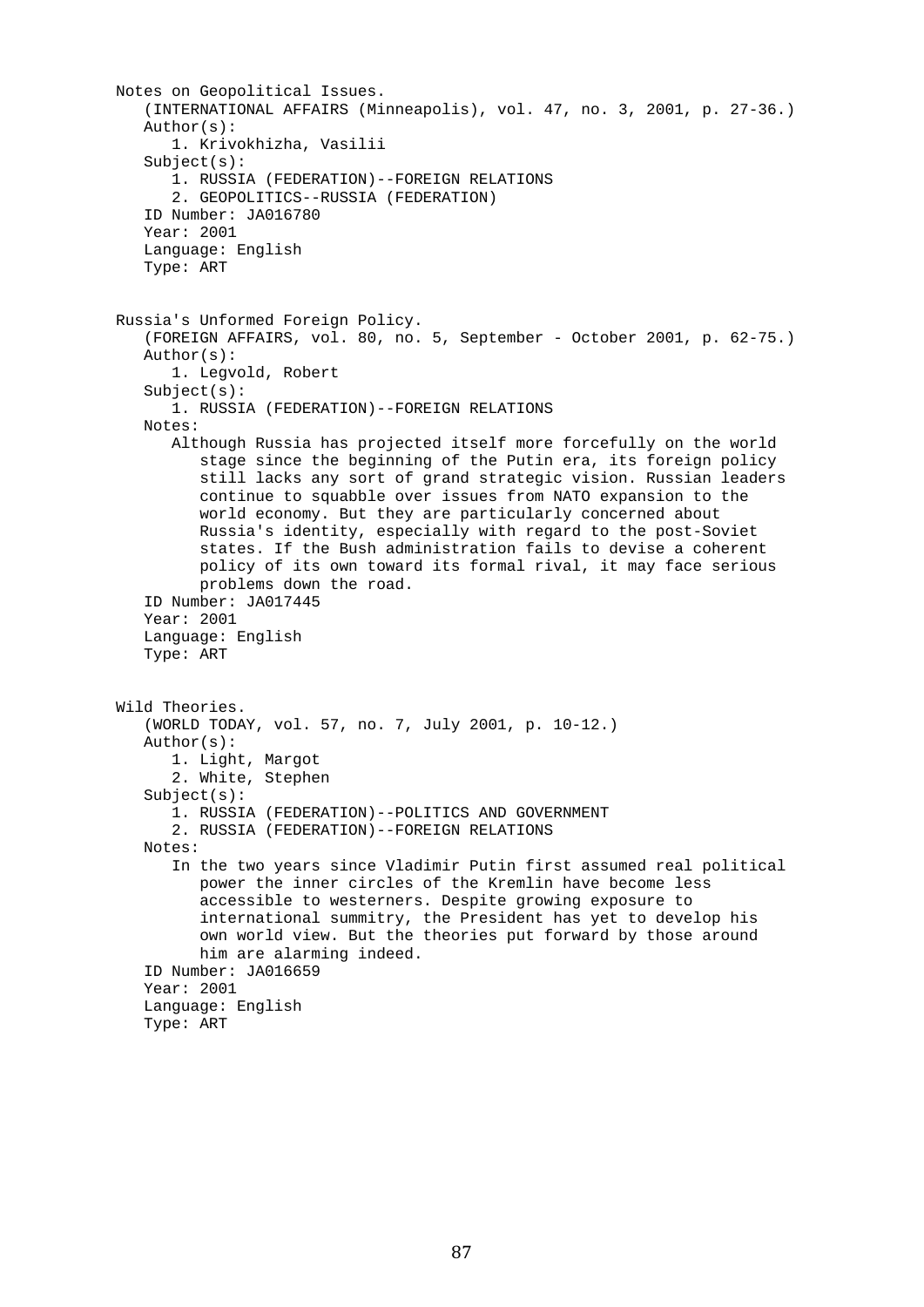Notes on Geopolitical Issues.

(INTERNATIONAL AFFAIRS (Minneapolis), vol. 47, no. 3, 2001, p. 27-36.)

Author(s):

1. Krivokhizha, Vasilii

Subject(s):

1. RUSSIA (FEDERATION)--FOREIGN RELATIONS
2. GEOPOLITICS--RUSSIA (FEDERATION)

ID Number: JA016780

Year: 2001

Language: English

Type: ART

Russia's Unformed Foreign Policy.

(FOREIGN AFFAIRS, vol. 80, no. 5, September - October 2001, p. 62-75.)

Author(s):

1. Legvold, Robert

Subject(s):

1. RUSSIA (FEDERATION)--FOREIGN RELATIONS

Notes:

Although Russia has projected itself more forcefully on the world stage since the beginning of the Putin era, its foreign policy still lacks any sort of grand strategic vision. Russian leaders continue to squabble over issues from NATO expansion to the world economy. But they are particularly concerned about Russia's identity, especially with regard to the post-Soviet states. If the Bush administration fails to devise a coherent policy of its own toward its formal rival, it may face serious problems down the road.

ID Number: JA017445

Year: 2001

Language: English

Type: ART

Wild Theories.

(WORLD TODAY, vol. 57, no. 7, July 2001, p. 10-12.)

Author(s):

1. Light, Margot
2. White, Stephen

Subject(s):

1. RUSSIA (FEDERATION)--POLITICS AND GOVERNMENT
2. RUSSIA (FEDERATION)--FOREIGN RELATIONS

Notes:

In the two years since Vladimir Putin first assumed real political power the inner circles of the Kremlin have become less accessible to westerners. Despite growing exposure to international summitry, the President has yet to develop his own world view. But the theories put forward by those around him are alarming indeed.

ID Number: JA016659

Year: 2001

Language: English

Type: ART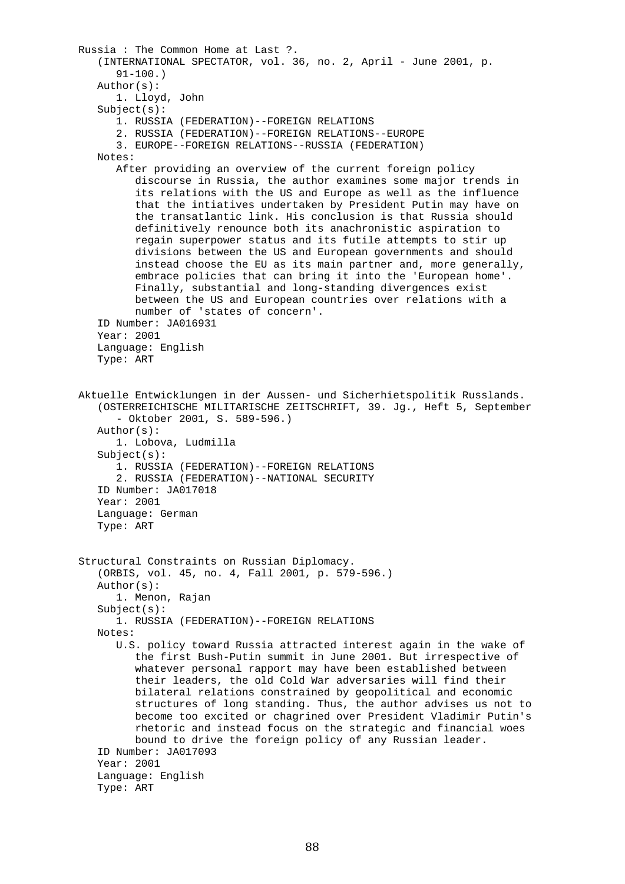Russia : The Common Home at Last ?.
(INTERNATIONAL SPECTATOR, vol. 36, no. 2, April - June 2001, p. 91-100.)

Author(s):

1. Lloyd, John

Subject(s):

1. RUSSIA (FEDERATION)--FOREIGN RELATIONS
2. RUSSIA (FEDERATION)--FOREIGN RELATIONS--EUROPE
3. EUROPE--FOREIGN RELATIONS--RUSSIA (FEDERATION)

Notes:

After providing an overview of the current foreign policy discourse in Russia, the author examines some major trends in its relations with the US and Europe as well as the influence that the intiatives undertaken by President Putin may have on the transatlantic link. His conclusion is that Russia should definitively renounce both its anachronistic aspiration to regain superpower status and its futile attempts to stir up divisions between the US and European governments and should instead choose the EU as its main partner and, more generally, embrace policies that can bring it into the 'European home'. Finally, substantial and long-standing divergences exist between the US and European countries over relations with a number of 'states of concern'.

ID Number: JA016931
Year: 2001
Language: English
Type: ART

Aktuelle Entwicklungen in der Aussen- und Sicherhietspolitik Russlands.
(OSTERREICHISCHE MILITARISCHE ZEITSCHRIFT, 39. Jg., Heft 5, September - Oktober 2001, S. 589-596.)

Author(s):

1. Lobova, Ludmilla

Subject(s):

1. RUSSIA (FEDERATION)--FOREIGN RELATIONS
2. RUSSIA (FEDERATION)--NATIONAL SECURITY

ID Number: JA017018
Year: 2001
Language: German
Type: ART

Structural Constraints on Russian Diplomacy.
(ORBIS, vol. 45, no. 4, Fall 2001, p. 579-596.)

Author(s):

1. Menon, Rajan

Subject(s):

1. RUSSIA (FEDERATION)--FOREIGN RELATIONS

Notes:

U.S. policy toward Russia attracted interest again in the wake of the first Bush-Putin summit in June 2001. But irrespective of whatever personal rapport may have been established between their leaders, the old Cold War adversaries will find their bilateral relations constrained by geopolitical and economic structures of long standing. Thus, the author advises us not to become too excited or chagrined over President Vladimir Putin's rhetoric and instead focus on the strategic and financial woes bound to drive the foreign policy of any Russian leader.

ID Number: JA017093
Year: 2001
Language: English
Type: ART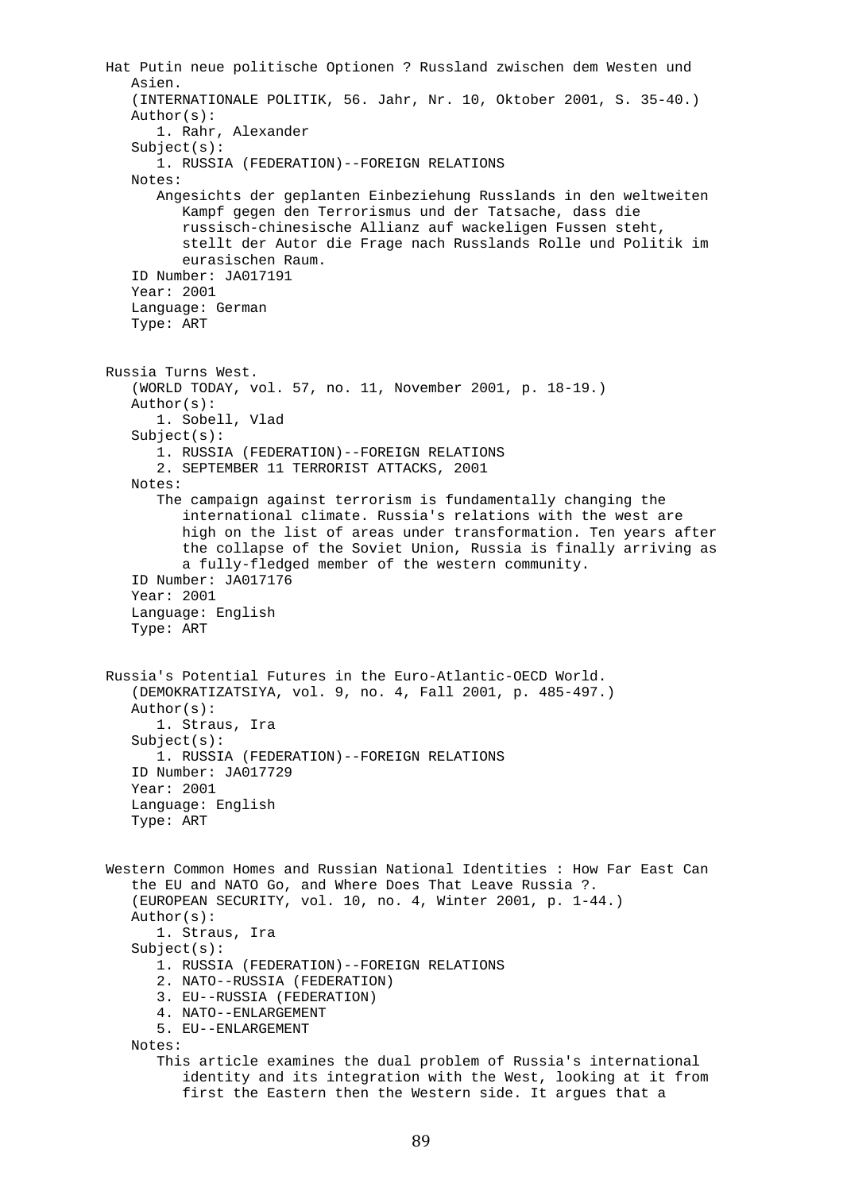Hat Putin neue politische Optionen ? Russland zwischen dem Westen und Asien.
(INTERNATIONALE POLITIK, 56. Jahr, Nr. 10, Oktober 2001, S. 35-40.)
Author(s):
1. Rahr, Alexander
Subject(s):
1. RUSSIA (FEDERATION)--FOREIGN RELATIONS
Notes:
Angesichts der geplanten Einbeziehung Russlands in den weltweiten Kampf gegen den Terrorismus und der Tatsache, dass die russisch-chinesische Allianz auf wackeligen Fussen steht, stellt der Autor die Frage nach Russlands Rolle und Politik im eurasischen Raum.
ID Number: JA017191
Year: 2001
Language: German
Type: ART

Russia Turns West.
(WORLD TODAY, vol. 57, no. 11, November 2001, p. 18-19.)
Author(s):
1. Sobell, Vlad
Subject(s):
1. RUSSIA (FEDERATION)--FOREIGN RELATIONS
2. SEPTEMBER 11 TERRORIST ATTACKS, 2001
Notes:
The campaign against terrorism is fundamentally changing the international climate. Russia's relations with the west are high on the list of areas under transformation. Ten years after the collapse of the Soviet Union, Russia is finally arriving as a fully-fledged member of the western community.
ID Number: JA017176
Year: 2001
Language: English
Type: ART

Russia's Potential Futures in the Euro-Atlantic-OECD World.
(DEMOKRATIZATSIYA, vol. 9, no. 4, Fall 2001, p. 485-497.)
Author(s):
1. Straus, Ira
Subject(s):
1. RUSSIA (FEDERATION)--FOREIGN RELATIONS
ID Number: JA017729
Year: 2001
Language: English
Type: ART

Western Common Homes and Russian National Identities : How Far East Can the EU and NATO Go, and Where Does That Leave Russia ?.
(EUROPEAN SECURITY, vol. 10, no. 4, Winter 2001, p. 1-44.)
Author(s):
1. Straus, Ira
Subject(s):
1. RUSSIA (FEDERATION)--FOREIGN RELATIONS
2. NATO--RUSSIA (FEDERATION)
3. EU--RUSSIA (FEDERATION)
4. NATO--ENLARGEMENT
5. EU--ENLARGEMENT
Notes:
This article examines the dual problem of Russia's international identity and its integration with the West, looking at it from first the Eastern then the Western side. It argues that a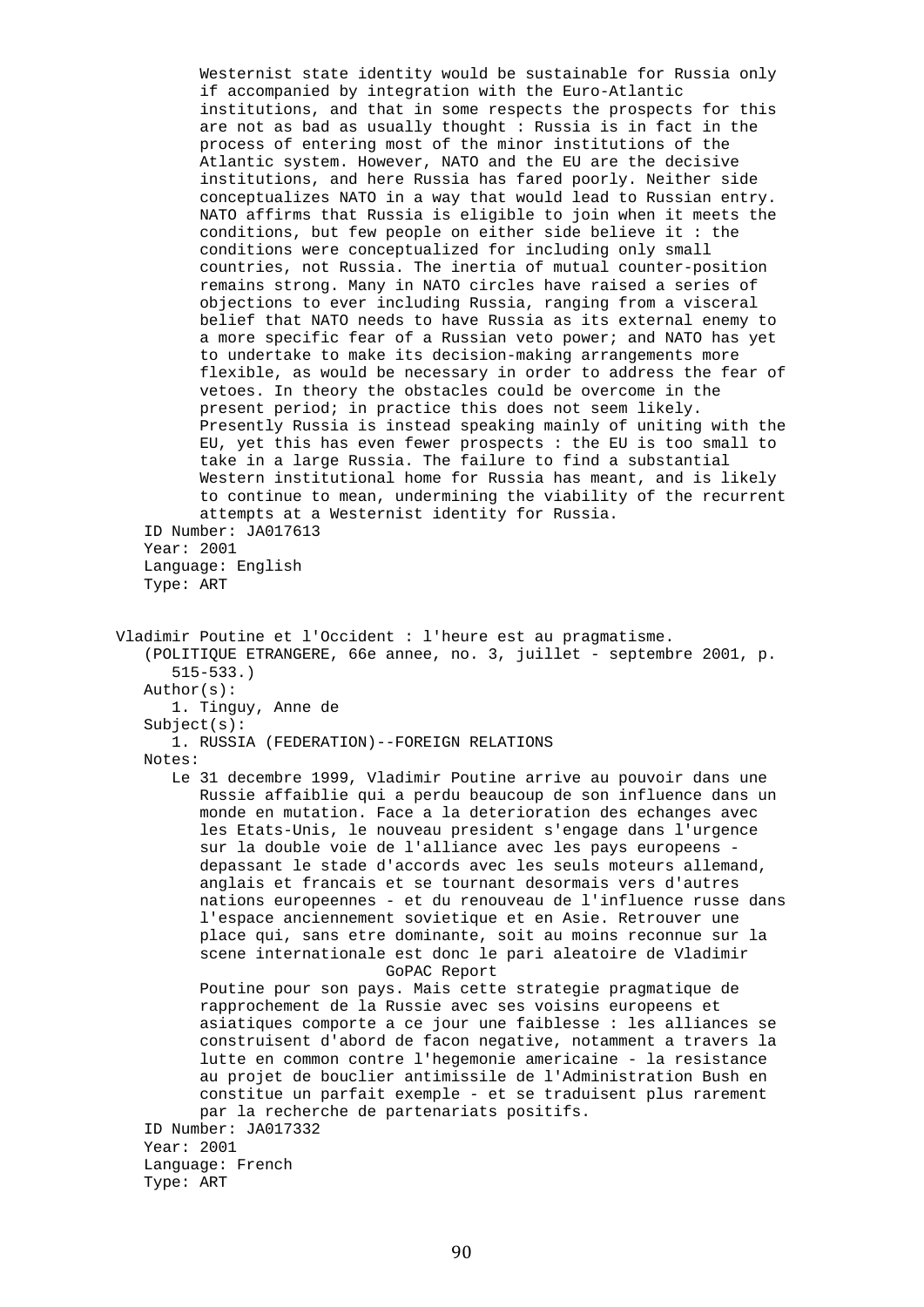Westernist state identity would be sustainable for Russia only if accompanied by integration with the Euro-Atlantic institutions, and that in some respects the prospects for this are not as bad as usually thought : Russia is in fact in the process of entering most of the minor institutions of the Atlantic system. However, NATO and the EU are the decisive institutions, and here Russia has fared poorly. Neither side conceptualizes NATO in a way that would lead to Russian entry. NATO affirms that Russia is eligible to join when it meets the conditions, but few people on either side believe it : the conditions were conceptualized for including only small countries, not Russia. The inertia of mutual counter-position remains strong. Many in NATO circles have raised a series of objections to ever including Russia, ranging from a visceral belief that NATO needs to have Russia as its external enemy to a more specific fear of a Russian veto power; and NATO has yet to undertake to make its decision-making arrangements more flexible, as would be necessary in order to address the fear of vetoes. In theory the obstacles could be overcome in the present period; in practice this does not seem likely. Presently Russia is instead speaking mainly of uniting with the EU, yet this has even fewer prospects : the EU is too small to take in a large Russia. The failure to find a substantial Western institutional home for Russia has meant, and is likely to continue to mean, undermining the viability of the recurrent attempts at a Westernist identity for Russia.

ID Number: JA017613
Year: 2001
Language: English
Type: ART

Vladimir Poutine et l'Occident : l'heure est au pragmatisme.
(POLITIQUE ETRANGERE, 66e annee, no. 3, juillet - septembre 2001, p. 515-533.)

Author(s):
1. Tinguy, Anne de

Subject(s):
1. RUSSIA (FEDERATION)--FOREIGN RELATIONS

Notes:
Le 31 decembre 1999, Vladimir Poutine arrive au pouvoir dans une Russie affaiblie qui a perdu beaucoup de son influence dans un monde en mutation. Face a la deterioration des echanges avec les Etats-Unis, le nouveau president s'engage dans l'urgence sur la double voie de l'alliance avec les pays europeens - depassant le stade d'accords avec les seuls moteurs allemand, anglais et francais et se tournant desormais vers d'autres nations europeennes - et du renouveau de l'influence russe dans l'espace anciennement sovietique et en Asie. Retrouver une place qui, sans etre dominante, soit au moins reconnue sur la scene internationale est donc le pari aleatoire de Vladimir Poutine pour son pays. Mais cette strategie pragmatique de rapprochement de la Russie avec ses voisins europeens et asiatiques comporte a ce jour une faiblesse : les alliances se construisent d'abord de facon negative, notamment a travers la lutte en common contre l'hegemonie americaine - la resistance au projet de bouclier antimissile de l'Administration Bush en constitue un parfait exemple - et se traduisent plus rarement par la recherche de partenariats positifs.

ID Number: JA017332
Year: 2001
Language: French
Type: ART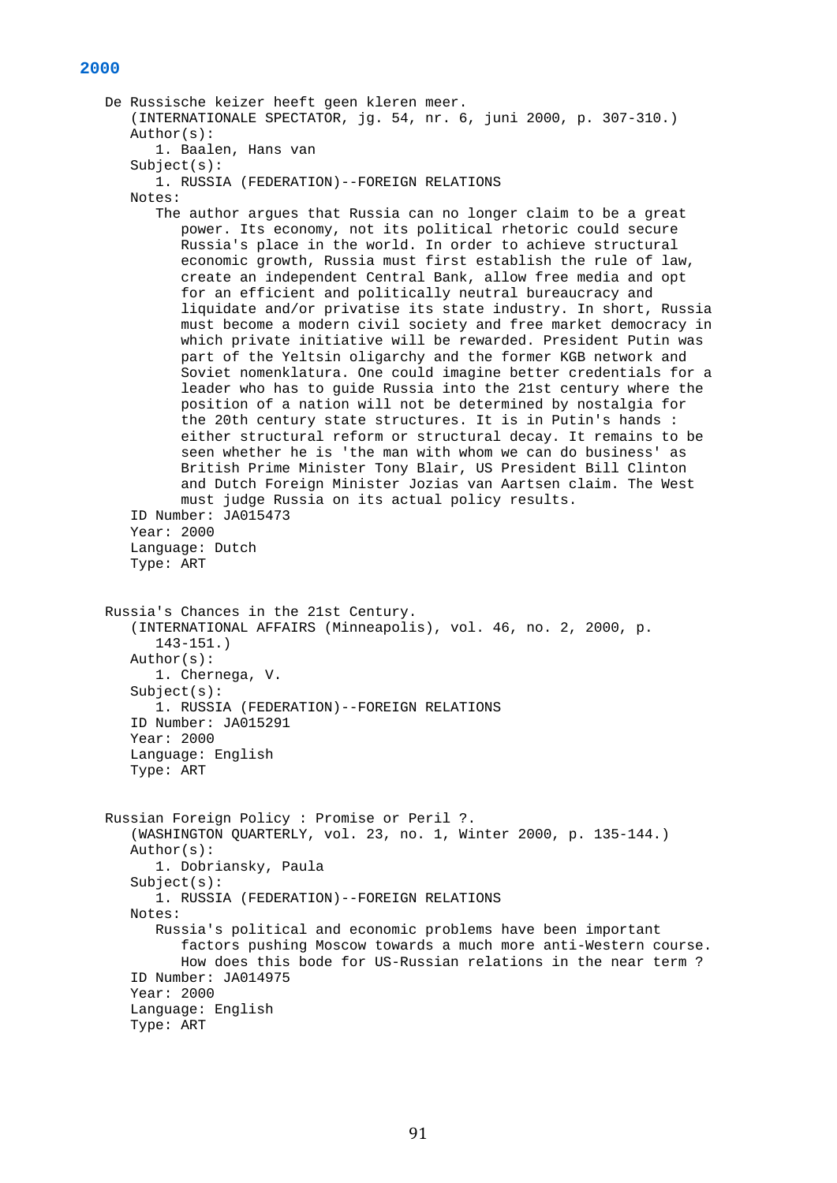## 2000

De Russische keizer heeft geen kleren meer.
(INTERNATIONALE SPECTATOR, jg. 54, nr. 6, juni 2000, p. 307-310.)
Author(s):
1. Baalen, Hans van
Subject(s):
1. RUSSIA (FEDERATION)--FOREIGN RELATIONS
Notes:
The author argues that Russia can no longer claim to be a great power. Its economy, not its political rhetoric could secure Russia's place in the world. In order to achieve structural economic growth, Russia must first establish the rule of law, create an independent Central Bank, allow free media and opt for an efficient and politically neutral bureaucracy and liquidate and/or privatise its state industry. In short, Russia must become a modern civil society and free market democracy in which private initiative will be rewarded. President Putin was part of the Yeltsin oligarchy and the former KGB network and Soviet nomenklatura. One could imagine better credentials for a leader who has to guide Russia into the 21st century where the position of a nation will not be determined by nostalgia for the 20th century state structures. It is in Putin's hands : either structural reform or structural decay. It remains to be seen whether he is 'the man with whom we can do business' as British Prime Minister Tony Blair, US President Bill Clinton and Dutch Foreign Minister Jozias van Aartsen claim. The West must judge Russia on its actual policy results.
ID Number: JA015473
Year: 2000
Language: Dutch
Type: ART

Russia's Chances in the 21st Century.
(INTERNATIONAL AFFAIRS (Minneapolis), vol. 46, no. 2, 2000, p. 143-151.)
Author(s):
1. Chernega, V.
Subject(s):
1. RUSSIA (FEDERATION)--FOREIGN RELATIONS
ID Number: JA015291
Year: 2000
Language: English
Type: ART

Russian Foreign Policy : Promise or Peril ?.
(WASHINGTON QUARTERLY, vol. 23, no. 1, Winter 2000, p. 135-144.)
Author(s):
1. Dobriansky, Paula
Subject(s):
1. RUSSIA (FEDERATION)--FOREIGN RELATIONS
Notes:
Russia's political and economic problems have been important factors pushing Moscow towards a much more anti-Western course. How does this bode for US-Russian relations in the near term ?
ID Number: JA014975
Year: 2000
Language: English
Type: ART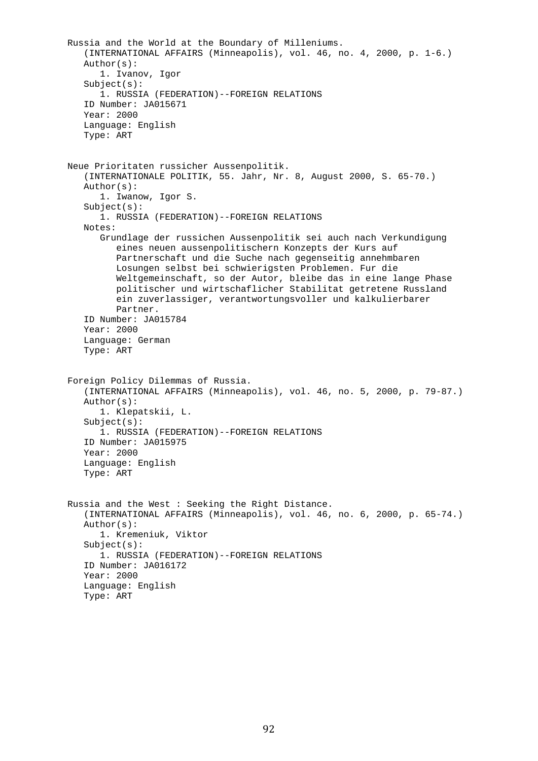Russia and the World at the Boundary of Milleniums.
(INTERNATIONAL AFFAIRS (Minneapolis), vol. 46, no. 4, 2000, p. 1-6.)
Author(s):
1. Ivanov, Igor
Subject(s):
1. RUSSIA (FEDERATION)--FOREIGN RELATIONS
ID Number: JA015671
Year: 2000
Language: English
Type: ART

Neue Prioritaten russicher Aussenpolitik.
(INTERNATIONALE POLITIK, 55. Jahr, Nr. 8, August 2000, S. 65-70.)
Author(s):
1. Iwanow, Igor S.
Subject(s):
1. RUSSIA (FEDERATION)--FOREIGN RELATIONS
Notes:
Grundlage der russichen Aussenpolitik sei auch nach Verkundigung eines neuen aussenpolitischern Konzepts der Kurs auf Partnerschaft und die Suche nach gegenseitig annehmbaren Losungen selbst bei schwierigsten Problemen. Fur die Weltgemeinschaft, so der Autor, bleibe das in eine lange Phase politischer und wirtschaflicher Stabilitat getretene Russland ein zuverlassiger, verantwortungsvoller und kalkulierbarer Partner.
ID Number: JA015784
Year: 2000
Language: German
Type: ART

Foreign Policy Dilemmas of Russia.
(INTERNATIONAL AFFAIRS (Minneapolis), vol. 46, no. 5, 2000, p. 79-87.)
Author(s):
1. Klepatskii, L.
Subject(s):
1. RUSSIA (FEDERATION)--FOREIGN RELATIONS
ID Number: JA015975
Year: 2000
Language: English
Type: ART

Russia and the West : Seeking the Right Distance.
(INTERNATIONAL AFFAIRS (Minneapolis), vol. 46, no. 6, 2000, p. 65-74.)
Author(s):
1. Kremeniuk, Viktor
Subject(s):
1. RUSSIA (FEDERATION)--FOREIGN RELATIONS
ID Number: JA016172
Year: 2000
Language: English
Type: ART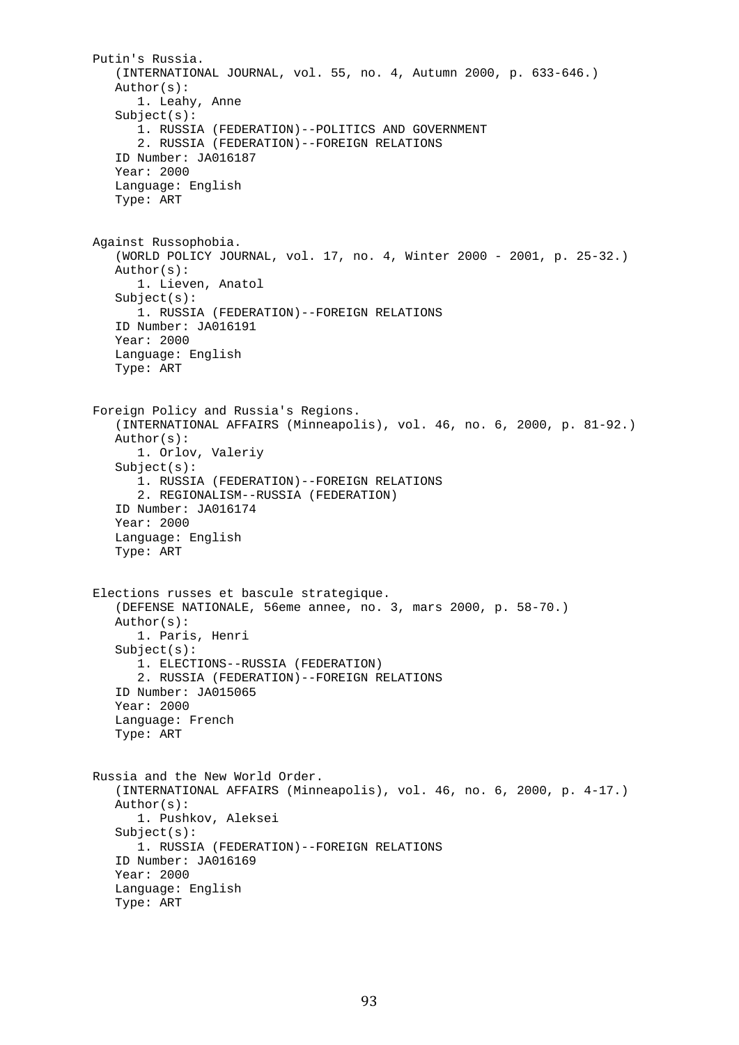Putin's Russia.
(INTERNATIONAL JOURNAL, vol. 55, no. 4, Autumn 2000, p. 633-646.)
Author(s):
1. Leahy, Anne
Subject(s):
1. RUSSIA (FEDERATION)--POLITICS AND GOVERNMENT
2. RUSSIA (FEDERATION)--FOREIGN RELATIONS
ID Number: JA016187
Year: 2000
Language: English
Type: ART

Against Russophobia.
(WORLD POLICY JOURNAL, vol. 17, no. 4, Winter 2000 - 2001, p. 25-32.)
Author(s):
1. Lieven, Anatol
Subject(s):
1. RUSSIA (FEDERATION)--FOREIGN RELATIONS
ID Number: JA016191
Year: 2000
Language: English
Type: ART

Foreign Policy and Russia's Regions.
(INTERNATIONAL AFFAIRS (Minneapolis), vol. 46, no. 6, 2000, p. 81-92.)
Author(s):
1. Orlov, Valeriy
Subject(s):
1. RUSSIA (FEDERATION)--FOREIGN RELATIONS
2. REGIONALISM--RUSSIA (FEDERATION)
ID Number: JA016174
Year: 2000
Language: English
Type: ART

Elections russes et bascule strategique.
(DEFENSE NATIONALE, 56eme annee, no. 3, mars 2000, p. 58-70.)
Author(s):
1. Paris, Henri
Subject(s):
1. ELECTIONS--RUSSIA (FEDERATION)
2. RUSSIA (FEDERATION)--FOREIGN RELATIONS
ID Number: JA015065
Year: 2000
Language: French
Type: ART

Russia and the New World Order.
(INTERNATIONAL AFFAIRS (Minneapolis), vol. 46, no. 6, 2000, p. 4-17.)
Author(s):
1. Pushkov, Aleksei
Subject(s):
1. RUSSIA (FEDERATION)--FOREIGN RELATIONS
ID Number: JA016169
Year: 2000
Language: English
Type: ART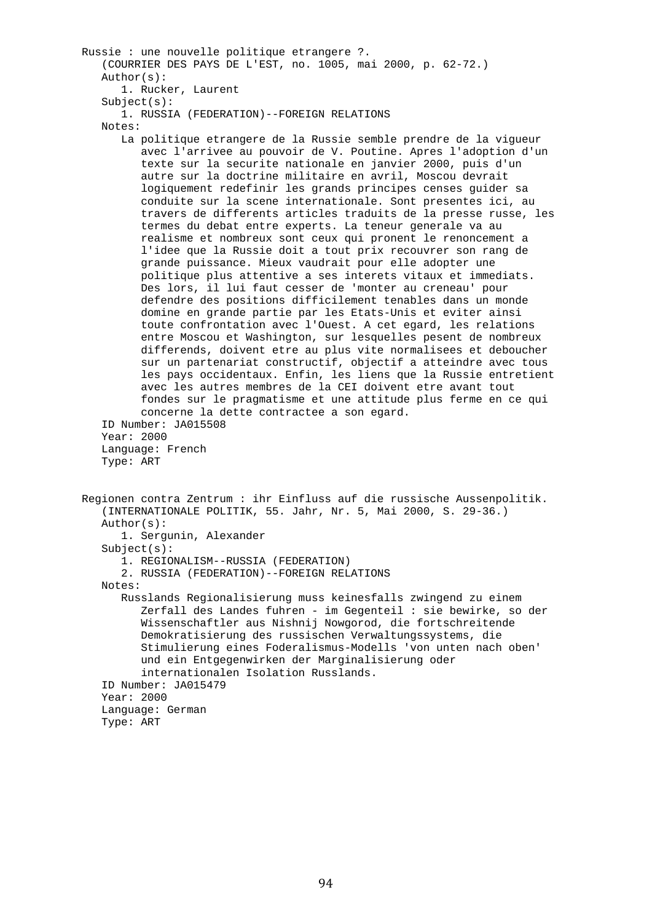Russie : une nouvelle politique etrangere ?.
(COURRIER DES PAYS DE L'EST, no. 1005, mai 2000, p. 62-72.)
Author(s):
1. Rucker, Laurent
Subject(s):
1. RUSSIA (FEDERATION)--FOREIGN RELATIONS
Notes:
La politique etrangere de la Russie semble prendre de la vigueur avec l'arrivee au pouvoir de V. Poutine. Apres l'adoption d'un texte sur la securite nationale en janvier 2000, puis d'un autre sur la doctrine militaire en avril, Moscou devrait logiquement redefinir les grands principes censes guider sa conduite sur la scene internationale. Sont presentes ici, au travers de differents articles traduits de la presse russe, les termes du debat entre experts. La teneur generale va au realisme et nombreux sont ceux qui pronent le renoncement a l'idee que la Russie doit a tout prix recouvrer son rang de grande puissance. Mieux vaudrait pour elle adopter une politique plus attentive a ses interets vitaux et immediats. Des lors, il lui faut cesser de 'monter au creneau' pour defendre des positions difficilement tenables dans un monde domine en grande partie par les Etats-Unis et eviter ainsi toute confrontation avec l'Ouest. A cet egard, les relations entre Moscou et Washington, sur lesquelles pesent de nombreux differends, doivent etre au plus vite normalisees et deboucher sur un partenariat constructif, objectif a atteindre avec tous les pays occidentaux. Enfin, les liens que la Russie entretient avec les autres membres de la CEI doivent etre avant tout fondes sur le pragmatisme et une attitude plus ferme en ce qui concerne la dette contractee a son egard.
ID Number: JA015508
Year: 2000
Language: French
Type: ART

Regionen contra Zentrum : ihr Einfluss auf die russische Aussenpolitik.
(INTERNATIONALE POLITIK, 55. Jahr, Nr. 5, Mai 2000, S. 29-36.)
Author(s):
1. Sergunin, Alexander
Subject(s):
1. REGIONALISM--RUSSIA (FEDERATION)
2. RUSSIA (FEDERATION)--FOREIGN RELATIONS
Notes:
Russlands Regionalisierung muss keinesfalls zwingend zu einem Zerfall des Landes fuhren - im Gegenteil : sie bewirke, so der Wissenschaftler aus Nishnij Nowgorod, die fortschreitende Demokratisierung des russischen Verwaltungssystems, die Stimulierung eines Foderalismus-Modells 'von unten nach oben' und ein Entgegenwirken der Marginalisierung oder internationalen Isolation Russlands.
ID Number: JA015479
Year: 2000
Language: German
Type: ART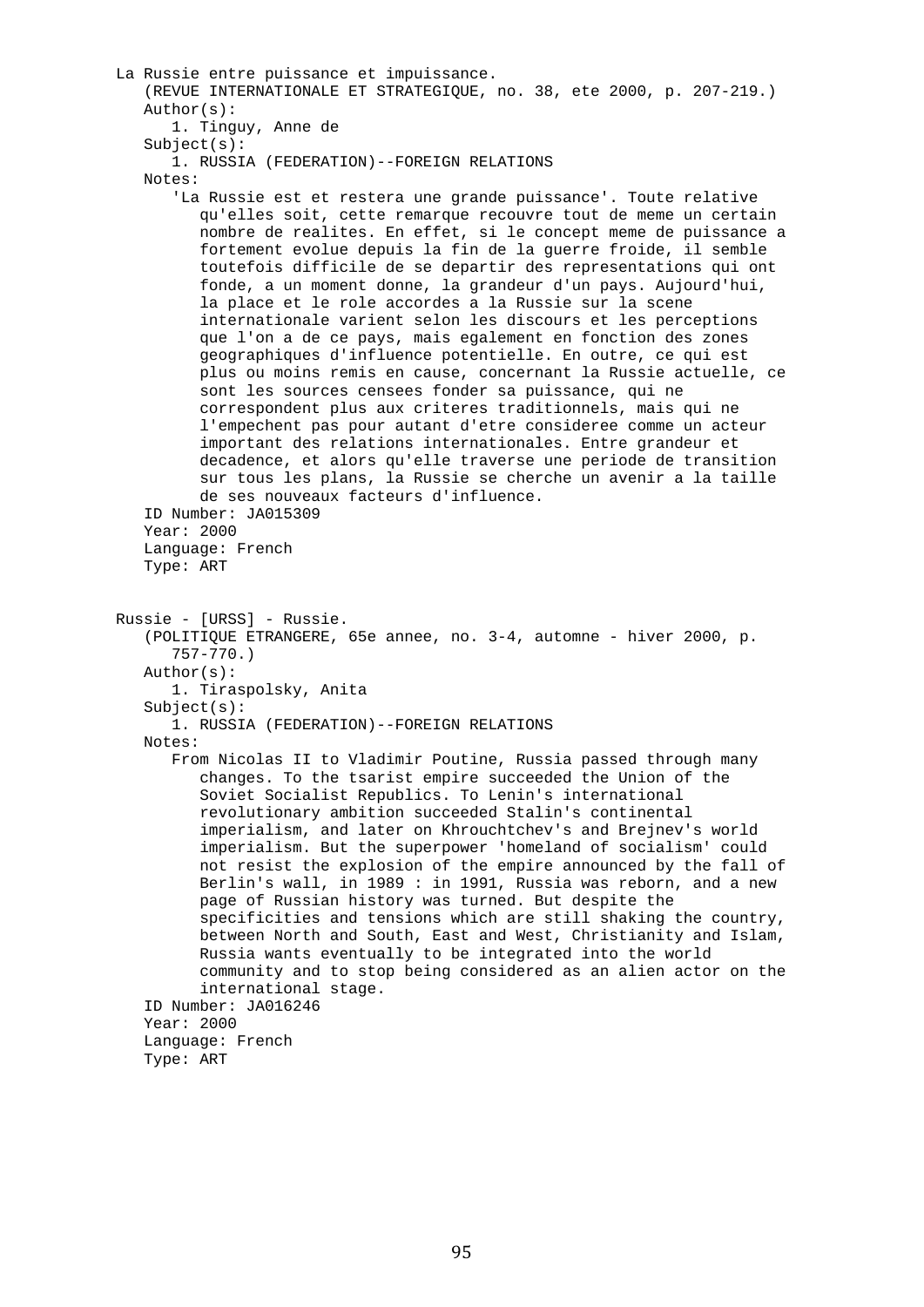La Russie entre puissance et impuissance.

(REVUE INTERNATIONALE ET STRATEGIQUE, no. 38, ete 2000, p. 207-219.)

Author(s):

1. Tinguy, Anne de

Subject(s):

1. RUSSIA (FEDERATION)--FOREIGN RELATIONS

Notes:

'La Russie est et restera une grande puissance'. Toute relative qu'elles soit, cette remarque recouvre tout de meme un certain nombre de realites. En effet, si le concept meme de puissance a fortement evolue depuis la fin de la guerre froide, il semble toutefois difficile de se departir des representations qui ont fonde, a un moment donne, la grandeur d'un pays. Aujourd'hui, la place et le role accordes a la Russie sur la scene internationale varient selon les discours et les perceptions que l'on a de ce pays, mais egalement en fonction des zones geographiques d'influence potentielle. En outre, ce qui est plus ou moins remis en cause, concernant la Russie actuelle, ce sont les sources censees fonder sa puissance, qui ne correspondent plus aux criteres traditionnels, mais qui ne l'empechent pas pour autant d'etre consideree comme un acteur important des relations internationales. Entre grandeur et decadence, et alors qu'elle traverse une periode de transition sur tous les plans, la Russie se cherche un avenir a la taille de ses nouveaux facteurs d'influence.

ID Number: JA015309

Year: 2000

Language: French

Type: ART

Russie - [URSS] - Russie.

(POLITIQUE ETRANGERE, 65e annee, no. 3-4, automne - hiver 2000, p. 757-770.)

Author(s):

1. Tiraspolsky, Anita

Subject(s):

1. RUSSIA (FEDERATION)--FOREIGN RELATIONS

Notes:

From Nicolas II to Vladimir Poutine, Russia passed through many changes. To the tsarist empire succeeded the Union of the Soviet Socialist Republics. To Lenin's international revolutionary ambition succeeded Stalin's continental imperialism, and later on Khrouchtchev's and Brejnev's world imperialism. But the superpower 'homeland of socialism' could not resist the explosion of the empire announced by the fall of Berlin's wall, in 1989 : in 1991, Russia was reborn, and a new page of Russian history was turned. But despite the specificities and tensions which are still shaking the country, between North and South, East and West, Christianity and Islam, Russia wants eventually to be integrated into the world community and to stop being considered as an alien actor on the international stage.

ID Number: JA016246

Year: 2000

Language: French

Type: ART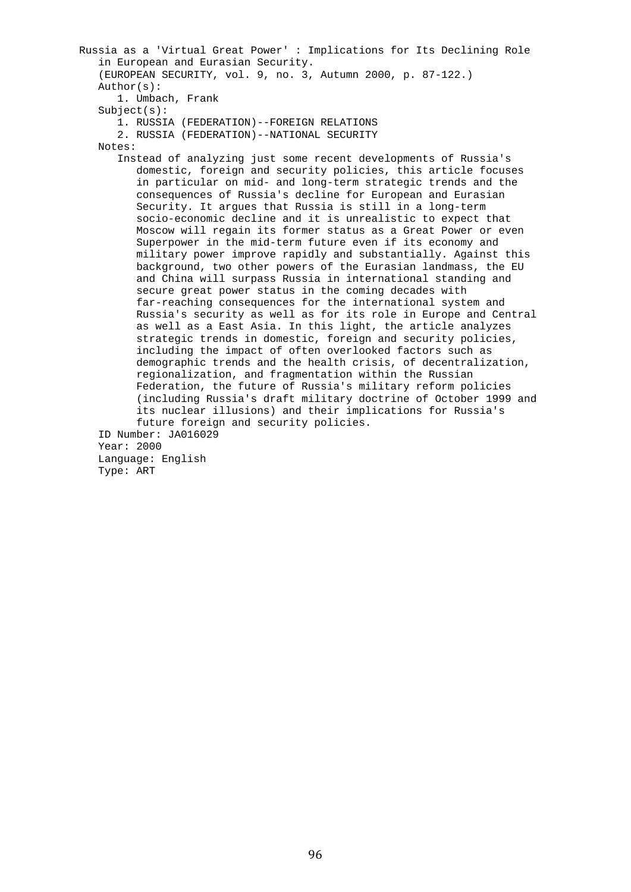Russia as a 'Virtual Great Power' : Implications for Its Declining Role in European and Eurasian Security.

(EUROPEAN SECURITY, vol. 9, no. 3, Autumn 2000, p. 87-122.)

Author(s):

1. Umbach, Frank

Subject(s):

1. RUSSIA (FEDERATION)--FOREIGN RELATIONS
2. RUSSIA (FEDERATION)--NATIONAL SECURITY

Notes:

Instead of analyzing just some recent developments of Russia's domestic, foreign and security policies, this article focuses in particular on mid- and long-term strategic trends and the consequences of Russia's decline for European and Eurasian Security. It argues that Russia is still in a long-term socio-economic decline and it is unrealistic to expect that Moscow will regain its former status as a Great Power or even Superpower in the mid-term future even if its economy and military power improve rapidly and substantially. Against this background, two other powers of the Eurasian landmass, the EU and China will surpass Russia in international standing and secure great power status in the coming decades with far-reaching consequences for the international system and Russia's security as well as for its role in Europe and Central as well as a East Asia. In this light, the article analyzes strategic trends in domestic, foreign and security policies, including the impact of often overlooked factors such as demographic trends and the health crisis, of decentralization, regionalization, and fragmentation within the Russian Federation, the future of Russia's military reform policies (including Russia's draft military doctrine of October 1999 and its nuclear illusions) and their implications for Russia's future foreign and security policies.

ID Number: JA016029

Year: 2000

Language: English

Type: ART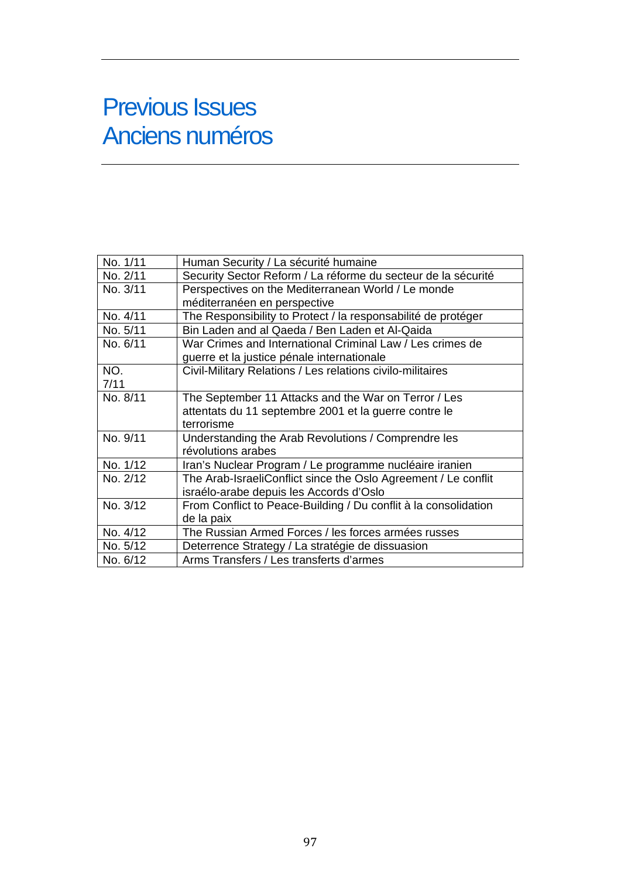# Previous Issues
# Anciens numéros

| | |
|---|---|
| No. 1/11 | Human Security / La sécurité humaine |
| No. 2/11 | Security Sector Reform / La réforme du secteur de la sécurité |
| No. 3/11 | Perspectives on the Mediterranean World / Le monde méditerranéen en perspective |
| No. 4/11 | The Responsibility to Protect / la responsabilité de protéger |
| No. 5/11 | Bin Laden and al Qaeda / Ben Laden et Al-Qaida |
| No. 6/11 | War Crimes and International Criminal Law / Les crimes de guerre et la justice pénale internationale |
| NO. 7/11 | Civil-Military Relations / Les relations civilo-militaires |
| No. 8/11 | The September 11 Attacks and the War on Terror / Les attentats du 11 septembre 2001 et la guerre contre le terrorisme |
| No. 9/11 | Understanding the Arab Revolutions / Comprendre les révolutions arabes |
| No. 1/12 | Iran's Nuclear Program / Le programme nucléaire iranien |
| No. 2/12 | The Arab-IsraeliConflict since the Oslo Agreement / Le conflit israélo-arabe depuis les Accords d'Oslo |
| No. 3/12 | From Conflict to Peace-Building / Du conflit à la consolidation de la paix |
| No. 4/12 | The Russian Armed Forces / les forces armées russes |
| No. 5/12 | Deterrence Strategy / La stratégie de dissuasion |
| No. 6/12 | Arms Transfers / Les transferts d'armes |